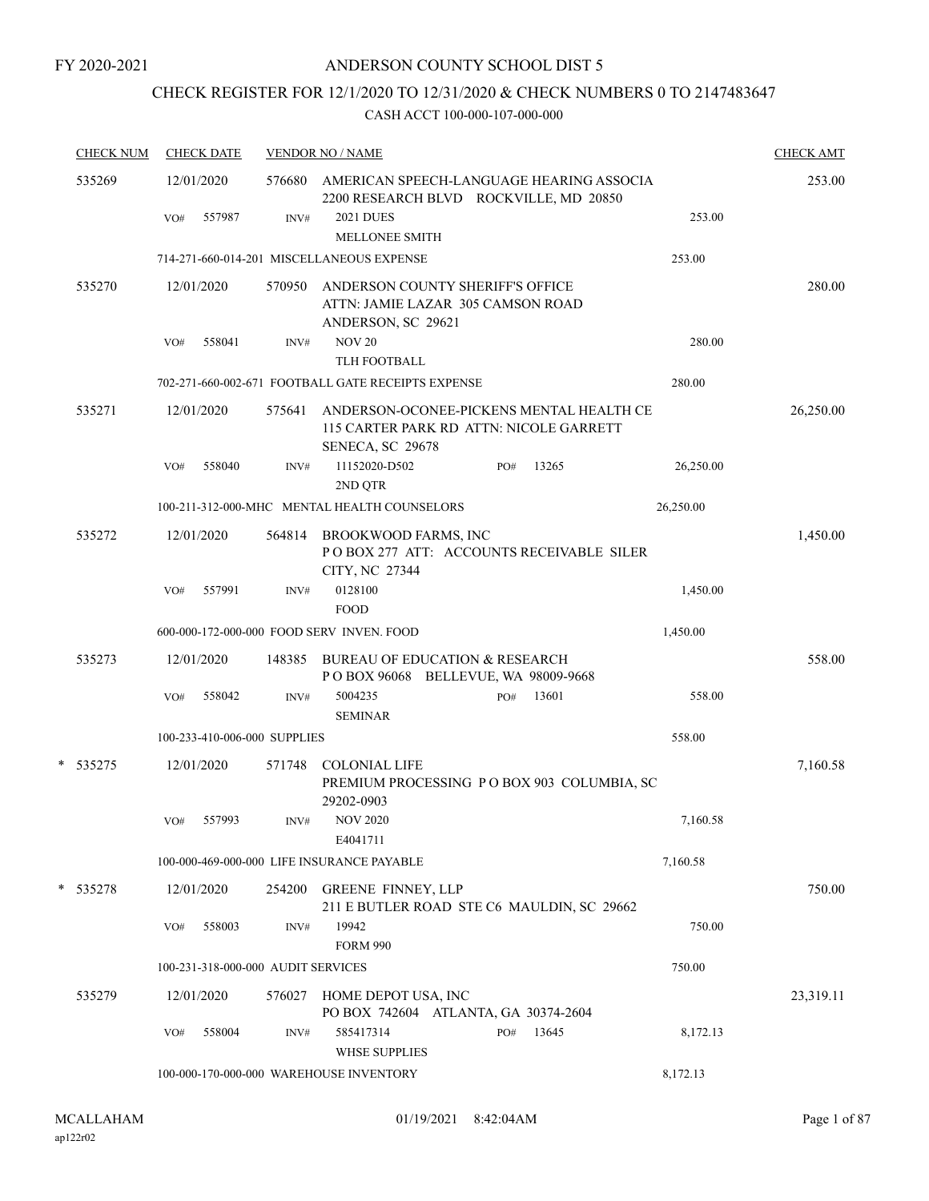FY 2020-2021

# ANDERSON COUNTY SCHOOL DIST 5

## CHECK REGISTER FOR 12/1/2020 TO 12/31/2020 & CHECK NUMBERS 0 TO 2147483647

### CASH ACCT 100-000-107-000-000

| CHECK NUM | CHECK DATE | VENDOR NO / NAME | | | CHECK AMT |
|---|---|---|---|---|---|
| 535269 | 12/01/2020 | 576680 | AMERICAN SPEECH-LANGUAGE HEARING ASSOCIA 2200 RESEARCH BLVD ROCKVILLE, MD 20850 | | 253.00 |
| | VO# 557987 | INV# | 2021 DUES MELLONEE SMITH | 253.00 | |
| | 714-271-660-014-201 MISCELLANEOUS EXPENSE | | | 253.00 | |
| 535270 | 12/01/2020 | 570950 | ANDERSON COUNTY SHERIFF'S OFFICE ATTN: JAMIE LAZAR 305 CAMSON ROAD ANDERSON, SC 29621 | | 280.00 |
| | VO# 558041 | INV# | NOV 20 TLH FOOTBALL | 280.00 | |
| | 702-271-660-002-671 FOOTBALL GATE RECEIPTS EXPENSE | | | 280.00 | |
| 535271 | 12/01/2020 | 575641 | ANDERSON-OCONEE-PICKENS MENTAL HEALTH CE 115 CARTER PARK RD ATTN: NICOLE GARRETT SENECA, SC 29678 | | 26,250.00 |
| | VO# 558040 | INV# | 11152020-D502 PO# 13265 2ND QTR | 26,250.00 | |
| | 100-211-312-000-MHC MENTAL HEALTH COUNSELORS | | | 26,250.00 | |
| 535272 | 12/01/2020 | 564814 | BROOKWOOD FARMS, INC P O BOX 277 ATT: ACCOUNTS RECEIVABLE SILER CITY, NC 27344 | | 1,450.00 |
| | VO# 557991 | INV# | 0128100 FOOD | 1,450.00 | |
| | 600-000-172-000-000 FOOD SERV INVEN. FOOD | | | 1,450.00 | |
| 535273 | 12/01/2020 | 148385 | BUREAU OF EDUCATION & RESEARCH P O BOX 96068 BELLEVUE, WA 98009-9668 | | 558.00 |
| | VO# 558042 | INV# | 5004235 PO# 13601 SEMINAR | 558.00 | |
| | 100-233-410-006-000 SUPPLIES | | | 558.00 | |
| * 535275 | 12/01/2020 | 571748 | COLONIAL LIFE PREMIUM PROCESSING P O BOX 903 COLUMBIA, SC 29202-0903 | | 7,160.58 |
| | VO# 557993 | INV# | NOV 2020 E4041711 | 7,160.58 | |
| | 100-000-469-000-000 LIFE INSURANCE PAYABLE | | | 7,160.58 | |
| * 535278 | 12/01/2020 | 254200 | GREENE FINNEY, LLP 211 E BUTLER ROAD STE C6 MAULDIN, SC 29662 | | 750.00 |
| | VO# 558003 | INV# | 19942 FORM 990 | 750.00 | |
| | 100-231-318-000-000 AUDIT SERVICES | | | 750.00 | |
| 535279 | 12/01/2020 | 576027 | HOME DEPOT USA, INC PO BOX 742604 ATLANTA, GA 30374-2604 | | 23,319.11 |
| | VO# 558004 | INV# | 585417314 PO# 13645 WHSE SUPPLIES | 8,172.13 | |
| | 100-000-170-000-000 WAREHOUSE INVENTORY | | | 8,172.13 | |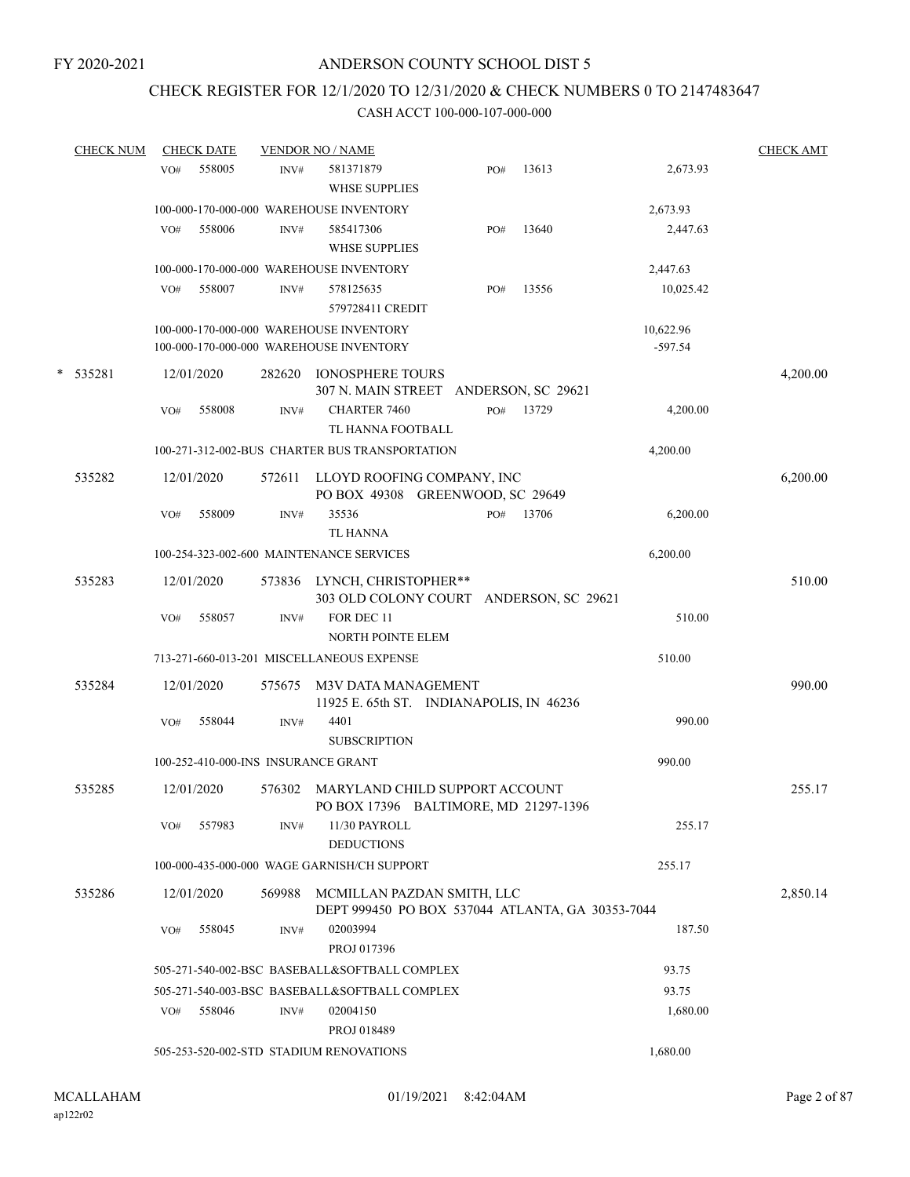FY 2020-2021

# ANDERSON COUNTY SCHOOL DIST 5

## CHECK REGISTER FOR 12/1/2020 TO 12/31/2020 & CHECK NUMBERS 0 TO 2147483647

### CASH ACCT 100-000-107-000-000

| CHECK NUM | CHECK DATE | VENDOR NO / NAME | | | CHECK AMT |
|---|---|---|---|---|---|
| | VO# 558005 | INV# 581371879 WHSE SUPPLIES | PO# 13613 | 2,673.93 | |
| | 100-000-170-000-000 WAREHOUSE INVENTORY | | | 2,673.93 | |
| | VO# 558006 | INV# 585417306 WHSE SUPPLIES | PO# 13640 | 2,447.63 | |
| | 100-000-170-000-000 WAREHOUSE INVENTORY | | | 2,447.63 | |
| | VO# 558007 | INV# 578125635 579728411 CREDIT | PO# 13556 | 10,025.42 | |
| | 100-000-170-000-000 WAREHOUSE INVENTORY | | | 10,622.96 | |
| | 100-000-170-000-000 WAREHOUSE INVENTORY | | | -597.54 | |
| * 535281 | 12/01/2020 | 282620 IONOSPHERE TOURS 307 N. MAIN STREET ANDERSON, SC 29621 | | | 4,200.00 |
| | VO# 558008 | INV# CHARTER 7460 TL HANNA FOOTBALL | PO# 13729 | 4,200.00 | |
| | 100-271-312-002-BUS CHARTER BUS TRANSPORTATION | | | 4,200.00 | |
| 535282 | 12/01/2020 | 572611 LLOYD ROOFING COMPANY, INC PO BOX 49308 GREENWOOD, SC 29649 | | | 6,200.00 |
| | VO# 558009 | INV# 35536 TL HANNA | PO# 13706 | 6,200.00 | |
| | 100-254-323-002-600 MAINTENANCE SERVICES | | | 6,200.00 | |
| 535283 | 12/01/2020 | 573836 LYNCH, CHRISTOPHER** 303 OLD COLONY COURT ANDERSON, SC 29621 | | | 510.00 |
| | VO# 558057 | INV# FOR DEC 11 NORTH POINTE ELEM | | 510.00 | |
| | 713-271-660-013-201 MISCELLANEOUS EXPENSE | | | 510.00 | |
| 535284 | 12/01/2020 | 575675 M3V DATA MANAGEMENT 11925 E. 65th ST. INDIANAPOLIS, IN 46236 | | | 990.00 |
| | VO# 558044 | INV# 4401 SUBSCRIPTION | | 990.00 | |
| | 100-252-410-000-INS INSURANCE GRANT | | | 990.00 | |
| 535285 | 12/01/2020 | 576302 MARYLAND CHILD SUPPORT ACCOUNT PO BOX 17396 BALTIMORE, MD 21297-1396 | | | 255.17 |
| | VO# 557983 | INV# 11/30 PAYROLL DEDUCTIONS | | 255.17 | |
| | 100-000-435-000-000 WAGE GARNISH/CH SUPPORT | | | 255.17 | |
| 535286 | 12/01/2020 | 569988 MCMILLAN PAZDAN SMITH, LLC DEPT 999450 PO BOX 537044 ATLANTA, GA 30353-7044 | | | 2,850.14 |
| | VO# 558045 | INV# 02003994 PROJ 017396 | | 187.50 | |
| | 505-271-540-002-BSC BASEBALL&SOFTBALL COMPLEX | | | 93.75 | |
| | 505-271-540-003-BSC BASEBALL&SOFTBALL COMPLEX | | | 93.75 | |
| | VO# 558046 | INV# 02004150 PROJ 018489 | | 1,680.00 | |
| | 505-253-520-002-STD STADIUM RENOVATIONS | | | 1,680.00 | |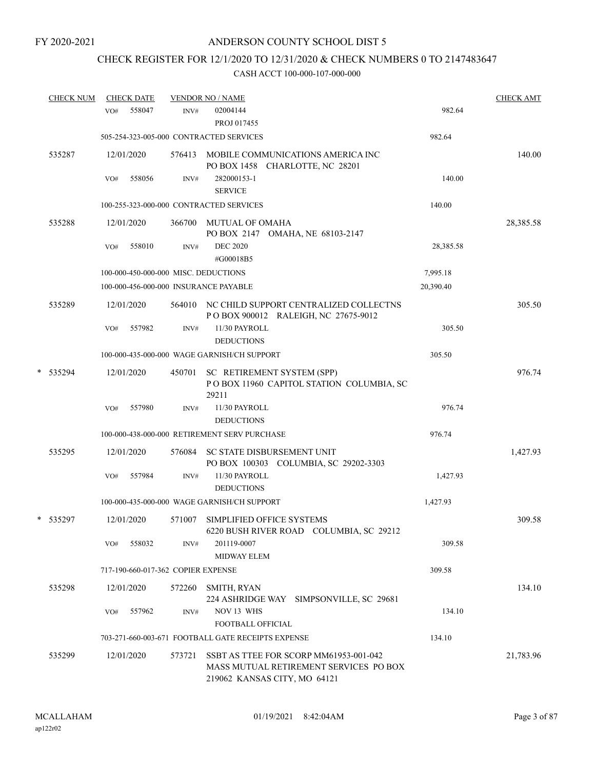FY 2020-2021

# ANDERSON COUNTY SCHOOL DIST 5

## CHECK REGISTER FOR 12/1/2020 TO 12/31/2020 & CHECK NUMBERS 0 TO 2147483647

### CASH ACCT 100-000-107-000-000

| CHECK NUM | CHECK DATE | VENDOR NO / NAME | | CHECK AMT |
|---|---|---|---|---|
| | VO# 558047 INV# | 02004144<br>PROJ 017455 | 982.64 | |
| | 505-254-323-005-000 CONTRACTED SERVICES | | 982.64 | |
| 535287 | 12/01/2020 | 576413 MOBILE COMMUNICATIONS AMERICA INC<br>PO BOX 1458 CHARLOTTE, NC 28201 | | 140.00 |
| | VO# 558056 INV# | 282000153-1<br>SERVICE | 140.00 | |
| | 100-255-323-000-000 CONTRACTED SERVICES | | 140.00 | |
| 535288 | 12/01/2020 | 366700 MUTUAL OF OMAHA<br>PO BOX 2147 OMAHA, NE 68103-2147 | | 28,385.58 |
| | VO# 558010 INV# | DEC 2020<br>#G00018B5 | 28,385.58 | |
| | 100-000-450-000-000 MISC. DEDUCTIONS | | 7,995.18 | |
| | 100-000-456-000-000 INSURANCE PAYABLE | | 20,390.40 | |
| 535289 | 12/01/2020 | 564010 NC CHILD SUPPORT CENTRALIZED COLLECTNS<br>P O BOX 900012 RALEIGH, NC 27675-9012 | | 305.50 |
| | VO# 557982 INV# | 11/30 PAYROLL<br>DEDUCTIONS | 305.50 | |
| | 100-000-435-000-000 WAGE GARNISH/CH SUPPORT | | 305.50 | |
| * 535294 | 12/01/2020 | 450701 SC RETIREMENT SYSTEM (SPP)<br>P O BOX 11960 CAPITOL STATION COLUMBIA, SC 29211 | | 976.74 |
| | VO# 557980 INV# | 11/30 PAYROLL<br>DEDUCTIONS | 976.74 | |
| | 100-000-438-000-000 RETIREMENT SERV PURCHASE | | 976.74 | |
| 535295 | 12/01/2020 | 576084 SC STATE DISBURSEMENT UNIT<br>PO BOX 100303 COLUMBIA, SC 29202-3303 | | 1,427.93 |
| | VO# 557984 INV# | 11/30 PAYROLL<br>DEDUCTIONS | 1,427.93 | |
| | 100-000-435-000-000 WAGE GARNISH/CH SUPPORT | | 1,427.93 | |
| * 535297 | 12/01/2020 | 571007 SIMPLIFIED OFFICE SYSTEMS<br>6220 BUSH RIVER ROAD COLUMBIA, SC 29212 | | 309.58 |
| | VO# 558032 INV# | 201119-0007<br>MIDWAY ELEM | 309.58 | |
| | 717-190-660-017-362 COPIER EXPENSE | | 309.58 | |
| 535298 | 12/01/2020 | 572260 SMITH, RYAN<br>224 ASHRIDGE WAY SIMPSONVILLE, SC 29681 | | 134.10 |
| | VO# 557962 INV# | NOV 13 WHS<br>FOOTBALL OFFICIAL | 134.10 | |
| | 703-271-660-003-671 FOOTBALL GATE RECEIPTS EXPENSE | | 134.10 | |
| 535299 | 12/01/2020 | 573721 SSBT AS TTEE FOR SCORP MM61953-001-042<br>MASS MUTUAL RETIREMENT SERVICES PO BOX 219062 KANSAS CITY, MO 64121 | | 21,783.96 |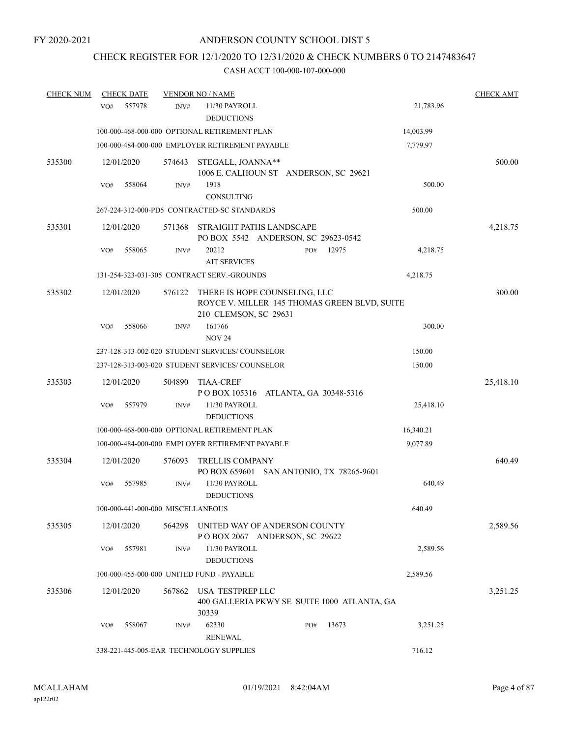FY 2020-2021

# ANDERSON COUNTY SCHOOL DIST 5

## CHECK REGISTER FOR 12/1/2020 TO 12/31/2020 & CHECK NUMBERS 0 TO 2147483647

### CASH ACCT 100-000-107-000-000

| CHECK NUM | CHECK DATE | VENDOR NO / NAME | | CHECK AMT |
|---|---|---|---|---|
| | VO# 557978 | INV# 11/30 PAYROLL DEDUCTIONS | 21,783.96 | |
| | | 100-000-468-000-000 OPTIONAL RETIREMENT PLAN | 14,003.99 | |
| | | 100-000-484-000-000 EMPLOYER RETIREMENT PAYABLE | 7,779.97 | |
| 535300 | 12/01/2020 | 574643 STEGALL, JOANNA** 1006 E. CALHOUN ST ANDERSON, SC 29621 | | 500.00 |
| | VO# 558064 | INV# 1918 CONSULTING | 500.00 | |
| | | 267-224-312-000-PD5 CONTRACTED-SC STANDARDS | 500.00 | |
| 535301 | 12/01/2020 | 571368 STRAIGHT PATHS LANDSCAPE PO BOX 5542 ANDERSON, SC 29623-0542 | | 4,218.75 |
| | VO# 558065 | INV# 20212 AIT SERVICES PO# 12975 | 4,218.75 | |
| | | 131-254-323-031-305 CONTRACT SERV.-GROUNDS | 4,218.75 | |
| 535302 | 12/01/2020 | 576122 THERE IS HOPE COUNSELING, LLC ROYCE V. MILLER 145 THOMAS GREEN BLVD, SUITE 210 CLEMSON, SC 29631 | | 300.00 |
| | VO# 558066 | INV# 161766 NOV 24 | 300.00 | |
| | | 237-128-313-002-020 STUDENT SERVICES/ COUNSELOR | 150.00 | |
| | | 237-128-313-003-020 STUDENT SERVICES/ COUNSELOR | 150.00 | |
| 535303 | 12/01/2020 | 504890 TIAA-CREF P O BOX 105316 ATLANTA, GA 30348-5316 | | 25,418.10 |
| | VO# 557979 | INV# 11/30 PAYROLL DEDUCTIONS | 25,418.10 | |
| | | 100-000-468-000-000 OPTIONAL RETIREMENT PLAN | 16,340.21 | |
| | | 100-000-484-000-000 EMPLOYER RETIREMENT PAYABLE | 9,077.89 | |
| 535304 | 12/01/2020 | 576093 TRELLIS COMPANY PO BOX 659601 SAN ANTONIO, TX 78265-9601 | | 640.49 |
| | VO# 557985 | INV# 11/30 PAYROLL DEDUCTIONS | 640.49 | |
| | | 100-000-441-000-000 MISCELLANEOUS | 640.49 | |
| 535305 | 12/01/2020 | 564298 UNITED WAY OF ANDERSON COUNTY P O BOX 2067 ANDERSON, SC 29622 | | 2,589.56 |
| | VO# 557981 | INV# 11/30 PAYROLL DEDUCTIONS | 2,589.56 | |
| | | 100-000-455-000-000 UNITED FUND - PAYABLE | 2,589.56 | |
| 535306 | 12/01/2020 | 567862 USA TESTPREP LLC 400 GALLERIA PKWY SE SUITE 1000 ATLANTA, GA 30339 | | 3,251.25 |
| | VO# 558067 | INV# 62330 RENEWAL PO# 13673 | 3,251.25 | |
| | | 338-221-445-005-EAR TECHNOLOGY SUPPLIES | 716.12 | |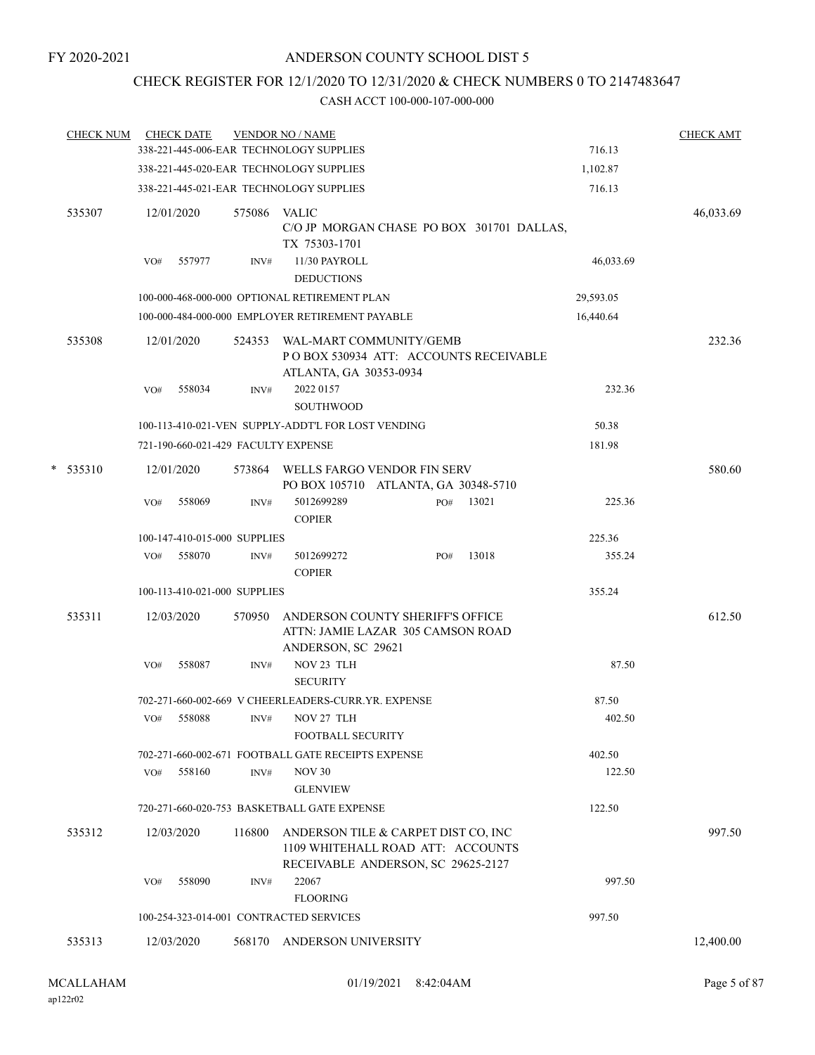FY 2020-2021

# ANDERSON COUNTY SCHOOL DIST 5

## CHECK REGISTER FOR 12/1/2020 TO 12/31/2020 & CHECK NUMBERS 0 TO 2147483647

CASH ACCT 100-000-107-000-000

| CHECK NUM | CHECK DATE | VENDOR NO / NAME | | CHECK AMT |
|---|---|---|---|---|
| | 338-221-445-006-EAR TECHNOLOGY SUPPLIES | | 716.13 | |
| | 338-221-445-020-EAR TECHNOLOGY SUPPLIES | | 1,102.87 | |
| | 338-221-445-021-EAR TECHNOLOGY SUPPLIES | | 716.13 | |
| 535307 | 12/01/2020 | 575086 VALIC C/O JP MORGAN CHASE PO BOX 301701 DALLAS, TX 75303-1701 | | 46,033.69 |
| | VO# 557977 | INV# 11/30 PAYROLL DEDUCTIONS | 46,033.69 | |
| | 100-000-468-000-000 OPTIONAL RETIREMENT PLAN | | 29,593.05 | |
| | 100-000-484-000-000 EMPLOYER RETIREMENT PAYABLE | | 16,440.64 | |
| 535308 | 12/01/2020 | 524353 WAL-MART COMMUNITY/GEMB P O BOX 530934 ATT: ACCOUNTS RECEIVABLE ATLANTA, GA 30353-0934 | | 232.36 |
| | VO# 558034 | INV# 2022 0157 SOUTHWOOD | 232.36 | |
| | 100-113-410-021-VEN SUPPLY-ADDT'L FOR LOST VENDING | | 50.38 | |
| | 721-190-660-021-429 FACULTY EXPENSE | | 181.98 | |
| * 535310 | 12/01/2020 | 573864 WELLS FARGO VENDOR FIN SERV PO BOX 105710 ATLANTA, GA 30348-5710 | | 580.60 |
| | VO# 558069 | INV# 5012699289 PO# 13021 COPIER | 225.36 | |
| | 100-147-410-015-000 SUPPLIES | | 225.36 | |
| | VO# 558070 | INV# 5012699272 PO# 13018 COPIER | 355.24 | |
| | 100-113-410-021-000 SUPPLIES | | 355.24 | |
| 535311 | 12/03/2020 | 570950 ANDERSON COUNTY SHERIFF'S OFFICE ATTN: JAMIE LAZAR 305 CAMSON ROAD ANDERSON, SC 29621 | | 612.50 |
| | VO# 558087 | INV# NOV 23 TLH SECURITY | 87.50 | |
| | 702-271-660-002-669 V CHEERLEADERS-CURR.YR. EXPENSE | | 87.50 | |
| | VO# 558088 | INV# NOV 27 TLH FOOTBALL SECURITY | 402.50 | |
| | 702-271-660-002-671 FOOTBALL GATE RECEIPTS EXPENSE | | 402.50 | |
| | VO# 558160 | INV# NOV 30 GLENVIEW | 122.50 | |
| | 720-271-660-020-753 BASKETBALL GATE EXPENSE | | 122.50 | |
| 535312 | 12/03/2020 | 116800 ANDERSON TILE & CARPET DIST CO, INC 1109 WHITEHALL ROAD ATT: ACCOUNTS RECEIVABLE ANDERSON, SC 29625-2127 | | 997.50 |
| | VO# 558090 | INV# 22067 FLOORING | 997.50 | |
| | 100-254-323-014-001 CONTRACTED SERVICES | | 997.50 | |
| 535313 | 12/03/2020 | 568170 ANDERSON UNIVERSITY | | 12,400.00 |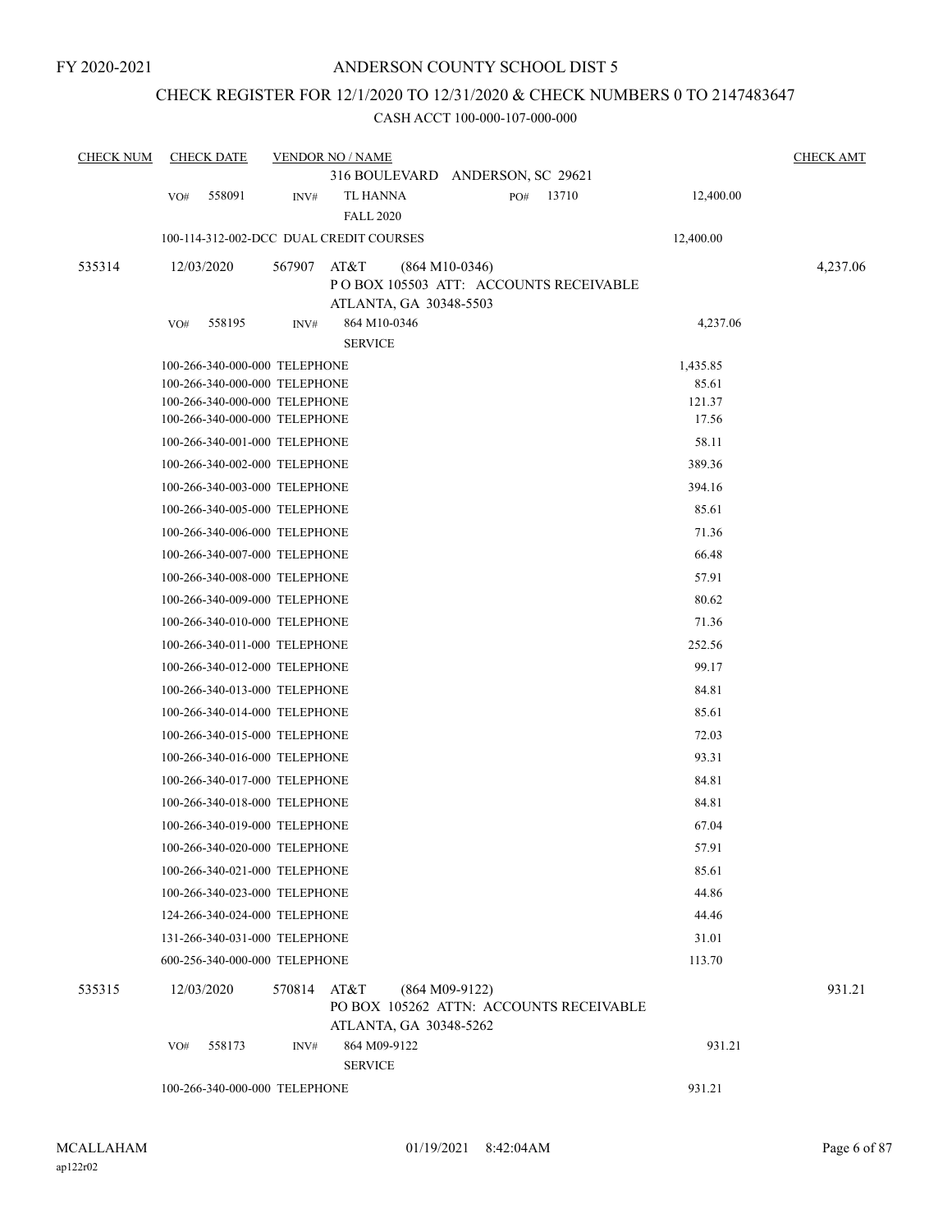FY 2020-2021

# ANDERSON COUNTY SCHOOL DIST 5

## CHECK REGISTER FOR 12/1/2020 TO 12/31/2020 & CHECK NUMBERS 0 TO 2147483647

### CASH ACCT 100-000-107-000-000

| CHECK NUM | CHECK DATE | VENDOR NO / NAME | | CHECK AMT |
|---|---|---|---|---|
| | | 316 BOULEVARD ANDERSON, SC 29621 | | |
| | VO# 558091 | INV# TL HANNA FALL 2020 | PO# 13710 12,400.00 | |
| | | 100-114-312-002-DCC DUAL CREDIT COURSES | 12,400.00 | |
| 535314 | 12/03/2020 | 567907 AT&T (864 M10-0346) P O BOX 105503 ATT: ACCOUNTS RECEIVABLE ATLANTA, GA 30348-5503 | | 4,237.06 |
| | VO# 558195 | INV# 864 M10-0346 SERVICE | 4,237.06 | |
| | | 100-266-340-000-000 TELEPHONE | 1,435.85 | |
| | | 100-266-340-000-000 TELEPHONE | 85.61 | |
| | | 100-266-340-000-000 TELEPHONE | 121.37 | |
| | | 100-266-340-000-000 TELEPHONE | 17.56 | |
| | | 100-266-340-001-000 TELEPHONE | 58.11 | |
| | | 100-266-340-002-000 TELEPHONE | 389.36 | |
| | | 100-266-340-003-000 TELEPHONE | 394.16 | |
| | | 100-266-340-005-000 TELEPHONE | 85.61 | |
| | | 100-266-340-006-000 TELEPHONE | 71.36 | |
| | | 100-266-340-007-000 TELEPHONE | 66.48 | |
| | | 100-266-340-008-000 TELEPHONE | 57.91 | |
| | | 100-266-340-009-000 TELEPHONE | 80.62 | |
| | | 100-266-340-010-000 TELEPHONE | 71.36 | |
| | | 100-266-340-011-000 TELEPHONE | 252.56 | |
| | | 100-266-340-012-000 TELEPHONE | 99.17 | |
| | | 100-266-340-013-000 TELEPHONE | 84.81 | |
| | | 100-266-340-014-000 TELEPHONE | 85.61 | |
| | | 100-266-340-015-000 TELEPHONE | 72.03 | |
| | | 100-266-340-016-000 TELEPHONE | 93.31 | |
| | | 100-266-340-017-000 TELEPHONE | 84.81 | |
| | | 100-266-340-018-000 TELEPHONE | 84.81 | |
| | | 100-266-340-019-000 TELEPHONE | 67.04 | |
| | | 100-266-340-020-000 TELEPHONE | 57.91 | |
| | | 100-266-340-021-000 TELEPHONE | 85.61 | |
| | | 100-266-340-023-000 TELEPHONE | 44.86 | |
| | | 124-266-340-024-000 TELEPHONE | 44.46 | |
| | | 131-266-340-031-000 TELEPHONE | 31.01 | |
| | | 600-256-340-000-000 TELEPHONE | 113.70 | |
| 535315 | 12/03/2020 | 570814 AT&T (864 M09-9122) PO BOX 105262 ATTN: ACCOUNTS RECEIVABLE ATLANTA, GA 30348-5262 | | 931.21 |
| | VO# 558173 | INV# 864 M09-9122 SERVICE | 931.21 | |
| | | 100-266-340-000-000 TELEPHONE | 931.21 | |

MCALLAHAM 01/19/2021 8:42:04AM
ap122r02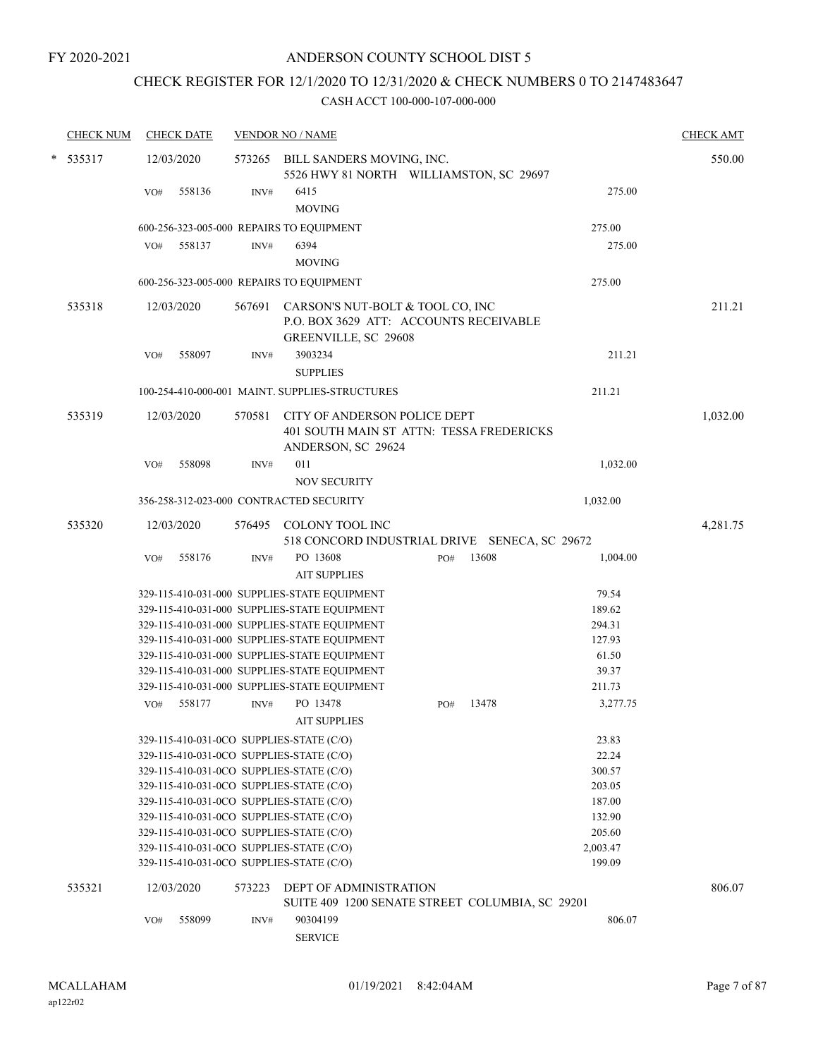FY 2020-2021

# ANDERSON COUNTY SCHOOL DIST 5

## CHECK REGISTER FOR 12/1/2020 TO 12/31/2020 & CHECK NUMBERS 0 TO 2147483647

### CASH ACCT 100-000-107-000-000

| CHECK NUM | CHECK DATE | VENDOR NO / NAME | | | CHECK AMT |
|---|---|---|---|---|---|
| * 535317 | 12/03/2020 | 573265 BILL SANDERS MOVING, INC. 5526 HWY 81 NORTH WILLIAMSTON, SC 29697 | | | 550.00 |
| | VO# 558136 | INV# 6415 MOVING | | 275.00 | |
| | 600-256-323-005-000 REPAIRS TO EQUIPMENT | | | 275.00 | |
| | VO# 558137 | INV# 6394 MOVING | | 275.00 | |
| | 600-256-323-005-000 REPAIRS TO EQUIPMENT | | | 275.00 | |
| 535318 | 12/03/2020 | 567691 CARSON'S NUT-BOLT & TOOL CO, INC P.O. BOX 3629 ATT: ACCOUNTS RECEIVABLE GREENVILLE, SC 29608 | | | 211.21 |
| | VO# 558097 | INV# 3903234 SUPPLIES | | 211.21 | |
| | 100-254-410-000-001 MAINT. SUPPLIES-STRUCTURES | | | 211.21 | |
| 535319 | 12/03/2020 | 570581 CITY OF ANDERSON POLICE DEPT 401 SOUTH MAIN ST ATTN: TESSA FREDERICKS ANDERSON, SC 29624 | | | 1,032.00 |
| | VO# 558098 | INV# 011 NOV SECURITY | | 1,032.00 | |
| | 356-258-312-023-000 CONTRACTED SECURITY | | | 1,032.00 | |
| 535320 | 12/03/2020 | 576495 COLONY TOOL INC 518 CONCORD INDUSTRIAL DRIVE SENECA, SC 29672 | | | 4,281.75 |
| | VO# 558176 | INV# PO 13608 AIT SUPPLIES | PO# 13608 | 1,004.00 | |
| | 329-115-410-031-000 SUPPLIES-STATE EQUIPMENT | | | 79.54 | |
| | 329-115-410-031-000 SUPPLIES-STATE EQUIPMENT | | | 189.62 | |
| | 329-115-410-031-000 SUPPLIES-STATE EQUIPMENT | | | 294.31 | |
| | 329-115-410-031-000 SUPPLIES-STATE EQUIPMENT | | | 127.93 | |
| | 329-115-410-031-000 SUPPLIES-STATE EQUIPMENT | | | 61.50 | |
| | 329-115-410-031-000 SUPPLIES-STATE EQUIPMENT | | | 39.37 | |
| | 329-115-410-031-000 SUPPLIES-STATE EQUIPMENT | | | 211.73 | |
| | VO# 558177 | INV# PO 13478 AIT SUPPLIES | PO# 13478 | 3,277.75 | |
| | 329-115-410-031-0CO SUPPLIES-STATE (C/O) | | | 23.83 | |
| | 329-115-410-031-0CO SUPPLIES-STATE (C/O) | | | 22.24 | |
| | 329-115-410-031-0CO SUPPLIES-STATE (C/O) | | | 300.57 | |
| | 329-115-410-031-0CO SUPPLIES-STATE (C/O) | | | 203.05 | |
| | 329-115-410-031-0CO SUPPLIES-STATE (C/O) | | | 187.00 | |
| | 329-115-410-031-0CO SUPPLIES-STATE (C/O) | | | 132.90 | |
| | 329-115-410-031-0CO SUPPLIES-STATE (C/O) | | | 205.60 | |
| | 329-115-410-031-0CO SUPPLIES-STATE (C/O) | | | 2,003.47 | |
| | 329-115-410-031-0CO SUPPLIES-STATE (C/O) | | | 199.09 | |
| 535321 | 12/03/2020 | 573223 DEPT OF ADMINISTRATION SUITE 409 1200 SENATE STREET COLUMBIA, SC 29201 | | | 806.07 |
| | VO# 558099 | INV# 90304199 SERVICE | | 806.07 | |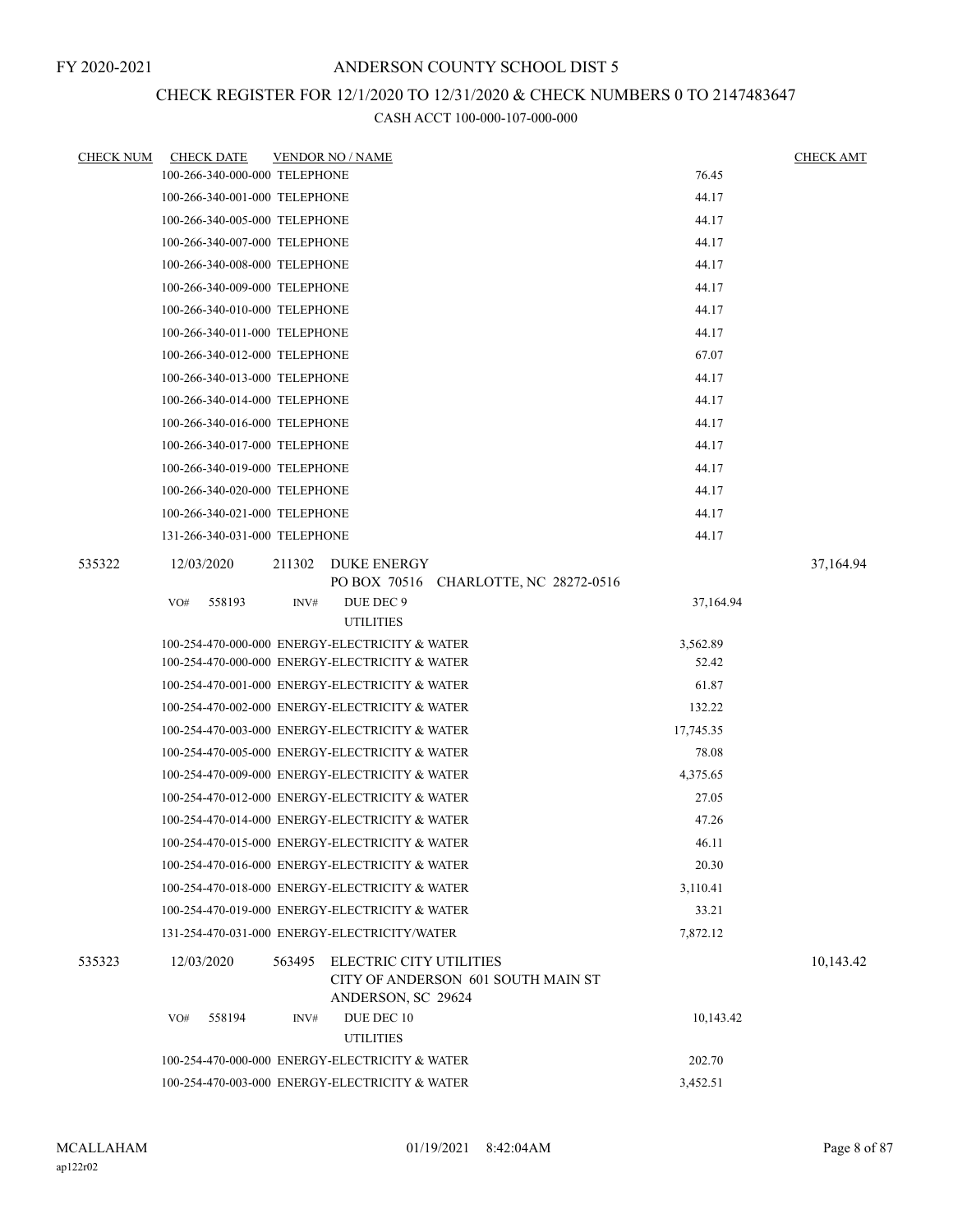FY 2020-2021

# ANDERSON COUNTY SCHOOL DIST 5

## CHECK REGISTER FOR 12/1/2020 TO 12/31/2020 & CHECK NUMBERS 0 TO 2147483647

### CASH ACCT 100-000-107-000-000

| CHECK NUM | CHECK DATE | VENDOR NO / NAME | | CHECK AMT |
|---|---|---|---|---|
| | 100-266-340-000-000 TELEPHONE | | 76.45 | |
| | 100-266-340-001-000 TELEPHONE | | 44.17 | |
| | 100-266-340-005-000 TELEPHONE | | 44.17 | |
| | 100-266-340-007-000 TELEPHONE | | 44.17 | |
| | 100-266-340-008-000 TELEPHONE | | 44.17 | |
| | 100-266-340-009-000 TELEPHONE | | 44.17 | |
| | 100-266-340-010-000 TELEPHONE | | 44.17 | |
| | 100-266-340-011-000 TELEPHONE | | 44.17 | |
| | 100-266-340-012-000 TELEPHONE | | 67.07 | |
| | 100-266-340-013-000 TELEPHONE | | 44.17 | |
| | 100-266-340-014-000 TELEPHONE | | 44.17 | |
| | 100-266-340-016-000 TELEPHONE | | 44.17 | |
| | 100-266-340-017-000 TELEPHONE | | 44.17 | |
| | 100-266-340-019-000 TELEPHONE | | 44.17 | |
| | 100-266-340-020-000 TELEPHONE | | 44.17 | |
| | 100-266-340-021-000 TELEPHONE | | 44.17 | |
| | 131-266-340-031-000 TELEPHONE | | 44.17 | |
| 535322 | 12/03/2020 | 211302 DUKE ENERGY<br>PO BOX 70516 CHARLOTTE, NC 28272-0516 | | 37,164.94 |
| | VO# 558193 | INV# DUE DEC 9<br>UTILITIES | 37,164.94 | |
| | 100-254-470-000-000 ENERGY-ELECTRICITY & WATER | | 3,562.89 | |
| | 100-254-470-000-000 ENERGY-ELECTRICITY & WATER | | 52.42 | |
| | 100-254-470-001-000 ENERGY-ELECTRICITY & WATER | | 61.87 | |
| | 100-254-470-002-000 ENERGY-ELECTRICITY & WATER | | 132.22 | |
| | 100-254-470-003-000 ENERGY-ELECTRICITY & WATER | | 17,745.35 | |
| | 100-254-470-005-000 ENERGY-ELECTRICITY & WATER | | 78.08 | |
| | 100-254-470-009-000 ENERGY-ELECTRICITY & WATER | | 4,375.65 | |
| | 100-254-470-012-000 ENERGY-ELECTRICITY & WATER | | 27.05 | |
| | 100-254-470-014-000 ENERGY-ELECTRICITY & WATER | | 47.26 | |
| | 100-254-470-015-000 ENERGY-ELECTRICITY & WATER | | 46.11 | |
| | 100-254-470-016-000 ENERGY-ELECTRICITY & WATER | | 20.30 | |
| | 100-254-470-018-000 ENERGY-ELECTRICITY & WATER | | 3,110.41 | |
| | 100-254-470-019-000 ENERGY-ELECTRICITY & WATER | | 33.21 | |
| | 131-254-470-031-000 ENERGY-ELECTRICITY/WATER | | 7,872.12 | |
| 535323 | 12/03/2020 | 563495 ELECTRIC CITY UTILITIES<br>CITY OF ANDERSON 601 SOUTH MAIN ST<br>ANDERSON, SC 29624 | | 10,143.42 |
| | VO# 558194 | INV# DUE DEC 10<br>UTILITIES | 10,143.42 | |
| | 100-254-470-000-000 ENERGY-ELECTRICITY & WATER | | 202.70 | |
| | 100-254-470-003-000 ENERGY-ELECTRICITY & WATER | | 3,452.51 | |

MCALLAHAM
ap122r02

01/19/2021 8:42:04AM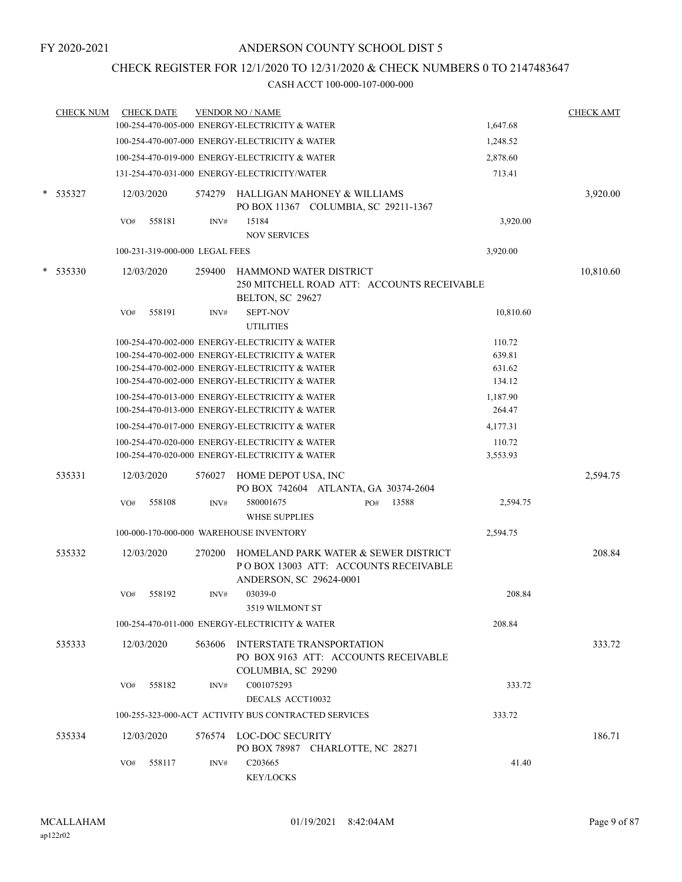FY 2020-2021

# ANDERSON COUNTY SCHOOL DIST 5

## CHECK REGISTER FOR 12/1/2020 TO 12/31/2020 & CHECK NUMBERS 0 TO 2147483647

### CASH ACCT 100-000-107-000-000

| CHECK NUM | CHECK DATE | VENDOR NO / NAME | | CHECK AMT |
|---|---|---|---|---|
| | | 100-254-470-005-000 ENERGY-ELECTRICITY & WATER | 1,647.68 | |
| | | 100-254-470-007-000 ENERGY-ELECTRICITY & WATER | 1,248.52 | |
| | | 100-254-470-019-000 ENERGY-ELECTRICITY & WATER | 2,878.60 | |
| | | 131-254-470-031-000 ENERGY-ELECTRICITY/WATER | 713.41 | |
| * 535327 | 12/03/2020 | 574279 HALLIGAN MAHONEY & WILLIAMS<br>PO BOX 11367 COLUMBIA, SC 29211-1367 | | 3,920.00 |
| | VO# 558181 | INV# 15184<br>NOV SERVICES | 3,920.00 | |
| | | 100-231-319-000-000 LEGAL FEES | 3,920.00 | |
| * 535330 | 12/03/2020 | 259400 HAMMOND WATER DISTRICT<br>250 MITCHELL ROAD ATT: ACCOUNTS RECEIVABLE<br>BELTON, SC 29627 | | 10,810.60 |
| | VO# 558191 | INV# SEPT-NOV<br>UTILITIES | 10,810.60 | |
| | | 100-254-470-002-000 ENERGY-ELECTRICITY & WATER | 110.72 | |
| | | 100-254-470-002-000 ENERGY-ELECTRICITY & WATER | 639.81 | |
| | | 100-254-470-002-000 ENERGY-ELECTRICITY & WATER | 631.62 | |
| | | 100-254-470-002-000 ENERGY-ELECTRICITY & WATER | 134.12 | |
| | | 100-254-470-013-000 ENERGY-ELECTRICITY & WATER | 1,187.90 | |
| | | 100-254-470-013-000 ENERGY-ELECTRICITY & WATER | 264.47 | |
| | | 100-254-470-017-000 ENERGY-ELECTRICITY & WATER | 4,177.31 | |
| | | 100-254-470-020-000 ENERGY-ELECTRICITY & WATER | 110.72 | |
| | | 100-254-470-020-000 ENERGY-ELECTRICITY & WATER | 3,553.93 | |
| 535331 | 12/03/2020 | 576027 HOME DEPOT USA, INC<br>PO BOX 742604 ATLANTA, GA 30374-2604 | | 2,594.75 |
| | VO# 558108 | INV# 580001675 PO# 13588<br>WHSE SUPPLIES | 2,594.75 | |
| | | 100-000-170-000-000 WAREHOUSE INVENTORY | 2,594.75 | |
| 535332 | 12/03/2020 | 270200 HOMELAND PARK WATER & SEWER DISTRICT<br>P O BOX 13003 ATT: ACCOUNTS RECEIVABLE<br>ANDERSON, SC 29624-0001 | | 208.84 |
| | VO# 558192 | INV# 03039-0<br>3519 WILMONT ST | 208.84 | |
| | | 100-254-470-011-000 ENERGY-ELECTRICITY & WATER | 208.84 | |
| 535333 | 12/03/2020 | 563606 INTERSTATE TRANSPORTATION<br>PO BOX 9163 ATT: ACCOUNTS RECEIVABLE<br>COLUMBIA, SC 29290 | | 333.72 |
| | VO# 558182 | INV# C001075293<br>DECALS ACCT10032 | 333.72 | |
| | | 100-255-323-000-ACT ACTIVITY BUS CONTRACTED SERVICES | 333.72 | |
| 535334 | 12/03/2020 | 576574 LOC-DOC SECURITY<br>PO BOX 78987 CHARLOTTE, NC 28271 | | 186.71 |
| | VO# 558117 | INV# C203665<br>KEY/LOCKS | 41.40 | |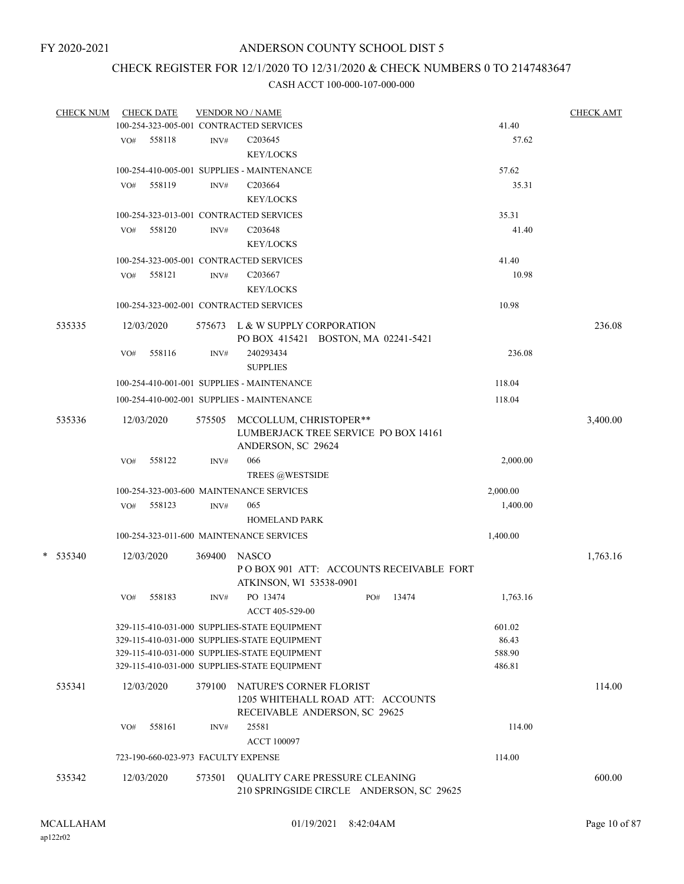FY 2020-2021

# ANDERSON COUNTY SCHOOL DIST 5

## CHECK REGISTER FOR 12/1/2020 TO 12/31/2020 & CHECK NUMBERS 0 TO 2147483647

### CASH ACCT 100-000-107-000-000

| CHECK NUM | CHECK DATE | VENDOR NO / NAME | | CHECK AMT |
|---|---|---|---|---|
| | 100-254-323-005-001 CONTRACTED SERVICES | | 41.40 | |
| | VO# 558118 | INV# C203645 KEY/LOCKS | 57.62 | |
| | 100-254-410-005-001 SUPPLIES - MAINTENANCE | | 57.62 | |
| | VO# 558119 | INV# C203664 KEY/LOCKS | 35.31 | |
| | 100-254-323-013-001 CONTRACTED SERVICES | | 35.31 | |
| | VO# 558120 | INV# C203648 KEY/LOCKS | 41.40 | |
| | 100-254-323-005-001 CONTRACTED SERVICES | | 41.40 | |
| | VO# 558121 | INV# C203667 KEY/LOCKS | 10.98 | |
| | 100-254-323-002-001 CONTRACTED SERVICES | | 10.98 | |
| 535335 | 12/03/2020 | 575673 L & W SUPPLY CORPORATION PO BOX 415421 BOSTON, MA 02241-5421 | | 236.08 |
| | VO# 558116 | INV# 240293434 SUPPLIES | 236.08 | |
| | 100-254-410-001-001 SUPPLIES - MAINTENANCE | | 118.04 | |
| | 100-254-410-002-001 SUPPLIES - MAINTENANCE | | 118.04 | |
| 535336 | 12/03/2020 | 575505 MCCOLLUM, CHRISTOPER** LUMBERJACK TREE SERVICE PO BOX 14161 ANDERSON, SC 29624 | | 3,400.00 |
| | VO# 558122 | INV# 066 TREES @WESTSIDE | 2,000.00 | |
| | 100-254-323-003-600 MAINTENANCE SERVICES | | 2,000.00 | |
| | VO# 558123 | INV# 065 HOMELAND PARK | 1,400.00 | |
| | 100-254-323-011-600 MAINTENANCE SERVICES | | 1,400.00 | |
| * 535340 | 12/03/2020 | 369400 NASCO P O BOX 901 ATT: ACCOUNTS RECEIVABLE FORT ATKINSON, WI 53538-0901 | | 1,763.16 |
| | VO# 558183 | INV# PO 13474 PO# 13474 ACCT 405-529-00 | 1,763.16 | |
| | 329-115-410-031-000 SUPPLIES-STATE EQUIPMENT | | 601.02 | |
| | 329-115-410-031-000 SUPPLIES-STATE EQUIPMENT | | 86.43 | |
| | 329-115-410-031-000 SUPPLIES-STATE EQUIPMENT | | 588.90 | |
| | 329-115-410-031-000 SUPPLIES-STATE EQUIPMENT | | 486.81 | |
| 535341 | 12/03/2020 | 379100 NATURE'S CORNER FLORIST 1205 WHITEHALL ROAD ATT: ACCOUNTS RECEIVABLE ANDERSON, SC 29625 | | 114.00 |
| | VO# 558161 | INV# 25581 ACCT 100097 | 114.00 | |
| | 723-190-660-023-973 FACULTY EXPENSE | | 114.00 | |
| 535342 | 12/03/2020 | 573501 QUALITY CARE PRESSURE CLEANING 210 SPRINGSIDE CIRCLE ANDERSON, SC 29625 | | 600.00 |

MCALLAHAM
ap122r02

01/19/2021 8:42:04AM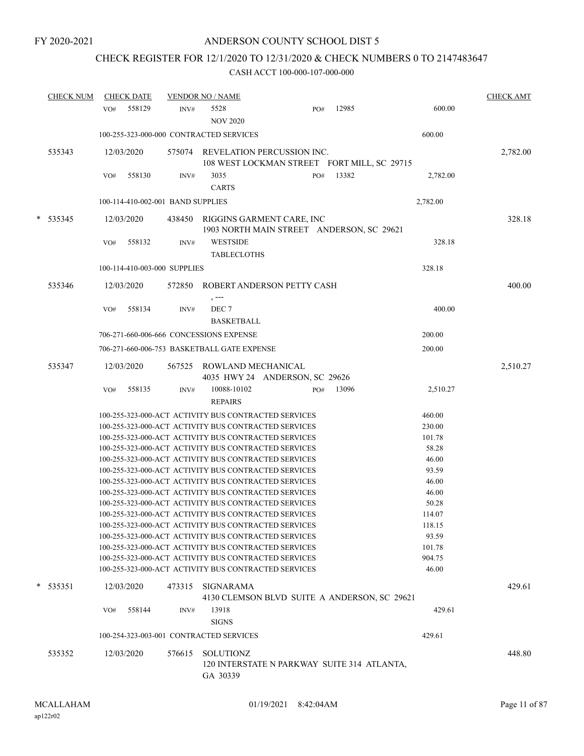FY 2020-2021

# ANDERSON COUNTY SCHOOL DIST 5

## CHECK REGISTER FOR 12/1/2020 TO 12/31/2020 & CHECK NUMBERS 0 TO 2147483647

CASH ACCT 100-000-107-000-000

| CHECK NUM | CHECK DATE | VENDOR NO / NAME | | | CHECK AMT |
|---|---|---|---|---|---|
| | VO# 558129 | INV# 5528 NOV 2020 | PO# 12985 | 600.00 | |
| | 100-255-323-000-000 CONTRACTED SERVICES | | | 600.00 | |
| 535343 | 12/03/2020 | 575074 REVELATION PERCUSSION INC. 108 WEST LOCKMAN STREET FORT MILL, SC 29715 | | | 2,782.00 |
| | VO# 558130 | INV# 3035 CARTS | PO# 13382 | 2,782.00 | |
| | 100-114-410-002-001 BAND SUPPLIES | | | 2,782.00 | |
| * 535345 | 12/03/2020 | 438450 RIGGINS GARMENT CARE, INC 1903 NORTH MAIN STREET ANDERSON, SC 29621 | | | 328.18 |
| | VO# 558132 | INV# WESTSIDE TABLECLOTHS | | 328.18 | |
| | 100-114-410-003-000 SUPPLIES | | | 328.18 | |
| 535346 | 12/03/2020 | 572850 ROBERT ANDERSON PETTY CASH , --- | | | 400.00 |
| | VO# 558134 | INV# DEC 7 BASKETBALL | | 400.00 | |
| | 706-271-660-006-666 CONCESSIONS EXPENSE | | | 200.00 | |
| | 706-271-660-006-753 BASKETBALL GATE EXPENSE | | | 200.00 | |
| 535347 | 12/03/2020 | 567525 ROWLAND MECHANICAL 4035 HWY 24 ANDERSON, SC 29626 | | | 2,510.27 |
| | VO# 558135 | INV# 10088-10102 REPAIRS | PO# 13096 | 2,510.27 | |
| | 100-255-323-000-ACT ACTIVITY BUS CONTRACTED SERVICES | | | 460.00 | |
| | 100-255-323-000-ACT ACTIVITY BUS CONTRACTED SERVICES | | | 230.00 | |
| | 100-255-323-000-ACT ACTIVITY BUS CONTRACTED SERVICES | | | 101.78 | |
| | 100-255-323-000-ACT ACTIVITY BUS CONTRACTED SERVICES | | | 58.28 | |
| | 100-255-323-000-ACT ACTIVITY BUS CONTRACTED SERVICES | | | 46.00 | |
| | 100-255-323-000-ACT ACTIVITY BUS CONTRACTED SERVICES | | | 93.59 | |
| | 100-255-323-000-ACT ACTIVITY BUS CONTRACTED SERVICES | | | 46.00 | |
| | 100-255-323-000-ACT ACTIVITY BUS CONTRACTED SERVICES | | | 46.00 | |
| | 100-255-323-000-ACT ACTIVITY BUS CONTRACTED SERVICES | | | 50.28 | |
| | 100-255-323-000-ACT ACTIVITY BUS CONTRACTED SERVICES | | | 114.07 | |
| | 100-255-323-000-ACT ACTIVITY BUS CONTRACTED SERVICES | | | 118.15 | |
| | 100-255-323-000-ACT ACTIVITY BUS CONTRACTED SERVICES | | | 93.59 | |
| | 100-255-323-000-ACT ACTIVITY BUS CONTRACTED SERVICES | | | 101.78 | |
| | 100-255-323-000-ACT ACTIVITY BUS CONTRACTED SERVICES | | | 904.75 | |
| | 100-255-323-000-ACT ACTIVITY BUS CONTRACTED SERVICES | | | 46.00 | |
| * 535351 | 12/03/2020 | 473315 SIGNARAMA 4130 CLEMSON BLVD SUITE A ANDERSON, SC 29621 | | | 429.61 |
| | VO# 558144 | INV# 13918 SIGNS | | 429.61 | |
| | 100-254-323-003-001 CONTRACTED SERVICES | | | 429.61 | |
| 535352 | 12/03/2020 | 576615 SOLUTIONZ 120 INTERSTATE N PARKWAY SUITE 314 ATLANTA, GA 30339 | | | 448.80 |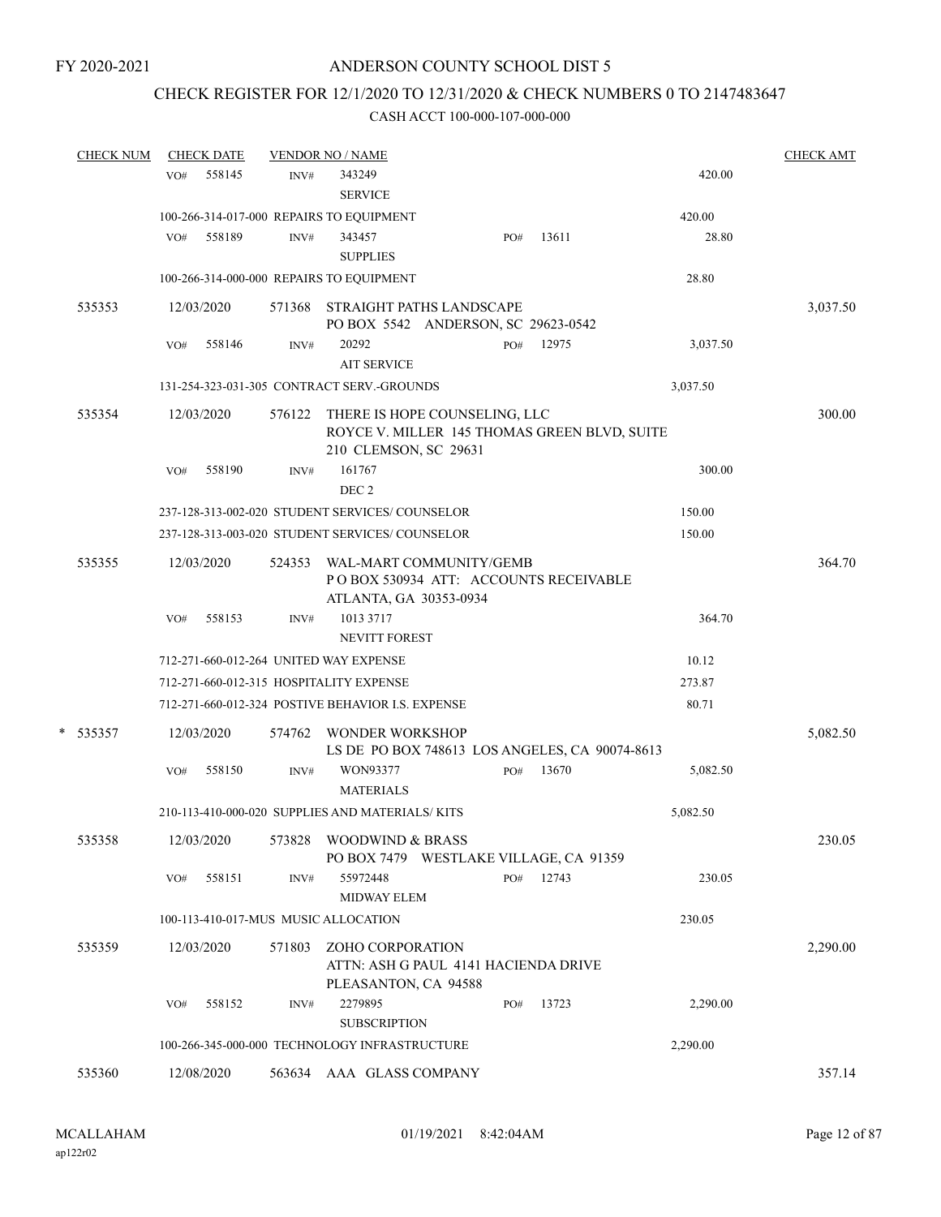FY 2020-2021

# ANDERSON COUNTY SCHOOL DIST 5

## CHECK REGISTER FOR 12/1/2020 TO 12/31/2020 & CHECK NUMBERS 0 TO 2147483647

CASH ACCT 100-000-107-000-000

| CHECK NUM | CHECK DATE | VENDOR NO / NAME | | CHECK AMT |
|---|---|---|---|---|
| | VO# 558145 | INV# 343249 SERVICE | 420.00 | |
| | 100-266-314-017-000 REPAIRS TO EQUIPMENT | | 420.00 | |
| | VO# 558189 | INV# 343457 SUPPLIES PO# 13611 | 28.80 | |
| | 100-266-314-000-000 REPAIRS TO EQUIPMENT | | 28.80 | |
| 535353 | 12/03/2020 | 571368 STRAIGHT PATHS LANDSCAPE PO BOX 5542 ANDERSON, SC 29623-0542 | | 3,037.50 |
| | VO# 558146 | INV# 20292 AIT SERVICE PO# 12975 | 3,037.50 | |
| | 131-254-323-031-305 CONTRACT SERV.-GROUNDS | | 3,037.50 | |
| 535354 | 12/03/2020 | 576122 THERE IS HOPE COUNSELING, LLC ROYCE V. MILLER 145 THOMAS GREEN BLVD, SUITE 210 CLEMSON, SC 29631 | | 300.00 |
| | VO# 558190 | INV# 161767 DEC 2 | 300.00 | |
| | 237-128-313-002-020 STUDENT SERVICES/ COUNSELOR | | 150.00 | |
| | 237-128-313-003-020 STUDENT SERVICES/ COUNSELOR | | 150.00 | |
| 535355 | 12/03/2020 | 524353 WAL-MART COMMUNITY/GEMB P O BOX 530934 ATT: ACCOUNTS RECEIVABLE ATLANTA, GA 30353-0934 | | 364.70 |
| | VO# 558153 | INV# 1013 3717 NEVITT FOREST | 364.70 | |
| | 712-271-660-012-264 UNITED WAY EXPENSE | | 10.12 | |
| | 712-271-660-012-315 HOSPITALITY EXPENSE | | 273.87 | |
| | 712-271-660-012-324 POSTIVE BEHAVIOR I.S. EXPENSE | | 80.71 | |
| * 535357 | 12/03/2020 | 574762 WONDER WORKSHOP LS DE PO BOX 748613 LOS ANGELES, CA 90074-8613 | | 5,082.50 |
| | VO# 558150 | INV# WON93377 MATERIALS PO# 13670 | 5,082.50 | |
| | 210-113-410-000-020 SUPPLIES AND MATERIALS/ KITS | | 5,082.50 | |
| 535358 | 12/03/2020 | 573828 WOODWIND & BRASS PO BOX 7479 WESTLAKE VILLAGE, CA 91359 | | 230.05 |
| | VO# 558151 | INV# 55972448 MIDWAY ELEM PO# 12743 | 230.05 | |
| | 100-113-410-017-MUS MUSIC ALLOCATION | | 230.05 | |
| 535359 | 12/03/2020 | 571803 ZOHO CORPORATION ATTN: ASH G PAUL 4141 HACIENDA DRIVE PLEASANTON, CA 94588 | | 2,290.00 |
| | VO# 558152 | INV# 2279895 SUBSCRIPTION PO# 13723 | 2,290.00 | |
| | 100-266-345-000-000 TECHNOLOGY INFRASTRUCTURE | | 2,290.00 | |
| 535360 | 12/08/2020 | 563634 AAA GLASS COMPANY | | 357.14 |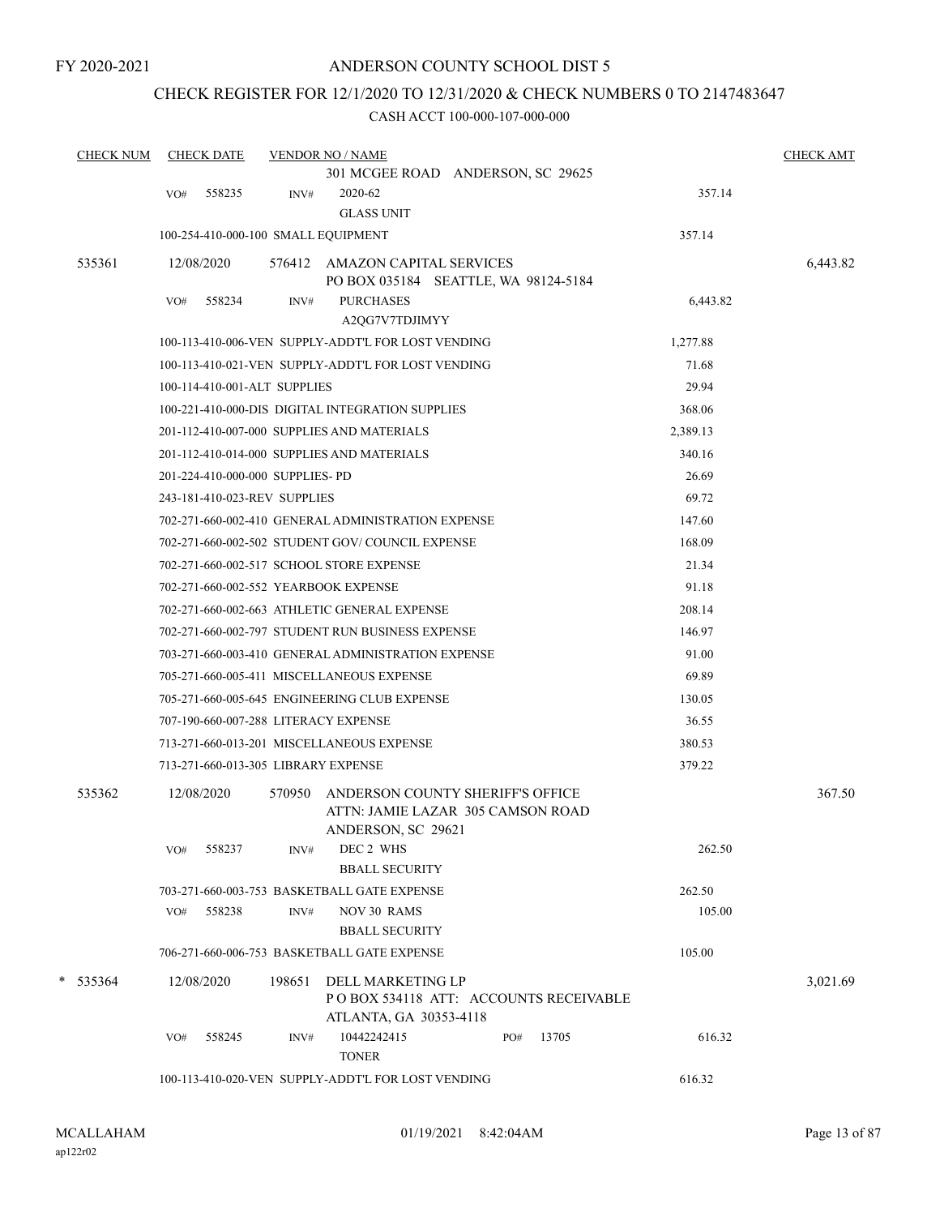FY 2020-2021

# ANDERSON COUNTY SCHOOL DIST 5

## CHECK REGISTER FOR 12/1/2020 TO 12/31/2020 & CHECK NUMBERS 0 TO 2147483647

### CASH ACCT 100-000-107-000-000

| CHECK NUM | CHECK DATE | VENDOR NO / NAME | | CHECK AMT |
|---|---|---|---|---|
| | | 301 MCGEE ROAD ANDERSON, SC 29625 | | |
| | VO# 558235 | INV# 2020-62 GLASS UNIT | 357.14 | |
| | | 100-254-410-000-100 SMALL EQUIPMENT | 357.14 | |
| 535361 | 12/08/2020 | 576412 AMAZON CAPITAL SERVICES PO BOX 035184 SEATTLE, WA 98124-5184 | | 6,443.82 |
| | VO# 558234 | INV# PURCHASES A2QG7V7TDJIMYY | 6,443.82 | |
| | | 100-113-410-006-VEN SUPPLY-ADDT'L FOR LOST VENDING | 1,277.88 | |
| | | 100-113-410-021-VEN SUPPLY-ADDT'L FOR LOST VENDING | 71.68 | |
| | | 100-114-410-001-ALT SUPPLIES | 29.94 | |
| | | 100-221-410-000-DIS DIGITAL INTEGRATION SUPPLIES | 368.06 | |
| | | 201-112-410-007-000 SUPPLIES AND MATERIALS | 2,389.13 | |
| | | 201-112-410-014-000 SUPPLIES AND MATERIALS | 340.16 | |
| | | 201-224-410-000-000 SUPPLIES- PD | 26.69 | |
| | | 243-181-410-023-REV SUPPLIES | 69.72 | |
| | | 702-271-660-002-410 GENERAL ADMINISTRATION EXPENSE | 147.60 | |
| | | 702-271-660-002-502 STUDENT GOV/ COUNCIL EXPENSE | 168.09 | |
| | | 702-271-660-002-517 SCHOOL STORE EXPENSE | 21.34 | |
| | | 702-271-660-002-552 YEARBOOK EXPENSE | 91.18 | |
| | | 702-271-660-002-663 ATHLETIC GENERAL EXPENSE | 208.14 | |
| | | 702-271-660-002-797 STUDENT RUN BUSINESS EXPENSE | 146.97 | |
| | | 703-271-660-003-410 GENERAL ADMINISTRATION EXPENSE | 91.00 | |
| | | 705-271-660-005-411 MISCELLANEOUS EXPENSE | 69.89 | |
| | | 705-271-660-005-645 ENGINEERING CLUB EXPENSE | 130.05 | |
| | | 707-190-660-007-288 LITERACY EXPENSE | 36.55 | |
| | | 713-271-660-013-201 MISCELLANEOUS EXPENSE | 380.53 | |
| | | 713-271-660-013-305 LIBRARY EXPENSE | 379.22 | |
| 535362 | 12/08/2020 | 570950 ANDERSON COUNTY SHERIFF'S OFFICE ATTN: JAMIE LAZAR 305 CAMSON ROAD ANDERSON, SC 29621 | | 367.50 |
| | VO# 558237 | INV# DEC 2 WHS BBALL SECURITY | 262.50 | |
| | | 703-271-660-003-753 BASKETBALL GATE EXPENSE | 262.50 | |
| | VO# 558238 | INV# NOV 30 RAMS BBALL SECURITY | 105.00 | |
| | | 706-271-660-006-753 BASKETBALL GATE EXPENSE | 105.00 | |
| * 535364 | 12/08/2020 | 198651 DELL MARKETING LP P O BOX 534118 ATT: ACCOUNTS RECEIVABLE ATLANTA, GA 30353-4118 | | 3,021.69 |
| | VO# 558245 | INV# 10442242415 PO# 13705 TONER | 616.32 | |
| | | 100-113-410-020-VEN SUPPLY-ADDT'L FOR LOST VENDING | 616.32 | |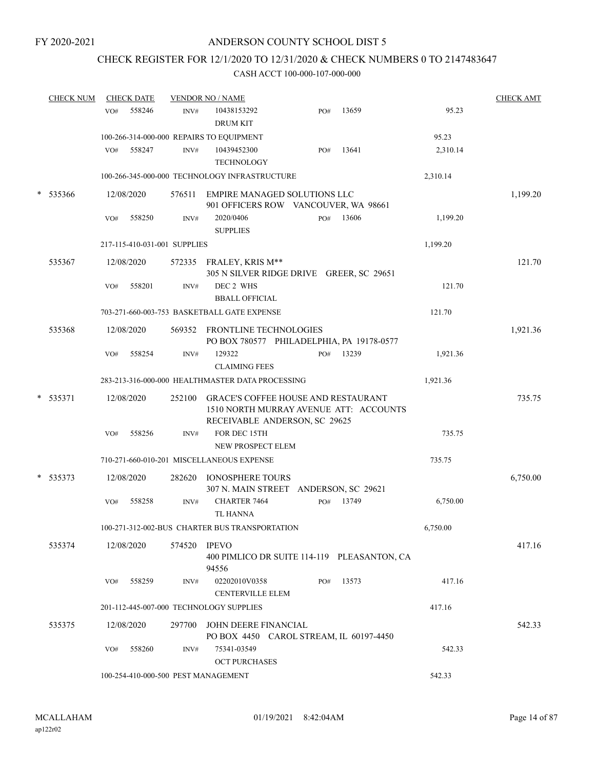FY 2020-2021

# ANDERSON COUNTY SCHOOL DIST 5

## CHECK REGISTER FOR 12/1/2020 TO 12/31/2020 & CHECK NUMBERS 0 TO 2147483647

### CASH ACCT 100-000-107-000-000

| CHECK NUM | CHECK DATE | VENDOR NO / NAME | | | | CHECK AMT |
|---|---|---|---|---|---|---|
| | VO# 558246 | INV# 10438153292 DRUM KIT | PO# 13659 | | 95.23 | |
| | 100-266-314-000-000 REPAIRS TO EQUIPMENT | | | | 95.23 | |
| | VO# 558247 | INV# 10439452300 TECHNOLOGY | PO# 13641 | | 2,310.14 | |
| | 100-266-345-000-000 TECHNOLOGY INFRASTRUCTURE | | | | 2,310.14 | |
| * 535366 | 12/08/2020 | 576511 EMPIRE MANAGED SOLUTIONS LLC 901 OFFICERS ROW VANCOUVER, WA 98661 | | | | 1,199.20 |
| | VO# 558250 | INV# 2020/0406 SUPPLIES | PO# 13606 | | 1,199.20 | |
| | 217-115-410-031-001 SUPPLIES | | | | 1,199.20 | |
| 535367 | 12/08/2020 | 572335 FRALEY, KRIS M** 305 N SILVER RIDGE DRIVE GREER, SC 29651 | | | | 121.70 |
| | VO# 558201 | INV# DEC 2 WHS BBALL OFFICIAL | | | 121.70 | |
| | 703-271-660-003-753 BASKETBALL GATE EXPENSE | | | | 121.70 | |
| 535368 | 12/08/2020 | 569352 FRONTLINE TECHNOLOGIES PO BOX 780577 PHILADELPHIA, PA 19178-0577 | | | | 1,921.36 |
| | VO# 558254 | INV# 129322 CLAIMING FEES | PO# 13239 | | 1,921.36 | |
| | 283-213-316-000-000 HEALTHMASTER DATA PROCESSING | | | | 1,921.36 | |
| * 535371 | 12/08/2020 | 252100 GRACE'S COFFEE HOUSE AND RESTAURANT 1510 NORTH MURRAY AVENUE ATT: ACCOUNTS RECEIVABLE ANDERSON, SC 29625 | | | | 735.75 |
| | VO# 558256 | INV# FOR DEC 15TH NEW PROSPECT ELEM | | | 735.75 | |
| | 710-271-660-010-201 MISCELLANEOUS EXPENSE | | | | 735.75 | |
| * 535373 | 12/08/2020 | 282620 IONOSPHERE TOURS 307 N. MAIN STREET ANDERSON, SC 29621 | | | | 6,750.00 |
| | VO# 558258 | INV# CHARTER 7464 TL HANNA | PO# 13749 | | 6,750.00 | |
| | 100-271-312-002-BUS CHARTER BUS TRANSPORTATION | | | | 6,750.00 | |
| 535374 | 12/08/2020 | 574520 IPEVO 400 PIMLICO DR SUITE 114-119 PLEASANTON, CA 94556 | | | | 417.16 |
| | VO# 558259 | INV# 02202010V0358 CENTERVILLE ELEM | PO# 13573 | | 417.16 | |
| | 201-112-445-007-000 TECHNOLOGY SUPPLIES | | | | 417.16 | |
| 535375 | 12/08/2020 | 297700 JOHN DEERE FINANCIAL PO BOX 4450 CAROL STREAM, IL 60197-4450 | | | | 542.33 |
| | VO# 558260 | INV# 75341-03549 OCT PURCHASES | | | 542.33 | |
| | 100-254-410-000-500 PEST MANAGEMENT | | | | 542.33 | |

MCALLAHAM ap122r02 01/19/2021 8:42:04AM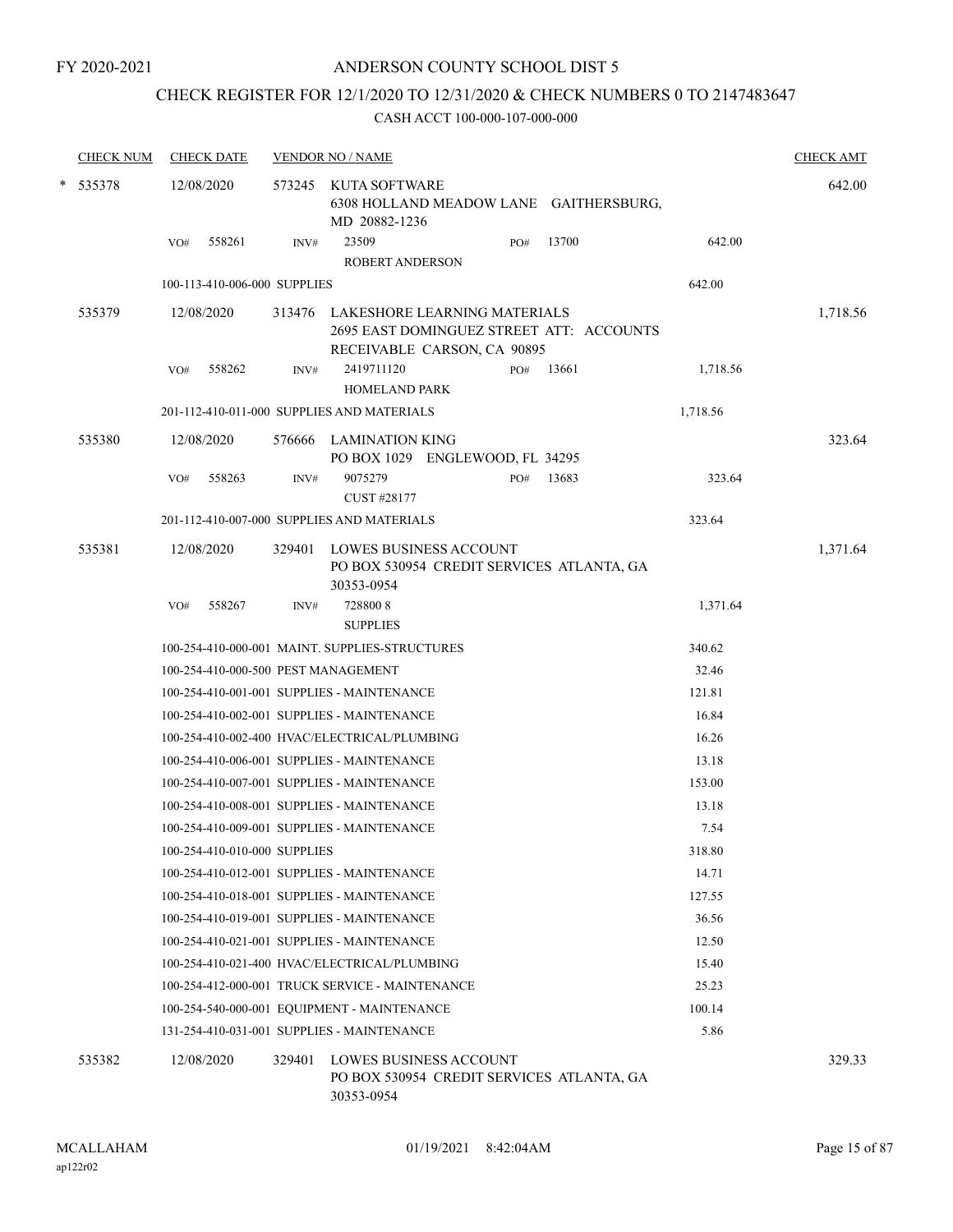FY 2020-2021

# ANDERSON COUNTY SCHOOL DIST 5

## CHECK REGISTER FOR 12/1/2020 TO 12/31/2020 & CHECK NUMBERS 0 TO 2147483647

### CASH ACCT 100-000-107-000-000

| CHECK NUM | CHECK DATE | VENDOR NO / NAME | | | CHECK AMT |
|---|---|---|---|---|---|
| * 535378 | 12/08/2020 | 573245 KUTA SOFTWARE<br>6308 HOLLAND MEADOW LANE GAITHERSBURG, MD 20882-1236 | | | 642.00 |
| | VO# 558261 | INV# 23509<br>ROBERT ANDERSON | PO# 13700 | 642.00 | |
| | 100-113-410-006-000 SUPPLIES | | | 642.00 | |
| 535379 | 12/08/2020 | 313476 LAKESHORE LEARNING MATERIALS<br>2695 EAST DOMINGUEZ STREET ATT: ACCOUNTS RECEIVABLE CARSON, CA 90895 | | | 1,718.56 |
| | VO# 558262 | INV# 2419711120<br>HOMELAND PARK | PO# 13661 | 1,718.56 | |
| | 201-112-410-011-000 SUPPLIES AND MATERIALS | | | 1,718.56 | |
| 535380 | 12/08/2020 | 576666 LAMINATION KING<br>PO BOX 1029 ENGLEWOOD, FL 34295 | | | 323.64 |
| | VO# 558263 | INV# 9075279<br>CUST #28177 | PO# 13683 | 323.64 | |
| | 201-112-410-007-000 SUPPLIES AND MATERIALS | | | 323.64 | |
| 535381 | 12/08/2020 | 329401 LOWES BUSINESS ACCOUNT<br>PO BOX 530954 CREDIT SERVICES ATLANTA, GA 30353-0954 | | | 1,371.64 |
| | VO# 558267 | INV# 728800 8<br>SUPPLIES | | 1,371.64 | |
| | 100-254-410-000-001 MAINT. SUPPLIES-STRUCTURES | | | 340.62 | |
| | 100-254-410-000-500 PEST MANAGEMENT | | | 32.46 | |
| | 100-254-410-001-001 SUPPLIES - MAINTENANCE | | | 121.81 | |
| | 100-254-410-002-001 SUPPLIES - MAINTENANCE | | | 16.84 | |
| | 100-254-410-002-400 HVAC/ELECTRICAL/PLUMBING | | | 16.26 | |
| | 100-254-410-006-001 SUPPLIES - MAINTENANCE | | | 13.18 | |
| | 100-254-410-007-001 SUPPLIES - MAINTENANCE | | | 153.00 | |
| | 100-254-410-008-001 SUPPLIES - MAINTENANCE | | | 13.18 | |
| | 100-254-410-009-001 SUPPLIES - MAINTENANCE | | | 7.54 | |
| | 100-254-410-010-000 SUPPLIES | | | 318.80 | |
| | 100-254-410-012-001 SUPPLIES - MAINTENANCE | | | 14.71 | |
| | 100-254-410-018-001 SUPPLIES - MAINTENANCE | | | 127.55 | |
| | 100-254-410-019-001 SUPPLIES - MAINTENANCE | | | 36.56 | |
| | 100-254-410-021-001 SUPPLIES - MAINTENANCE | | | 12.50 | |
| | 100-254-410-021-400 HVAC/ELECTRICAL/PLUMBING | | | 15.40 | |
| | 100-254-412-000-001 TRUCK SERVICE - MAINTENANCE | | | 25.23 | |
| | 100-254-540-000-001 EQUIPMENT - MAINTENANCE | | | 100.14 | |
| | 131-254-410-031-001 SUPPLIES - MAINTENANCE | | | 5.86 | |
| 535382 | 12/08/2020 | 329401 LOWES BUSINESS ACCOUNT<br>PO BOX 530954 CREDIT SERVICES ATLANTA, GA 30353-0954 | | | 329.33 |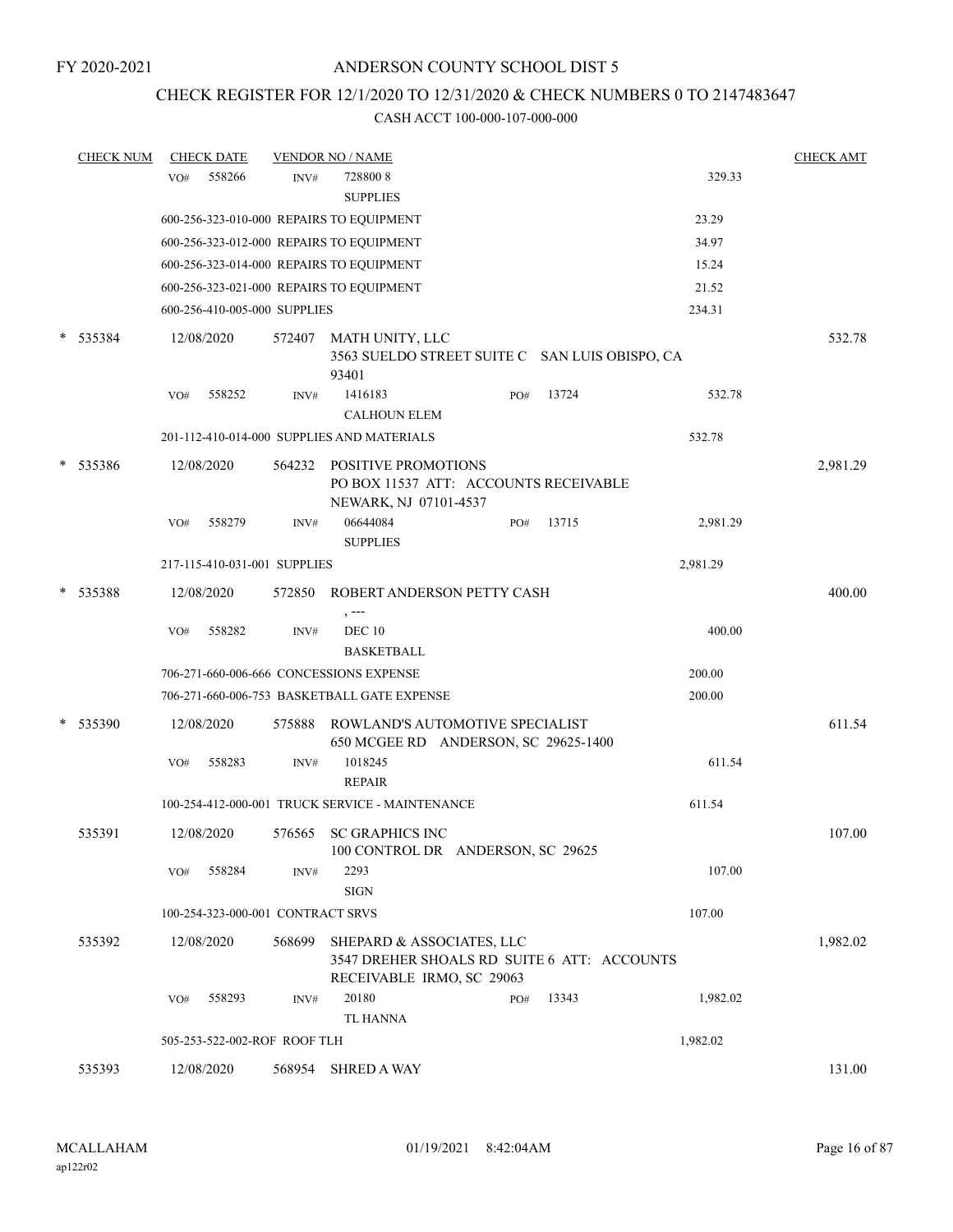FY 2020-2021

# ANDERSON COUNTY SCHOOL DIST 5

## CHECK REGISTER FOR 12/1/2020 TO 12/31/2020 & CHECK NUMBERS 0 TO 2147483647

### CASH ACCT 100-000-107-000-000

| CHECK NUM | CHECK DATE | VENDOR NO / NAME | | CHECK AMT |
|---|---|---|---|---|
| | VO# 558266 | INV# 728800 8 SUPPLIES | 329.33 | |
| | | 600-256-323-010-000 REPAIRS TO EQUIPMENT | 23.29 | |
| | | 600-256-323-012-000 REPAIRS TO EQUIPMENT | 34.97 | |
| | | 600-256-323-014-000 REPAIRS TO EQUIPMENT | 15.24 | |
| | | 600-256-323-021-000 REPAIRS TO EQUIPMENT | 21.52 | |
| | | 600-256-410-005-000 SUPPLIES | 234.31 | |
| * 535384 | 12/08/2020 | 572407 MATH UNITY, LLC 3563 SUELDO STREET SUITE C SAN LUIS OBISPO, CA 93401 | | 532.78 |
| | VO# 558252 | INV# 1416183 CALHOUN ELEM PO# 13724 | 532.78 | |
| | | 201-112-410-014-000 SUPPLIES AND MATERIALS | 532.78 | |
| * 535386 | 12/08/2020 | 564232 POSITIVE PROMOTIONS PO BOX 11537 ATT: ACCOUNTS RECEIVABLE NEWARK, NJ 07101-4537 | | 2,981.29 |
| | VO# 558279 | INV# 06644084 SUPPLIES PO# 13715 | 2,981.29 | |
| | | 217-115-410-031-001 SUPPLIES | 2,981.29 | |
| * 535388 | 12/08/2020 | 572850 ROBERT ANDERSON PETTY CASH , --- | | 400.00 |
| | VO# 558282 | INV# DEC 10 BASKETBALL | 400.00 | |
| | | 706-271-660-006-666 CONCESSIONS EXPENSE | 200.00 | |
| | | 706-271-660-006-753 BASKETBALL GATE EXPENSE | 200.00 | |
| * 535390 | 12/08/2020 | 575888 ROWLAND'S AUTOMOTIVE SPECIALIST 650 MCGEE RD ANDERSON, SC 29625-1400 | | 611.54 |
| | VO# 558283 | INV# 1018245 REPAIR | 611.54 | |
| | | 100-254-412-000-001 TRUCK SERVICE - MAINTENANCE | 611.54 | |
| 535391 | 12/08/2020 | 576565 SC GRAPHICS INC 100 CONTROL DR ANDERSON, SC 29625 | | 107.00 |
| | VO# 558284 | INV# 2293 SIGN | 107.00 | |
| | | 100-254-323-000-001 CONTRACT SRVS | 107.00 | |
| 535392 | 12/08/2020 | 568699 SHEPARD & ASSOCIATES, LLC 3547 DREHER SHOALS RD SUITE 6 ATT: ACCOUNTS RECEIVABLE IRMO, SC 29063 | | 1,982.02 |
| | VO# 558293 | INV# 20180 TL HANNA PO# 13343 | 1,982.02 | |
| | | 505-253-522-002-ROF ROOF TLH | 1,982.02 | |
| 535393 | 12/08/2020 | 568954 SHRED A WAY | | 131.00 |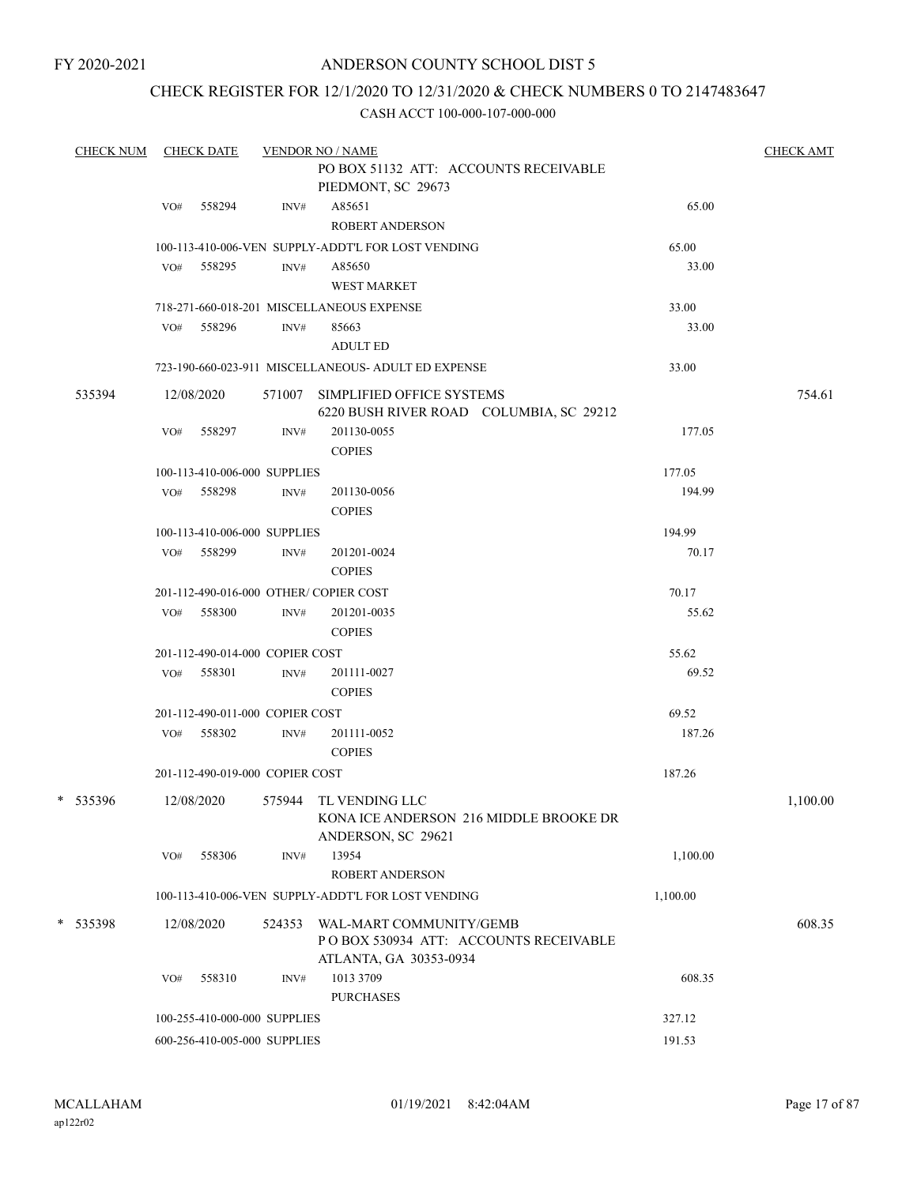FY 2020-2021

# ANDERSON COUNTY SCHOOL DIST 5

## CHECK REGISTER FOR 12/1/2020 TO 12/31/2020 & CHECK NUMBERS 0 TO 2147483647

CASH ACCT 100-000-107-000-000

| CHECK NUM | CHECK DATE | VENDOR NO / NAME | | CHECK AMT |
|---|---|---|---|---|
| | | PO BOX 51132 ATT: ACCOUNTS RECEIVABLE PIEDMONT, SC 29673 | | |
| | VO# 558294 | INV# A85651 ROBERT ANDERSON | 65.00 | |
| | | 100-113-410-006-VEN SUPPLY-ADDT'L FOR LOST VENDING | 65.00 | |
| | VO# 558295 | INV# A85650 WEST MARKET | 33.00 | |
| | | 718-271-660-018-201 MISCELLANEOUS EXPENSE | 33.00 | |
| | VO# 558296 | INV# 85663 ADULT ED | 33.00 | |
| | | 723-190-660-023-911 MISCELLANEOUS- ADULT ED EXPENSE | 33.00 | |
| 535394 | 12/08/2020 | 571007 SIMPLIFIED OFFICE SYSTEMS 6220 BUSH RIVER ROAD COLUMBIA, SC 29212 | | 754.61 |
| | VO# 558297 | INV# 201130-0055 COPIES | 177.05 | |
| | | 100-113-410-006-000 SUPPLIES | 177.05 | |
| | VO# 558298 | INV# 201130-0056 COPIES | 194.99 | |
| | | 100-113-410-006-000 SUPPLIES | 194.99 | |
| | VO# 558299 | INV# 201201-0024 COPIES | 70.17 | |
| | | 201-112-490-016-000 OTHER/ COPIER COST | 70.17 | |
| | VO# 558300 | INV# 201201-0035 COPIES | 55.62 | |
| | | 201-112-490-014-000 COPIER COST | 55.62 | |
| | VO# 558301 | INV# 201111-0027 COPIES | 69.52 | |
| | | 201-112-490-011-000 COPIER COST | 69.52 | |
| | VO# 558302 | INV# 201111-0052 COPIES | 187.26 | |
| | | 201-112-490-019-000 COPIER COST | 187.26 | |
| * 535396 | 12/08/2020 | 575944 TL VENDING LLC KONA ICE ANDERSON 216 MIDDLE BROOKE DR ANDERSON, SC 29621 | | 1,100.00 |
| | VO# 558306 | INV# 13954 ROBERT ANDERSON | 1,100.00 | |
| | | 100-113-410-006-VEN SUPPLY-ADDT'L FOR LOST VENDING | 1,100.00 | |
| * 535398 | 12/08/2020 | 524353 WAL-MART COMMUNITY/GEMB P O BOX 530934 ATT: ACCOUNTS RECEIVABLE ATLANTA, GA 30353-0934 | | 608.35 |
| | VO# 558310 | INV# 1013 3709 PURCHASES | 608.35 | |
| | | 100-255-410-000-000 SUPPLIES | 327.12 | |
| | | 600-256-410-005-000 SUPPLIES | 191.53 | |

MCALLAHAM ap122r02 01/19/2021 8:42:04AM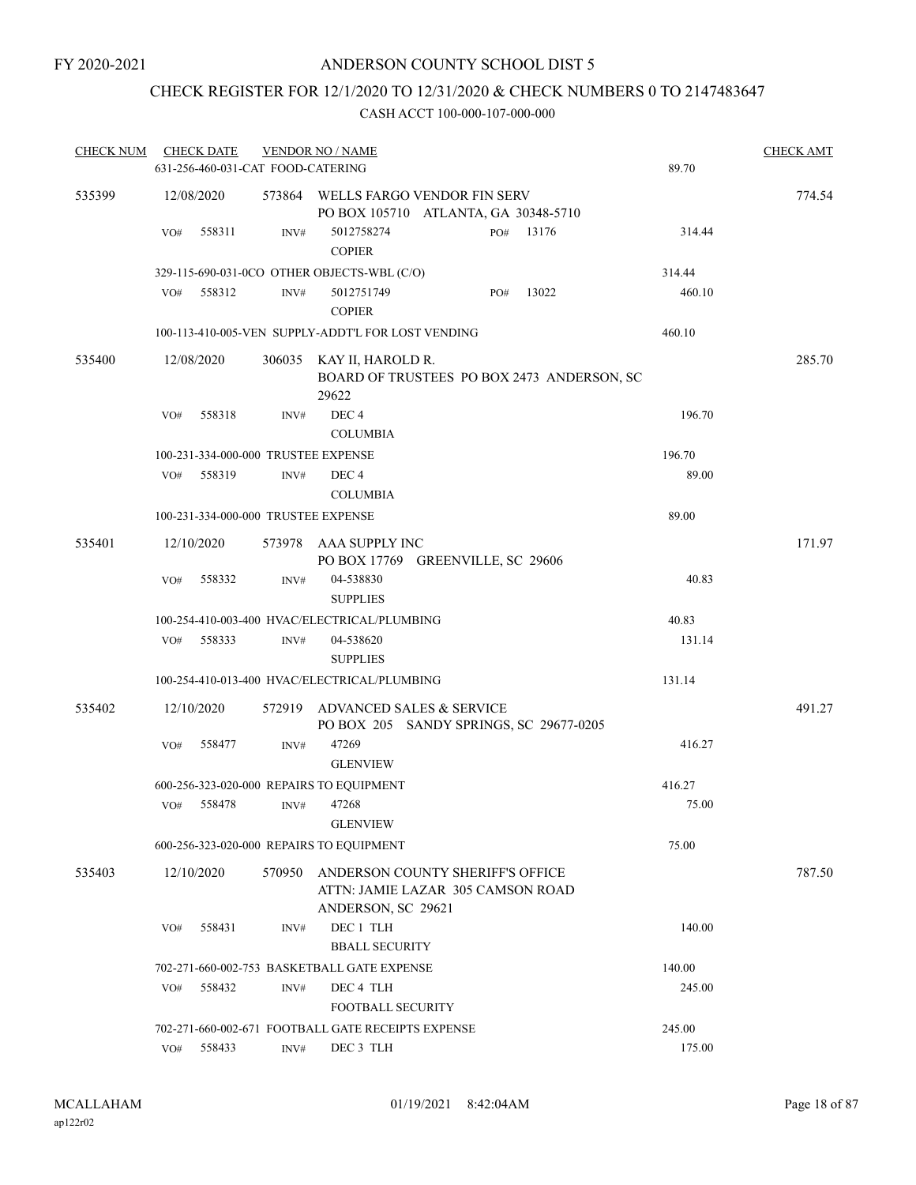FY 2020-2021

# ANDERSON COUNTY SCHOOL DIST 5

## CHECK REGISTER FOR 12/1/2020 TO 12/31/2020 & CHECK NUMBERS 0 TO 2147483647

### CASH ACCT 100-000-107-000-000

| CHECK NUM | CHECK DATE | VENDOR NO / NAME | | | CHECK AMT |
|---|---|---|---|---|---|
| | 631-256-460-031-CAT FOOD-CATERING | | | 89.70 | |
| 535399 | 12/08/2020 | 573864 WELLS FARGO VENDOR FIN SERV<br>PO BOX 105710 ATLANTA, GA 30348-5710 | | | 774.54 |
| | VO# 558311 | INV# 5012758274<br>COPIER | PO# 13176 | 314.44 | |
| | 329-115-690-031-0CO OTHER OBJECTS-WBL (C/O) | | | 314.44 | |
| | VO# 558312 | INV# 5012751749<br>COPIER | PO# 13022 | 460.10 | |
| | 100-113-410-005-VEN SUPPLY-ADDT'L FOR LOST VENDING | | | 460.10 | |
| 535400 | 12/08/2020 | 306035 KAY II, HAROLD R.<br>BOARD OF TRUSTEES PO BOX 2473 ANDERSON, SC 29622 | | | 285.70 |
| | VO# 558318 | INV# DEC 4<br>COLUMBIA | | 196.70 | |
| | 100-231-334-000-000 TRUSTEE EXPENSE | | | 196.70 | |
| | VO# 558319 | INV# DEC 4<br>COLUMBIA | | 89.00 | |
| | 100-231-334-000-000 TRUSTEE EXPENSE | | | 89.00 | |
| 535401 | 12/10/2020 | 573978 AAA SUPPLY INC<br>PO BOX 17769 GREENVILLE, SC 29606 | | | 171.97 |
| | VO# 558332 | INV# 04-538830<br>SUPPLIES | | 40.83 | |
| | 100-254-410-003-400 HVAC/ELECTRICAL/PLUMBING | | | 40.83 | |
| | VO# 558333 | INV# 04-538620<br>SUPPLIES | | 131.14 | |
| | 100-254-410-013-400 HVAC/ELECTRICAL/PLUMBING | | | 131.14 | |
| 535402 | 12/10/2020 | 572919 ADVANCED SALES & SERVICE<br>PO BOX 205 SANDY SPRINGS, SC 29677-0205 | | | 491.27 |
| | VO# 558477 | INV# 47269<br>GLENVIEW | | 416.27 | |
| | 600-256-323-020-000 REPAIRS TO EQUIPMENT | | | 416.27 | |
| | VO# 558478 | INV# 47268<br>GLENVIEW | | 75.00 | |
| | 600-256-323-020-000 REPAIRS TO EQUIPMENT | | | 75.00 | |
| 535403 | 12/10/2020 | 570950 ANDERSON COUNTY SHERIFF'S OFFICE<br>ATTN: JAMIE LAZAR 305 CAMSON ROAD<br>ANDERSON, SC 29621 | | | 787.50 |
| | VO# 558431 | INV# DEC 1 TLH<br>BBALL SECURITY | | 140.00 | |
| | 702-271-660-002-753 BASKETBALL GATE EXPENSE | | | 140.00 | |
| | VO# 558432 | INV# DEC 4 TLH<br>FOOTBALL SECURITY | | 245.00 | |
| | 702-271-660-002-671 FOOTBALL GATE RECEIPTS EXPENSE | | | 245.00 | |
| | VO# 558433 | INV# DEC 3 TLH | | 175.00 | |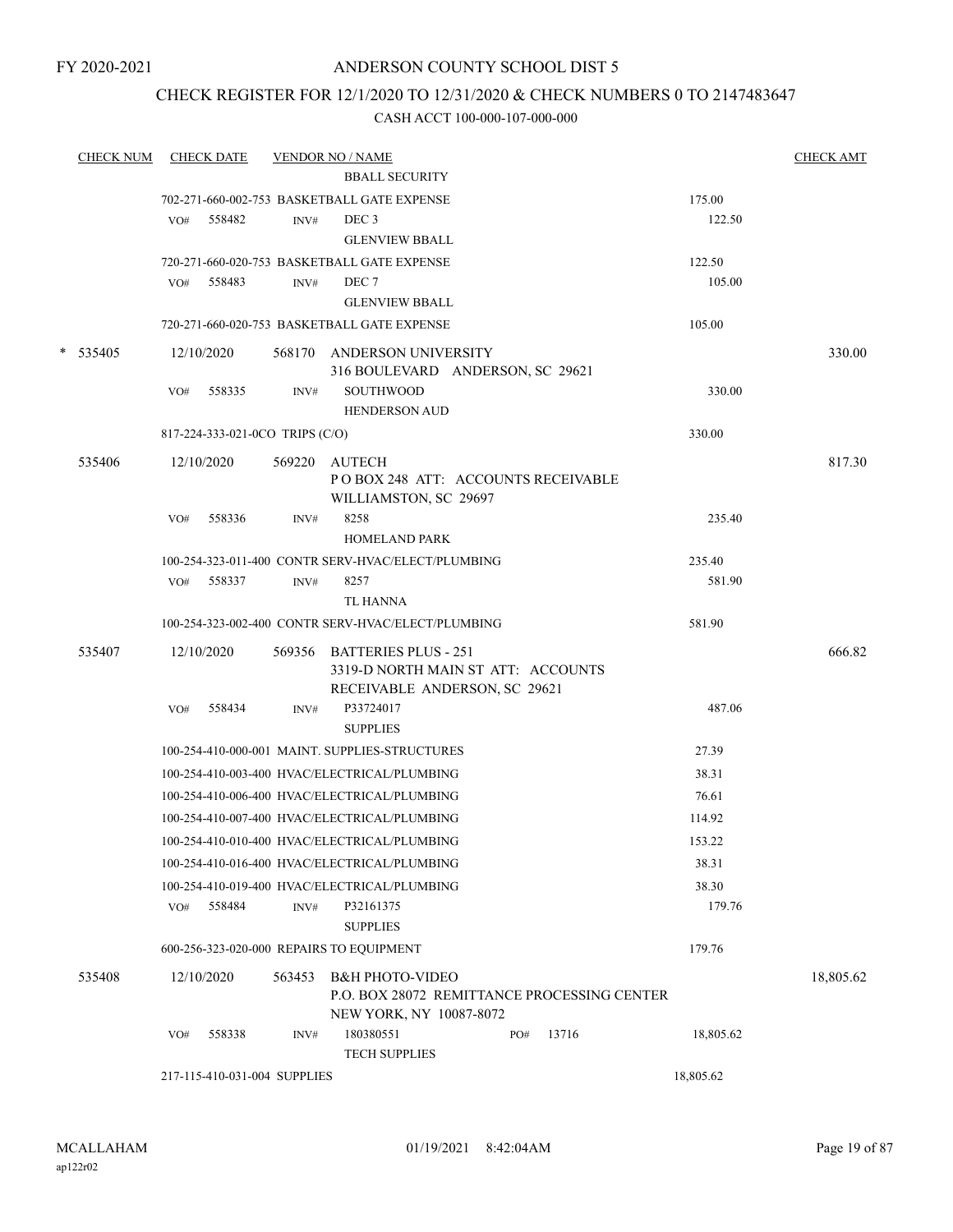FY 2020-2021

# ANDERSON COUNTY SCHOOL DIST 5

## CHECK REGISTER FOR 12/1/2020 TO 12/31/2020 & CHECK NUMBERS 0 TO 2147483647

### CASH ACCT 100-000-107-000-000

| CHECK NUM | CHECK DATE | VENDOR NO / NAME | | CHECK AMT |
|---|---|---|---|---|
| | | BBALL SECURITY | | |
| | | 702-271-660-002-753 BASKETBALL GATE EXPENSE | 175.00 | |
| | VO# 558482 | INV# DEC 3<br>GLENVIEW BBALL | 122.50 | |
| | | 720-271-660-020-753 BASKETBALL GATE EXPENSE | 122.50 | |
| | VO# 558483 | INV# DEC 7<br>GLENVIEW BBALL | 105.00 | |
| | | 720-271-660-020-753 BASKETBALL GATE EXPENSE | 105.00 | |
| * 535405 | 12/10/2020 | 568170 ANDERSON UNIVERSITY<br>316 BOULEVARD ANDERSON, SC 29621 | | 330.00 |
| | VO# 558335 | INV# SOUTHWOOD<br>HENDERSON AUD | 330.00 | |
| | | 817-224-333-021-0CO TRIPS (C/O) | 330.00 | |
| 535406 | 12/10/2020 | 569220 AUTECH<br>P O BOX 248 ATT: ACCOUNTS RECEIVABLE<br>WILLIAMSTON, SC 29697 | | 817.30 |
| | VO# 558336 | INV# 8258<br>HOMELAND PARK | 235.40 | |
| | | 100-254-323-011-400 CONTR SERV-HVAC/ELECT/PLUMBING | 235.40 | |
| | VO# 558337 | INV# 8257<br>TL HANNA | 581.90 | |
| | | 100-254-323-002-400 CONTR SERV-HVAC/ELECT/PLUMBING | 581.90 | |
| 535407 | 12/10/2020 | 569356 BATTERIES PLUS - 251<br>3319-D NORTH MAIN ST ATT: ACCOUNTS<br>RECEIVABLE ANDERSON, SC 29621 | | 666.82 |
| | VO# 558434 | INV# P33724017<br>SUPPLIES | 487.06 | |
| | | 100-254-410-000-001 MAINT. SUPPLIES-STRUCTURES | 27.39 | |
| | | 100-254-410-003-400 HVAC/ELECTRICAL/PLUMBING | 38.31 | |
| | | 100-254-410-006-400 HVAC/ELECTRICAL/PLUMBING | 76.61 | |
| | | 100-254-410-007-400 HVAC/ELECTRICAL/PLUMBING | 114.92 | |
| | | 100-254-410-010-400 HVAC/ELECTRICAL/PLUMBING | 153.22 | |
| | | 100-254-410-016-400 HVAC/ELECTRICAL/PLUMBING | 38.31 | |
| | | 100-254-410-019-400 HVAC/ELECTRICAL/PLUMBING | 38.30 | |
| | VO# 558484 | INV# P32161375<br>SUPPLIES | 179.76 | |
| | | 600-256-323-020-000 REPAIRS TO EQUIPMENT | 179.76 | |
| 535408 | 12/10/2020 | 563453 B&H PHOTO-VIDEO<br>P.O. BOX 28072 REMITTANCE PROCESSING CENTER<br>NEW YORK, NY 10087-8072 | | 18,805.62 |
| | VO# 558338 | INV# 180380551 PO# 13716<br>TECH SUPPLIES | 18,805.62 | |
| | | 217-115-410-031-004 SUPPLIES | 18,805.62 | |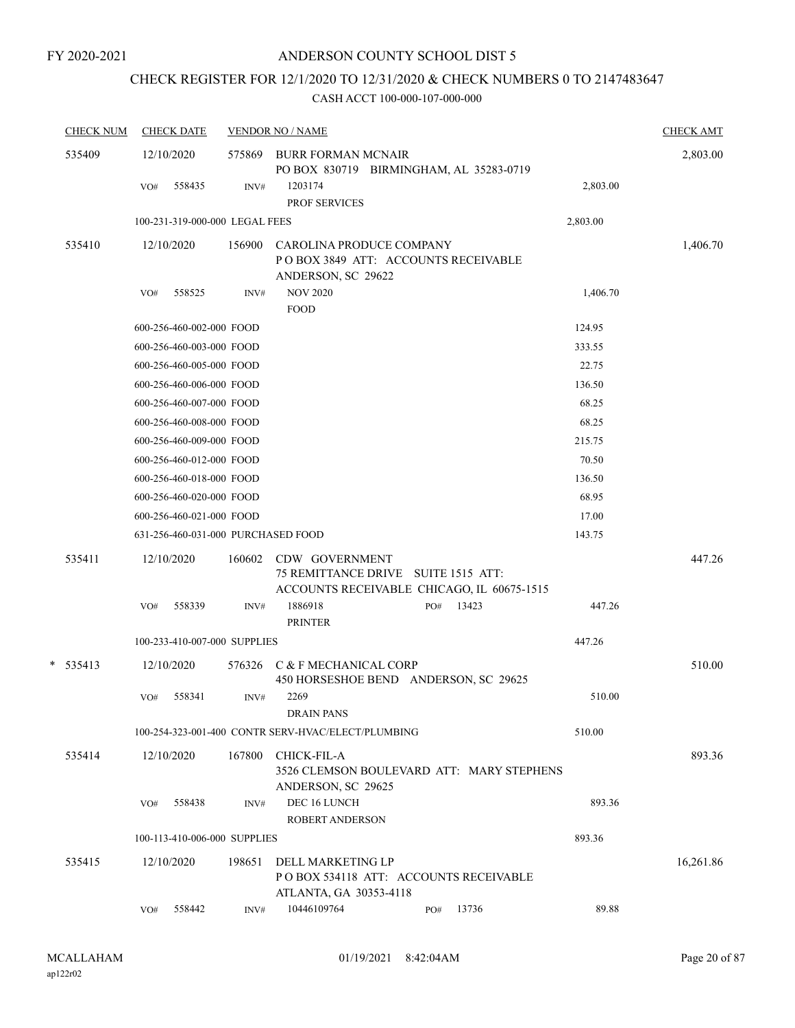FY 2020-2021

# ANDERSON COUNTY SCHOOL DIST 5

## CHECK REGISTER FOR 12/1/2020 TO 12/31/2020 & CHECK NUMBERS 0 TO 2147483647

CASH ACCT 100-000-107-000-000

| CHECK NUM | CHECK DATE | VENDOR NO / NAME | | CHECK AMT |
|---|---|---|---|---|
| 535409 | 12/10/2020 | 575869 BURR FORMAN MCNAIR<br>PO BOX 830719 BIRMINGHAM, AL 35283-0719 | | 2,803.00 |
| | VO# 558435 | INV# 1203174<br>PROF SERVICES | 2,803.00 | |
| | 100-231-319-000-000 LEGAL FEES | | 2,803.00 | |
| 535410 | 12/10/2020 | 156900 CAROLINA PRODUCE COMPANY<br>P O BOX 3849 ATT: ACCOUNTS RECEIVABLE<br>ANDERSON, SC 29622 | | 1,406.70 |
| | VO# 558525 | INV# NOV 2020<br>FOOD | 1,406.70 | |
| | 600-256-460-002-000 FOOD | | 124.95 | |
| | 600-256-460-003-000 FOOD | | 333.55 | |
| | 600-256-460-005-000 FOOD | | 22.75 | |
| | 600-256-460-006-000 FOOD | | 136.50 | |
| | 600-256-460-007-000 FOOD | | 68.25 | |
| | 600-256-460-008-000 FOOD | | 68.25 | |
| | 600-256-460-009-000 FOOD | | 215.75 | |
| | 600-256-460-012-000 FOOD | | 70.50 | |
| | 600-256-460-018-000 FOOD | | 136.50 | |
| | 600-256-460-020-000 FOOD | | 68.95 | |
| | 600-256-460-021-000 FOOD | | 17.00 | |
| | 631-256-460-031-000 PURCHASED FOOD | | 143.75 | |
| 535411 | 12/10/2020 | 160602 CDW GOVERNMENT<br>75 REMITTANCE DRIVE SUITE 1515 ATT:<br>ACCOUNTS RECEIVABLE CHICAGO, IL 60675-1515 | | 447.26 |
| | VO# 558339 | INV# 1886918 PO# 13423<br>PRINTER | 447.26 | |
| | 100-233-410-007-000 SUPPLIES | | 447.26 | |
| * 535413 | 12/10/2020 | 576326 C & F MECHANICAL CORP<br>450 HORSESHOE BEND ANDERSON, SC 29625 | | 510.00 |
| | VO# 558341 | INV# 2269<br>DRAIN PANS | 510.00 | |
| | 100-254-323-001-400 CONTR SERV-HVAC/ELECT/PLUMBING | | 510.00 | |
| 535414 | 12/10/2020 | 167800 CHICK-FIL-A<br>3526 CLEMSON BOULEVARD ATT: MARY STEPHENS<br>ANDERSON, SC 29625 | | 893.36 |
| | VO# 558438 | INV# DEC 16 LUNCH<br>ROBERT ANDERSON | 893.36 | |
| | 100-113-410-006-000 SUPPLIES | | 893.36 | |
| 535415 | 12/10/2020 | 198651 DELL MARKETING LP<br>P O BOX 534118 ATT: ACCOUNTS RECEIVABLE<br>ATLANTA, GA 30353-4118 | | 16,261.86 |
| | VO# 558442 | INV# 10446109764 PO# 13736 | 89.88 | |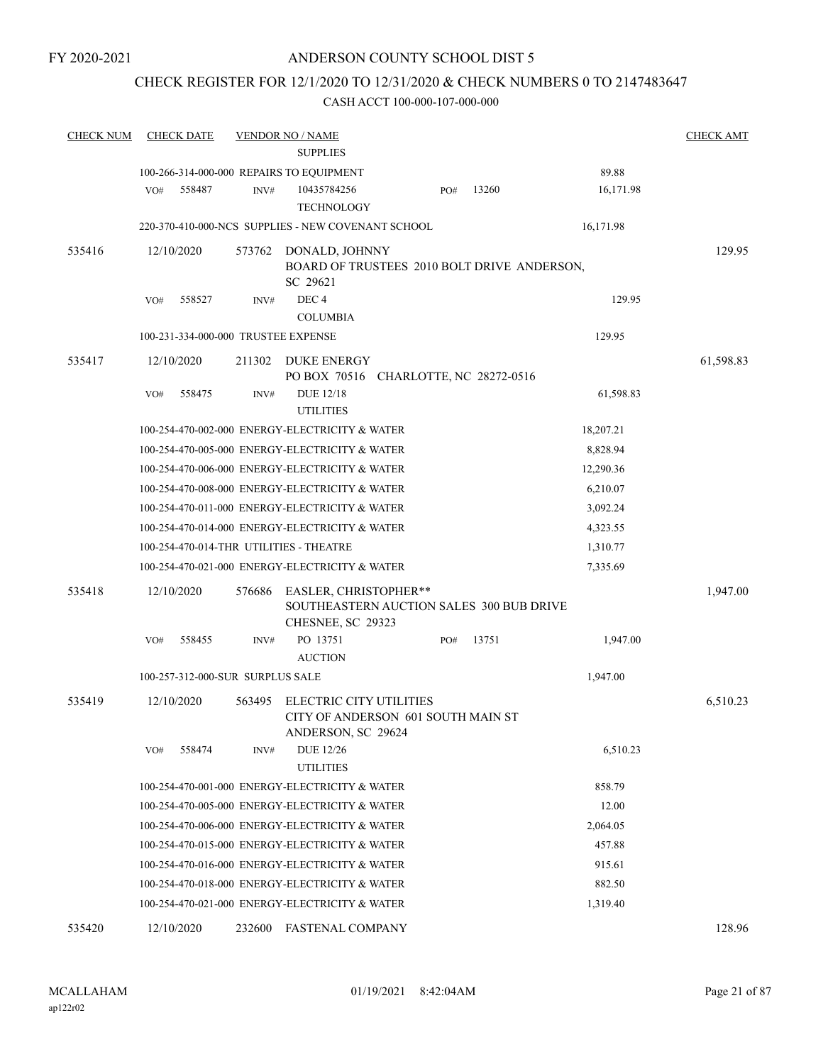FY 2020-2021

# ANDERSON COUNTY SCHOOL DIST 5

## CHECK REGISTER FOR 12/1/2020 TO 12/31/2020 & CHECK NUMBERS 0 TO 2147483647

### CASH ACCT 100-000-107-000-000

| CHECK NUM | CHECK DATE | VENDOR NO / NAME | | CHECK AMT |
|---|---|---|---|---|
| | | SUPPLIES | | |
| | | 100-266-314-000-000 REPAIRS TO EQUIPMENT | 89.88 | |
| | VO# 558487 | INV# 10435784256 TECHNOLOGY PO# 13260 | 16,171.98 | |
| | | 220-370-410-000-NCS SUPPLIES - NEW COVENANT SCHOOL | 16,171.98 | |
| 535416 | 12/10/2020 | 573762 DONALD, JOHNNY BOARD OF TRUSTEES 2010 BOLT DRIVE ANDERSON, SC 29621 | | 129.95 |
| | VO# 558527 | INV# DEC 4 COLUMBIA | 129.95 | |
| | | 100-231-334-000-000 TRUSTEE EXPENSE | 129.95 | |
| 535417 | 12/10/2020 | 211302 DUKE ENERGY PO BOX 70516 CHARLOTTE, NC 28272-0516 | | 61,598.83 |
| | VO# 558475 | INV# DUE 12/18 UTILITIES | 61,598.83 | |
| | | 100-254-470-002-000 ENERGY-ELECTRICITY & WATER | 18,207.21 | |
| | | 100-254-470-005-000 ENERGY-ELECTRICITY & WATER | 8,828.94 | |
| | | 100-254-470-006-000 ENERGY-ELECTRICITY & WATER | 12,290.36 | |
| | | 100-254-470-008-000 ENERGY-ELECTRICITY & WATER | 6,210.07 | |
| | | 100-254-470-011-000 ENERGY-ELECTRICITY & WATER | 3,092.24 | |
| | | 100-254-470-014-000 ENERGY-ELECTRICITY & WATER | 4,323.55 | |
| | | 100-254-470-014-THR UTILITIES - THEATRE | 1,310.77 | |
| | | 100-254-470-021-000 ENERGY-ELECTRICITY & WATER | 7,335.69 | |
| 535418 | 12/10/2020 | 576686 EASLER, CHRISTOPHER** SOUTHEASTERN AUCTION SALES 300 BUB DRIVE CHESNEE, SC 29323 | | 1,947.00 |
| | VO# 558455 | INV# PO 13751 AUCTION PO# 13751 | 1,947.00 | |
| | | 100-257-312-000-SUR SURPLUS SALE | 1,947.00 | |
| 535419 | 12/10/2020 | 563495 ELECTRIC CITY UTILITIES CITY OF ANDERSON 601 SOUTH MAIN ST ANDERSON, SC 29624 | | 6,510.23 |
| | VO# 558474 | INV# DUE 12/26 UTILITIES | 6,510.23 | |
| | | 100-254-470-001-000 ENERGY-ELECTRICITY & WATER | 858.79 | |
| | | 100-254-470-005-000 ENERGY-ELECTRICITY & WATER | 12.00 | |
| | | 100-254-470-006-000 ENERGY-ELECTRICITY & WATER | 2,064.05 | |
| | | 100-254-470-015-000 ENERGY-ELECTRICITY & WATER | 457.88 | |
| | | 100-254-470-016-000 ENERGY-ELECTRICITY & WATER | 915.61 | |
| | | 100-254-470-018-000 ENERGY-ELECTRICITY & WATER | 882.50 | |
| | | 100-254-470-021-000 ENERGY-ELECTRICITY & WATER | 1,319.40 | |
| 535420 | 12/10/2020 | 232600 FASTENAL COMPANY | | 128.96 |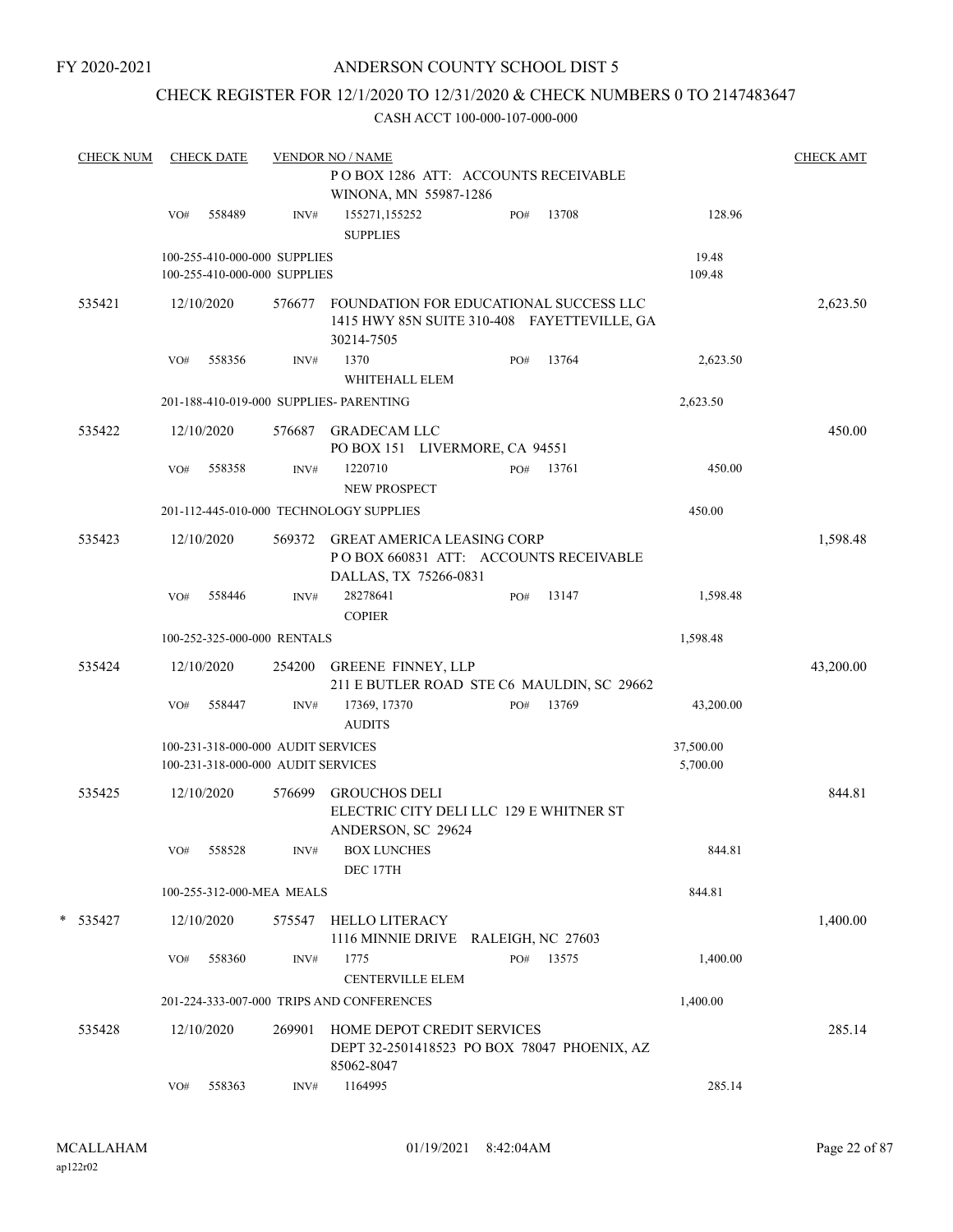FY 2020-2021

# ANDERSON COUNTY SCHOOL DIST 5

## CHECK REGISTER FOR 12/1/2020 TO 12/31/2020 & CHECK NUMBERS 0 TO 2147483647

### CASH ACCT 100-000-107-000-000

| CHECK NUM | CHECK DATE | VENDOR NO / NAME | | | CHECK AMT |
|---|---|---|---|---|---|
| | | P O BOX 1286 ATT: ACCOUNTS RECEIVABLE WINONA, MN 55987-1286 | | | |
| | VO# 558489 | INV# 155271,155252 SUPPLIES | PO# 13708 | 128.96 | |
| | | 100-255-410-000-000 SUPPLIES | | 19.48 | |
| | | 100-255-410-000-000 SUPPLIES | | 109.48 | |
| 535421 | 12/10/2020 | 576677 FOUNDATION FOR EDUCATIONAL SUCCESS LLC 1415 HWY 85N SUITE 310-408 FAYETTEVILLE, GA 30214-7505 | | | 2,623.50 |
| | VO# 558356 | INV# 1370 WHITEHALL ELEM | PO# 13764 | 2,623.50 | |
| | | 201-188-410-019-000 SUPPLIES- PARENTING | | 2,623.50 | |
| 535422 | 12/10/2020 | 576687 GRADECAM LLC PO BOX 151 LIVERMORE, CA 94551 | | | 450.00 |
| | VO# 558358 | INV# 1220710 NEW PROSPECT | PO# 13761 | 450.00 | |
| | | 201-112-445-010-000 TECHNOLOGY SUPPLIES | | 450.00 | |
| 535423 | 12/10/2020 | 569372 GREAT AMERICA LEASING CORP P O BOX 660831 ATT: ACCOUNTS RECEIVABLE DALLAS, TX 75266-0831 | | | 1,598.48 |
| | VO# 558446 | INV# 28278641 COPIER | PO# 13147 | 1,598.48 | |
| | | 100-252-325-000-000 RENTALS | | 1,598.48 | |
| 535424 | 12/10/2020 | 254200 GREENE FINNEY, LLP 211 E BUTLER ROAD STE C6 MAULDIN, SC 29662 | | | 43,200.00 |
| | VO# 558447 | INV# 17369, 17370 AUDITS | PO# 13769 | 43,200.00 | |
| | | 100-231-318-000-000 AUDIT SERVICES | | 37,500.00 | |
| | | 100-231-318-000-000 AUDIT SERVICES | | 5,700.00 | |
| 535425 | 12/10/2020 | 576699 GROUCHOS DELI ELECTRIC CITY DELI LLC 129 E WHITNER ST ANDERSON, SC 29624 | | | 844.81 |
| | VO# 558528 | INV# BOX LUNCHES DEC 17TH | | 844.81 | |
| | | 100-255-312-000-MEA MEALS | | 844.81 | |
| * 535427 | 12/10/2020 | 575547 HELLO LITERACY 1116 MINNIE DRIVE RALEIGH, NC 27603 | | | 1,400.00 |
| | VO# 558360 | INV# 1775 CENTERVILLE ELEM | PO# 13575 | 1,400.00 | |
| | | 201-224-333-007-000 TRIPS AND CONFERENCES | | 1,400.00 | |
| 535428 | 12/10/2020 | 269901 HOME DEPOT CREDIT SERVICES DEPT 32-2501418523 PO BOX 78047 PHOENIX, AZ 85062-8047 | | | 285.14 |
| | VO# 558363 | INV# 1164995 | | 285.14 | |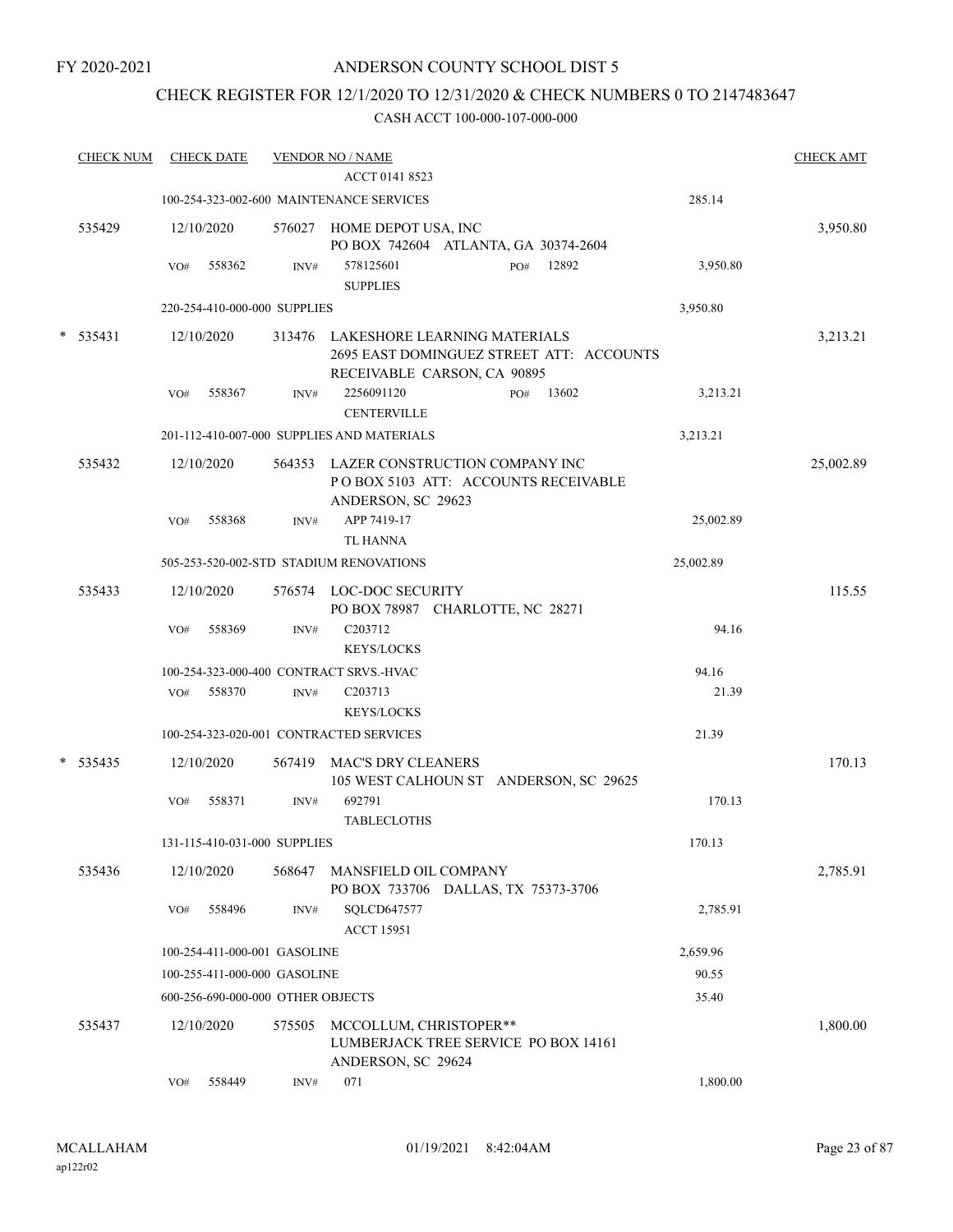FY 2020-2021

# ANDERSON COUNTY SCHOOL DIST 5

## CHECK REGISTER FOR 12/1/2020 TO 12/31/2020 & CHECK NUMBERS 0 TO 2147483647

### CASH ACCT 100-000-107-000-000

| CHECK NUM | CHECK DATE | VENDOR NO / NAME | | | CHECK AMT |
|---|---|---|---|---|---|
| | | ACCT 0141 8523 | | | |
| | 100-254-323-002-600 MAINTENANCE SERVICES | | | 285.14 | |
| 535429 | 12/10/2020 | 576027 HOME DEPOT USA, INC PO BOX 742604 ATLANTA, GA 30374-2604 | | | 3,950.80 |
| | VO# 558362 | INV# 578125601 SUPPLIES | PO# 12892 | 3,950.80 | |
| | 220-254-410-000-000 SUPPLIES | | | 3,950.80 | |
| * 535431 | 12/10/2020 | 313476 LAKESHORE LEARNING MATERIALS 2695 EAST DOMINGUEZ STREET ATT: ACCOUNTS RECEIVABLE CARSON, CA 90895 | | | 3,213.21 |
| | VO# 558367 | INV# 2256091120 CENTERVILLE | PO# 13602 | 3,213.21 | |
| | 201-112-410-007-000 SUPPLIES AND MATERIALS | | | 3,213.21 | |
| 535432 | 12/10/2020 | 564353 LAZER CONSTRUCTION COMPANY INC P O BOX 5103 ATT: ACCOUNTS RECEIVABLE ANDERSON, SC 29623 | | | 25,002.89 |
| | VO# 558368 | INV# APP 7419-17 TL HANNA | | 25,002.89 | |
| | 505-253-520-002-STD STADIUM RENOVATIONS | | | 25,002.89 | |
| 535433 | 12/10/2020 | 576574 LOC-DOC SECURITY PO BOX 78987 CHARLOTTE, NC 28271 | | | 115.55 |
| | VO# 558369 | INV# C203712 KEYS/LOCKS | | 94.16 | |
| | 100-254-323-000-400 CONTRACT SRVS.-HVAC | | | 94.16 | |
| | VO# 558370 | INV# C203713 KEYS/LOCKS | | 21.39 | |
| | 100-254-323-020-001 CONTRACTED SERVICES | | | 21.39 | |
| * 535435 | 12/10/2020 | 567419 MAC'S DRY CLEANERS 105 WEST CALHOUN ST ANDERSON, SC 29625 | | | 170.13 |
| | VO# 558371 | INV# 692791 TABLECLOTHS | | 170.13 | |
| | 131-115-410-031-000 SUPPLIES | | | 170.13 | |
| 535436 | 12/10/2020 | 568647 MANSFIELD OIL COMPANY PO BOX 733706 DALLAS, TX 75373-3706 | | | 2,785.91 |
| | VO# 558496 | INV# SQLCD647577 ACCT 15951 | | 2,785.91 | |
| | 100-254-411-000-001 GASOLINE | | | 2,659.96 | |
| | 100-255-411-000-000 GASOLINE | | | 90.55 | |
| | 600-256-690-000-000 OTHER OBJECTS | | | 35.40 | |
| 535437 | 12/10/2020 | 575505 MCCOLLUM, CHRISTOPER** LUMBERJACK TREE SERVICE PO BOX 14161 ANDERSON, SC 29624 | | | 1,800.00 |
| | VO# 558449 | INV# 071 | | 1,800.00 | |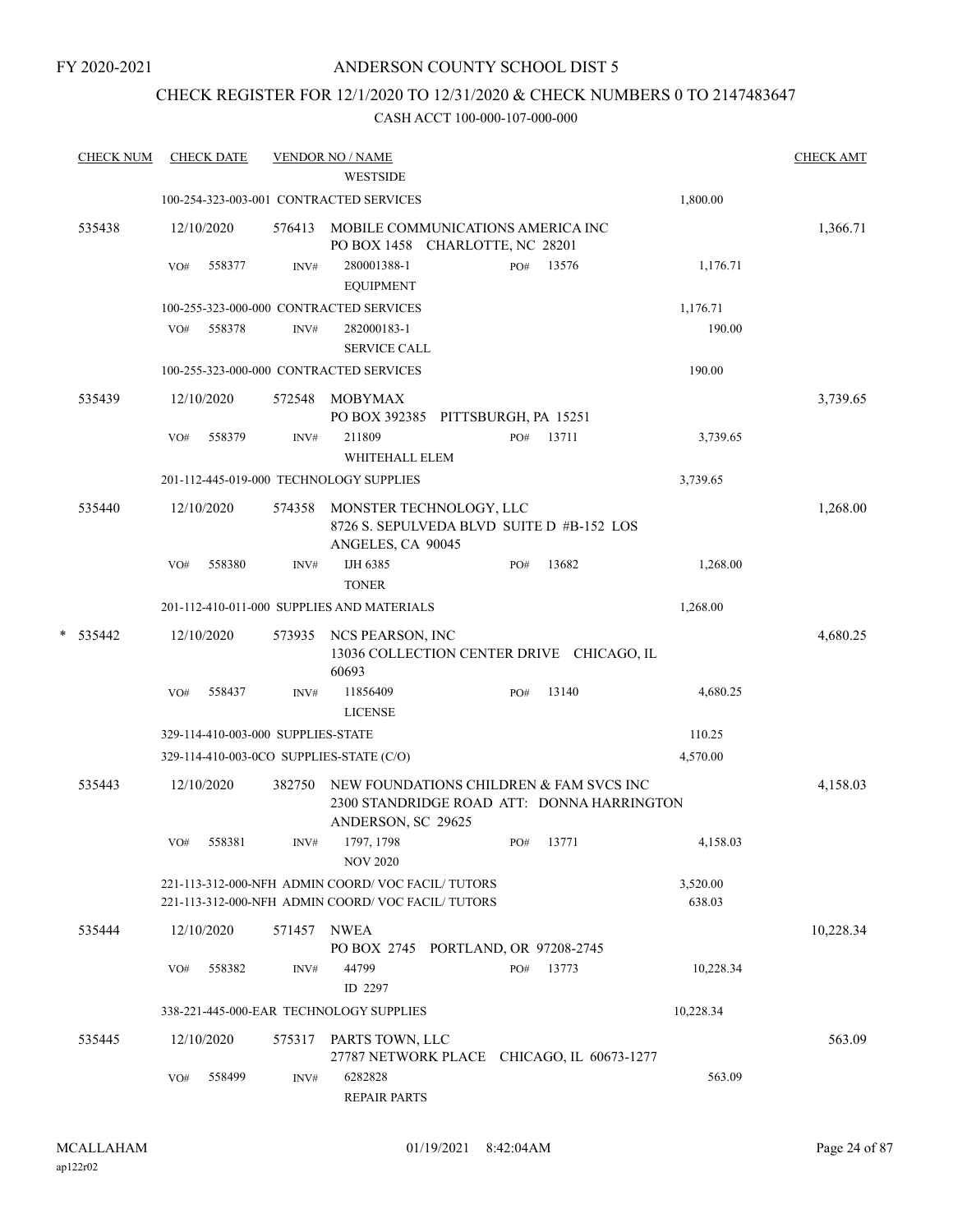FY 2020-2021

# ANDERSON COUNTY SCHOOL DIST 5

## CHECK REGISTER FOR 12/1/2020 TO 12/31/2020 & CHECK NUMBERS 0 TO 2147483647

### CASH ACCT 100-000-107-000-000

| CHECK NUM | CHECK DATE | VENDOR NO / NAME | | | CHECK AMT |
|---|---|---|---|---|---|
| | | WESTSIDE | | | |
| | 100-254-323-003-001 CONTRACTED SERVICES | | | 1,800.00 | |
| 535438 | 12/10/2020 | 576413 MOBILE COMMUNICATIONS AMERICA INC<br>PO BOX 1458 CHARLOTTE, NC 28201 | | | 1,366.71 |
| | VO# 558377 | INV# 280001388-1<br>EQUIPMENT | PO# 13576 | 1,176.71 | |
| | 100-255-323-000-000 CONTRACTED SERVICES | | | 1,176.71 | |
| | VO# 558378 | INV# 282000183-1<br>SERVICE CALL | | 190.00 | |
| | 100-255-323-000-000 CONTRACTED SERVICES | | | 190.00 | |
| 535439 | 12/10/2020 | 572548 MOBYMAX<br>PO BOX 392385 PITTSBURGH, PA 15251 | | | 3,739.65 |
| | VO# 558379 | INV# 211809<br>WHITEHALL ELEM | PO# 13711 | 3,739.65 | |
| | 201-112-445-019-000 TECHNOLOGY SUPPLIES | | | 3,739.65 | |
| 535440 | 12/10/2020 | 574358 MONSTER TECHNOLOGY, LLC<br>8726 S. SEPULVEDA BLVD SUITE D #B-152 LOS ANGELES, CA 90045 | | | 1,268.00 |
| | VO# 558380 | INV# IJH 6385<br>TONER | PO# 13682 | 1,268.00 | |
| | 201-112-410-011-000 SUPPLIES AND MATERIALS | | | 1,268.00 | |
| * 535442 | 12/10/2020 | 573935 NCS PEARSON, INC<br>13036 COLLECTION CENTER DRIVE CHICAGO, IL 60693 | | | 4,680.25 |
| | VO# 558437 | INV# 11856409<br>LICENSE | PO# 13140 | 4,680.25 | |
| | 329-114-410-003-000 SUPPLIES-STATE | | | 110.25 | |
| | 329-114-410-003-0CO SUPPLIES-STATE (C/O) | | | 4,570.00 | |
| 535443 | 12/10/2020 | 382750 NEW FOUNDATIONS CHILDREN & FAM SVCS INC<br>2300 STANDRIDGE ROAD ATT: DONNA HARRINGTON ANDERSON, SC 29625 | | | 4,158.03 |
| | VO# 558381 | INV# 1797, 1798<br>NOV 2020 | PO# 13771 | 4,158.03 | |
| | 221-113-312-000-NFH ADMIN COORD/ VOC FACIL/ TUTORS | | | 3,520.00 | |
| | 221-113-312-000-NFH ADMIN COORD/ VOC FACIL/ TUTORS | | | 638.03 | |
| 535444 | 12/10/2020 | 571457 NWEA<br>PO BOX 2745 PORTLAND, OR 97208-2745 | | | 10,228.34 |
| | VO# 558382 | INV# 44799<br>ID 2297 | PO# 13773 | 10,228.34 | |
| | 338-221-445-000-EAR TECHNOLOGY SUPPLIES | | | 10,228.34 | |
| 535445 | 12/10/2020 | 575317 PARTS TOWN, LLC<br>27787 NETWORK PLACE CHICAGO, IL 60673-1277 | | | 563.09 |
| | VO# 558499 | INV# 6282828<br>REPAIR PARTS | | 563.09 | |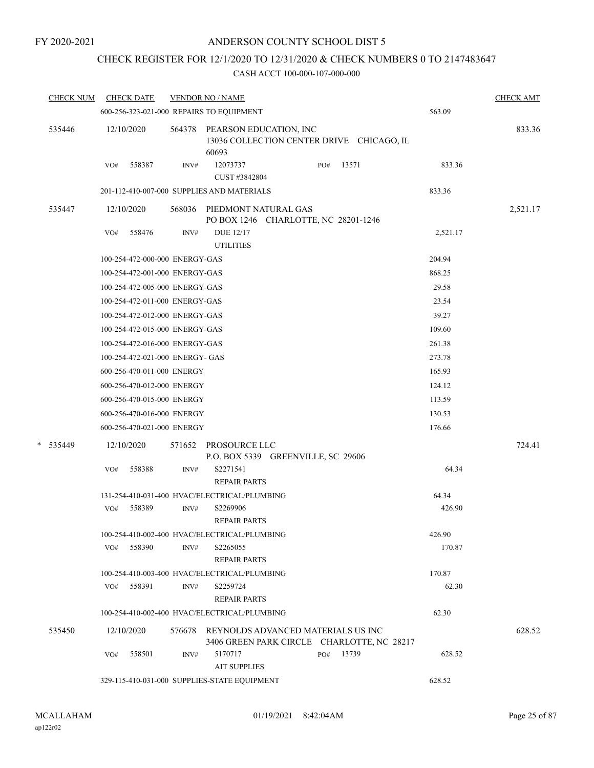FY 2020-2021

# ANDERSON COUNTY SCHOOL DIST 5

## CHECK REGISTER FOR 12/1/2020 TO 12/31/2020 & CHECK NUMBERS 0 TO 2147483647

CASH ACCT 100-000-107-000-000

| CHECK NUM | CHECK DATE | VENDOR NO / NAME | | CHECK AMT |
|---|---|---|---|---|
| | 600-256-323-021-000 REPAIRS TO EQUIPMENT | | 563.09 | |
| 535446 | 12/10/2020 | 564378 PEARSON EDUCATION, INC<br>13036 COLLECTION CENTER DRIVE CHICAGO, IL 60693 | | 833.36 |
| | VO# 558387 | INV# 12073737 PO# 13571<br>CUST #3842804 | 833.36 | |
| | 201-112-410-007-000 SUPPLIES AND MATERIALS | | 833.36 | |
| 535447 | 12/10/2020 | 568036 PIEDMONT NATURAL GAS<br>PO BOX 1246 CHARLOTTE, NC 28201-1246 | | 2,521.17 |
| | VO# 558476 | INV# DUE 12/17<br>UTILITIES | 2,521.17 | |
| | 100-254-472-000-000 ENERGY-GAS | | 204.94 | |
| | 100-254-472-001-000 ENERGY-GAS | | 868.25 | |
| | 100-254-472-005-000 ENERGY-GAS | | 29.58 | |
| | 100-254-472-011-000 ENERGY-GAS | | 23.54 | |
| | 100-254-472-012-000 ENERGY-GAS | | 39.27 | |
| | 100-254-472-015-000 ENERGY-GAS | | 109.60 | |
| | 100-254-472-016-000 ENERGY-GAS | | 261.38 | |
| | 100-254-472-021-000 ENERGY- GAS | | 273.78 | |
| | 600-256-470-011-000 ENERGY | | 165.93 | |
| | 600-256-470-012-000 ENERGY | | 124.12 | |
| | 600-256-470-015-000 ENERGY | | 113.59 | |
| | 600-256-470-016-000 ENERGY | | 130.53 | |
| | 600-256-470-021-000 ENERGY | | 176.66 | |
| * 535449 | 12/10/2020 | 571652 PROSOURCE LLC<br>P.O. BOX 5339 GREENVILLE, SC 29606 | | 724.41 |
| | VO# 558388 | INV# S2271541<br>REPAIR PARTS | 64.34 | |
| | 131-254-410-031-400 HVAC/ELECTRICAL/PLUMBING | | 64.34 | |
| | VO# 558389 | INV# S2269906<br>REPAIR PARTS | 426.90 | |
| | 100-254-410-002-400 HVAC/ELECTRICAL/PLUMBING | | 426.90 | |
| | VO# 558390 | INV# S2265055<br>REPAIR PARTS | 170.87 | |
| | 100-254-410-003-400 HVAC/ELECTRICAL/PLUMBING | | 170.87 | |
| | VO# 558391 | INV# S2259724<br>REPAIR PARTS | 62.30 | |
| | 100-254-410-002-400 HVAC/ELECTRICAL/PLUMBING | | 62.30 | |
| 535450 | 12/10/2020 | 576678 REYNOLDS ADVANCED MATERIALS US INC<br>3406 GREEN PARK CIRCLE CHARLOTTE, NC 28217 | | 628.52 |
| | VO# 558501 | INV# 5170717 PO# 13739<br>AIT SUPPLIES | 628.52 | |
| | 329-115-410-031-000 SUPPLIES-STATE EQUIPMENT | | 628.52 | |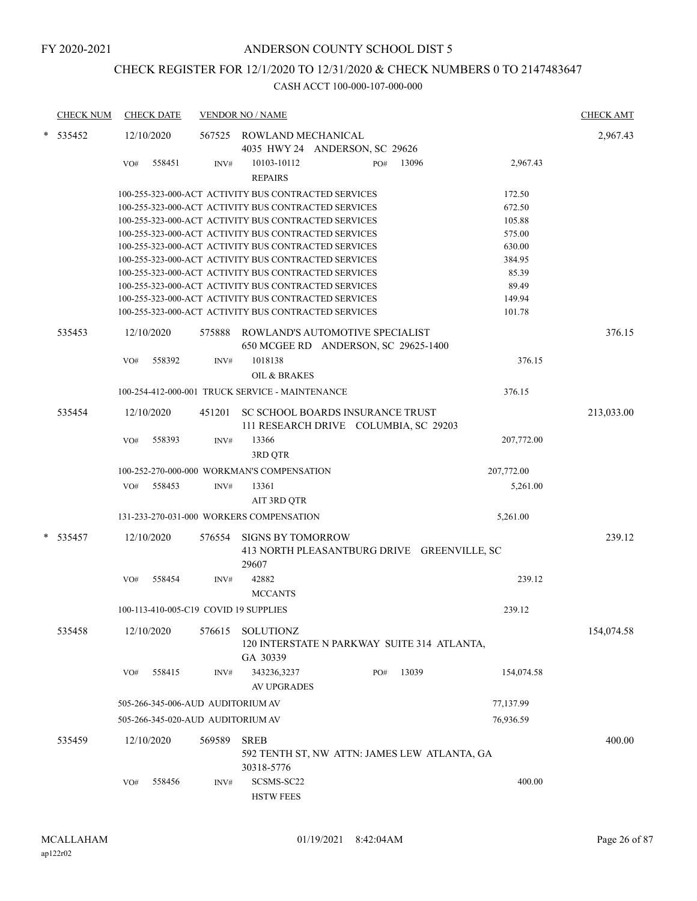FY 2020-2021

# ANDERSON COUNTY SCHOOL DIST 5

## CHECK REGISTER FOR 12/1/2020 TO 12/31/2020 & CHECK NUMBERS 0 TO 2147483647

### CASH ACCT 100-000-107-000-000

| CHECK NUM | CHECK DATE | VENDOR NO / NAME | | | CHECK AMT |
|---|---|---|---|---|---|
| * 535452 | 12/10/2020 | 567525 ROWLAND MECHANICAL<br>4035 HWY 24 ANDERSON, SC 29626 | | | 2,967.43 |
| | VO# 558451 | INV# 10103-10112<br>REPAIRS | PO# 13096 | 2,967.43 | |
| | 100-255-323-000-ACT ACTIVITY BUS CONTRACTED SERVICES | | | 172.50 | |
| | 100-255-323-000-ACT ACTIVITY BUS CONTRACTED SERVICES | | | 672.50 | |
| | 100-255-323-000-ACT ACTIVITY BUS CONTRACTED SERVICES | | | 105.88 | |
| | 100-255-323-000-ACT ACTIVITY BUS CONTRACTED SERVICES | | | 575.00 | |
| | 100-255-323-000-ACT ACTIVITY BUS CONTRACTED SERVICES | | | 630.00 | |
| | 100-255-323-000-ACT ACTIVITY BUS CONTRACTED SERVICES | | | 384.95 | |
| | 100-255-323-000-ACT ACTIVITY BUS CONTRACTED SERVICES | | | 85.39 | |
| | 100-255-323-000-ACT ACTIVITY BUS CONTRACTED SERVICES | | | 89.49 | |
| | 100-255-323-000-ACT ACTIVITY BUS CONTRACTED SERVICES | | | 149.94 | |
| | 100-255-323-000-ACT ACTIVITY BUS CONTRACTED SERVICES | | | 101.78 | |
| 535453 | 12/10/2020 | 575888 ROWLAND'S AUTOMOTIVE SPECIALIST<br>650 MCGEE RD ANDERSON, SC 29625-1400 | | | 376.15 |
| | VO# 558392 | INV# 1018138<br>OIL & BRAKES | | 376.15 | |
| | 100-254-412-000-001 TRUCK SERVICE - MAINTENANCE | | | 376.15 | |
| 535454 | 12/10/2020 | 451201 SC SCHOOL BOARDS INSURANCE TRUST<br>111 RESEARCH DRIVE COLUMBIA, SC 29203 | | | 213,033.00 |
| | VO# 558393 | INV# 13366<br>3RD QTR | | 207,772.00 | |
| | 100-252-270-000-000 WORKMAN'S COMPENSATION | | | 207,772.00 | |
| | VO# 558453 | INV# 13361<br>AIT 3RD QTR | | 5,261.00 | |
| | 131-233-270-031-000 WORKERS COMPENSATION | | | 5,261.00 | |
| * 535457 | 12/10/2020 | 576554 SIGNS BY TOMORROW<br>413 NORTH PLEASANTBURG DRIVE GREENVILLE, SC 29607 | | | 239.12 |
| | VO# 558454 | INV# 42882<br>MCCANTS | | 239.12 | |
| | 100-113-410-005-C19 COVID 19 SUPPLIES | | | 239.12 | |
| 535458 | 12/10/2020 | 576615 SOLUTIONZ<br>120 INTERSTATE N PARKWAY SUITE 314 ATLANTA, GA 30339 | | | 154,074.58 |
| | VO# 558415 | INV# 343236,3237<br>AV UPGRADES | PO# 13039 | 154,074.58 | |
| | 505-266-345-006-AUD AUDITORIUM AV | | | 77,137.99 | |
| | 505-266-345-020-AUD AUDITORIUM AV | | | 76,936.59 | |
| 535459 | 12/10/2020 | 569589 SREB<br>592 TENTH ST, NW ATTN: JAMES LEW ATLANTA, GA 30318-5776 | | | 400.00 |
| | VO# 558456 | INV# SCSMS-SC22<br>HSTW FEES | | 400.00 | |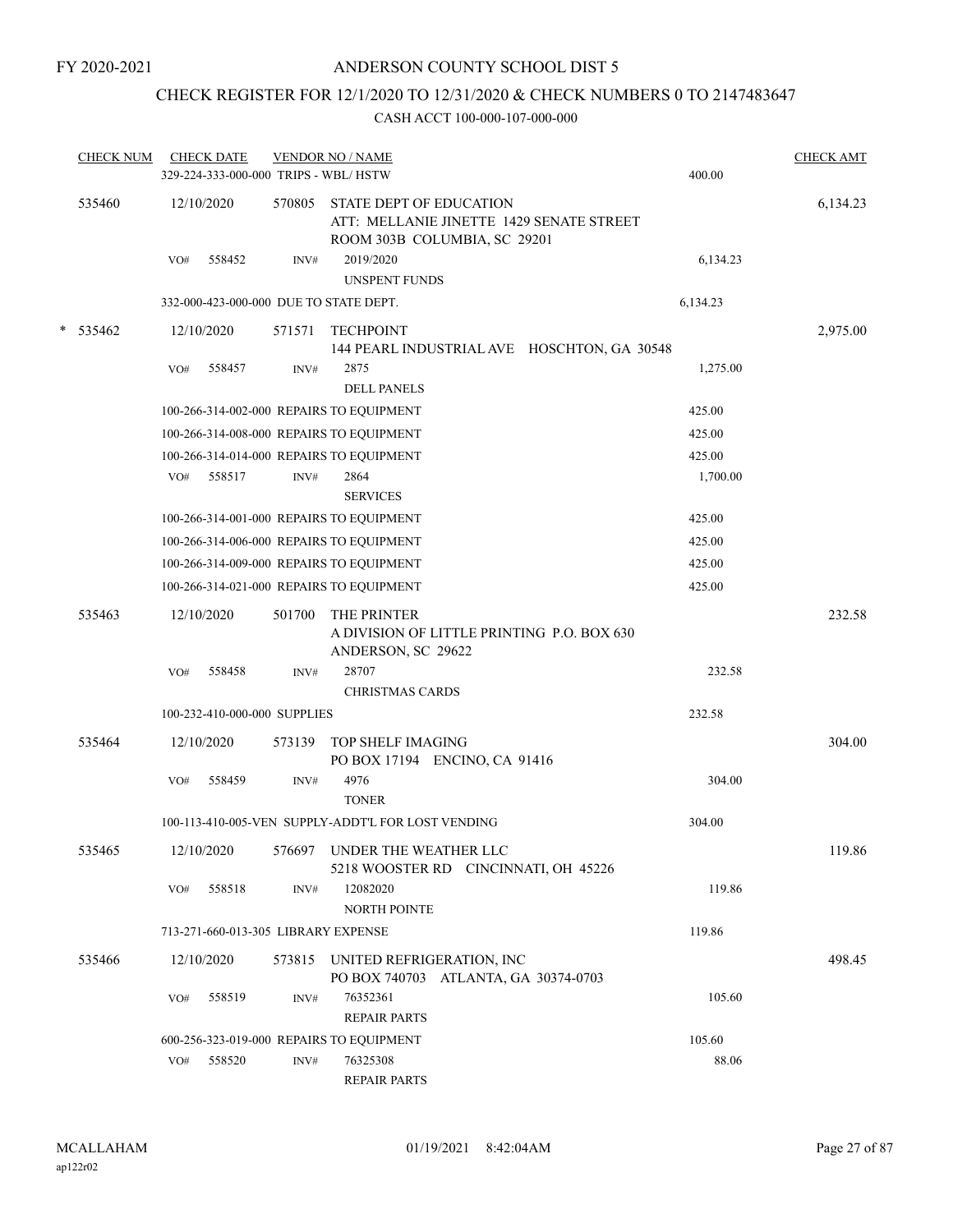FY 2020-2021

# ANDERSON COUNTY SCHOOL DIST 5

## CHECK REGISTER FOR 12/1/2020 TO 12/31/2020 & CHECK NUMBERS 0 TO 2147483647

CASH ACCT 100-000-107-000-000

| CHECK NUM | CHECK DATE | VENDOR NO / NAME | | CHECK AMT |
|---|---|---|---|---|
| | 329-224-333-000-000 TRIPS - WBL/ HSTW | | 400.00 | |
| 535460 | 12/10/2020 | 570805 STATE DEPT OF EDUCATION<br>ATT: MELLANIE JINETTE 1429 SENATE STREET<br>ROOM 303B COLUMBIA, SC 29201 | | 6,134.23 |
| | VO# 558452 | INV# 2019/2020<br>UNSPENT FUNDS | 6,134.23 | |
| | 332-000-423-000-000 DUE TO STATE DEPT. | | 6,134.23 | |
| * 535462 | 12/10/2020 | 571571 TECHPOINT<br>144 PEARL INDUSTRIAL AVE HOSCHTON, GA 30548 | | 2,975.00 |
| | VO# 558457 | INV# 2875<br>DELL PANELS | 1,275.00 | |
| | 100-266-314-002-000 REPAIRS TO EQUIPMENT | | 425.00 | |
| | 100-266-314-008-000 REPAIRS TO EQUIPMENT | | 425.00 | |
| | 100-266-314-014-000 REPAIRS TO EQUIPMENT | | 425.00 | |
| | VO# 558517 | INV# 2864<br>SERVICES | 1,700.00 | |
| | 100-266-314-001-000 REPAIRS TO EQUIPMENT | | 425.00 | |
| | 100-266-314-006-000 REPAIRS TO EQUIPMENT | | 425.00 | |
| | 100-266-314-009-000 REPAIRS TO EQUIPMENT | | 425.00 | |
| | 100-266-314-021-000 REPAIRS TO EQUIPMENT | | 425.00 | |
| 535463 | 12/10/2020 | 501700 THE PRINTER<br>A DIVISION OF LITTLE PRINTING P.O. BOX 630<br>ANDERSON, SC 29622 | | 232.58 |
| | VO# 558458 | INV# 28707<br>CHRISTMAS CARDS | 232.58 | |
| | 100-232-410-000-000 SUPPLIES | | 232.58 | |
| 535464 | 12/10/2020 | 573139 TOP SHELF IMAGING<br>PO BOX 17194 ENCINO, CA 91416 | | 304.00 |
| | VO# 558459 | INV# 4976<br>TONER | 304.00 | |
| | 100-113-410-005-VEN SUPPLY-ADDT'L FOR LOST VENDING | | 304.00 | |
| 535465 | 12/10/2020 | 576697 UNDER THE WEATHER LLC<br>5218 WOOSTER RD CINCINNATI, OH 45226 | | 119.86 |
| | VO# 558518 | INV# 12082020<br>NORTH POINTE | 119.86 | |
| | 713-271-660-013-305 LIBRARY EXPENSE | | 119.86 | |
| 535466 | 12/10/2020 | 573815 UNITED REFRIGERATION, INC<br>PO BOX 740703 ATLANTA, GA 30374-0703 | | 498.45 |
| | VO# 558519 | INV# 76352361<br>REPAIR PARTS | 105.60 | |
| | 600-256-323-019-000 REPAIRS TO EQUIPMENT | | 105.60 | |
| | VO# 558520 | INV# 76325308<br>REPAIR PARTS | 88.06 | |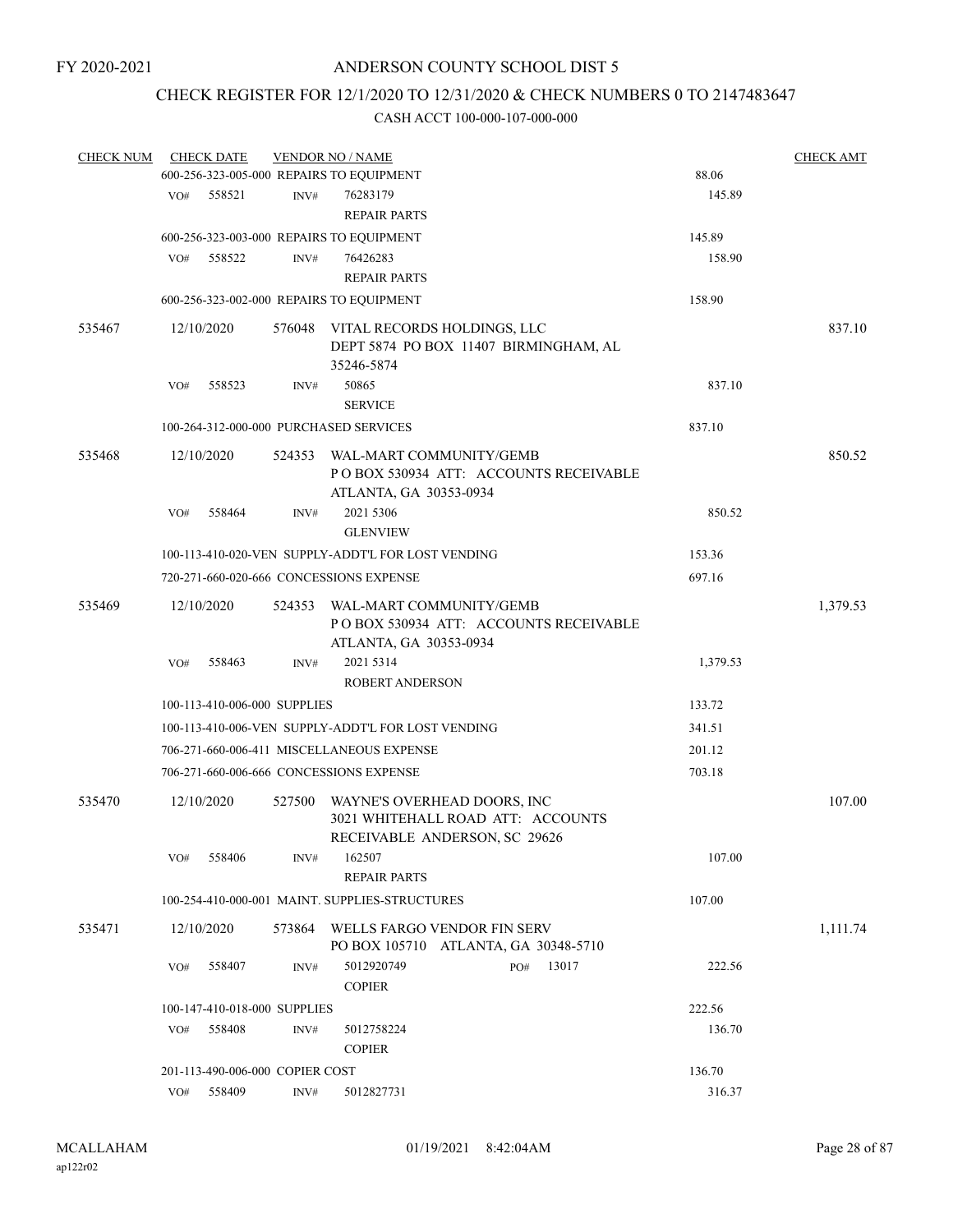FY 2020-2021

# ANDERSON COUNTY SCHOOL DIST 5

## CHECK REGISTER FOR 12/1/2020 TO 12/31/2020 & CHECK NUMBERS 0 TO 2147483647

CASH ACCT 100-000-107-000-000

| CHECK NUM | CHECK DATE | VENDOR NO / NAME | | CHECK AMT |
|---|---|---|---|---|
| | | 600-256-323-005-000 REPAIRS TO EQUIPMENT | 88.06 | |
| | VO# 558521 | INV# 76283179 REPAIR PARTS | 145.89 | |
| | | 600-256-323-003-000 REPAIRS TO EQUIPMENT | 145.89 | |
| | VO# 558522 | INV# 76426283 REPAIR PARTS | 158.90 | |
| | | 600-256-323-002-000 REPAIRS TO EQUIPMENT | 158.90 | |
| 535467 | 12/10/2020 | 576048 VITAL RECORDS HOLDINGS, LLC DEPT 5874 PO BOX 11407 BIRMINGHAM, AL 35246-5874 | | 837.10 |
| | VO# 558523 | INV# 50865 SERVICE | 837.10 | |
| | | 100-264-312-000-000 PURCHASED SERVICES | 837.10 | |
| 535468 | 12/10/2020 | 524353 WAL-MART COMMUNITY/GEMB P O BOX 530934 ATT: ACCOUNTS RECEIVABLE ATLANTA, GA 30353-0934 | | 850.52 |
| | VO# 558464 | INV# 2021 5306 GLENVIEW | 850.52 | |
| | | 100-113-410-020-VEN SUPPLY-ADDT'L FOR LOST VENDING | 153.36 | |
| | | 720-271-660-020-666 CONCESSIONS EXPENSE | 697.16 | |
| 535469 | 12/10/2020 | 524353 WAL-MART COMMUNITY/GEMB P O BOX 530934 ATT: ACCOUNTS RECEIVABLE ATLANTA, GA 30353-0934 | | 1,379.53 |
| | VO# 558463 | INV# 2021 5314 ROBERT ANDERSON | 1,379.53 | |
| | | 100-113-410-006-000 SUPPLIES | 133.72 | |
| | | 100-113-410-006-VEN SUPPLY-ADDT'L FOR LOST VENDING | 341.51 | |
| | | 706-271-660-006-411 MISCELLANEOUS EXPENSE | 201.12 | |
| | | 706-271-660-006-666 CONCESSIONS EXPENSE | 703.18 | |
| 535470 | 12/10/2020 | 527500 WAYNE'S OVERHEAD DOORS, INC 3021 WHITEHALL ROAD ATT: ACCOUNTS RECEIVABLE ANDERSON, SC 29626 | | 107.00 |
| | VO# 558406 | INV# 162507 REPAIR PARTS | 107.00 | |
| | | 100-254-410-000-001 MAINT. SUPPLIES-STRUCTURES | 107.00 | |
| 535471 | 12/10/2020 | 573864 WELLS FARGO VENDOR FIN SERV PO BOX 105710 ATLANTA, GA 30348-5710 | | 1,111.74 |
| | VO# 558407 | INV# 5012920749 PO# 13017 COPIER | 222.56 | |
| | | 100-147-410-018-000 SUPPLIES | 222.56 | |
| | VO# 558408 | INV# 5012758224 COPIER | 136.70 | |
| | | 201-113-490-006-000 COPIER COST | 136.70 | |
| | VO# 558409 | INV# 5012827731 | 316.37 | |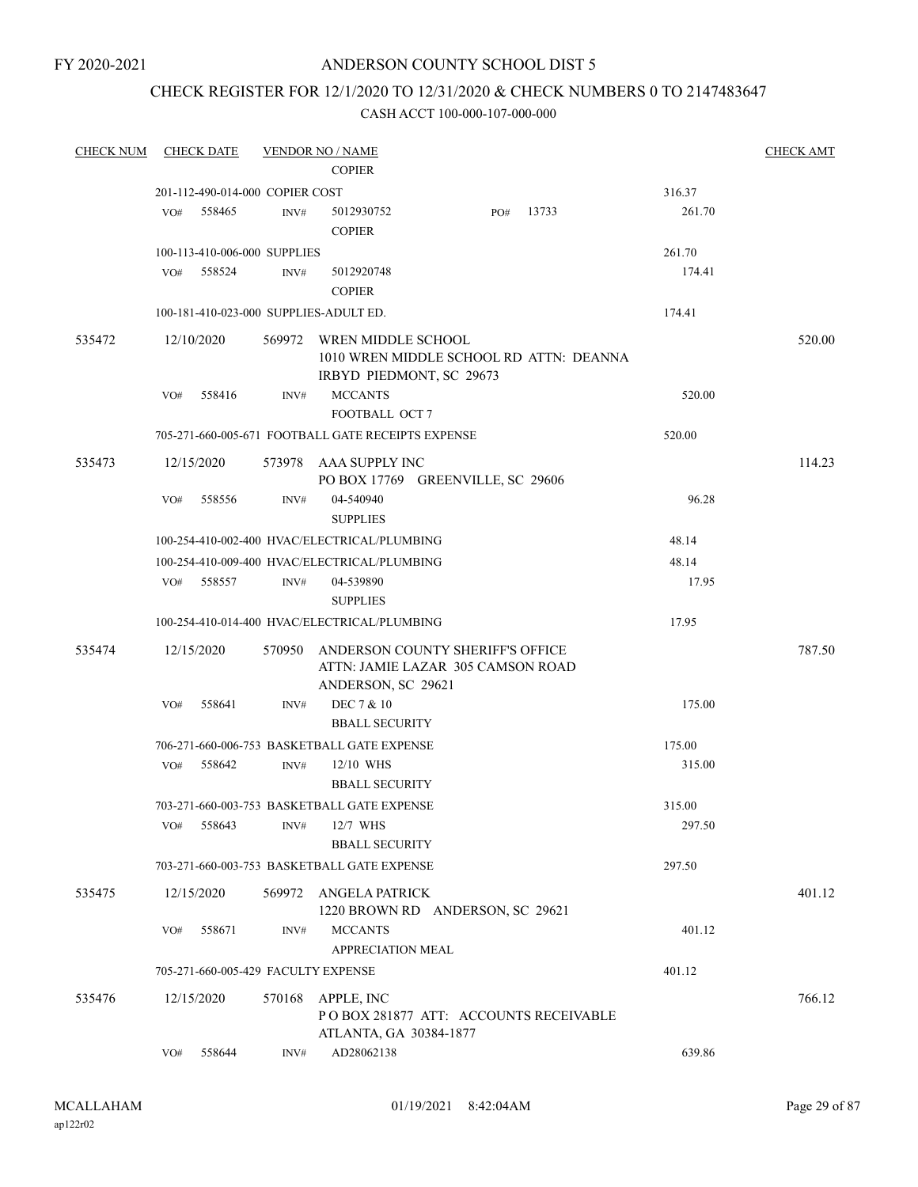FY 2020-2021

# ANDERSON COUNTY SCHOOL DIST 5

## CHECK REGISTER FOR 12/1/2020 TO 12/31/2020 & CHECK NUMBERS 0 TO 2147483647

### CASH ACCT 100-000-107-000-000

| CHECK NUM | CHECK DATE | VENDOR NO / NAME | | CHECK AMT |
|---|---|---|---|---|
| | | COPIER | | |
| | 201-112-490-014-000 COPIER COST | | 316.37 | |
| | VO# 558465 | INV# 5012930752 PO# 13733 COPIER | 261.70 | |
| | 100-113-410-006-000 SUPPLIES | | 261.70 | |
| | VO# 558524 | INV# 5012920748 COPIER | 174.41 | |
| | 100-181-410-023-000 SUPPLIES-ADULT ED. | | 174.41 | |
| 535472 | 12/10/2020 | 569972 WREN MIDDLE SCHOOL 1010 WREN MIDDLE SCHOOL RD ATTN: DEANNA IRBYD PIEDMONT, SC 29673 | | 520.00 |
| | VO# 558416 | INV# MCCANTS FOOTBALL OCT 7 | 520.00 | |
| | 705-271-660-005-671 FOOTBALL GATE RECEIPTS EXPENSE | | 520.00 | |
| 535473 | 12/15/2020 | 573978 AAA SUPPLY INC PO BOX 17769 GREENVILLE, SC 29606 | | 114.23 |
| | VO# 558556 | INV# 04-540940 SUPPLIES | 96.28 | |
| | 100-254-410-002-400 HVAC/ELECTRICAL/PLUMBING | | 48.14 | |
| | 100-254-410-009-400 HVAC/ELECTRICAL/PLUMBING | | 48.14 | |
| | VO# 558557 | INV# 04-539890 SUPPLIES | 17.95 | |
| | 100-254-410-014-400 HVAC/ELECTRICAL/PLUMBING | | 17.95 | |
| 535474 | 12/15/2020 | 570950 ANDERSON COUNTY SHERIFF'S OFFICE ATTN: JAMIE LAZAR 305 CAMSON ROAD ANDERSON, SC 29621 | | 787.50 |
| | VO# 558641 | INV# DEC 7 & 10 BBALL SECURITY | 175.00 | |
| | 706-271-660-006-753 BASKETBALL GATE EXPENSE | | 175.00 | |
| | VO# 558642 | INV# 12/10 WHS BBALL SECURITY | 315.00 | |
| | 703-271-660-003-753 BASKETBALL GATE EXPENSE | | 315.00 | |
| | VO# 558643 | INV# 12/7 WHS BBALL SECURITY | 297.50 | |
| | 703-271-660-003-753 BASKETBALL GATE EXPENSE | | 297.50 | |
| 535475 | 12/15/2020 | 569972 ANGELA PATRICK 1220 BROWN RD ANDERSON, SC 29621 | | 401.12 |
| | VO# 558671 | INV# MCCANTS APPRECIATION MEAL | 401.12 | |
| | 705-271-660-005-429 FACULTY EXPENSE | | 401.12 | |
| 535476 | 12/15/2020 | 570168 APPLE, INC P O BOX 281877 ATT: ACCOUNTS RECEIVABLE ATLANTA, GA 30384-1877 | | 766.12 |
| | VO# 558644 | INV# AD28062138 | 639.86 | |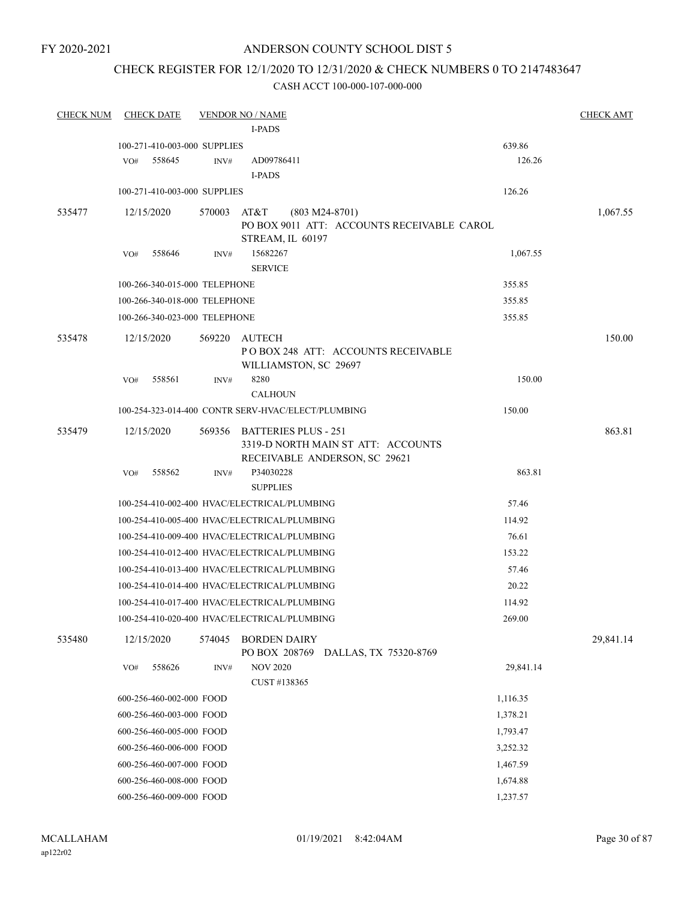FY 2020-2021

# ANDERSON COUNTY SCHOOL DIST 5

## CHECK REGISTER FOR 12/1/2020 TO 12/31/2020 & CHECK NUMBERS 0 TO 2147483647

CASH ACCT 100-000-107-000-000

| CHECK NUM | CHECK DATE | VENDOR NO / NAME | | CHECK AMT |
|---|---|---|---|---|
| | | I-PADS | | |
| | 100-271-410-003-000 SUPPLIES | | 639.86 | |
| | VO# 558645 | INV# AD09786411<br>I-PADS | 126.26 | |
| | 100-271-410-003-000 SUPPLIES | | 126.26 | |
| 535477 | 12/15/2020 | 570003 AT&T (803 M24-8701)<br>PO BOX 9011 ATT: ACCOUNTS RECEIVABLE CAROL STREAM, IL 60197 | | 1,067.55 |
| | VO# 558646 | INV# 15682267<br>SERVICE | 1,067.55 | |
| | 100-266-340-015-000 TELEPHONE | | 355.85 | |
| | 100-266-340-018-000 TELEPHONE | | 355.85 | |
| | 100-266-340-023-000 TELEPHONE | | 355.85 | |
| 535478 | 12/15/2020 | 569220 AUTECH<br>P O BOX 248 ATT: ACCOUNTS RECEIVABLE WILLIAMSTON, SC 29697 | | 150.00 |
| | VO# 558561 | INV# 8280<br>CALHOUN | 150.00 | |
| | 100-254-323-014-400 CONTR SERV-HVAC/ELECT/PLUMBING | | 150.00 | |
| 535479 | 12/15/2020 | 569356 BATTERIES PLUS - 251<br>3319-D NORTH MAIN ST ATT: ACCOUNTS RECEIVABLE ANDERSON, SC 29621 | | 863.81 |
| | VO# 558562 | INV# P34030228<br>SUPPLIES | 863.81 | |
| | 100-254-410-002-400 HVAC/ELECTRICAL/PLUMBING | | 57.46 | |
| | 100-254-410-005-400 HVAC/ELECTRICAL/PLUMBING | | 114.92 | |
| | 100-254-410-009-400 HVAC/ELECTRICAL/PLUMBING | | 76.61 | |
| | 100-254-410-012-400 HVAC/ELECTRICAL/PLUMBING | | 153.22 | |
| | 100-254-410-013-400 HVAC/ELECTRICAL/PLUMBING | | 57.46 | |
| | 100-254-410-014-400 HVAC/ELECTRICAL/PLUMBING | | 20.22 | |
| | 100-254-410-017-400 HVAC/ELECTRICAL/PLUMBING | | 114.92 | |
| | 100-254-410-020-400 HVAC/ELECTRICAL/PLUMBING | | 269.00 | |
| 535480 | 12/15/2020 | 574045 BORDEN DAIRY<br>PO BOX 208769 DALLAS, TX 75320-8769 | | 29,841.14 |
| | VO# 558626 | INV# NOV 2020<br>CUST #138365 | 29,841.14 | |
| | 600-256-460-002-000 FOOD | | 1,116.35 | |
| | 600-256-460-003-000 FOOD | | 1,378.21 | |
| | 600-256-460-005-000 FOOD | | 1,793.47 | |
| | 600-256-460-006-000 FOOD | | 3,252.32 | |
| | 600-256-460-007-000 FOOD | | 1,467.59 | |
| | 600-256-460-008-000 FOOD | | 1,674.88 | |
| | 600-256-460-009-000 FOOD | | 1,237.57 | |

MCALLAHAM
ap122r02

01/19/2021 8:42:04AM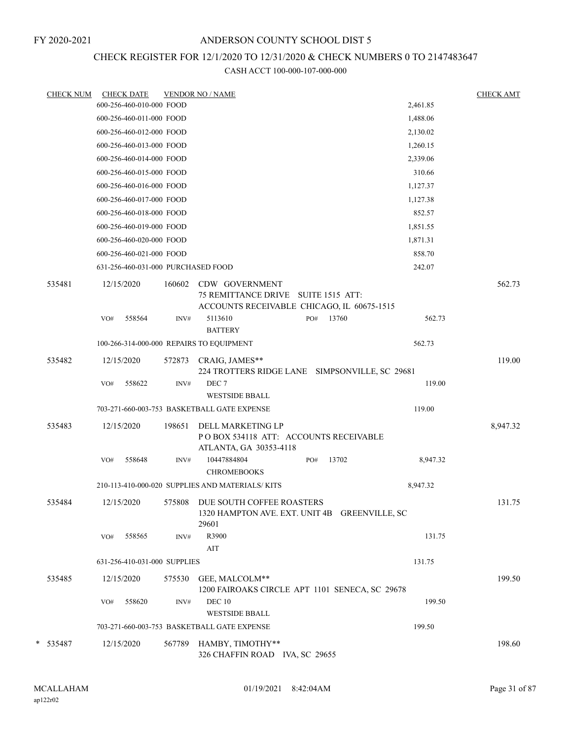FY 2020-2021

# ANDERSON COUNTY SCHOOL DIST 5

## CHECK REGISTER FOR 12/1/2020 TO 12/31/2020 & CHECK NUMBERS 0 TO 2147483647

### CASH ACCT 100-000-107-000-000

| CHECK NUM | CHECK DATE | VENDOR NO / NAME | | CHECK AMT |
|---|---|---|---|---|
| | 600-256-460-010-000 FOOD | | 2,461.85 | |
| | 600-256-460-011-000 FOOD | | 1,488.06 | |
| | 600-256-460-012-000 FOOD | | 2,130.02 | |
| | 600-256-460-013-000 FOOD | | 1,260.15 | |
| | 600-256-460-014-000 FOOD | | 2,339.06 | |
| | 600-256-460-015-000 FOOD | | 310.66 | |
| | 600-256-460-016-000 FOOD | | 1,127.37 | |
| | 600-256-460-017-000 FOOD | | 1,127.38 | |
| | 600-256-460-018-000 FOOD | | 852.57 | |
| | 600-256-460-019-000 FOOD | | 1,851.55 | |
| | 600-256-460-020-000 FOOD | | 1,871.31 | |
| | 600-256-460-021-000 FOOD | | 858.70 | |
| | 631-256-460-031-000 PURCHASED FOOD | | 242.07 | |
| 535481 | 12/15/2020 | 160602 CDW GOVERNMENT<br>75 REMITTANCE DRIVE SUITE 1515 ATT:<br>ACCOUNTS RECEIVABLE CHICAGO, IL 60675-1515 | | 562.73 |
| | VO# 558564 | INV# 5113610 PO# 13760<br>BATTERY | 562.73 | |
| | 100-266-314-000-000 REPAIRS TO EQUIPMENT | | 562.73 | |
| 535482 | 12/15/2020 | 572873 CRAIG, JAMES**<br>224 TROTTERS RIDGE LANE SIMPSONVILLE, SC 29681 | | 119.00 |
| | VO# 558622 | INV# DEC 7<br>WESTSIDE BBALL | 119.00 | |
| | 703-271-660-003-753 BASKETBALL GATE EXPENSE | | 119.00 | |
| 535483 | 12/15/2020 | 198651 DELL MARKETING LP<br>P O BOX 534118 ATT: ACCOUNTS RECEIVABLE<br>ATLANTA, GA 30353-4118 | | 8,947.32 |
| | VO# 558648 | INV# 10447884804 PO# 13702<br>CHROMEBOOKS | 8,947.32 | |
| | 210-113-410-000-020 SUPPLIES AND MATERIALS/ KITS | | 8,947.32 | |
| 535484 | 12/15/2020 | 575808 DUE SOUTH COFFEE ROASTERS<br>1320 HAMPTON AVE. EXT. UNIT 4B GREENVILLE, SC 29601 | | 131.75 |
| | VO# 558565 | INV# R3900<br>AIT | 131.75 | |
| | 631-256-410-031-000 SUPPLIES | | 131.75 | |
| 535485 | 12/15/2020 | 575530 GEE, MALCOLM**<br>1200 FAIROAKS CIRCLE APT 1101 SENECA, SC 29678 | | 199.50 |
| | VO# 558620 | INV# DEC 10<br>WESTSIDE BBALL | 199.50 | |
| | 703-271-660-003-753 BASKETBALL GATE EXPENSE | | 199.50 | |
| * 535487 | 12/15/2020 | 567789 HAMBY, TIMOTHY**<br>326 CHAFFIN ROAD IVA, SC 29655 | | 198.60 |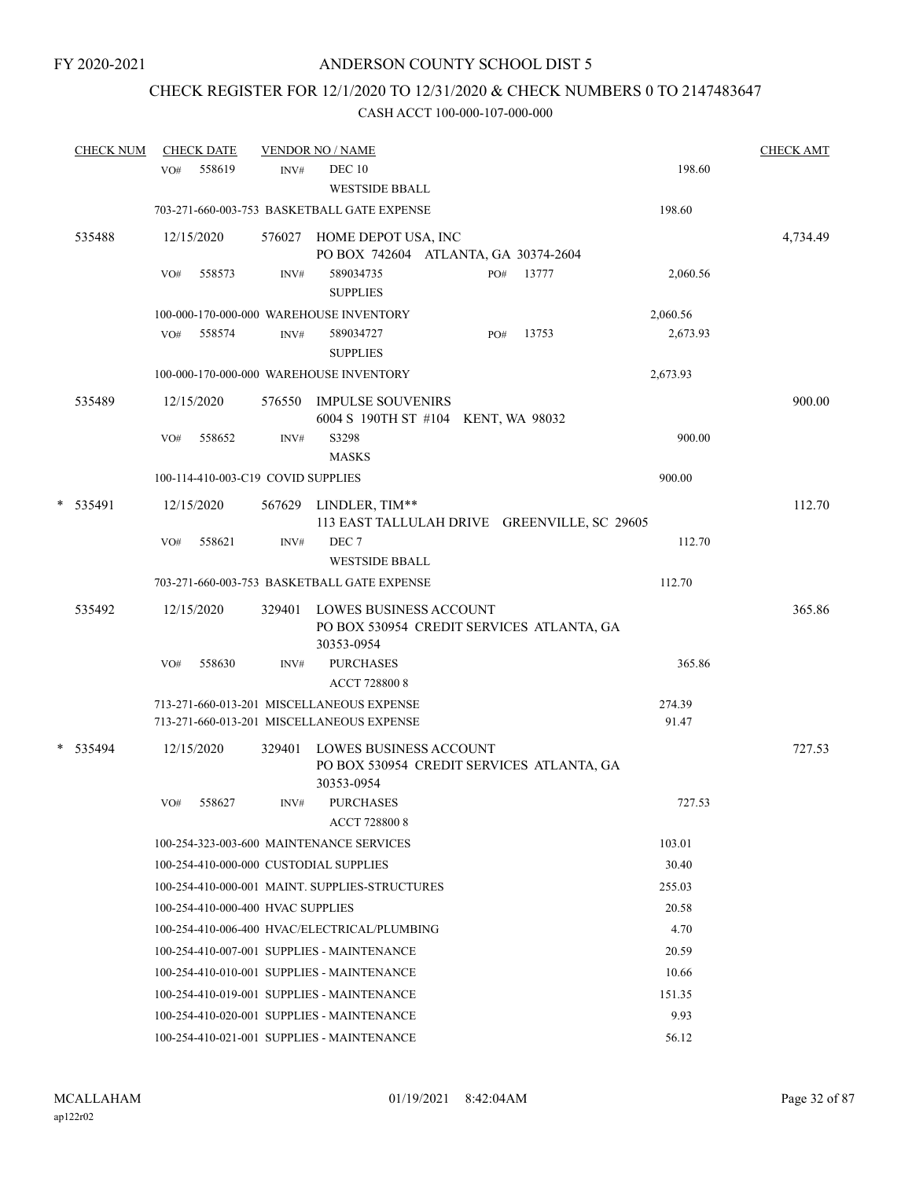FY 2020-2021

# ANDERSON COUNTY SCHOOL DIST 5

## CHECK REGISTER FOR 12/1/2020 TO 12/31/2020 & CHECK NUMBERS 0 TO 2147483647

### CASH ACCT 100-000-107-000-000

| CHECK NUM | CHECK DATE | VENDOR NO / NAME | | CHECK AMT |
|---|---|---|---|---|
| | VO# 558619 | INV# DEC 10<br>WESTSIDE BBALL | 198.60 | |
| | 703-271-660-003-753 BASKETBALL GATE EXPENSE | | 198.60 | |
| 535488 | 12/15/2020 | 576027 HOME DEPOT USA, INC<br>PO BOX 742604 ATLANTA, GA 30374-2604 | | 4,734.49 |
| | VO# 558573 | INV# 589034735 PO# 13777<br>SUPPLIES | 2,060.56 | |
| | 100-000-170-000-000 WAREHOUSE INVENTORY | | 2,060.56 | |
| | VO# 558574 | INV# 589034727 PO# 13753<br>SUPPLIES | 2,673.93 | |
| | 100-000-170-000-000 WAREHOUSE INVENTORY | | 2,673.93 | |
| 535489 | 12/15/2020 | 576550 IMPULSE SOUVENIRS<br>6004 S 190TH ST #104 KENT, WA 98032 | | 900.00 |
| | VO# 558652 | INV# S3298<br>MASKS | 900.00 | |
| | 100-114-410-003-C19 COVID SUPPLIES | | 900.00 | |
| * 535491 | 12/15/2020 | 567629 LINDLER, TIM**<br>113 EAST TALLULAH DRIVE GREENVILLE, SC 29605 | | 112.70 |
| | VO# 558621 | INV# DEC 7<br>WESTSIDE BBALL | 112.70 | |
| | 703-271-660-003-753 BASKETBALL GATE EXPENSE | | 112.70 | |
| 535492 | 12/15/2020 | 329401 LOWES BUSINESS ACCOUNT<br>PO BOX 530954 CREDIT SERVICES ATLANTA, GA 30353-0954 | | 365.86 |
| | VO# 558630 | INV# PURCHASES<br>ACCT 728800 8 | 365.86 | |
| | 713-271-660-013-201 MISCELLANEOUS EXPENSE | | 274.39 | |
| | 713-271-660-013-201 MISCELLANEOUS EXPENSE | | 91.47 | |
| * 535494 | 12/15/2020 | 329401 LOWES BUSINESS ACCOUNT<br>PO BOX 530954 CREDIT SERVICES ATLANTA, GA 30353-0954 | | 727.53 |
| | VO# 558627 | INV# PURCHASES<br>ACCT 728800 8 | 727.53 | |
| | 100-254-323-003-600 MAINTENANCE SERVICES | | 103.01 | |
| | 100-254-410-000-000 CUSTODIAL SUPPLIES | | 30.40 | |
| | 100-254-410-000-001 MAINT. SUPPLIES-STRUCTURES | | 255.03 | |
| | 100-254-410-000-400 HVAC SUPPLIES | | 20.58 | |
| | 100-254-410-006-400 HVAC/ELECTRICAL/PLUMBING | | 4.70 | |
| | 100-254-410-007-001 SUPPLIES - MAINTENANCE | | 20.59 | |
| | 100-254-410-010-001 SUPPLIES - MAINTENANCE | | 10.66 | |
| | 100-254-410-019-001 SUPPLIES - MAINTENANCE | | 151.35 | |
| | 100-254-410-020-001 SUPPLIES - MAINTENANCE | | 9.93 | |
| | 100-254-410-021-001 SUPPLIES - MAINTENANCE | | 56.12 | |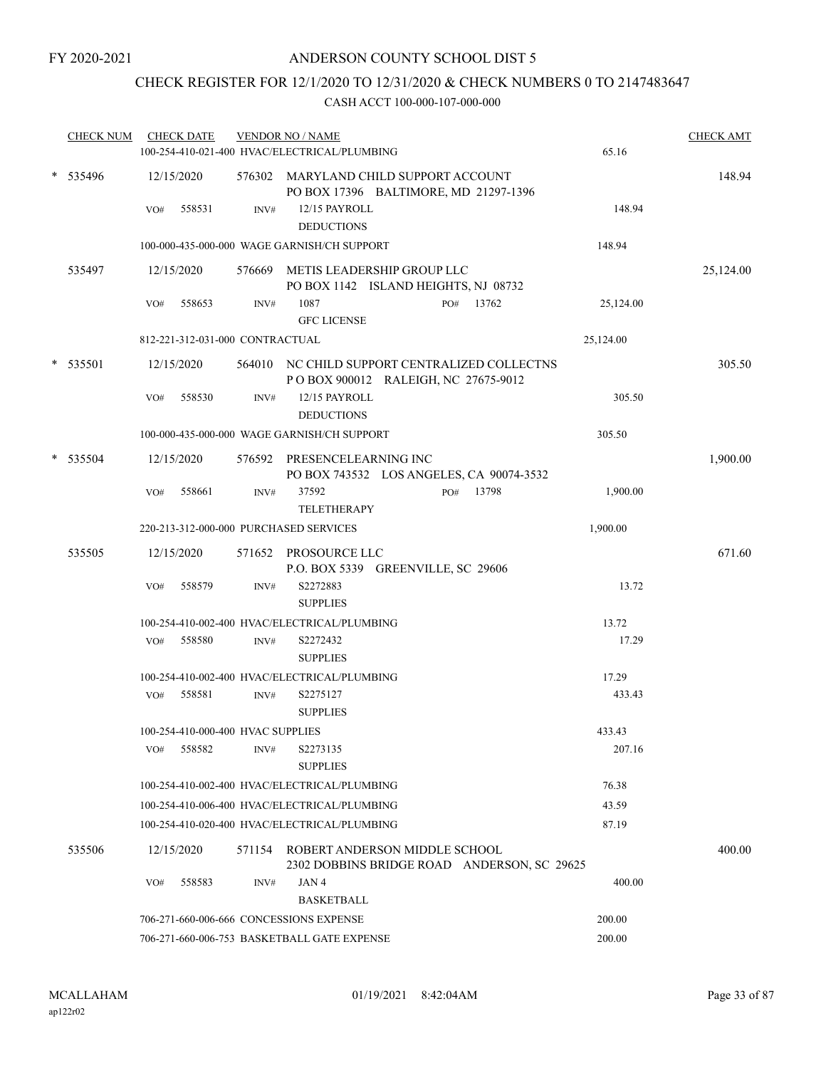FY 2020-2021

# ANDERSON COUNTY SCHOOL DIST 5

## CHECK REGISTER FOR 12/1/2020 TO 12/31/2020 & CHECK NUMBERS 0 TO 2147483647

CASH ACCT 100-000-107-000-000

| CHECK NUM | CHECK DATE | VENDOR NO / NAME | | CHECK AMT |
|---|---|---|---|---|
| | | 100-254-410-021-400 HVAC/ELECTRICAL/PLUMBING | 65.16 | |
| * 535496 | 12/15/2020 | 576302 MARYLAND CHILD SUPPORT ACCOUNT<br>PO BOX 17396 BALTIMORE, MD 21297-1396 | | 148.94 |
| | VO# 558531 | INV# 12/15 PAYROLL<br>DEDUCTIONS | 148.94 | |
| | | 100-000-435-000-000 WAGE GARNISH/CH SUPPORT | 148.94 | |
| 535497 | 12/15/2020 | 576669 METIS LEADERSHIP GROUP LLC<br>PO BOX 1142 ISLAND HEIGHTS, NJ 08732 | | 25,124.00 |
| | VO# 558653 | INV# 1087 PO# 13762<br>GFC LICENSE | 25,124.00 | |
| | | 812-221-312-031-000 CONTRACTUAL | 25,124.00 | |
| * 535501 | 12/15/2020 | 564010 NC CHILD SUPPORT CENTRALIZED COLLECTNS<br>P O BOX 900012 RALEIGH, NC 27675-9012 | | 305.50 |
| | VO# 558530 | INV# 12/15 PAYROLL<br>DEDUCTIONS | 305.50 | |
| | | 100-000-435-000-000 WAGE GARNISH/CH SUPPORT | 305.50 | |
| * 535504 | 12/15/2020 | 576592 PRESENCELEARNING INC<br>PO BOX 743532 LOS ANGELES, CA 90074-3532 | | 1,900.00 |
| | VO# 558661 | INV# 37592 PO# 13798<br>TELETHERAPY | 1,900.00 | |
| | | 220-213-312-000-000 PURCHASED SERVICES | 1,900.00 | |
| 535505 | 12/15/2020 | 571652 PROSOURCE LLC<br>P.O. BOX 5339 GREENVILLE, SC 29606 | | 671.60 |
| | VO# 558579 | INV# S2272883<br>SUPPLIES | 13.72 | |
| | | 100-254-410-002-400 HVAC/ELECTRICAL/PLUMBING | 13.72 | |
| | VO# 558580 | INV# S2272432<br>SUPPLIES | 17.29 | |
| | | 100-254-410-002-400 HVAC/ELECTRICAL/PLUMBING | 17.29 | |
| | VO# 558581 | INV# S2275127<br>SUPPLIES | 433.43 | |
| | | 100-254-410-000-400 HVAC SUPPLIES | 433.43 | |
| | VO# 558582 | INV# S2273135<br>SUPPLIES | 207.16 | |
| | | 100-254-410-002-400 HVAC/ELECTRICAL/PLUMBING | 76.38 | |
| | | 100-254-410-006-400 HVAC/ELECTRICAL/PLUMBING | 43.59 | |
| | | 100-254-410-020-400 HVAC/ELECTRICAL/PLUMBING | 87.19 | |
| 535506 | 12/15/2020 | 571154 ROBERT ANDERSON MIDDLE SCHOOL<br>2302 DOBBINS BRIDGE ROAD ANDERSON, SC 29625 | | 400.00 |
| | VO# 558583 | INV# JAN 4<br>BASKETBALL | 400.00 | |
| | | 706-271-660-006-666 CONCESSIONS EXPENSE | 200.00 | |
| | | 706-271-660-006-753 BASKETBALL GATE EXPENSE | 200.00 | |

MCALLAHAM ap122r02 01/19/2021 8:42:04AM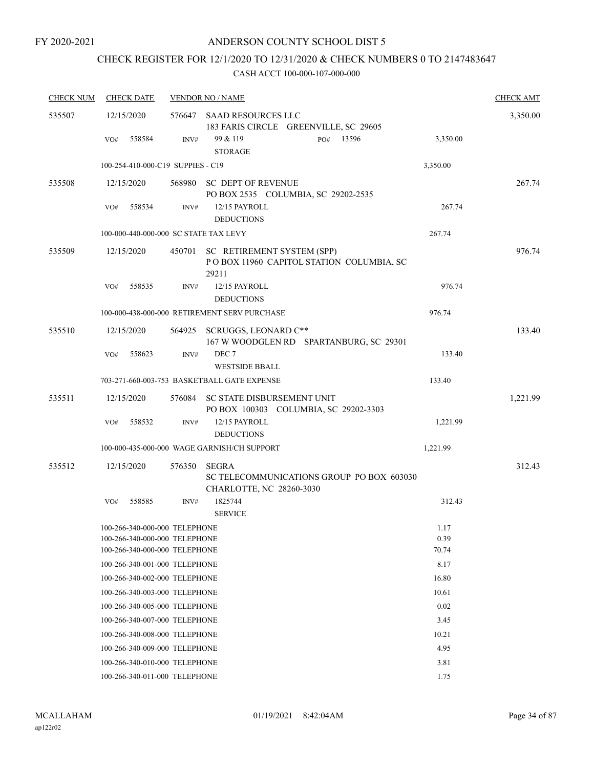FY 2020-2021

# ANDERSON COUNTY SCHOOL DIST 5

## CHECK REGISTER FOR 12/1/2020 TO 12/31/2020 & CHECK NUMBERS 0 TO 2147483647

### CASH ACCT 100-000-107-000-000

| CHECK NUM | CHECK DATE | VENDOR NO / NAME | | CHECK AMT |
|---|---|---|---|---|
| 535507 | 12/15/2020 | 576647 SAAD RESOURCES LLC<br>183 FARIS CIRCLE GREENVILLE, SC 29605 | | 3,350.00 |
| | VO# 558584 | INV# 99 & 119 PO# 13596<br>STORAGE | 3,350.00 | |
| | | 100-254-410-000-C19 SUPPIES - C19 | 3,350.00 | |
| 535508 | 12/15/2020 | 568980 SC DEPT OF REVENUE<br>PO BOX 2535 COLUMBIA, SC 29202-2535 | | 267.74 |
| | VO# 558534 | INV# 12/15 PAYROLL<br>DEDUCTIONS | 267.74 | |
| | | 100-000-440-000-000 SC STATE TAX LEVY | 267.74 | |
| 535509 | 12/15/2020 | 450701 SC RETIREMENT SYSTEM (SPP)<br>P O BOX 11960 CAPITOL STATION COLUMBIA, SC 29211 | | 976.74 |
| | VO# 558535 | INV# 12/15 PAYROLL<br>DEDUCTIONS | 976.74 | |
| | | 100-000-438-000-000 RETIREMENT SERV PURCHASE | 976.74 | |
| 535510 | 12/15/2020 | 564925 SCRUGGS, LEONARD C**<br>167 W WOODGLEN RD SPARTANBURG, SC 29301 | | 133.40 |
| | VO# 558623 | INV# DEC 7<br>WESTSIDE BBALL | 133.40 | |
| | | 703-271-660-003-753 BASKETBALL GATE EXPENSE | 133.40 | |
| 535511 | 12/15/2020 | 576084 SC STATE DISBURSEMENT UNIT<br>PO BOX 100303 COLUMBIA, SC 29202-3303 | | 1,221.99 |
| | VO# 558532 | INV# 12/15 PAYROLL<br>DEDUCTIONS | 1,221.99 | |
| | | 100-000-435-000-000 WAGE GARNISH/CH SUPPORT | 1,221.99 | |
| 535512 | 12/15/2020 | 576350 SEGRA<br>SC TELECOMMUNICATIONS GROUP PO BOX 603030 CHARLOTTE, NC 28260-3030 | | 312.43 |
| | VO# 558585 | INV# 1825744<br>SERVICE | 312.43 | |
| | | 100-266-340-000-000 TELEPHONE | 1.17 | |
| | | 100-266-340-000-000 TELEPHONE | 0.39 | |
| | | 100-266-340-000-000 TELEPHONE | 70.74 | |
| | | 100-266-340-001-000 TELEPHONE | 8.17 | |
| | | 100-266-340-002-000 TELEPHONE | 16.80 | |
| | | 100-266-340-003-000 TELEPHONE | 10.61 | |
| | | 100-266-340-005-000 TELEPHONE | 0.02 | |
| | | 100-266-340-007-000 TELEPHONE | 3.45 | |
| | | 100-266-340-008-000 TELEPHONE | 10.21 | |
| | | 100-266-340-009-000 TELEPHONE | 4.95 | |
| | | 100-266-340-010-000 TELEPHONE | 3.81 | |
| | | 100-266-340-011-000 TELEPHONE | 1.75 | |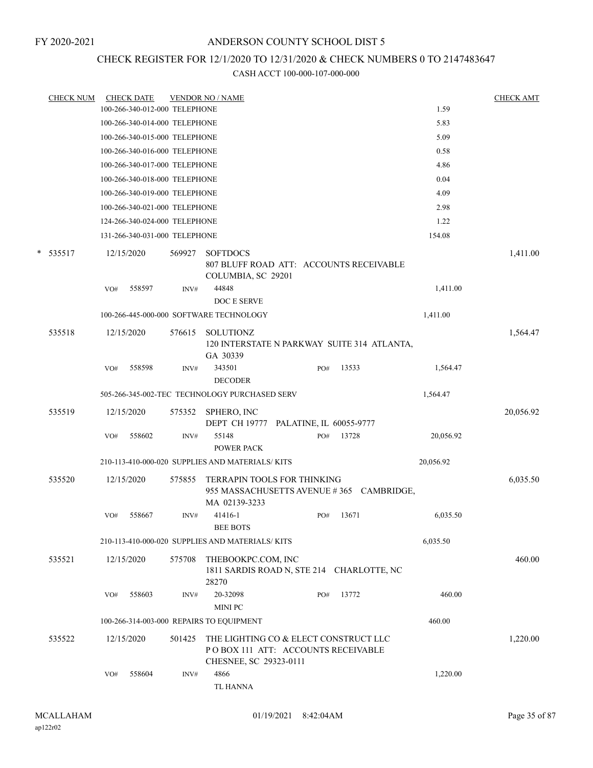FY 2020-2021

# ANDERSON COUNTY SCHOOL DIST 5

## CHECK REGISTER FOR 12/1/2020 TO 12/31/2020 & CHECK NUMBERS 0 TO 2147483647

CASH ACCT 100-000-107-000-000

| CHECK NUM | CHECK DATE | VENDOR NO / NAME | | | CHECK AMT |
|---|---|---|---|---|---|
| | 100-266-340-012-000 TELEPHONE | | | 1.59 | |
| | 100-266-340-014-000 TELEPHONE | | | 5.83 | |
| | 100-266-340-015-000 TELEPHONE | | | 5.09 | |
| | 100-266-340-016-000 TELEPHONE | | | 0.58 | |
| | 100-266-340-017-000 TELEPHONE | | | 4.86 | |
| | 100-266-340-018-000 TELEPHONE | | | 0.04 | |
| | 100-266-340-019-000 TELEPHONE | | | 4.09 | |
| | 100-266-340-021-000 TELEPHONE | | | 2.98 | |
| | 124-266-340-024-000 TELEPHONE | | | 1.22 | |
| | 131-266-340-031-000 TELEPHONE | | | 154.08 | |
| * 535517 | 12/15/2020 | 569927 SOFTDOCS<br>807 BLUFF ROAD ATT: ACCOUNTS RECEIVABLE<br>COLUMBIA, SC 29201 | | | 1,411.00 |
| | VO# 558597 | INV# 44848<br>DOC E SERVE | | 1,411.00 | |
| | 100-266-445-000-000 SOFTWARE TECHNOLOGY | | | 1,411.00 | |
| 535518 | 12/15/2020 | 576615 SOLUTIONZ<br>120 INTERSTATE N PARKWAY SUITE 314 ATLANTA, GA 30339 | | | 1,564.47 |
| | VO# 558598 | INV# 343501<br>DECODER | PO# 13533 | 1,564.47 | |
| | 505-266-345-002-TEC TECHNOLOGY PURCHASED SERV | | | 1,564.47 | |
| 535519 | 12/15/2020 | 575352 SPHERO, INC<br>DEPT CH 19777 PALATINE, IL 60055-9777 | | | 20,056.92 |
| | VO# 558602 | INV# 55148<br>POWER PACK | PO# 13728 | 20,056.92 | |
| | 210-113-410-000-020 SUPPLIES AND MATERIALS/ KITS | | | 20,056.92 | |
| 535520 | 12/15/2020 | 575855 TERRAPIN TOOLS FOR THINKING<br>955 MASSACHUSETTS AVENUE # 365 CAMBRIDGE, MA 02139-3233 | | | 6,035.50 |
| | VO# 558667 | INV# 41416-1<br>BEE BOTS | PO# 13671 | 6,035.50 | |
| | 210-113-410-000-020 SUPPLIES AND MATERIALS/ KITS | | | 6,035.50 | |
| 535521 | 12/15/2020 | 575708 THEBOOKPC.COM, INC<br>1811 SARDIS ROAD N, STE 214 CHARLOTTE, NC 28270 | | | 460.00 |
| | VO# 558603 | INV# 20-32098<br>MINI PC | PO# 13772 | 460.00 | |
| | 100-266-314-003-000 REPAIRS TO EQUIPMENT | | | 460.00 | |
| 535522 | 12/15/2020 | 501425 THE LIGHTING CO & ELECT CONSTRUCT LLC<br>P O BOX 111 ATT: ACCOUNTS RECEIVABLE<br>CHESNEE, SC 29323-0111 | | | 1,220.00 |
| | VO# 558604 | INV# 4866<br>TL HANNA | | 1,220.00 | |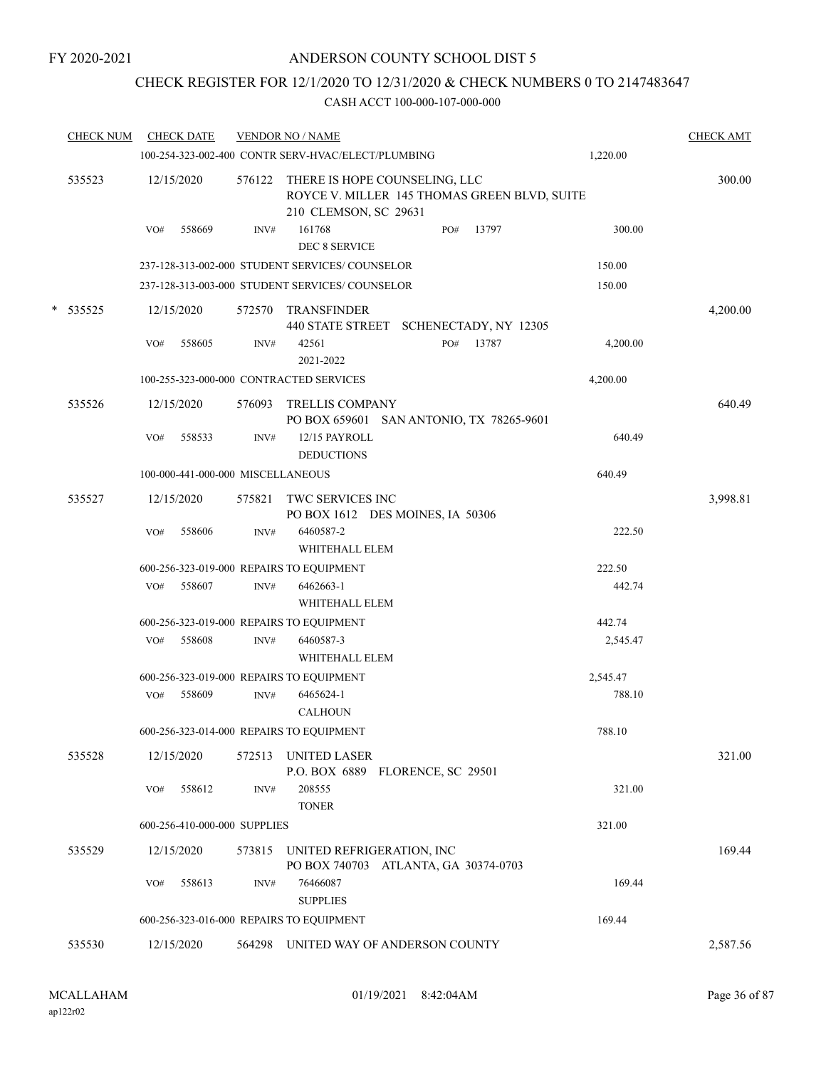FY 2020-2021

# ANDERSON COUNTY SCHOOL DIST 5

## CHECK REGISTER FOR 12/1/2020 TO 12/31/2020 & CHECK NUMBERS 0 TO 2147483647

CASH ACCT 100-000-107-000-000

| CHECK NUM | CHECK DATE | VENDOR NO / NAME | | | CHECK AMT |
|---|---|---|---|---|---|
| | 100-254-323-002-400 CONTR SERV-HVAC/ELECT/PLUMBING | | | 1,220.00 | |
| 535523 | 12/15/2020 | 576122 THERE IS HOPE COUNSELING, LLC<br>ROYCE V. MILLER 145 THOMAS GREEN BLVD, SUITE 210 CLEMSON, SC 29631 | | | 300.00 |
| | VO# 558669 | INV# 161768<br>DEC 8 SERVICE | PO# 13797 | 300.00 | |
| | 237-128-313-002-000 STUDENT SERVICES/ COUNSELOR | | | 150.00 | |
| | 237-128-313-003-000 STUDENT SERVICES/ COUNSELOR | | | 150.00 | |
| * 535525 | 12/15/2020 | 572570 TRANSFINDER<br>440 STATE STREET SCHENECTADY, NY 12305 | | | 4,200.00 |
| | VO# 558605 | INV# 42561<br>2021-2022 | PO# 13787 | 4,200.00 | |
| | 100-255-323-000-000 CONTRACTED SERVICES | | | 4,200.00 | |
| 535526 | 12/15/2020 | 576093 TRELLIS COMPANY<br>PO BOX 659601 SAN ANTONIO, TX 78265-9601 | | | 640.49 |
| | VO# 558533 | INV# 12/15 PAYROLL DEDUCTIONS | | 640.49 | |
| | 100-000-441-000-000 MISCELLANEOUS | | | 640.49 | |
| 535527 | 12/15/2020 | 575821 TWC SERVICES INC<br>PO BOX 1612 DES MOINES, IA 50306 | | | 3,998.81 |
| | VO# 558606 | INV# 6460587-2<br>WHITEHALL ELEM | | 222.50 | |
| | 600-256-323-019-000 REPAIRS TO EQUIPMENT | | | 222.50 | |
| | VO# 558607 | INV# 6462663-1<br>WHITEHALL ELEM | | 442.74 | |
| | 600-256-323-019-000 REPAIRS TO EQUIPMENT | | | 442.74 | |
| | VO# 558608 | INV# 6460587-3<br>WHITEHALL ELEM | | 2,545.47 | |
| | 600-256-323-019-000 REPAIRS TO EQUIPMENT | | | 2,545.47 | |
| | VO# 558609 | INV# 6465624-1<br>CALHOUN | | 788.10 | |
| | 600-256-323-014-000 REPAIRS TO EQUIPMENT | | | 788.10 | |
| 535528 | 12/15/2020 | 572513 UNITED LASER<br>P.O. BOX 6889 FLORENCE, SC 29501 | | | 321.00 |
| | VO# 558612 | INV# 208555<br>TONER | | 321.00 | |
| | 600-256-410-000-000 SUPPLIES | | | 321.00 | |
| 535529 | 12/15/2020 | 573815 UNITED REFRIGERATION, INC<br>PO BOX 740703 ATLANTA, GA 30374-0703 | | | 169.44 |
| | VO# 558613 | INV# 76466087<br>SUPPLIES | | 169.44 | |
| | 600-256-323-016-000 REPAIRS TO EQUIPMENT | | | 169.44 | |
| 535530 | 12/15/2020 | 564298 UNITED WAY OF ANDERSON COUNTY | | | 2,587.56 |

MCALLAHAM
ap122r02

01/19/2021 8:42:04AM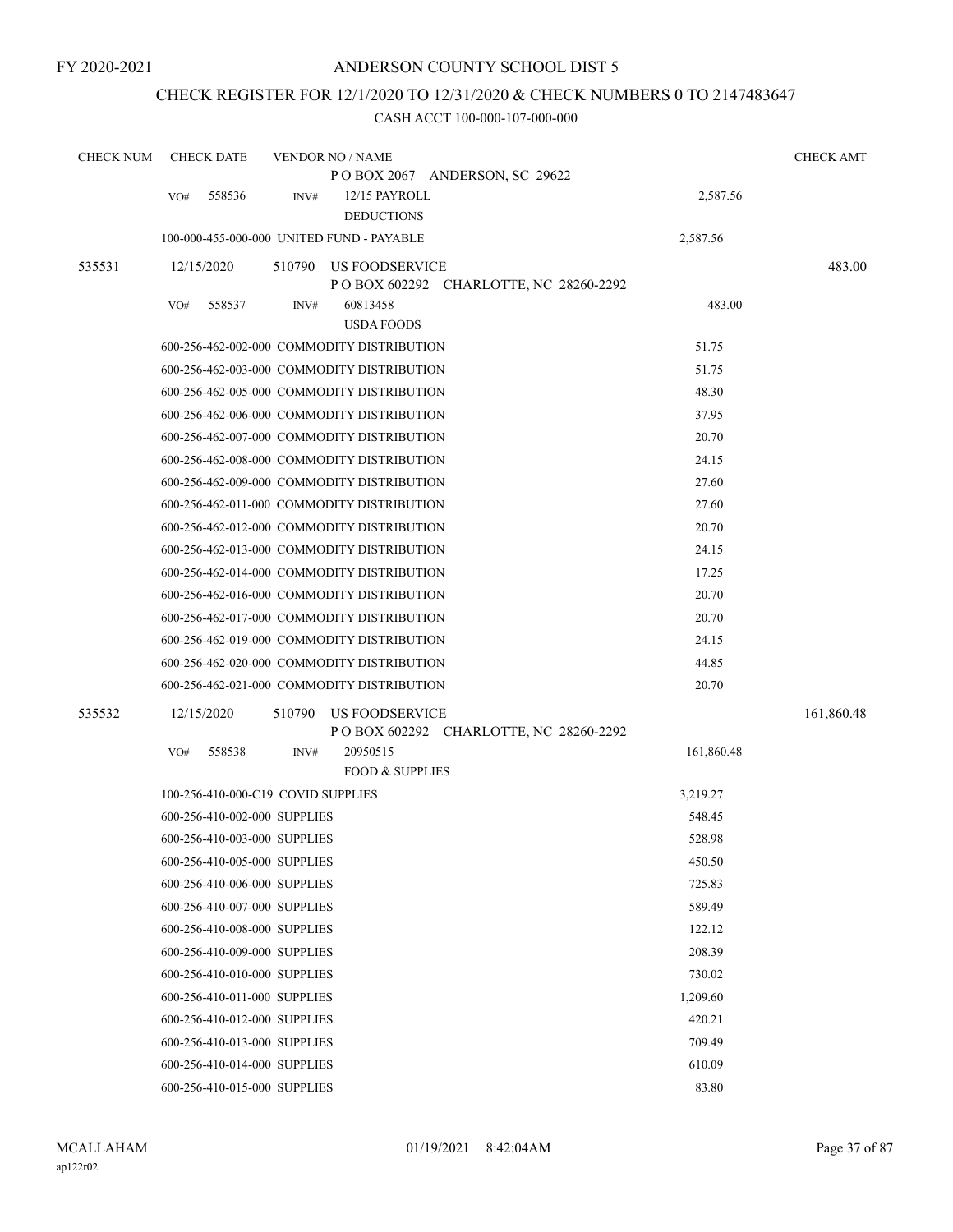FY 2020-2021

# ANDERSON COUNTY SCHOOL DIST 5

## CHECK REGISTER FOR 12/1/2020 TO 12/31/2020 & CHECK NUMBERS 0 TO 2147483647

### CASH ACCT 100-000-107-000-000

| CHECK NUM | CHECK DATE | VENDOR NO / NAME | | CHECK AMT |
|---|---|---|---|---|
| | | P O BOX 2067 ANDERSON, SC 29622 | | |
| | VO# 558536 | INV# 12/15 PAYROLL DEDUCTIONS | 2,587.56 | |
| | | 100-000-455-000-000 UNITED FUND - PAYABLE | 2,587.56 | |
| 535531 | 12/15/2020 | 510790 US FOODSERVICE<br>P O BOX 602292 CHARLOTTE, NC 28260-2292 | | 483.00 |
| | VO# 558537 | INV# 60813458 USDA FOODS | 483.00 | |
| | | 600-256-462-002-000 COMMODITY DISTRIBUTION | 51.75 | |
| | | 600-256-462-003-000 COMMODITY DISTRIBUTION | 51.75 | |
| | | 600-256-462-005-000 COMMODITY DISTRIBUTION | 48.30 | |
| | | 600-256-462-006-000 COMMODITY DISTRIBUTION | 37.95 | |
| | | 600-256-462-007-000 COMMODITY DISTRIBUTION | 20.70 | |
| | | 600-256-462-008-000 COMMODITY DISTRIBUTION | 24.15 | |
| | | 600-256-462-009-000 COMMODITY DISTRIBUTION | 27.60 | |
| | | 600-256-462-011-000 COMMODITY DISTRIBUTION | 27.60 | |
| | | 600-256-462-012-000 COMMODITY DISTRIBUTION | 20.70 | |
| | | 600-256-462-013-000 COMMODITY DISTRIBUTION | 24.15 | |
| | | 600-256-462-014-000 COMMODITY DISTRIBUTION | 17.25 | |
| | | 600-256-462-016-000 COMMODITY DISTRIBUTION | 20.70 | |
| | | 600-256-462-017-000 COMMODITY DISTRIBUTION | 20.70 | |
| | | 600-256-462-019-000 COMMODITY DISTRIBUTION | 24.15 | |
| | | 600-256-462-020-000 COMMODITY DISTRIBUTION | 44.85 | |
| | | 600-256-462-021-000 COMMODITY DISTRIBUTION | 20.70 | |
| 535532 | 12/15/2020 | 510790 US FOODSERVICE<br>P O BOX 602292 CHARLOTTE, NC 28260-2292 | | 161,860.48 |
| | VO# 558538 | INV# 20950515 FOOD & SUPPLIES | 161,860.48 | |
| | | 100-256-410-000-C19 COVID SUPPLIES | 3,219.27 | |
| | | 600-256-410-002-000 SUPPLIES | 548.45 | |
| | | 600-256-410-003-000 SUPPLIES | 528.98 | |
| | | 600-256-410-005-000 SUPPLIES | 450.50 | |
| | | 600-256-410-006-000 SUPPLIES | 725.83 | |
| | | 600-256-410-007-000 SUPPLIES | 589.49 | |
| | | 600-256-410-008-000 SUPPLIES | 122.12 | |
| | | 600-256-410-009-000 SUPPLIES | 208.39 | |
| | | 600-256-410-010-000 SUPPLIES | 730.02 | |
| | | 600-256-410-011-000 SUPPLIES | 1,209.60 | |
| | | 600-256-410-012-000 SUPPLIES | 420.21 | |
| | | 600-256-410-013-000 SUPPLIES | 709.49 | |
| | | 600-256-410-014-000 SUPPLIES | 610.09 | |
| | | 600-256-410-015-000 SUPPLIES | 83.80 | |

MCALLAHAM
ap122r02
01/19/2021 8:42:04AM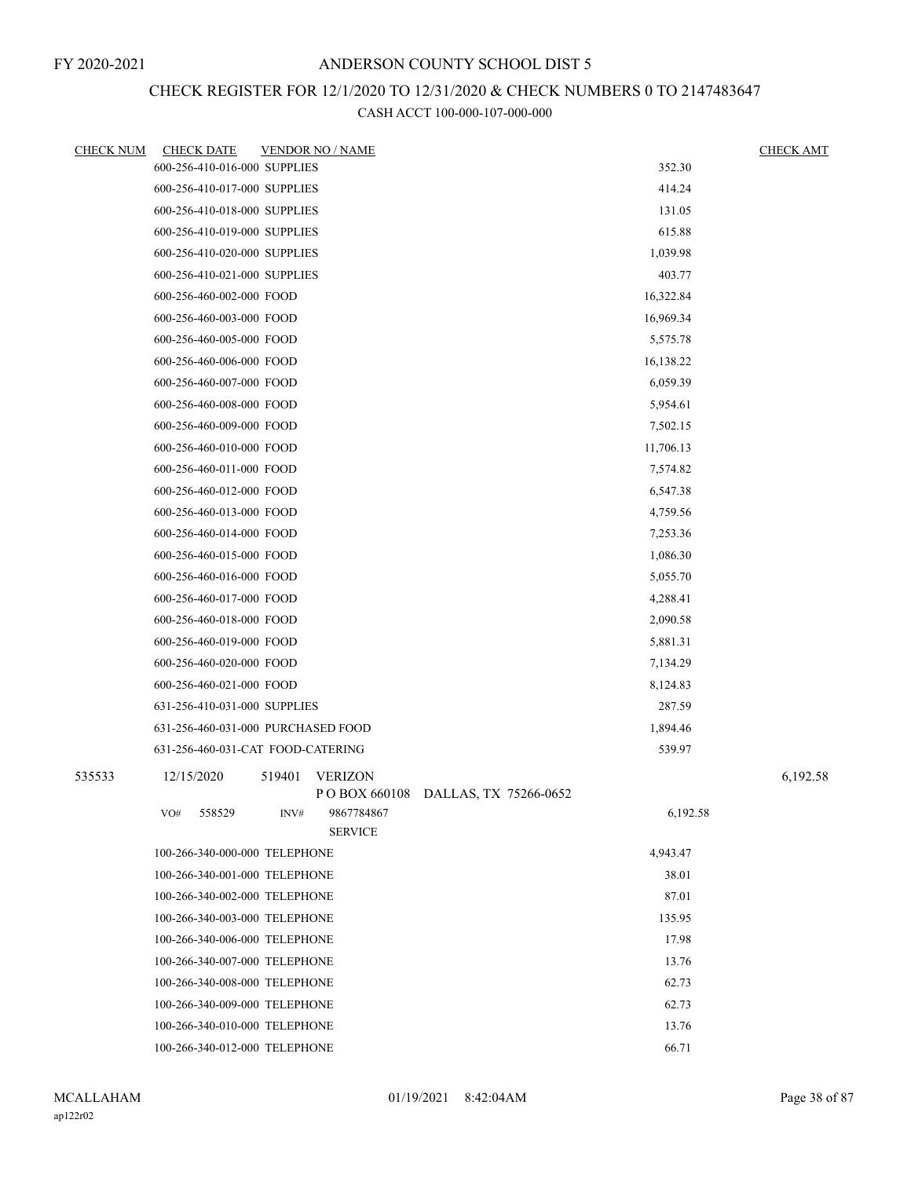FY 2020-2021

# ANDERSON COUNTY SCHOOL DIST 5

## CHECK REGISTER FOR 12/1/2020 TO 12/31/2020 & CHECK NUMBERS 0 TO 2147483647

### CASH ACCT 100-000-107-000-000

| CHECK NUM | CHECK DATE | VENDOR NO / NAME | | CHECK AMT |
|---|---|---|---|---|
| | 600-256-410-016-000 SUPPLIES | | 352.30 | |
| | 600-256-410-017-000 SUPPLIES | | 414.24 | |
| | 600-256-410-018-000 SUPPLIES | | 131.05 | |
| | 600-256-410-019-000 SUPPLIES | | 615.88 | |
| | 600-256-410-020-000 SUPPLIES | | 1,039.98 | |
| | 600-256-410-021-000 SUPPLIES | | 403.77 | |
| | 600-256-460-002-000 FOOD | | 16,322.84 | |
| | 600-256-460-003-000 FOOD | | 16,969.34 | |
| | 600-256-460-005-000 FOOD | | 5,575.78 | |
| | 600-256-460-006-000 FOOD | | 16,138.22 | |
| | 600-256-460-007-000 FOOD | | 6,059.39 | |
| | 600-256-460-008-000 FOOD | | 5,954.61 | |
| | 600-256-460-009-000 FOOD | | 7,502.15 | |
| | 600-256-460-010-000 FOOD | | 11,706.13 | |
| | 600-256-460-011-000 FOOD | | 7,574.82 | |
| | 600-256-460-012-000 FOOD | | 6,547.38 | |
| | 600-256-460-013-000 FOOD | | 4,759.56 | |
| | 600-256-460-014-000 FOOD | | 7,253.36 | |
| | 600-256-460-015-000 FOOD | | 1,086.30 | |
| | 600-256-460-016-000 FOOD | | 5,055.70 | |
| | 600-256-460-017-000 FOOD | | 4,288.41 | |
| | 600-256-460-018-000 FOOD | | 2,090.58 | |
| | 600-256-460-019-000 FOOD | | 5,881.31 | |
| | 600-256-460-020-000 FOOD | | 7,134.29 | |
| | 600-256-460-021-000 FOOD | | 8,124.83 | |
| | 631-256-410-031-000 SUPPLIES | | 287.59 | |
| | 631-256-460-031-000 PURCHASED FOOD | | 1,894.46 | |
| | 631-256-460-031-CAT FOOD-CATERING | | 539.97 | |
| 535533 | 12/15/2020 | 519401 VERIZON<br>P O BOX 660108 DALLAS, TX 75266-0652 | | 6,192.58 |
| | VO# 558529 | INV# 9867784867<br>SERVICE | 6,192.58 | |
| | 100-266-340-000-000 TELEPHONE | | 4,943.47 | |
| | 100-266-340-001-000 TELEPHONE | | 38.01 | |
| | 100-266-340-002-000 TELEPHONE | | 87.01 | |
| | 100-266-340-003-000 TELEPHONE | | 135.95 | |
| | 100-266-340-006-000 TELEPHONE | | 17.98 | |
| | 100-266-340-007-000 TELEPHONE | | 13.76 | |
| | 100-266-340-008-000 TELEPHONE | | 62.73 | |
| | 100-266-340-009-000 TELEPHONE | | 62.73 | |
| | 100-266-340-010-000 TELEPHONE | | 13.76 | |
| | 100-266-340-012-000 TELEPHONE | | 66.71 | |

MCALLAHAM
ap122r02

01/19/2021 8:42:04AM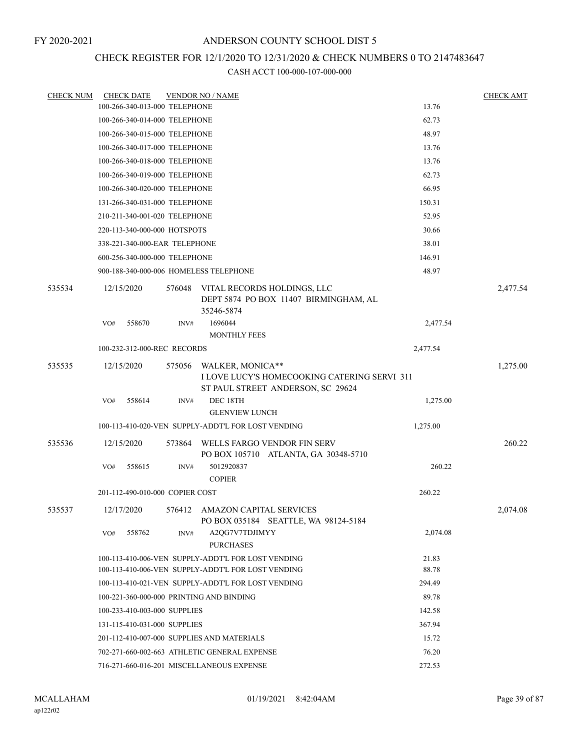FY 2020-2021

# ANDERSON COUNTY SCHOOL DIST 5

## CHECK REGISTER FOR 12/1/2020 TO 12/31/2020 & CHECK NUMBERS 0 TO 2147483647

### CASH ACCT 100-000-107-000-000

| CHECK NUM | CHECK DATE | VENDOR NO / NAME | | CHECK AMT |
|---|---|---|---|---|
| | 100-266-340-013-000 TELEPHONE | | 13.76 | |
| | 100-266-340-014-000 TELEPHONE | | 62.73 | |
| | 100-266-340-015-000 TELEPHONE | | 48.97 | |
| | 100-266-340-017-000 TELEPHONE | | 13.76 | |
| | 100-266-340-018-000 TELEPHONE | | 13.76 | |
| | 100-266-340-019-000 TELEPHONE | | 62.73 | |
| | 100-266-340-020-000 TELEPHONE | | 66.95 | |
| | 131-266-340-031-000 TELEPHONE | | 150.31 | |
| | 210-211-340-001-020 TELEPHONE | | 52.95 | |
| | 220-113-340-000-000 HOTSPOTS | | 30.66 | |
| | 338-221-340-000-EAR TELEPHONE | | 38.01 | |
| | 600-256-340-000-000 TELEPHONE | | 146.91 | |
| | 900-188-340-000-006 HOMELESS TELEPHONE | | 48.97 | |
| 535534 | 12/15/2020 | 576048 VITAL RECORDS HOLDINGS, LLC DEPT 5874 PO BOX 11407 BIRMINGHAM, AL 35246-5874 | | 2,477.54 |
| | VO# 558670 INV# | 1696044 MONTHLY FEES | 2,477.54 | |
| | 100-232-312-000-REC RECORDS | | 2,477.54 | |
| 535535 | 12/15/2020 | 575056 WALKER, MONICA** I LOVE LUCY'S HOMECOOKING CATERING SERVI 311 ST PAUL STREET ANDERSON, SC 29624 | | 1,275.00 |
| | VO# 558614 INV# | DEC 18TH GLENVIEW LUNCH | 1,275.00 | |
| | 100-113-410-020-VEN SUPPLY-ADDT'L FOR LOST VENDING | | 1,275.00 | |
| 535536 | 12/15/2020 | 573864 WELLS FARGO VENDOR FIN SERV PO BOX 105710 ATLANTA, GA 30348-5710 | | 260.22 |
| | VO# 558615 INV# | 5012920837 COPIER | 260.22 | |
| | 201-112-490-010-000 COPIER COST | | 260.22 | |
| 535537 | 12/17/2020 | 576412 AMAZON CAPITAL SERVICES PO BOX 035184 SEATTLE, WA 98124-5184 | | 2,074.08 |
| | VO# 558762 INV# | A2QG7V7TDJIMYY PURCHASES | 2,074.08 | |
| | 100-113-410-006-VEN SUPPLY-ADDT'L FOR LOST VENDING | | 21.83 | |
| | 100-113-410-006-VEN SUPPLY-ADDT'L FOR LOST VENDING | | 88.78 | |
| | 100-113-410-021-VEN SUPPLY-ADDT'L FOR LOST VENDING | | 294.49 | |
| | 100-221-360-000-000 PRINTING AND BINDING | | 89.78 | |
| | 100-233-410-003-000 SUPPLIES | | 142.58 | |
| | 131-115-410-031-000 SUPPLIES | | 367.94 | |
| | 201-112-410-007-000 SUPPLIES AND MATERIALS | | 15.72 | |
| | 702-271-660-002-663 ATHLETIC GENERAL EXPENSE | | 76.20 | |
| | 716-271-660-016-201 MISCELLANEOUS EXPENSE | | 272.53 | |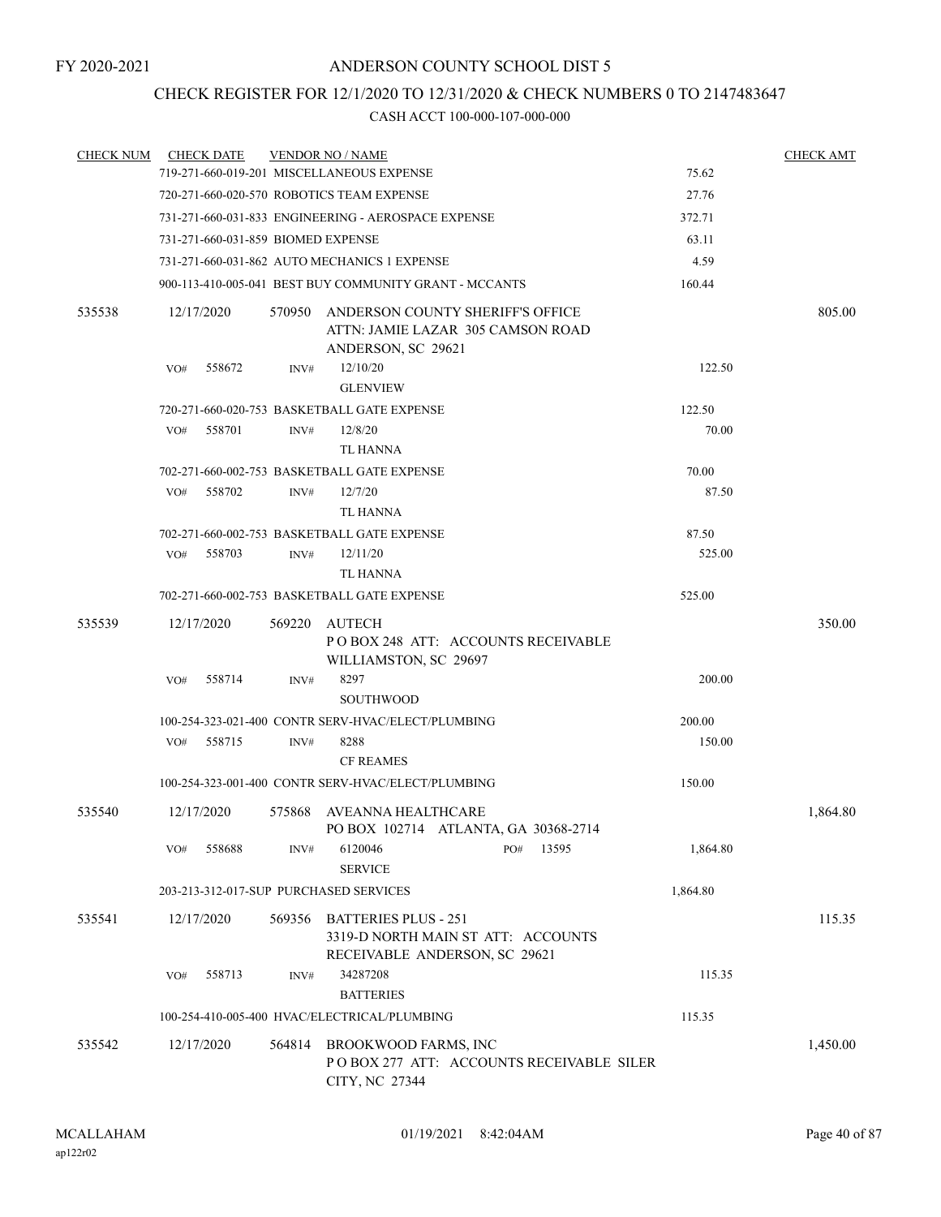FY 2020-2021

# ANDERSON COUNTY SCHOOL DIST 5

## CHECK REGISTER FOR 12/1/2020 TO 12/31/2020 & CHECK NUMBERS 0 TO 2147483647

### CASH ACCT 100-000-107-000-000

| CHECK NUM | CHECK DATE | VENDOR NO / NAME | | CHECK AMT |
|---|---|---|---|---|
| | | 719-271-660-019-201 MISCELLANEOUS EXPENSE | 75.62 | |
| | | 720-271-660-020-570 ROBOTICS TEAM EXPENSE | 27.76 | |
| | | 731-271-660-031-833 ENGINEERING - AEROSPACE EXPENSE | 372.71 | |
| | | 731-271-660-031-859 BIOMED EXPENSE | 63.11 | |
| | | 731-271-660-031-862 AUTO MECHANICS 1 EXPENSE | 4.59 | |
| | | 900-113-410-005-041 BEST BUY COMMUNITY GRANT - MCCANTS | 160.44 | |
| 535538 | 12/17/2020 | 570950 ANDERSON COUNTY SHERIFF'S OFFICE ATTN: JAMIE LAZAR 305 CAMSON ROAD ANDERSON, SC 29621 | | 805.00 |
| | VO# 558672 | INV# 12/10/20 GLENVIEW | 122.50 | |
| | | 720-271-660-020-753 BASKETBALL GATE EXPENSE | 122.50 | |
| | VO# 558701 | INV# 12/8/20 TL HANNA | 70.00 | |
| | | 702-271-660-002-753 BASKETBALL GATE EXPENSE | 70.00 | |
| | VO# 558702 | INV# 12/7/20 TL HANNA | 87.50 | |
| | | 702-271-660-002-753 BASKETBALL GATE EXPENSE | 87.50 | |
| | VO# 558703 | INV# 12/11/20 TL HANNA | 525.00 | |
| | | 702-271-660-002-753 BASKETBALL GATE EXPENSE | 525.00 | |
| 535539 | 12/17/2020 | 569220 AUTECH P O BOX 248 ATT: ACCOUNTS RECEIVABLE WILLIAMSTON, SC 29697 | | 350.00 |
| | VO# 558714 | INV# 8297 SOUTHWOOD | 200.00 | |
| | | 100-254-323-021-400 CONTR SERV-HVAC/ELECT/PLUMBING | 200.00 | |
| | VO# 558715 | INV# 8288 CF REAMES | 150.00 | |
| | | 100-254-323-001-400 CONTR SERV-HVAC/ELECT/PLUMBING | 150.00 | |
| 535540 | 12/17/2020 | 575868 AVEANNA HEALTHCARE PO BOX 102714 ATLANTA, GA 30368-2714 | | 1,864.80 |
| | VO# 558688 | INV# 6120046 PO# 13595 SERVICE | 1,864.80 | |
| | | 203-213-312-017-SUP PURCHASED SERVICES | 1,864.80 | |
| 535541 | 12/17/2020 | 569356 BATTERIES PLUS - 251 3319-D NORTH MAIN ST ATT: ACCOUNTS RECEIVABLE ANDERSON, SC 29621 | | 115.35 |
| | VO# 558713 | INV# 34287208 BATTERIES | 115.35 | |
| | | 100-254-410-005-400 HVAC/ELECTRICAL/PLUMBING | 115.35 | |
| 535542 | 12/17/2020 | 564814 BROOKWOOD FARMS, INC P O BOX 277 ATT: ACCOUNTS RECEIVABLE SILER CITY, NC 27344 | | 1,450.00 |

MCALLAHAM ap122r02 01/19/2021 8:42:04AM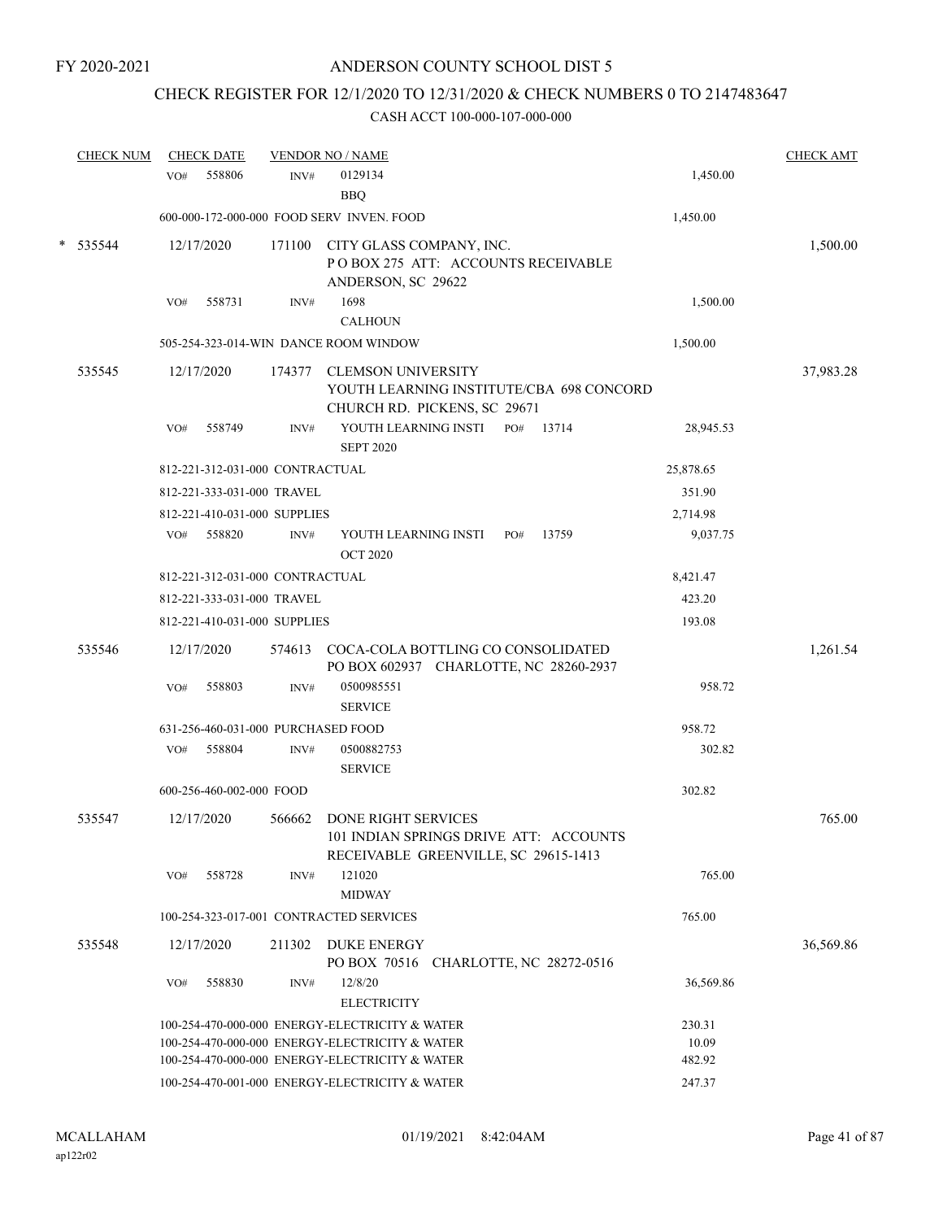FY 2020-2021

# ANDERSON COUNTY SCHOOL DIST 5

## CHECK REGISTER FOR 12/1/2020 TO 12/31/2020 & CHECK NUMBERS 0 TO 2147483647

### CASH ACCT 100-000-107-000-000

| CHECK NUM | CHECK DATE | VENDOR NO / NAME | | CHECK AMT |
|---|---|---|---|---|
| | VO# 558806 | INV# 0129134 BBQ | 1,450.00 | |
| | 600-000-172-000-000 FOOD SERV INVEN. FOOD | | 1,450.00 | |
| * 535544 | 12/17/2020 | 171100 CITY GLASS COMPANY, INC. P O BOX 275 ATT: ACCOUNTS RECEIVABLE ANDERSON, SC 29622 | | 1,500.00 |
| | VO# 558731 | INV# 1698 CALHOUN | 1,500.00 | |
| | 505-254-323-014-WIN DANCE ROOM WINDOW | | 1,500.00 | |
| 535545 | 12/17/2020 | 174377 CLEMSON UNIVERSITY YOUTH LEARNING INSTITUTE/CBA 698 CONCORD CHURCH RD. PICKENS, SC 29671 | | 37,983.28 |
| | VO# 558749 | INV# YOUTH LEARNING INSTI PO# 13714 SEPT 2020 | 28,945.53 | |
| | 812-221-312-031-000 CONTRACTUAL | | 25,878.65 | |
| | 812-221-333-031-000 TRAVEL | | 351.90 | |
| | 812-221-410-031-000 SUPPLIES | | 2,714.98 | |
| | VO# 558820 | INV# YOUTH LEARNING INSTI PO# 13759 OCT 2020 | 9,037.75 | |
| | 812-221-312-031-000 CONTRACTUAL | | 8,421.47 | |
| | 812-221-333-031-000 TRAVEL | | 423.20 | |
| | 812-221-410-031-000 SUPPLIES | | 193.08 | |
| 535546 | 12/17/2020 | 574613 COCA-COLA BOTTLING CO CONSOLIDATED PO BOX 602937 CHARLOTTE, NC 28260-2937 | | 1,261.54 |
| | VO# 558803 | INV# 0500985551 SERVICE | 958.72 | |
| | 631-256-460-031-000 PURCHASED FOOD | | 958.72 | |
| | VO# 558804 | INV# 0500882753 SERVICE | 302.82 | |
| | 600-256-460-002-000 FOOD | | 302.82 | |
| 535547 | 12/17/2020 | 566662 DONE RIGHT SERVICES 101 INDIAN SPRINGS DRIVE ATT: ACCOUNTS RECEIVABLE GREENVILLE, SC 29615-1413 | | 765.00 |
| | VO# 558728 | INV# 121020 MIDWAY | 765.00 | |
| | 100-254-323-017-001 CONTRACTED SERVICES | | 765.00 | |
| 535548 | 12/17/2020 | 211302 DUKE ENERGY PO BOX 70516 CHARLOTTE, NC 28272-0516 | | 36,569.86 |
| | VO# 558830 | INV# 12/8/20 ELECTRICITY | 36,569.86 | |
| | 100-254-470-000-000 ENERGY-ELECTRICITY & WATER | | 230.31 | |
| | 100-254-470-000-000 ENERGY-ELECTRICITY & WATER | | 10.09 | |
| | 100-254-470-000-000 ENERGY-ELECTRICITY & WATER | | 482.92 | |
| | 100-254-470-001-000 ENERGY-ELECTRICITY & WATER | | 247.37 | |

MCALLAHAM ap122r02 01/19/2021 8:42:04AM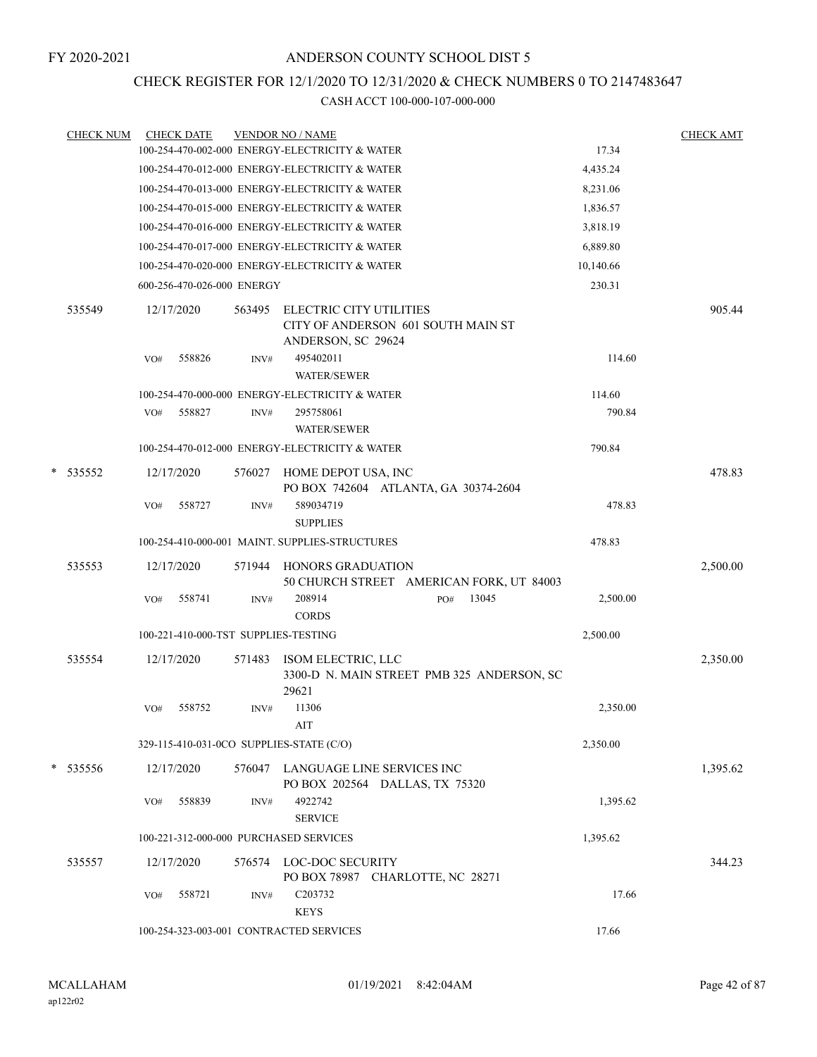FY 2020-2021

# ANDERSON COUNTY SCHOOL DIST 5

## CHECK REGISTER FOR 12/1/2020 TO 12/31/2020 & CHECK NUMBERS 0 TO 2147483647

### CASH ACCT 100-000-107-000-000

| CHECK NUM | CHECK DATE | VENDOR NO / NAME | | CHECK AMT |
|---|---|---|---|---|
| | | 100-254-470-002-000 ENERGY-ELECTRICITY & WATER | 17.34 | |
| | | 100-254-470-012-000 ENERGY-ELECTRICITY & WATER | 4,435.24 | |
| | | 100-254-470-013-000 ENERGY-ELECTRICITY & WATER | 8,231.06 | |
| | | 100-254-470-015-000 ENERGY-ELECTRICITY & WATER | 1,836.57 | |
| | | 100-254-470-016-000 ENERGY-ELECTRICITY & WATER | 3,818.19 | |
| | | 100-254-470-017-000 ENERGY-ELECTRICITY & WATER | 6,889.80 | |
| | | 100-254-470-020-000 ENERGY-ELECTRICITY & WATER | 10,140.66 | |
| | | 600-256-470-026-000 ENERGY | 230.31 | |
| 535549 | 12/17/2020 | 563495 ELECTRIC CITY UTILITIES CITY OF ANDERSON 601 SOUTH MAIN ST ANDERSON, SC 29624 | | 905.44 |
| | VO# 558826 | INV# 495402011 WATER/SEWER | 114.60 | |
| | | 100-254-470-000-000 ENERGY-ELECTRICITY & WATER | 114.60 | |
| | VO# 558827 | INV# 295758061 WATER/SEWER | 790.84 | |
| | | 100-254-470-012-000 ENERGY-ELECTRICITY & WATER | 790.84 | |
| * 535552 | 12/17/2020 | 576027 HOME DEPOT USA, INC PO BOX 742604 ATLANTA, GA 30374-2604 | | 478.83 |
| | VO# 558727 | INV# 589034719 SUPPLIES | 478.83 | |
| | | 100-254-410-000-001 MAINT. SUPPLIES-STRUCTURES | 478.83 | |
| 535553 | 12/17/2020 | 571944 HONORS GRADUATION 50 CHURCH STREET AMERICAN FORK, UT 84003 | | 2,500.00 |
| | VO# 558741 | INV# 208914 PO# 13045 CORDS | 2,500.00 | |
| | | 100-221-410-000-TST SUPPLIES-TESTING | 2,500.00 | |
| 535554 | 12/17/2020 | 571483 ISOM ELECTRIC, LLC 3300-D N. MAIN STREET PMB 325 ANDERSON, SC 29621 | | 2,350.00 |
| | VO# 558752 | INV# 11306 AIT | 2,350.00 | |
| | | 329-115-410-031-0CO SUPPLIES-STATE (C/O) | 2,350.00 | |
| * 535556 | 12/17/2020 | 576047 LANGUAGE LINE SERVICES INC PO BOX 202564 DALLAS, TX 75320 | | 1,395.62 |
| | VO# 558839 | INV# 4922742 SERVICE | 1,395.62 | |
| | | 100-221-312-000-000 PURCHASED SERVICES | 1,395.62 | |
| 535557 | 12/17/2020 | 576574 LOC-DOC SECURITY PO BOX 78987 CHARLOTTE, NC 28271 | | 344.23 |
| | VO# 558721 | INV# C203732 KEYS | 17.66 | |
| | | 100-254-323-003-001 CONTRACTED SERVICES | 17.66 | |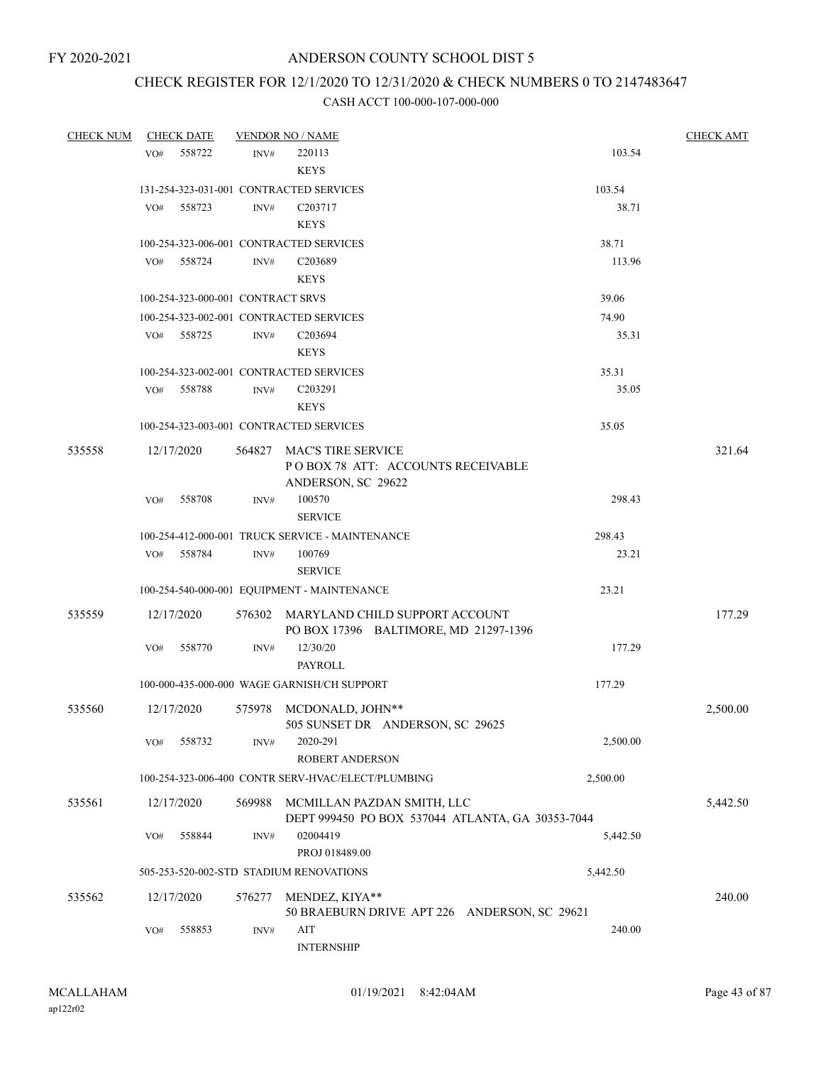FY 2020-2021

# ANDERSON COUNTY SCHOOL DIST 5

## CHECK REGISTER FOR 12/1/2020 TO 12/31/2020 & CHECK NUMBERS 0 TO 2147483647

### CASH ACCT 100-000-107-000-000

| CHECK NUM | CHECK DATE | VENDOR NO / NAME | | CHECK AMT |
|---|---|---|---|---|
| | VO# 558722 | INV# 220113 KEYS | 103.54 | |
| | 131-254-323-031-001 CONTRACTED SERVICES | | 103.54 | |
| | VO# 558723 | INV# C203717 KEYS | 38.71 | |
| | 100-254-323-006-001 CONTRACTED SERVICES | | 38.71 | |
| | VO# 558724 | INV# C203689 KEYS | 113.96 | |
| | 100-254-323-000-001 CONTRACT SRVS | | 39.06 | |
| | 100-254-323-002-001 CONTRACTED SERVICES | | 74.90 | |
| | VO# 558725 | INV# C203694 KEYS | 35.31 | |
| | 100-254-323-002-001 CONTRACTED SERVICES | | 35.31 | |
| | VO# 558788 | INV# C203291 KEYS | 35.05 | |
| | 100-254-323-003-001 CONTRACTED SERVICES | | 35.05 | |
| 535558 | 12/17/2020 | 564827 MAC'S TIRE SERVICE P O BOX 78 ATT: ACCOUNTS RECEIVABLE ANDERSON, SC 29622 | | 321.64 |
| | VO# 558708 | INV# 100570 SERVICE | 298.43 | |
| | 100-254-412-000-001 TRUCK SERVICE - MAINTENANCE | | 298.43 | |
| | VO# 558784 | INV# 100769 SERVICE | 23.21 | |
| | 100-254-540-000-001 EQUIPMENT - MAINTENANCE | | 23.21 | |
| 535559 | 12/17/2020 | 576302 MARYLAND CHILD SUPPORT ACCOUNT PO BOX 17396 BALTIMORE, MD 21297-1396 | | 177.29 |
| | VO# 558770 | INV# 12/30/20 PAYROLL | 177.29 | |
| | 100-000-435-000-000 WAGE GARNISH/CH SUPPORT | | 177.29 | |
| 535560 | 12/17/2020 | 575978 MCDONALD, JOHN** 505 SUNSET DR ANDERSON, SC 29625 | | 2,500.00 |
| | VO# 558732 | INV# 2020-291 ROBERT ANDERSON | 2,500.00 | |
| | 100-254-323-006-400 CONTR SERV-HVAC/ELECT/PLUMBING | | 2,500.00 | |
| 535561 | 12/17/2020 | 569988 MCMILLAN PAZDAN SMITH, LLC DEPT 999450 PO BOX 537044 ATLANTA, GA 30353-7044 | | 5,442.50 |
| | VO# 558844 | INV# 02004419 PROJ 018489.00 | 5,442.50 | |
| | 505-253-520-002-STD STADIUM RENOVATIONS | | 5,442.50 | |
| 535562 | 12/17/2020 | 576277 MENDEZ, KIYA** 50 BRAEBURN DRIVE APT 226 ANDERSON, SC 29621 | | 240.00 |
| | VO# 558853 | INV# AIT INTERNSHIP | 240.00 | |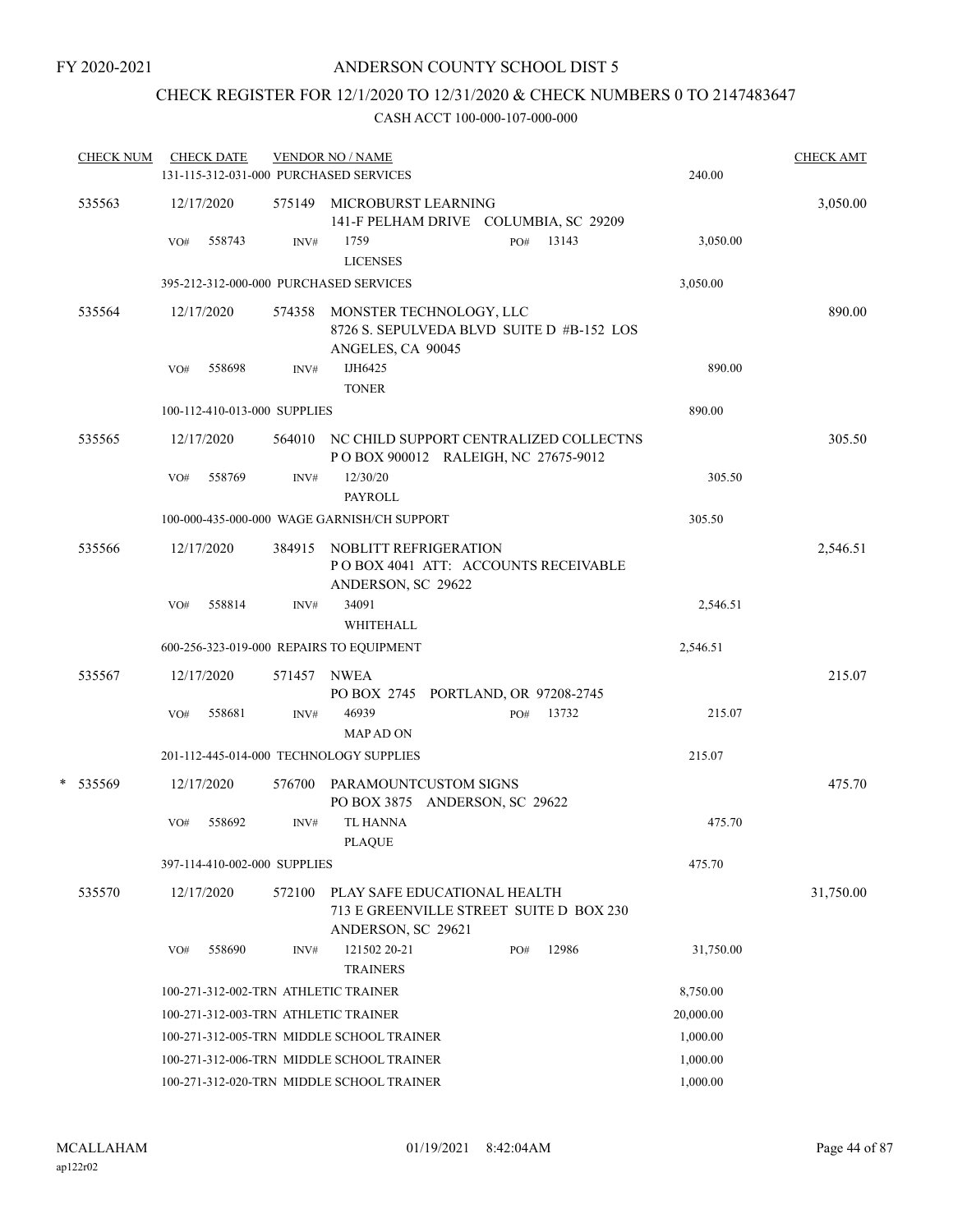FY 2020-2021

# ANDERSON COUNTY SCHOOL DIST 5

## CHECK REGISTER FOR 12/1/2020 TO 12/31/2020 & CHECK NUMBERS 0 TO 2147483647

### CASH ACCT 100-000-107-000-000

| CHECK NUM | CHECK DATE | VENDOR NO / NAME | | CHECK AMT |
|---|---|---|---|---|
| | 131-115-312-031-000 PURCHASED SERVICES | | 240.00 | |
| 535563 | 12/17/2020 | 575149 MICROBURST LEARNING<br>141-F PELHAM DRIVE COLUMBIA, SC 29209 | | 3,050.00 |
| | VO# 558743 | INV# 1759 PO# 13143<br>LICENSES | 3,050.00 | |
| | 395-212-312-000-000 PURCHASED SERVICES | | 3,050.00 | |
| 535564 | 12/17/2020 | 574358 MONSTER TECHNOLOGY, LLC<br>8726 S. SEPULVEDA BLVD SUITE D #B-152 LOS ANGELES, CA 90045 | | 890.00 |
| | VO# 558698 | INV# IJH6425<br>TONER | 890.00 | |
| | 100-112-410-013-000 SUPPLIES | | 890.00 | |
| 535565 | 12/17/2020 | 564010 NC CHILD SUPPORT CENTRALIZED COLLECTNS<br>P O BOX 900012 RALEIGH, NC 27675-9012 | | 305.50 |
| | VO# 558769 | INV# 12/30/20<br>PAYROLL | 305.50 | |
| | 100-000-435-000-000 WAGE GARNISH/CH SUPPORT | | 305.50 | |
| 535566 | 12/17/2020 | 384915 NOBLITT REFRIGERATION<br>P O BOX 4041 ATT: ACCOUNTS RECEIVABLE ANDERSON, SC 29622 | | 2,546.51 |
| | VO# 558814 | INV# 34091<br>WHITEHALL | 2,546.51 | |
| | 600-256-323-019-000 REPAIRS TO EQUIPMENT | | 2,546.51 | |
| 535567 | 12/17/2020 | 571457 NWEA<br>PO BOX 2745 PORTLAND, OR 97208-2745 | | 215.07 |
| | VO# 558681 | INV# 46939 PO# 13732<br>MAP AD ON | 215.07 | |
| | 201-112-445-014-000 TECHNOLOGY SUPPLIES | | 215.07 | |
| * 535569 | 12/17/2020 | 576700 PARAMOUNTCUSTOM SIGNS<br>PO BOX 3875 ANDERSON, SC 29622 | | 475.70 |
| | VO# 558692 | INV# TL HANNA<br>PLAQUE | 475.70 | |
| | 397-114-410-002-000 SUPPLIES | | 475.70 | |
| 535570 | 12/17/2020 | 572100 PLAY SAFE EDUCATIONAL HEALTH<br>713 E GREENVILLE STREET SUITE D BOX 230 ANDERSON, SC 29621 | | 31,750.00 |
| | VO# 558690 | INV# 121502 20-21 PO# 12986<br>TRAINERS | 31,750.00 | |
| | 100-271-312-002-TRN ATHLETIC TRAINER | | 8,750.00 | |
| | 100-271-312-003-TRN ATHLETIC TRAINER | | 20,000.00 | |
| | 100-271-312-005-TRN MIDDLE SCHOOL TRAINER | | 1,000.00 | |
| | 100-271-312-006-TRN MIDDLE SCHOOL TRAINER | | 1,000.00 | |
| | 100-271-312-020-TRN MIDDLE SCHOOL TRAINER | | 1,000.00 | |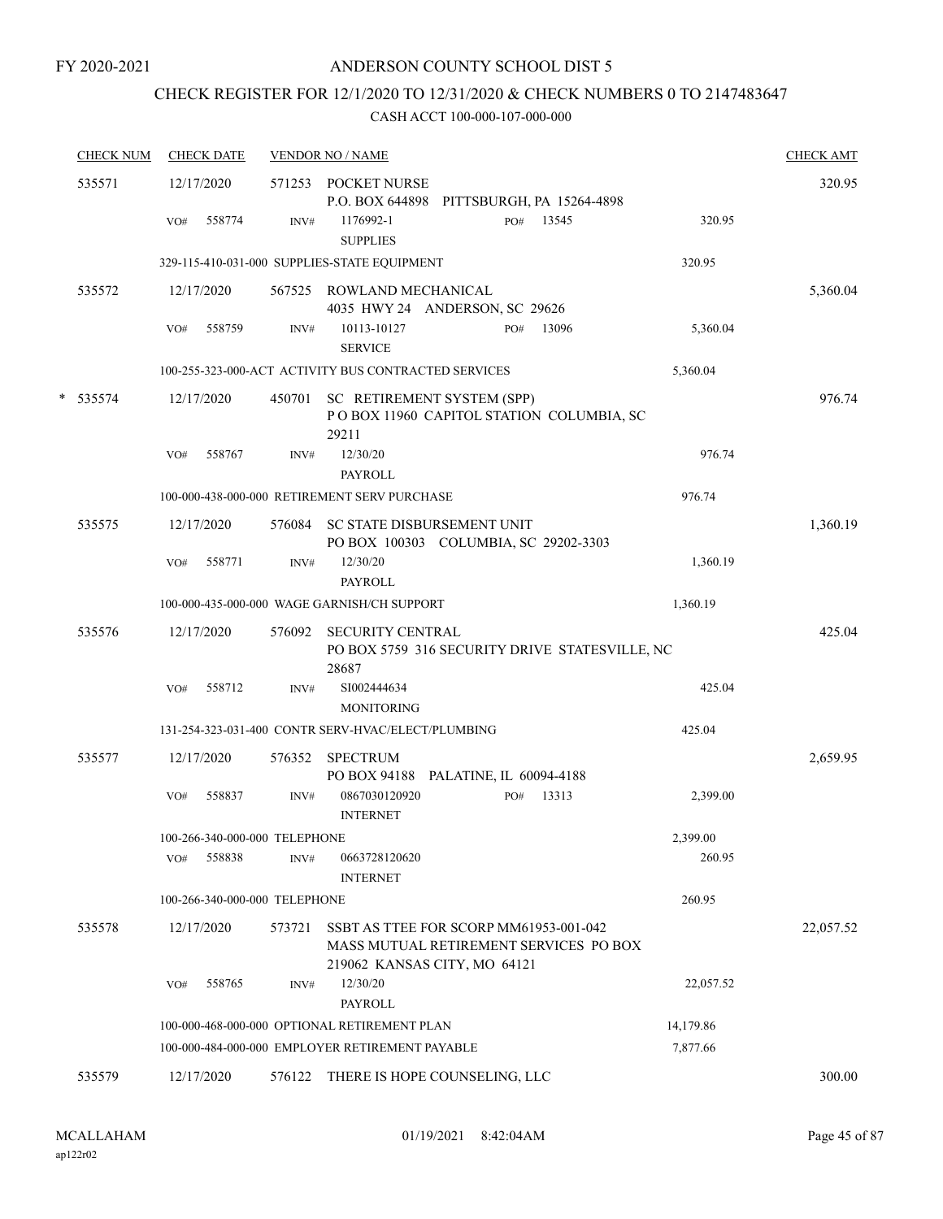FY 2020-2021

# ANDERSON COUNTY SCHOOL DIST 5

## CHECK REGISTER FOR 12/1/2020 TO 12/31/2020 & CHECK NUMBERS 0 TO 2147483647

CASH ACCT 100-000-107-000-000

| CHECK NUM | CHECK DATE | VENDOR NO / NAME | | CHECK AMT |
|---|---|---|---|---|
| 535571 | 12/17/2020 | 571253 POCKET NURSE<br>P.O. BOX 644898 PITTSBURGH, PA 15264-4898 | | 320.95 |
| | VO# 558774 | INV# 1176992-1 PO# 13545<br>SUPPLIES | 320.95 | |
| | | 329-115-410-031-000 SUPPLIES-STATE EQUIPMENT | 320.95 | |
| 535572 | 12/17/2020 | 567525 ROWLAND MECHANICAL<br>4035 HWY 24 ANDERSON, SC 29626 | | 5,360.04 |
| | VO# 558759 | INV# 10113-10127 PO# 13096<br>SERVICE | 5,360.04 | |
| | | 100-255-323-000-ACT ACTIVITY BUS CONTRACTED SERVICES | 5,360.04 | |
| * 535574 | 12/17/2020 | 450701 SC RETIREMENT SYSTEM (SPP)<br>P O BOX 11960 CAPITOL STATION COLUMBIA, SC 29211 | | 976.74 |
| | VO# 558767 | INV# 12/30/20<br>PAYROLL | 976.74 | |
| | | 100-000-438-000-000 RETIREMENT SERV PURCHASE | 976.74 | |
| 535575 | 12/17/2020 | 576084 SC STATE DISBURSEMENT UNIT<br>PO BOX 100303 COLUMBIA, SC 29202-3303 | | 1,360.19 |
| | VO# 558771 | INV# 12/30/20<br>PAYROLL | 1,360.19 | |
| | | 100-000-435-000-000 WAGE GARNISH/CH SUPPORT | 1,360.19 | |
| 535576 | 12/17/2020 | 576092 SECURITY CENTRAL<br>PO BOX 5759 316 SECURITY DRIVE STATESVILLE, NC 28687 | | 425.04 |
| | VO# 558712 | INV# SI002444634<br>MONITORING | 425.04 | |
| | | 131-254-323-031-400 CONTR SERV-HVAC/ELECT/PLUMBING | 425.04 | |
| 535577 | 12/17/2020 | 576352 SPECTRUM<br>PO BOX 94188 PALATINE, IL 60094-4188 | | 2,659.95 |
| | VO# 558837 | INV# 0867030120920 PO# 13313<br>INTERNET | 2,399.00 | |
| | | 100-266-340-000-000 TELEPHONE | 2,399.00 | |
| | VO# 558838 | INV# 0663728120620<br>INTERNET | 260.95 | |
| | | 100-266-340-000-000 TELEPHONE | 260.95 | |
| 535578 | 12/17/2020 | 573721 SSBT AS TTEE FOR SCORP MM61953-001-042<br>MASS MUTUAL RETIREMENT SERVICES PO BOX 219062 KANSAS CITY, MO 64121 | | 22,057.52 |
| | VO# 558765 | INV# 12/30/20<br>PAYROLL | 22,057.52 | |
| | | 100-000-468-000-000 OPTIONAL RETIREMENT PLAN | 14,179.86 | |
| | | 100-000-484-000-000 EMPLOYER RETIREMENT PAYABLE | 7,877.66 | |
| 535579 | 12/17/2020 | 576122 THERE IS HOPE COUNSELING, LLC | | 300.00 |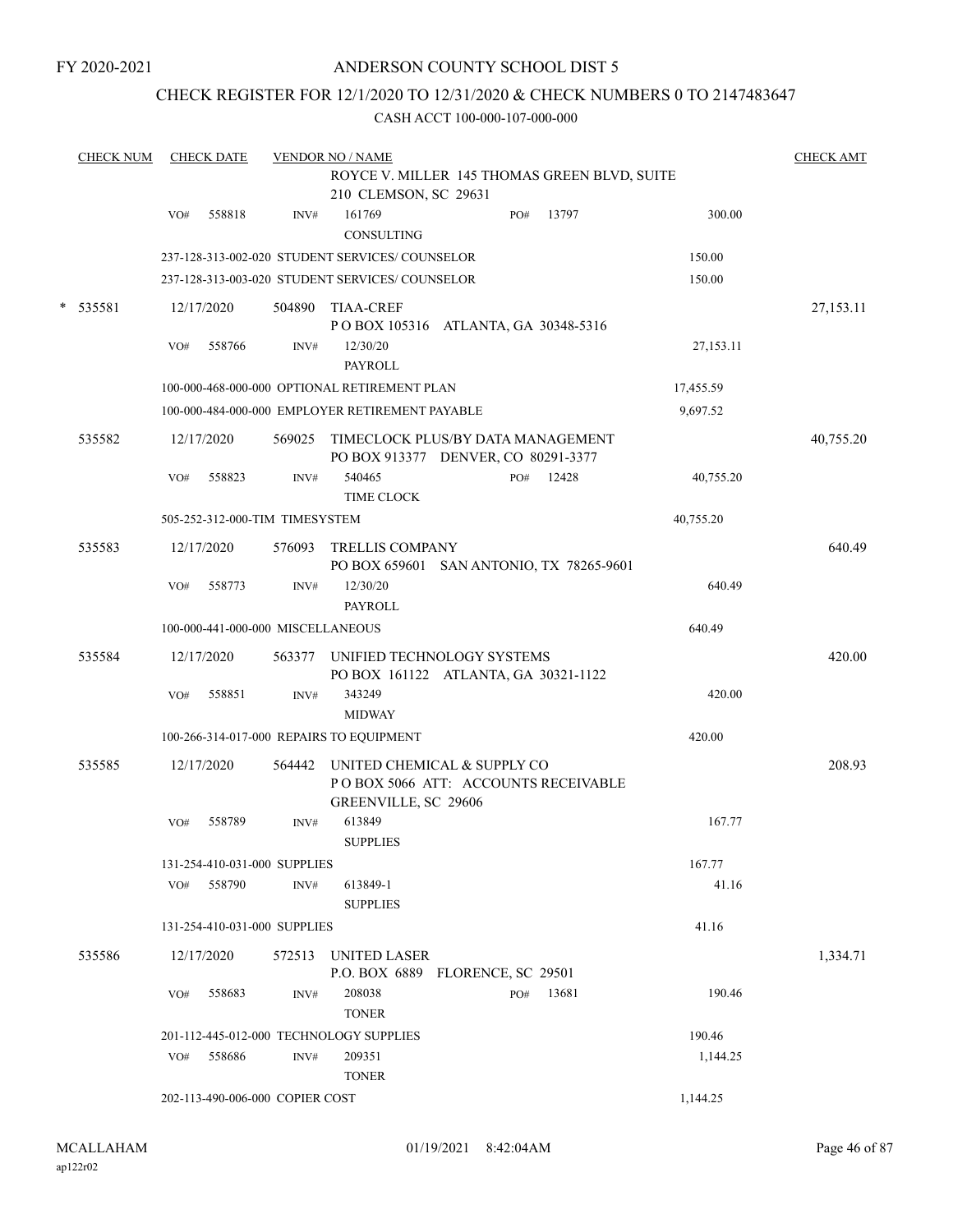FY 2020-2021

# ANDERSON COUNTY SCHOOL DIST 5

## CHECK REGISTER FOR 12/1/2020 TO 12/31/2020 & CHECK NUMBERS 0 TO 2147483647

### CASH ACCT 100-000-107-000-000

| CHECK NUM | CHECK DATE | VENDOR NO / NAME | | | CHECK AMT |
|---|---|---|---|---|---|
| | | ROYCE V. MILLER 145 THOMAS GREEN BLVD, SUITE 210 CLEMSON, SC 29631 | | | |
| | VO# 558818 | INV# 161769 CONSULTING | PO# 13797 | 300.00 | |
| | | 237-128-313-002-020 STUDENT SERVICES/ COUNSELOR | | 150.00 | |
| | | 237-128-313-003-020 STUDENT SERVICES/ COUNSELOR | | 150.00 | |
| * 535581 | 12/17/2020 | 504890 TIAA-CREF P O BOX 105316 ATLANTA, GA 30348-5316 | | | 27,153.11 |
| | VO# 558766 | INV# 12/30/20 PAYROLL | | 27,153.11 | |
| | | 100-000-468-000-000 OPTIONAL RETIREMENT PLAN | | 17,455.59 | |
| | | 100-000-484-000-000 EMPLOYER RETIREMENT PAYABLE | | 9,697.52 | |
| 535582 | 12/17/2020 | 569025 TIMECLOCK PLUS/BY DATA MANAGEMENT PO BOX 913377 DENVER, CO 80291-3377 | | | 40,755.20 |
| | VO# 558823 | INV# 540465 TIME CLOCK | PO# 12428 | 40,755.20 | |
| | | 505-252-312-000-TIM TIMESYSTEM | | 40,755.20 | |
| 535583 | 12/17/2020 | 576093 TRELLIS COMPANY PO BOX 659601 SAN ANTONIO, TX 78265-9601 | | | 640.49 |
| | VO# 558773 | INV# 12/30/20 PAYROLL | | 640.49 | |
| | | 100-000-441-000-000 MISCELLANEOUS | | 640.49 | |
| 535584 | 12/17/2020 | 563377 UNIFIED TECHNOLOGY SYSTEMS PO BOX 161122 ATLANTA, GA 30321-1122 | | | 420.00 |
| | VO# 558851 | INV# 343249 MIDWAY | | 420.00 | |
| | | 100-266-314-017-000 REPAIRS TO EQUIPMENT | | 420.00 | |
| 535585 | 12/17/2020 | 564442 UNITED CHEMICAL & SUPPLY CO P O BOX 5066 ATT: ACCOUNTS RECEIVABLE GREENVILLE, SC 29606 | | | 208.93 |
| | VO# 558789 | INV# 613849 SUPPLIES | | 167.77 | |
| | | 131-254-410-031-000 SUPPLIES | | 167.77 | |
| | VO# 558790 | INV# 613849-1 SUPPLIES | | 41.16 | |
| | | 131-254-410-031-000 SUPPLIES | | 41.16 | |
| 535586 | 12/17/2020 | 572513 UNITED LASER P.O. BOX 6889 FLORENCE, SC 29501 | | | 1,334.71 |
| | VO# 558683 | INV# 208038 TONER | PO# 13681 | 190.46 | |
| | | 201-112-445-012-000 TECHNOLOGY SUPPLIES | | 190.46 | |
| | VO# 558686 | INV# 209351 TONER | | 1,144.25 | |
| | | 202-113-490-006-000 COPIER COST | | 1,144.25 | |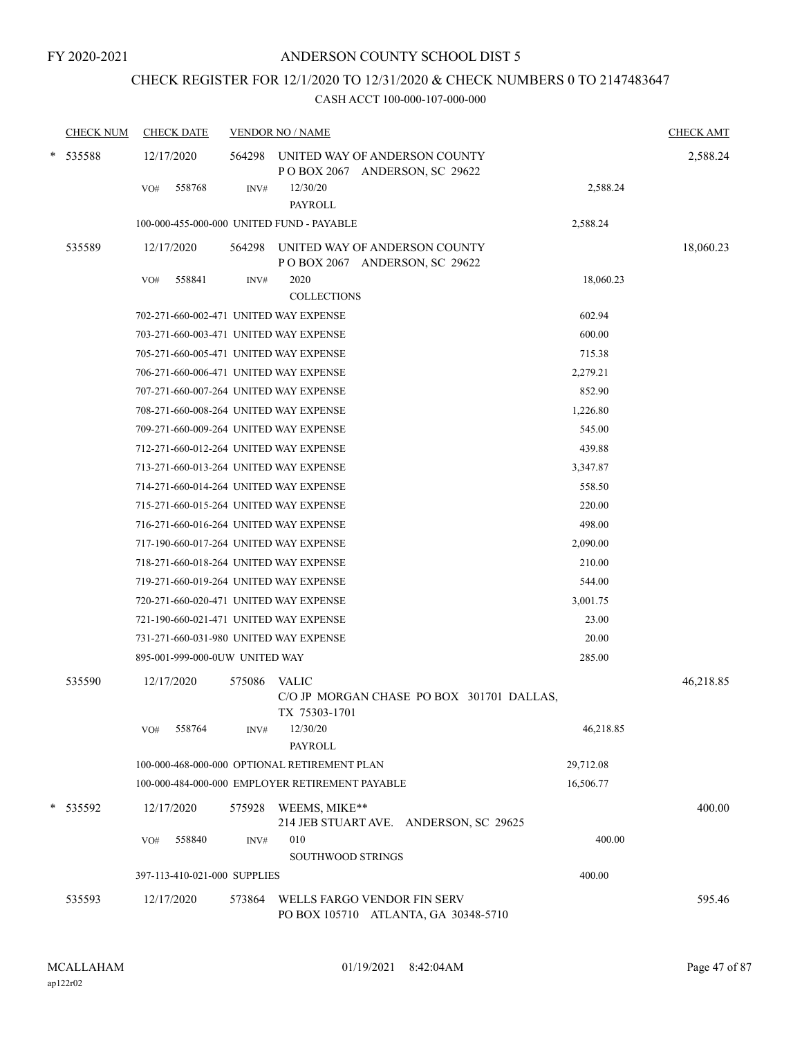FY 2020-2021

# ANDERSON COUNTY SCHOOL DIST 5

## CHECK REGISTER FOR 12/1/2020 TO 12/31/2020 & CHECK NUMBERS 0 TO 2147483647

### CASH ACCT 100-000-107-000-000

| CHECK NUM | CHECK DATE | VENDOR NO / NAME | | CHECK AMT |
|---|---|---|---|---|
| * 535588 | 12/17/2020 | 564298 UNITED WAY OF ANDERSON COUNTY<br>P O BOX 2067 ANDERSON, SC 29622 | | 2,588.24 |
| | VO# 558768 | INV# 12/30/20<br>PAYROLL | 2,588.24 | |
| | 100-000-455-000-000 UNITED FUND - PAYABLE | | 2,588.24 | |
| 535589 | 12/17/2020 | 564298 UNITED WAY OF ANDERSON COUNTY<br>P O BOX 2067 ANDERSON, SC 29622 | | 18,060.23 |
| | VO# 558841 | INV# 2020<br>COLLECTIONS | 18,060.23 | |
| | 702-271-660-002-471 UNITED WAY EXPENSE | | 602.94 | |
| | 703-271-660-003-471 UNITED WAY EXPENSE | | 600.00 | |
| | 705-271-660-005-471 UNITED WAY EXPENSE | | 715.38 | |
| | 706-271-660-006-471 UNITED WAY EXPENSE | | 2,279.21 | |
| | 707-271-660-007-264 UNITED WAY EXPENSE | | 852.90 | |
| | 708-271-660-008-264 UNITED WAY EXPENSE | | 1,226.80 | |
| | 709-271-660-009-264 UNITED WAY EXPENSE | | 545.00 | |
| | 712-271-660-012-264 UNITED WAY EXPENSE | | 439.88 | |
| | 713-271-660-013-264 UNITED WAY EXPENSE | | 3,347.87 | |
| | 714-271-660-014-264 UNITED WAY EXPENSE | | 558.50 | |
| | 715-271-660-015-264 UNITED WAY EXPENSE | | 220.00 | |
| | 716-271-660-016-264 UNITED WAY EXPENSE | | 498.00 | |
| | 717-190-660-017-264 UNITED WAY EXPENSE | | 2,090.00 | |
| | 718-271-660-018-264 UNITED WAY EXPENSE | | 210.00 | |
| | 719-271-660-019-264 UNITED WAY EXPENSE | | 544.00 | |
| | 720-271-660-020-471 UNITED WAY EXPENSE | | 3,001.75 | |
| | 721-190-660-021-471 UNITED WAY EXPENSE | | 23.00 | |
| | 731-271-660-031-980 UNITED WAY EXPENSE | | 20.00 | |
| | 895-001-999-000-0UW UNITED WAY | | 285.00 | |
| 535590 | 12/17/2020 | 575086 VALIC<br>C/O JP MORGAN CHASE PO BOX 301701 DALLAS, TX 75303-1701 | | 46,218.85 |
| | VO# 558764 | INV# 12/30/20<br>PAYROLL | 46,218.85 | |
| | 100-000-468-000-000 OPTIONAL RETIREMENT PLAN | | 29,712.08 | |
| | 100-000-484-000-000 EMPLOYER RETIREMENT PAYABLE | | 16,506.77 | |
| * 535592 | 12/17/2020 | 575928 WEEMS, MIKE**<br>214 JEB STUART AVE. ANDERSON, SC 29625 | | 400.00 |
| | VO# 558840 | INV# 010<br>SOUTHWOOD STRINGS | 400.00 | |
| | 397-113-410-021-000 SUPPLIES | | 400.00 | |
| 535593 | 12/17/2020 | 573864 WELLS FARGO VENDOR FIN SERV<br>PO BOX 105710 ATLANTA, GA 30348-5710 | | 595.46 |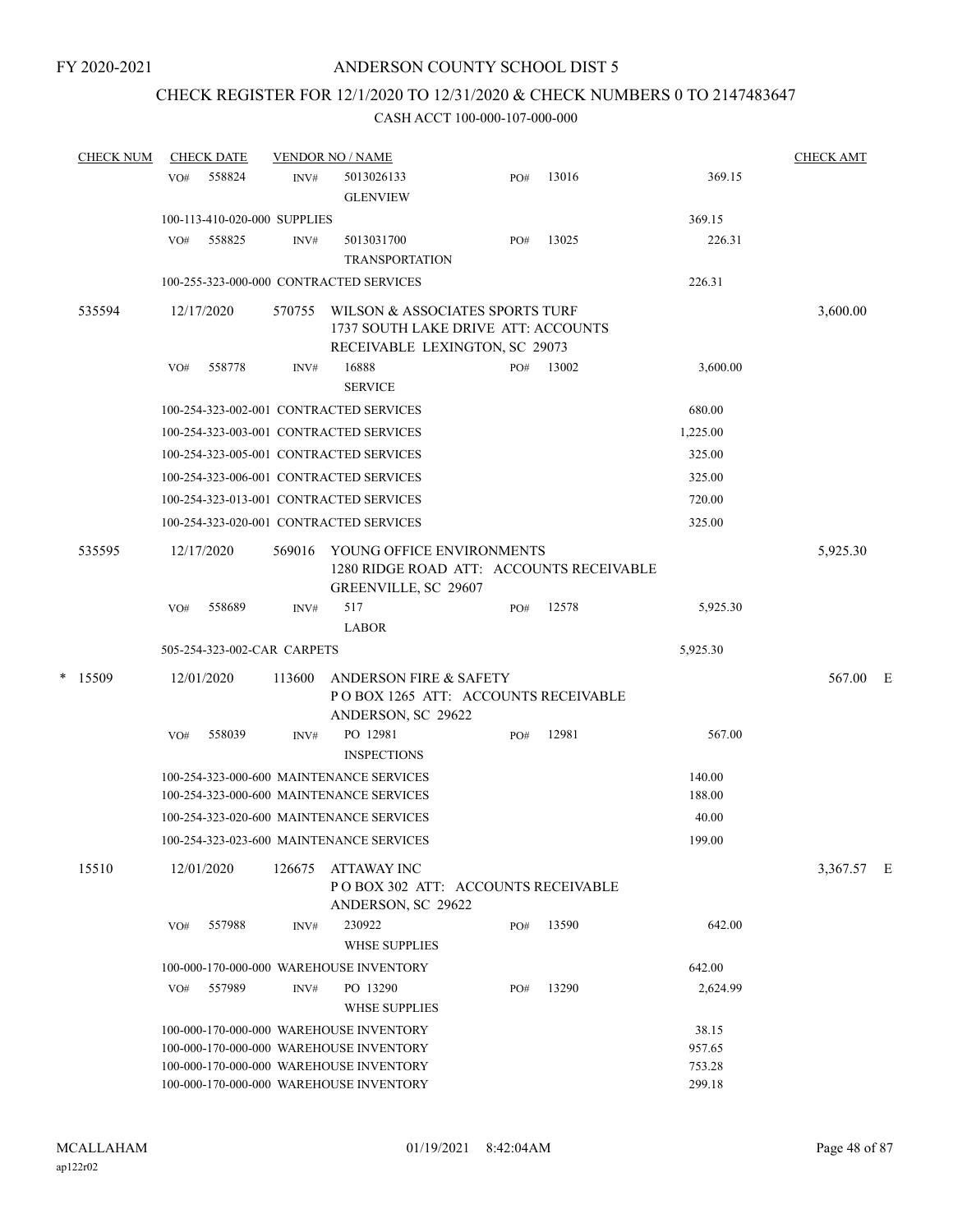FY 2020-2021

# ANDERSON COUNTY SCHOOL DIST 5

## CHECK REGISTER FOR 12/1/2020 TO 12/31/2020 & CHECK NUMBERS 0 TO 2147483647

CASH ACCT 100-000-107-000-000

| CHECK NUM | CHECK DATE | VENDOR NO / NAME | | | | CHECK AMT |
|---|---|---|---|---|---|---|
| | VO# 558824 | INV# 5013026133 GLENVIEW | PO# 13016 | | 369.15 | |
| | 100-113-410-020-000 SUPPLIES | | | | 369.15 | |
| | VO# 558825 | INV# 5013031700 TRANSPORTATION | PO# 13025 | | 226.31 | |
| | 100-255-323-000-000 CONTRACTED SERVICES | | | | 226.31 | |
| 535594 | 12/17/2020 | 570755 WILSON & ASSOCIATES SPORTS TURF 1737 SOUTH LAKE DRIVE ATT: ACCOUNTS RECEIVABLE LEXINGTON, SC 29073 | | | | 3,600.00 |
| | VO# 558778 | INV# 16888 SERVICE | PO# 13002 | | 3,600.00 | |
| | 100-254-323-002-001 CONTRACTED SERVICES | | | | 680.00 | |
| | 100-254-323-003-001 CONTRACTED SERVICES | | | | 1,225.00 | |
| | 100-254-323-005-001 CONTRACTED SERVICES | | | | 325.00 | |
| | 100-254-323-006-001 CONTRACTED SERVICES | | | | 325.00 | |
| | 100-254-323-013-001 CONTRACTED SERVICES | | | | 720.00 | |
| | 100-254-323-020-001 CONTRACTED SERVICES | | | | 325.00 | |
| 535595 | 12/17/2020 | 569016 YOUNG OFFICE ENVIRONMENTS 1280 RIDGE ROAD ATT: ACCOUNTS RECEIVABLE GREENVILLE, SC 29607 | | | | 5,925.30 |
| | VO# 558689 | INV# 517 LABOR | PO# 12578 | | 5,925.30 | |
| | 505-254-323-002-CAR CARPETS | | | | 5,925.30 | |
| * 15509 | 12/01/2020 | 113600 ANDERSON FIRE & SAFETY P O BOX 1265 ATT: ACCOUNTS RECEIVABLE ANDERSON, SC 29622 | | | | 567.00 E |
| | VO# 558039 | INV# PO 12981 INSPECTIONS | PO# 12981 | | 567.00 | |
| | 100-254-323-000-600 MAINTENANCE SERVICES | | | | 140.00 | |
| | 100-254-323-000-600 MAINTENANCE SERVICES | | | | 188.00 | |
| | 100-254-323-020-600 MAINTENANCE SERVICES | | | | 40.00 | |
| | 100-254-323-023-600 MAINTENANCE SERVICES | | | | 199.00 | |
| 15510 | 12/01/2020 | 126675 ATTAWAY INC P O BOX 302 ATT: ACCOUNTS RECEIVABLE ANDERSON, SC 29622 | | | | 3,367.57 E |
| | VO# 557988 | INV# 230922 WHSE SUPPLIES | PO# 13590 | | 642.00 | |
| | 100-000-170-000-000 WAREHOUSE INVENTORY | | | | 642.00 | |
| | VO# 557989 | INV# PO 13290 WHSE SUPPLIES | PO# 13290 | | 2,624.99 | |
| | 100-000-170-000-000 WAREHOUSE INVENTORY | | | | 38.15 | |
| | 100-000-170-000-000 WAREHOUSE INVENTORY | | | | 957.65 | |
| | 100-000-170-000-000 WAREHOUSE INVENTORY | | | | 753.28 | |
| | 100-000-170-000-000 WAREHOUSE INVENTORY | | | | 299.18 | |

MCALLAHAM
ap122r02

01/19/2021 8:42:04AM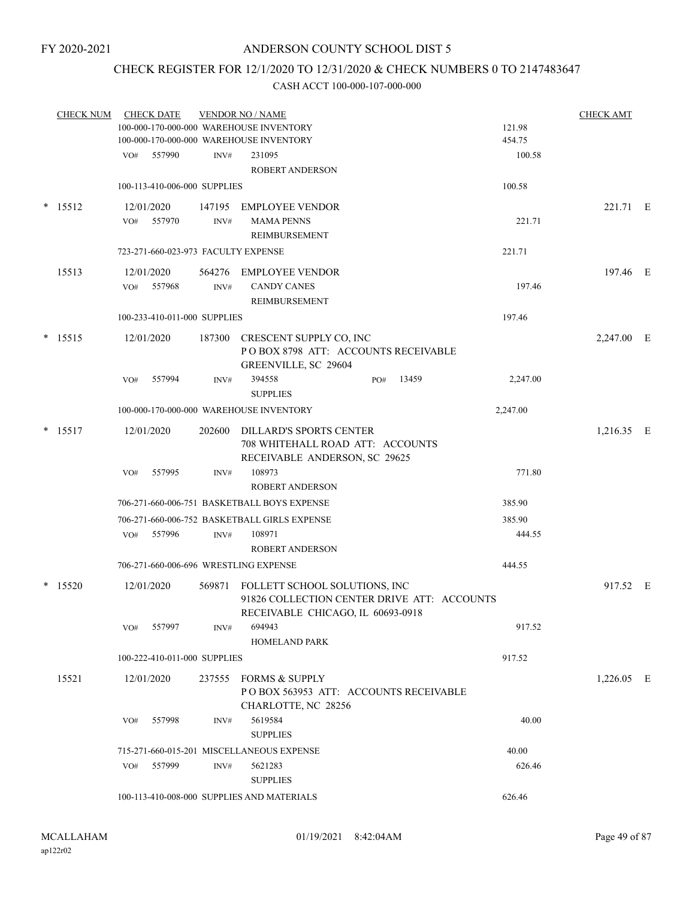FY 2020-2021

# ANDERSON COUNTY SCHOOL DIST 5

## CHECK REGISTER FOR 12/1/2020 TO 12/31/2020 & CHECK NUMBERS 0 TO 2147483647

### CASH ACCT 100-000-107-000-000

| CHECK NUM | CHECK DATE | VENDOR NO / NAME | | CHECK AMT | |
|---|---|---|---|---|---|
| | 100-000-170-000-000 WAREHOUSE INVENTORY | | 121.98 | | |
| | 100-000-170-000-000 WAREHOUSE INVENTORY | | 454.75 | | |
| | VO# 557990 | INV# 231095 ROBERT ANDERSON | 100.58 | | |
| | 100-113-410-006-000 SUPPLIES | | 100.58 | | |
| * 15512 | 12/01/2020 | 147195 EMPLOYEE VENDOR | | 221.71 | E |
| | VO# 557970 | INV# MAMA PENNS REIMBURSEMENT | 221.71 | | |
| | 723-271-660-023-973 FACULTY EXPENSE | | 221.71 | | |
| 15513 | 12/01/2020 | 564276 EMPLOYEE VENDOR | | 197.46 | E |
| | VO# 557968 | INV# CANDY CANES REIMBURSEMENT | 197.46 | | |
| | 100-233-410-011-000 SUPPLIES | | 197.46 | | |
| * 15515 | 12/01/2020 | 187300 CRESCENT SUPPLY CO, INC P O BOX 8798 ATT: ACCOUNTS RECEIVABLE GREENVILLE, SC 29604 | | 2,247.00 | E |
| | VO# 557994 | INV# 394558 PO# 13459 SUPPLIES | 2,247.00 | | |
| | 100-000-170-000-000 WAREHOUSE INVENTORY | | 2,247.00 | | |
| * 15517 | 12/01/2020 | 202600 DILLARD'S SPORTS CENTER 708 WHITEHALL ROAD ATT: ACCOUNTS RECEIVABLE ANDERSON, SC 29625 | | 1,216.35 | E |
| | VO# 557995 | INV# 108973 ROBERT ANDERSON | 771.80 | | |
| | 706-271-660-006-751 BASKETBALL BOYS EXPENSE | | 385.90 | | |
| | 706-271-660-006-752 BASKETBALL GIRLS EXPENSE | | 385.90 | | |
| | VO# 557996 | INV# 108971 ROBERT ANDERSON | 444.55 | | |
| | 706-271-660-006-696 WRESTLING EXPENSE | | 444.55 | | |
| * 15520 | 12/01/2020 | 569871 FOLLETT SCHOOL SOLUTIONS, INC 91826 COLLECTION CENTER DRIVE ATT: ACCOUNTS RECEIVABLE CHICAGO, IL 60693-0918 | | 917.52 | E |
| | VO# 557997 | INV# 694943 HOMELAND PARK | 917.52 | | |
| | 100-222-410-011-000 SUPPLIES | | 917.52 | | |
| 15521 | 12/01/2020 | 237555 FORMS & SUPPLY P O BOX 563953 ATT: ACCOUNTS RECEIVABLE CHARLOTTE, NC 28256 | | 1,226.05 | E |
| | VO# 557998 | INV# 5619584 SUPPLIES | 40.00 | | |
| | 715-271-660-015-201 MISCELLANEOUS EXPENSE | | 40.00 | | |
| | VO# 557999 | INV# 5621283 SUPPLIES | 626.46 | | |
| | 100-113-410-008-000 SUPPLIES AND MATERIALS | | 626.46 | | |

MCALLAHAM
ap122r02

01/19/2021 8:42:04AM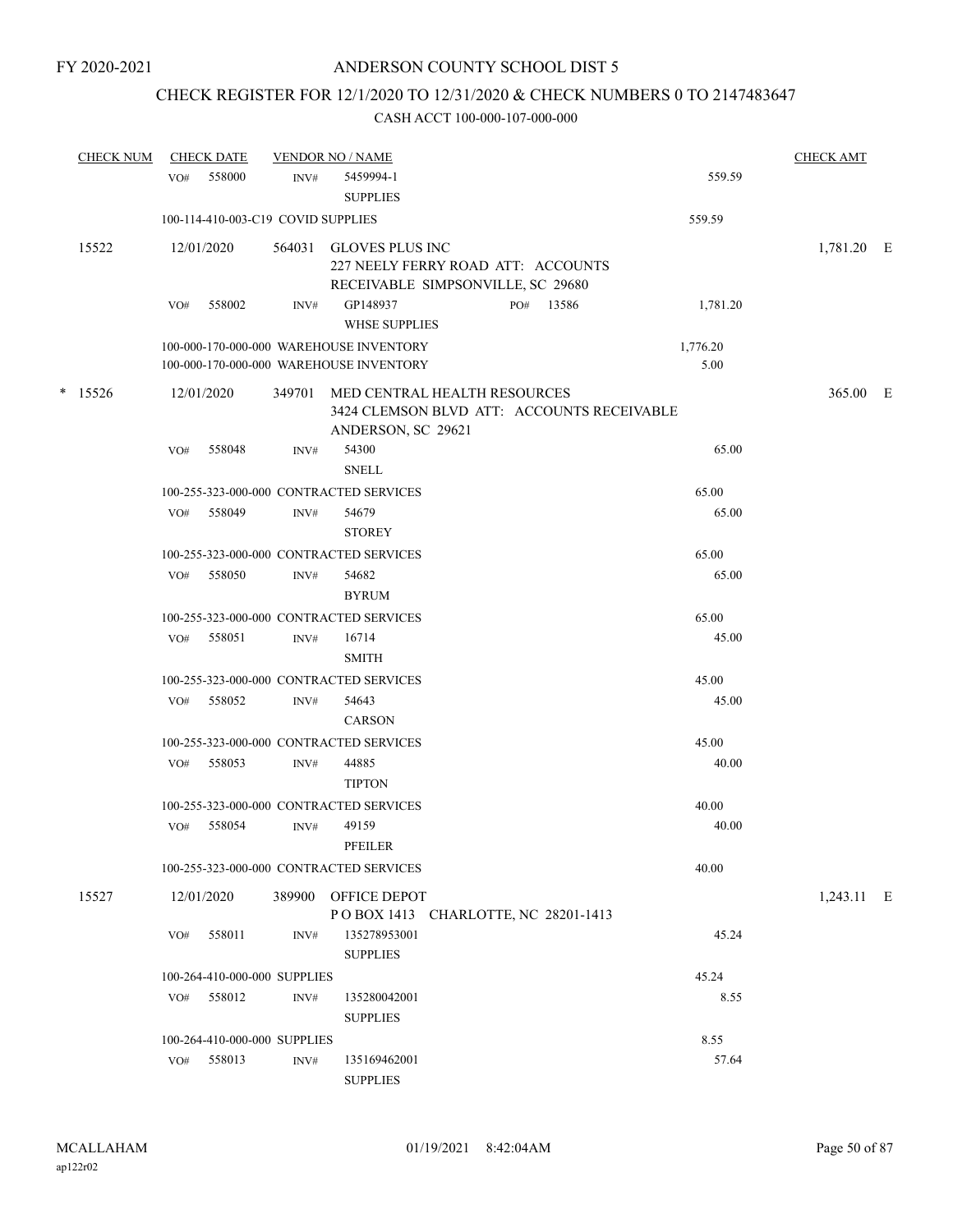FY 2020-2021

# ANDERSON COUNTY SCHOOL DIST 5

## CHECK REGISTER FOR 12/1/2020 TO 12/31/2020 & CHECK NUMBERS 0 TO 2147483647

### CASH ACCT 100-000-107-000-000

| CHECK NUM | CHECK DATE | VENDOR NO / NAME | | | CHECK AMT |
|---|---|---|---|---|---|
| | VO# 558000 | INV# 5459994-1 SUPPLIES | | 559.59 | |
| | 100-114-410-003-C19 COVID SUPPLIES | | | 559.59 | |
| 15522 | 12/01/2020 | 564031 GLOVES PLUS INC 227 NEELY FERRY ROAD ATT: ACCOUNTS RECEIVABLE SIMPSONVILLE, SC 29680 | | | 1,781.20 E |
| | VO# 558002 | INV# GP148937 WHSE SUPPLIES | PO# 13586 | 1,781.20 | |
| | 100-000-170-000-000 WAREHOUSE INVENTORY | | | 1,776.20 | |
| | 100-000-170-000-000 WAREHOUSE INVENTORY | | | 5.00 | |
| * 15526 | 12/01/2020 | 349701 MED CENTRAL HEALTH RESOURCES 3424 CLEMSON BLVD ATT: ACCOUNTS RECEIVABLE ANDERSON, SC 29621 | | | 365.00 E |
| | VO# 558048 | INV# 54300 SNELL | | 65.00 | |
| | 100-255-323-000-000 CONTRACTED SERVICES | | | 65.00 | |
| | VO# 558049 | INV# 54679 STOREY | | 65.00 | |
| | 100-255-323-000-000 CONTRACTED SERVICES | | | 65.00 | |
| | VO# 558050 | INV# 54682 BYRUM | | 65.00 | |
| | 100-255-323-000-000 CONTRACTED SERVICES | | | 65.00 | |
| | VO# 558051 | INV# 16714 SMITH | | 45.00 | |
| | 100-255-323-000-000 CONTRACTED SERVICES | | | 45.00 | |
| | VO# 558052 | INV# 54643 CARSON | | 45.00 | |
| | 100-255-323-000-000 CONTRACTED SERVICES | | | 45.00 | |
| | VO# 558053 | INV# 44885 TIPTON | | 40.00 | |
| | 100-255-323-000-000 CONTRACTED SERVICES | | | 40.00 | |
| | VO# 558054 | INV# 49159 PFEILER | | 40.00 | |
| | 100-255-323-000-000 CONTRACTED SERVICES | | | 40.00 | |
| 15527 | 12/01/2020 | 389900 OFFICE DEPOT P O BOX 1413 CHARLOTTE, NC 28201-1413 | | | 1,243.11 E |
| | VO# 558011 | INV# 135278953001 SUPPLIES | | 45.24 | |
| | 100-264-410-000-000 SUPPLIES | | | 45.24 | |
| | VO# 558012 | INV# 135280042001 SUPPLIES | | 8.55 | |
| | 100-264-410-000-000 SUPPLIES | | | 8.55 | |
| | VO# 558013 | INV# 135169462001 SUPPLIES | | 57.64 | |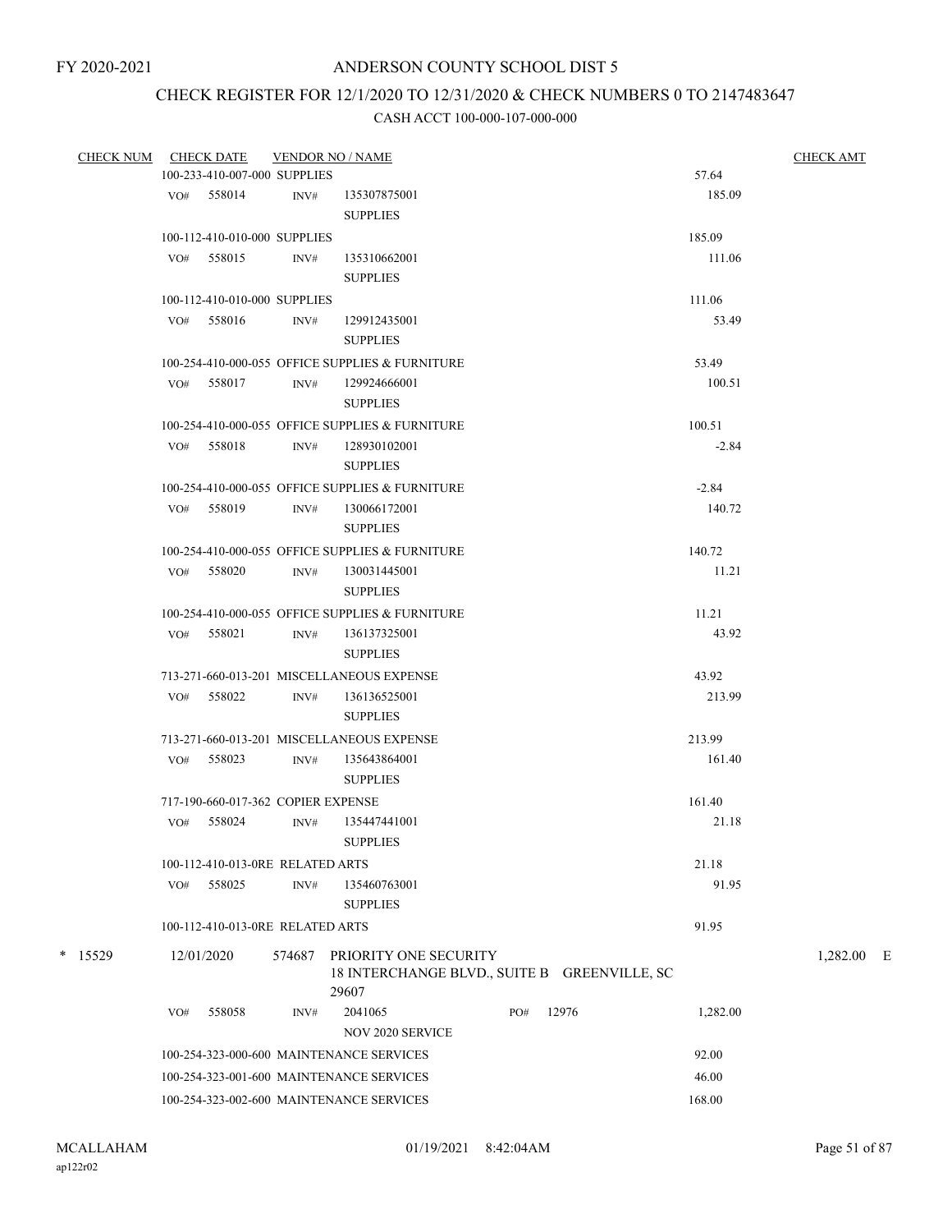FY 2020-2021

# ANDERSON COUNTY SCHOOL DIST 5

## CHECK REGISTER FOR 12/1/2020 TO 12/31/2020 & CHECK NUMBERS 0 TO 2147483647

### CASH ACCT 100-000-107-000-000

| CHECK NUM | CHECK DATE | VENDOR NO / NAME | | CHECK AMT |
|---|---|---|---|---|
| | 100-233-410-007-000 SUPPLIES | | 57.64 | |
| | VO# 558014 | INV# 135307875001 SUPPLIES | 185.09 | |
| | 100-112-410-010-000 SUPPLIES | | 185.09 | |
| | VO# 558015 | INV# 135310662001 SUPPLIES | 111.06 | |
| | 100-112-410-010-000 SUPPLIES | | 111.06 | |
| | VO# 558016 | INV# 129912435001 SUPPLIES | 53.49 | |
| | 100-254-410-000-055 OFFICE SUPPLIES & FURNITURE | | 53.49 | |
| | VO# 558017 | INV# 129924666001 SUPPLIES | 100.51 | |
| | 100-254-410-000-055 OFFICE SUPPLIES & FURNITURE | | 100.51 | |
| | VO# 558018 | INV# 128930102001 SUPPLIES | -2.84 | |
| | 100-254-410-000-055 OFFICE SUPPLIES & FURNITURE | | -2.84 | |
| | VO# 558019 | INV# 130066172001 SUPPLIES | 140.72 | |
| | 100-254-410-000-055 OFFICE SUPPLIES & FURNITURE | | 140.72 | |
| | VO# 558020 | INV# 130031445001 SUPPLIES | 11.21 | |
| | 100-254-410-000-055 OFFICE SUPPLIES & FURNITURE | | 11.21 | |
| | VO# 558021 | INV# 136137325001 SUPPLIES | 43.92 | |
| | 713-271-660-013-201 MISCELLANEOUS EXPENSE | | 43.92 | |
| | VO# 558022 | INV# 136136525001 SUPPLIES | 213.99 | |
| | 713-271-660-013-201 MISCELLANEOUS EXPENSE | | 213.99 | |
| | VO# 558023 | INV# 135643864001 SUPPLIES | 161.40 | |
| | 717-190-660-017-362 COPIER EXPENSE | | 161.40 | |
| | VO# 558024 | INV# 135447441001 SUPPLIES | 21.18 | |
| | 100-112-410-013-0RE RELATED ARTS | | 21.18 | |
| | VO# 558025 | INV# 135460763001 SUPPLIES | 91.95 | |
| | 100-112-410-013-0RE RELATED ARTS | | 91.95 | |
| * 15529 | 12/01/2020 | 574687 PRIORITY ONE SECURITY 18 INTERCHANGE BLVD., SUITE B GREENVILLE, SC 29607 | | 1,282.00 E |
| | VO# 558058 | INV# 2041065 PO# 12976 NOV 2020 SERVICE | 1,282.00 | |
| | 100-254-323-000-600 MAINTENANCE SERVICES | | 92.00 | |
| | 100-254-323-001-600 MAINTENANCE SERVICES | | 46.00 | |
| | 100-254-323-002-600 MAINTENANCE SERVICES | | 168.00 | |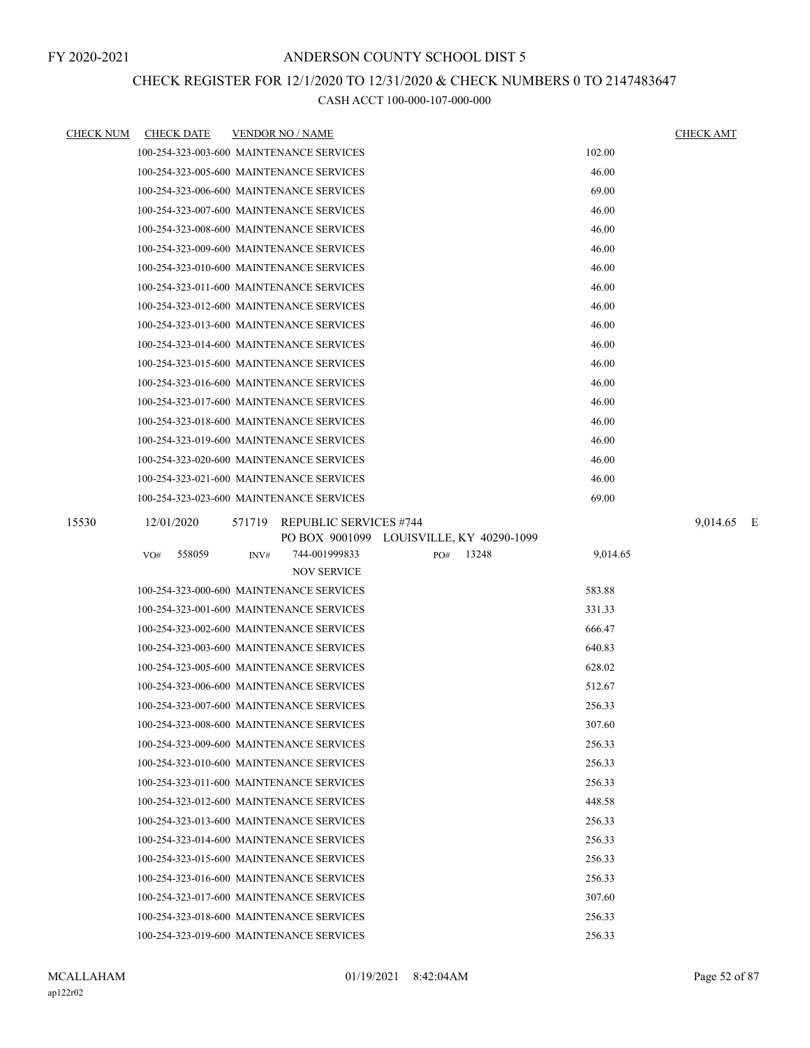FY 2020-2021

# ANDERSON COUNTY SCHOOL DIST 5

## CHECK REGISTER FOR 12/1/2020 TO 12/31/2020 & CHECK NUMBERS 0 TO 2147483647

### CASH ACCT 100-000-107-000-000

| CHECK NUM | CHECK DATE | VENDOR NO / NAME | | CHECK AMT |
|---|---|---|---|---|
| | | 100-254-323-003-600 MAINTENANCE SERVICES | 102.00 | |
| | | 100-254-323-005-600 MAINTENANCE SERVICES | 46.00 | |
| | | 100-254-323-006-600 MAINTENANCE SERVICES | 69.00 | |
| | | 100-254-323-007-600 MAINTENANCE SERVICES | 46.00 | |
| | | 100-254-323-008-600 MAINTENANCE SERVICES | 46.00 | |
| | | 100-254-323-009-600 MAINTENANCE SERVICES | 46.00 | |
| | | 100-254-323-010-600 MAINTENANCE SERVICES | 46.00 | |
| | | 100-254-323-011-600 MAINTENANCE SERVICES | 46.00 | |
| | | 100-254-323-012-600 MAINTENANCE SERVICES | 46.00 | |
| | | 100-254-323-013-600 MAINTENANCE SERVICES | 46.00 | |
| | | 100-254-323-014-600 MAINTENANCE SERVICES | 46.00 | |
| | | 100-254-323-015-600 MAINTENANCE SERVICES | 46.00 | |
| | | 100-254-323-016-600 MAINTENANCE SERVICES | 46.00 | |
| | | 100-254-323-017-600 MAINTENANCE SERVICES | 46.00 | |
| | | 100-254-323-018-600 MAINTENANCE SERVICES | 46.00 | |
| | | 100-254-323-019-600 MAINTENANCE SERVICES | 46.00 | |
| | | 100-254-323-020-600 MAINTENANCE SERVICES | 46.00 | |
| | | 100-254-323-021-600 MAINTENANCE SERVICES | 46.00 | |
| | | 100-254-323-023-600 MAINTENANCE SERVICES | 69.00 | |
| 15530 | 12/01/2020 | 571719 REPUBLIC SERVICES #744<br>PO BOX 9001099 LOUISVILLE, KY 40290-1099 | | 9,014.65 E |
| | | VO# 558059 INV# 744-001999833 PO# 13248<br>NOV SERVICE | 9,014.65 | |
| | | 100-254-323-000-600 MAINTENANCE SERVICES | 583.88 | |
| | | 100-254-323-001-600 MAINTENANCE SERVICES | 331.33 | |
| | | 100-254-323-002-600 MAINTENANCE SERVICES | 666.47 | |
| | | 100-254-323-003-600 MAINTENANCE SERVICES | 640.83 | |
| | | 100-254-323-005-600 MAINTENANCE SERVICES | 628.02 | |
| | | 100-254-323-006-600 MAINTENANCE SERVICES | 512.67 | |
| | | 100-254-323-007-600 MAINTENANCE SERVICES | 256.33 | |
| | | 100-254-323-008-600 MAINTENANCE SERVICES | 307.60 | |
| | | 100-254-323-009-600 MAINTENANCE SERVICES | 256.33 | |
| | | 100-254-323-010-600 MAINTENANCE SERVICES | 256.33 | |
| | | 100-254-323-011-600 MAINTENANCE SERVICES | 256.33 | |
| | | 100-254-323-012-600 MAINTENANCE SERVICES | 448.58 | |
| | | 100-254-323-013-600 MAINTENANCE SERVICES | 256.33 | |
| | | 100-254-323-014-600 MAINTENANCE SERVICES | 256.33 | |
| | | 100-254-323-015-600 MAINTENANCE SERVICES | 256.33 | |
| | | 100-254-323-016-600 MAINTENANCE SERVICES | 256.33 | |
| | | 100-254-323-017-600 MAINTENANCE SERVICES | 307.60 | |
| | | 100-254-323-018-600 MAINTENANCE SERVICES | 256.33 | |
| | | 100-254-323-019-600 MAINTENANCE SERVICES | 256.33 | |

MCALLAHAM ap122r02 01/19/2021 8:42:04AM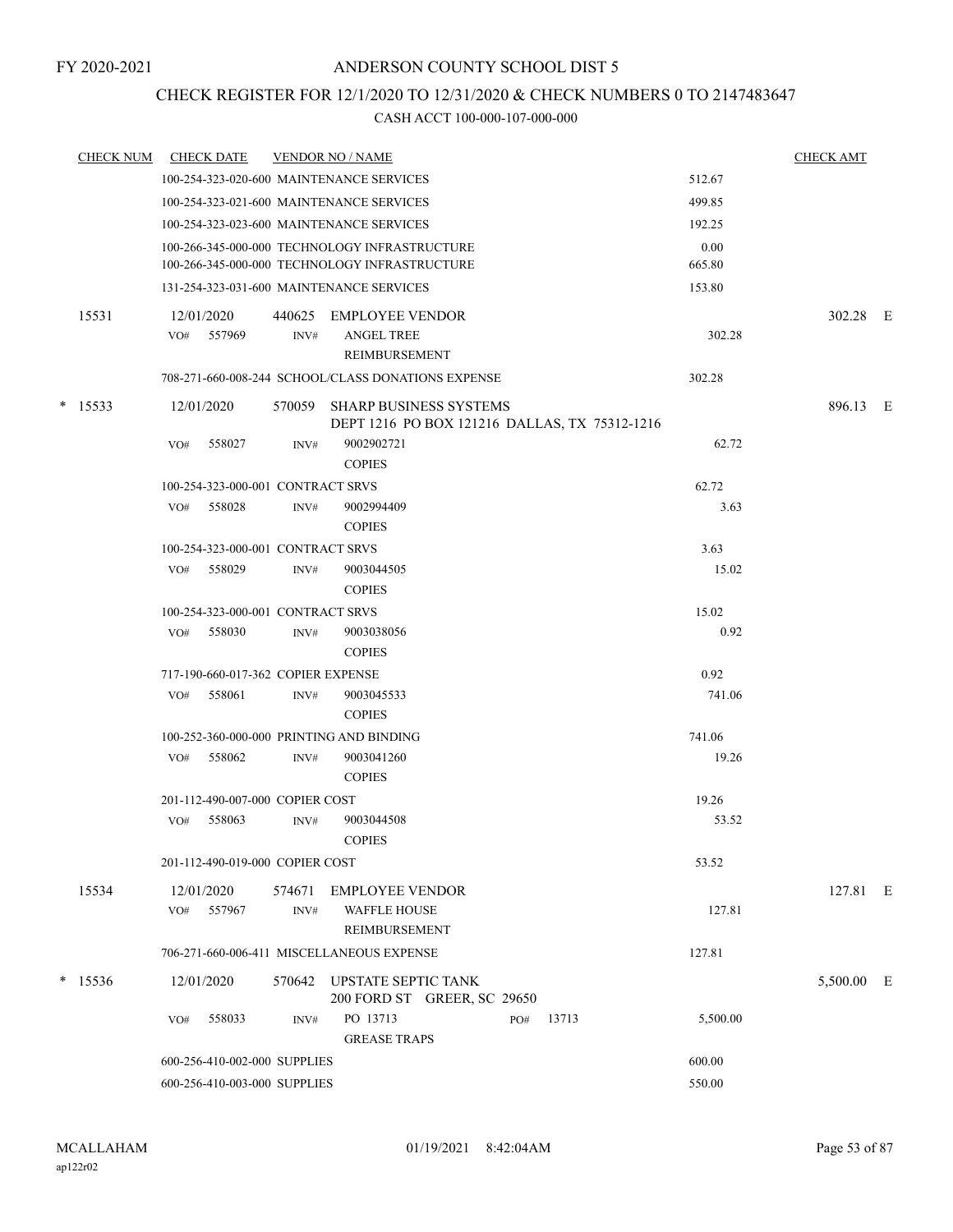# ANDERSON COUNTY SCHOOL DIST 5

FY 2020-2021

## CHECK REGISTER FOR 12/1/2020 TO 12/31/2020 & CHECK NUMBERS 0 TO 2147483647

CASH ACCT 100-000-107-000-000

| CHECK NUM | CHECK DATE | VENDOR NO / NAME | | CHECK AMT | |
|---|---|---|---|---|---|
| | | 100-254-323-020-600 MAINTENANCE SERVICES | 512.67 | | |
| | | 100-254-323-021-600 MAINTENANCE SERVICES | 499.85 | | |
| | | 100-254-323-023-600 MAINTENANCE SERVICES | 192.25 | | |
| | | 100-266-345-000-000 TECHNOLOGY INFRASTRUCTURE | 0.00 | | |
| | | 100-266-345-000-000 TECHNOLOGY INFRASTRUCTURE | 665.80 | | |
| | | 131-254-323-031-600 MAINTENANCE SERVICES | 153.80 | | |
| 15531 | 12/01/2020 | 440625 EMPLOYEE VENDOR | | 302.28 | E |
| | VO# 557969 | INV# ANGEL TREE REIMBURSEMENT | 302.28 | | |
| | | 708-271-660-008-244 SCHOOL/CLASS DONATIONS EXPENSE | 302.28 | | |
| * 15533 | 12/01/2020 | 570059 SHARP BUSINESS SYSTEMS DEPT 1216 PO BOX 121216 DALLAS, TX 75312-1216 | | 896.13 | E |
| | VO# 558027 | INV# 9002902721 COPIES | 62.72 | | |
| | | 100-254-323-000-001 CONTRACT SRVS | 62.72 | | |
| | VO# 558028 | INV# 9002994409 COPIES | 3.63 | | |
| | | 100-254-323-000-001 CONTRACT SRVS | 3.63 | | |
| | VO# 558029 | INV# 9003044505 COPIES | 15.02 | | |
| | | 100-254-323-000-001 CONTRACT SRVS | 15.02 | | |
| | VO# 558030 | INV# 9003038056 COPIES | 0.92 | | |
| | | 717-190-660-017-362 COPIER EXPENSE | 0.92 | | |
| | VO# 558061 | INV# 9003045533 COPIES | 741.06 | | |
| | | 100-252-360-000-000 PRINTING AND BINDING | 741.06 | | |
| | VO# 558062 | INV# 9003041260 COPIES | 19.26 | | |
| | | 201-112-490-007-000 COPIER COST | 19.26 | | |
| | VO# 558063 | INV# 9003044508 COPIES | 53.52 | | |
| | | 201-112-490-019-000 COPIER COST | 53.52 | | |
| 15534 | 12/01/2020 | 574671 EMPLOYEE VENDOR | | 127.81 | E |
| | VO# 557967 | INV# WAFFLE HOUSE REIMBURSEMENT | 127.81 | | |
| | | 706-271-660-006-411 MISCELLANEOUS EXPENSE | 127.81 | | |
| * 15536 | 12/01/2020 | 570642 UPSTATE SEPTIC TANK 200 FORD ST GREER, SC 29650 | | 5,500.00 | E |
| | VO# 558033 | INV# PO 13713 PO# 13713 GREASE TRAPS | 5,500.00 | | |
| | | 600-256-410-002-000 SUPPLIES | 600.00 | | |
| | | 600-256-410-003-000 SUPPLIES | 550.00 | | |

MCALLAHAM ap122r02 01/19/2021 8:42:04AM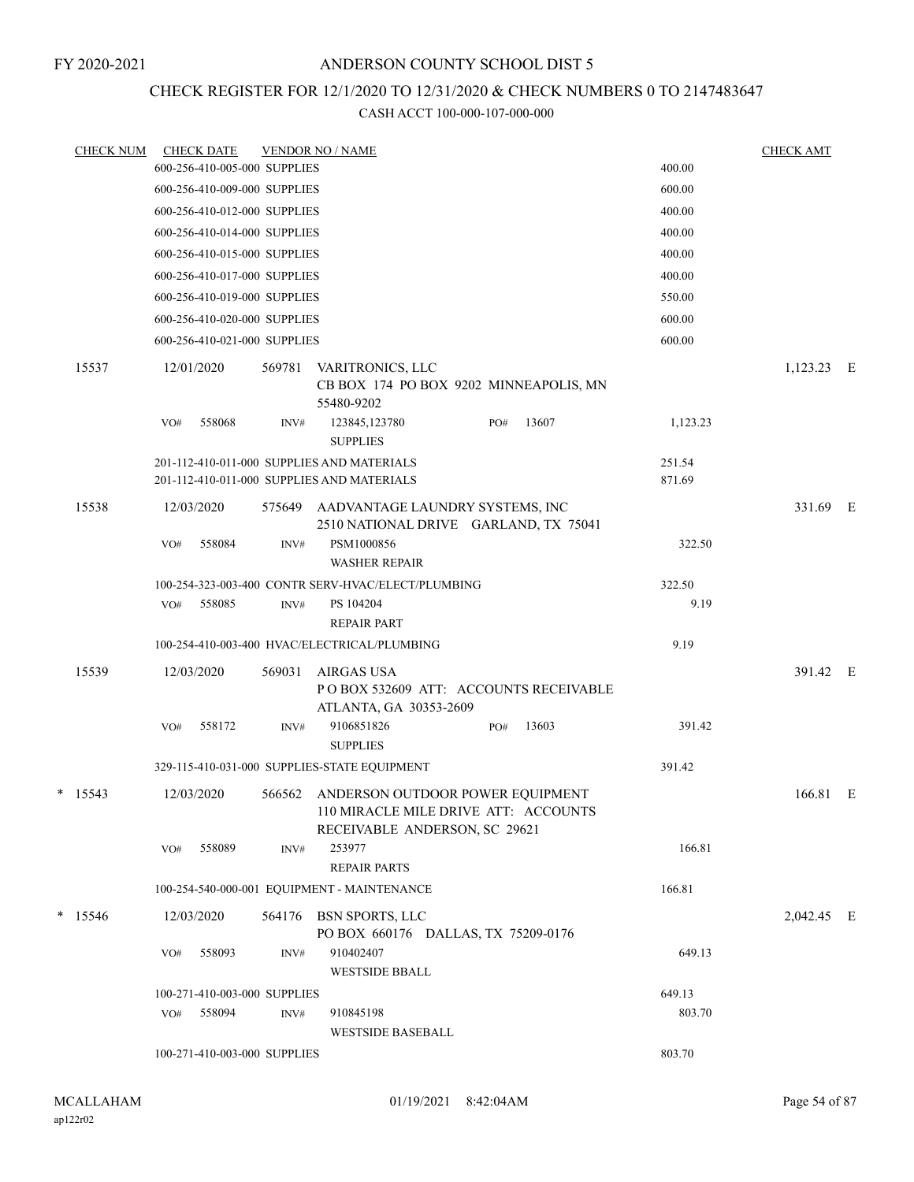FY 2020-2021

# ANDERSON COUNTY SCHOOL DIST 5

## CHECK REGISTER FOR 12/1/2020 TO 12/31/2020 & CHECK NUMBERS 0 TO 2147483647

CASH ACCT 100-000-107-000-000

| CHECK NUM | CHECK DATE | VENDOR NO / NAME | | CHECK AMT |
|---|---|---|---|---|
| | 600-256-410-005-000 SUPPLIES | | 400.00 | |
| | 600-256-410-009-000 SUPPLIES | | 600.00 | |
| | 600-256-410-012-000 SUPPLIES | | 400.00 | |
| | 600-256-410-014-000 SUPPLIES | | 400.00 | |
| | 600-256-410-015-000 SUPPLIES | | 400.00 | |
| | 600-256-410-017-000 SUPPLIES | | 400.00 | |
| | 600-256-410-019-000 SUPPLIES | | 550.00 | |
| | 600-256-410-020-000 SUPPLIES | | 600.00 | |
| | 600-256-410-021-000 SUPPLIES | | 600.00 | |
| 15537 | 12/01/2020 | 569781 VARITRONICS, LLC<br>CB BOX 174 PO BOX 9202 MINNEAPOLIS, MN 55480-9202 | | 1,123.23 E |
| | VO# 558068 | INV# 123845,123780 PO# 13607<br>SUPPLIES | 1,123.23 | |
| | 201-112-410-011-000 SUPPLIES AND MATERIALS | | 251.54 | |
| | 201-112-410-011-000 SUPPLIES AND MATERIALS | | 871.69 | |
| 15538 | 12/03/2020 | 575649 AADVANTAGE LAUNDRY SYSTEMS, INC<br>2510 NATIONAL DRIVE GARLAND, TX 75041 | | 331.69 E |
| | VO# 558084 | INV# PSM1000856<br>WASHER REPAIR | 322.50 | |
| | 100-254-323-003-400 CONTR SERV-HVAC/ELECT/PLUMBING | | 322.50 | |
| | VO# 558085 | INV# PS 104204<br>REPAIR PART | 9.19 | |
| | 100-254-410-003-400 HVAC/ELECTRICAL/PLUMBING | | 9.19 | |
| 15539 | 12/03/2020 | 569031 AIRGAS USA<br>P O BOX 532609 ATT: ACCOUNTS RECEIVABLE ATLANTA, GA 30353-2609 | | 391.42 E |
| | VO# 558172 | INV# 9106851826 PO# 13603<br>SUPPLIES | 391.42 | |
| | 329-115-410-031-000 SUPPLIES-STATE EQUIPMENT | | 391.42 | |
| * 15543 | 12/03/2020 | 566562 ANDERSON OUTDOOR POWER EQUIPMENT<br>110 MIRACLE MILE DRIVE ATT: ACCOUNTS RECEIVABLE ANDERSON, SC 29621 | | 166.81 E |
| | VO# 558089 | INV# 253977<br>REPAIR PARTS | 166.81 | |
| | 100-254-540-000-001 EQUIPMENT - MAINTENANCE | | 166.81 | |
| * 15546 | 12/03/2020 | 564176 BSN SPORTS, LLC<br>PO BOX 660176 DALLAS, TX 75209-0176 | | 2,042.45 E |
| | VO# 558093 | INV# 910402407<br>WESTSIDE BBALL | 649.13 | |
| | 100-271-410-003-000 SUPPLIES | | 649.13 | |
| | VO# 558094 | INV# 910845198<br>WESTSIDE BASEBALL | 803.70 | |
| | 100-271-410-003-000 SUPPLIES | | 803.70 | |

MCALLAHAM
ap122r02

01/19/2021 8:42:04AM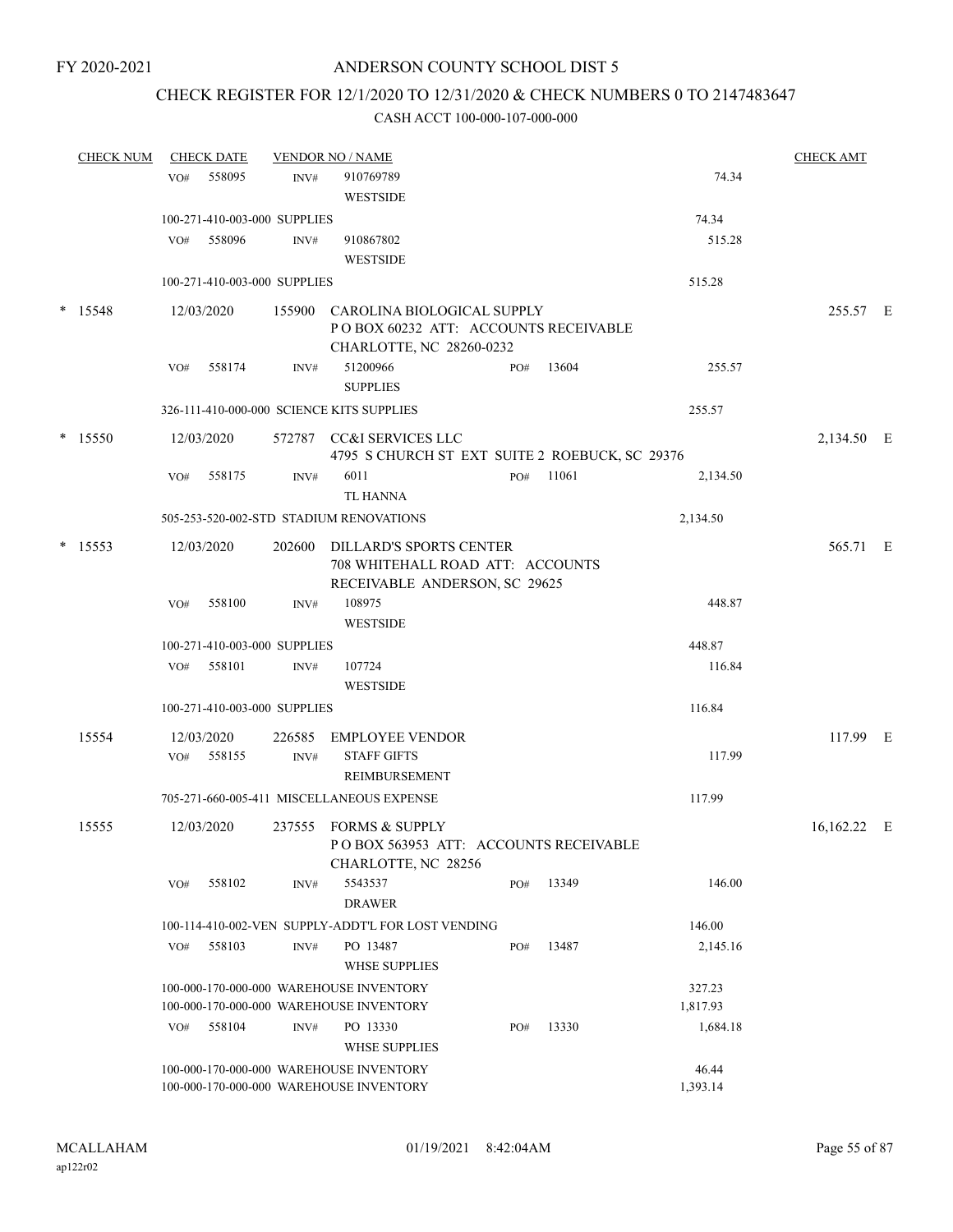FY 2020-2021

# ANDERSON COUNTY SCHOOL DIST 5

## CHECK REGISTER FOR 12/1/2020 TO 12/31/2020 & CHECK NUMBERS 0 TO 2147483647

### CASH ACCT 100-000-107-000-000

| CHECK NUM | CHECK DATE | VENDOR NO / NAME | | | | CHECK AMT |
|---|---|---|---|---|---|---|
| | VO# 558095 | INV# 910769789 WESTSIDE | | | 74.34 | |
| | 100-271-410-003-000 SUPPLIES | | | | 74.34 | |
| | VO# 558096 | INV# 910867802 WESTSIDE | | | 515.28 | |
| | 100-271-410-003-000 SUPPLIES | | | | 515.28 | |
| * 15548 | 12/03/2020 | 155900 CAROLINA BIOLOGICAL SUPPLY P O BOX 60232 ATT: ACCOUNTS RECEIVABLE CHARLOTTE, NC 28260-0232 | | | | 255.57 E |
| | VO# 558174 | INV# 51200966 SUPPLIES | PO# 13604 | | 255.57 | |
| | 326-111-410-000-000 SCIENCE KITS SUPPLIES | | | | 255.57 | |
| * 15550 | 12/03/2020 | 572787 CC&I SERVICES LLC 4795 S CHURCH ST EXT SUITE 2 ROEBUCK, SC 29376 | | | | 2,134.50 E |
| | VO# 558175 | INV# 6011 TL HANNA | PO# 11061 | | 2,134.50 | |
| | 505-253-520-002-STD STADIUM RENOVATIONS | | | | 2,134.50 | |
| * 15553 | 12/03/2020 | 202600 DILLARD'S SPORTS CENTER 708 WHITEHALL ROAD ATT: ACCOUNTS RECEIVABLE ANDERSON, SC 29625 | | | | 565.71 E |
| | VO# 558100 | INV# 108975 WESTSIDE | | | 448.87 | |
| | 100-271-410-003-000 SUPPLIES | | | | 448.87 | |
| | VO# 558101 | INV# 107724 WESTSIDE | | | 116.84 | |
| | 100-271-410-003-000 SUPPLIES | | | | 116.84 | |
| 15554 | 12/03/2020 | 226585 EMPLOYEE VENDOR | | | | 117.99 E |
| | VO# 558155 | INV# STAFF GIFTS REIMBURSEMENT | | | 117.99 | |
| | 705-271-660-005-411 MISCELLANEOUS EXPENSE | | | | 117.99 | |
| 15555 | 12/03/2020 | 237555 FORMS & SUPPLY P O BOX 563953 ATT: ACCOUNTS RECEIVABLE CHARLOTTE, NC 28256 | | | | 16,162.22 E |
| | VO# 558102 | INV# 5543537 DRAWER | PO# 13349 | | 146.00 | |
| | 100-114-410-002-VEN SUPPLY-ADDT'L FOR LOST VENDING | | | | 146.00 | |
| | VO# 558103 | INV# PO 13487 WHSE SUPPLIES | PO# 13487 | | 2,145.16 | |
| | 100-000-170-000-000 WAREHOUSE INVENTORY | | | | 327.23 | |
| | 100-000-170-000-000 WAREHOUSE INVENTORY | | | | 1,817.93 | |
| | VO# 558104 | INV# PO 13330 WHSE SUPPLIES | PO# 13330 | | 1,684.18 | |
| | 100-000-170-000-000 WAREHOUSE INVENTORY | | | | 46.44 | |
| | 100-000-170-000-000 WAREHOUSE INVENTORY | | | | 1,393.14 | |

MCALLAHAM ap122r02 01/19/2021 8:42:04AM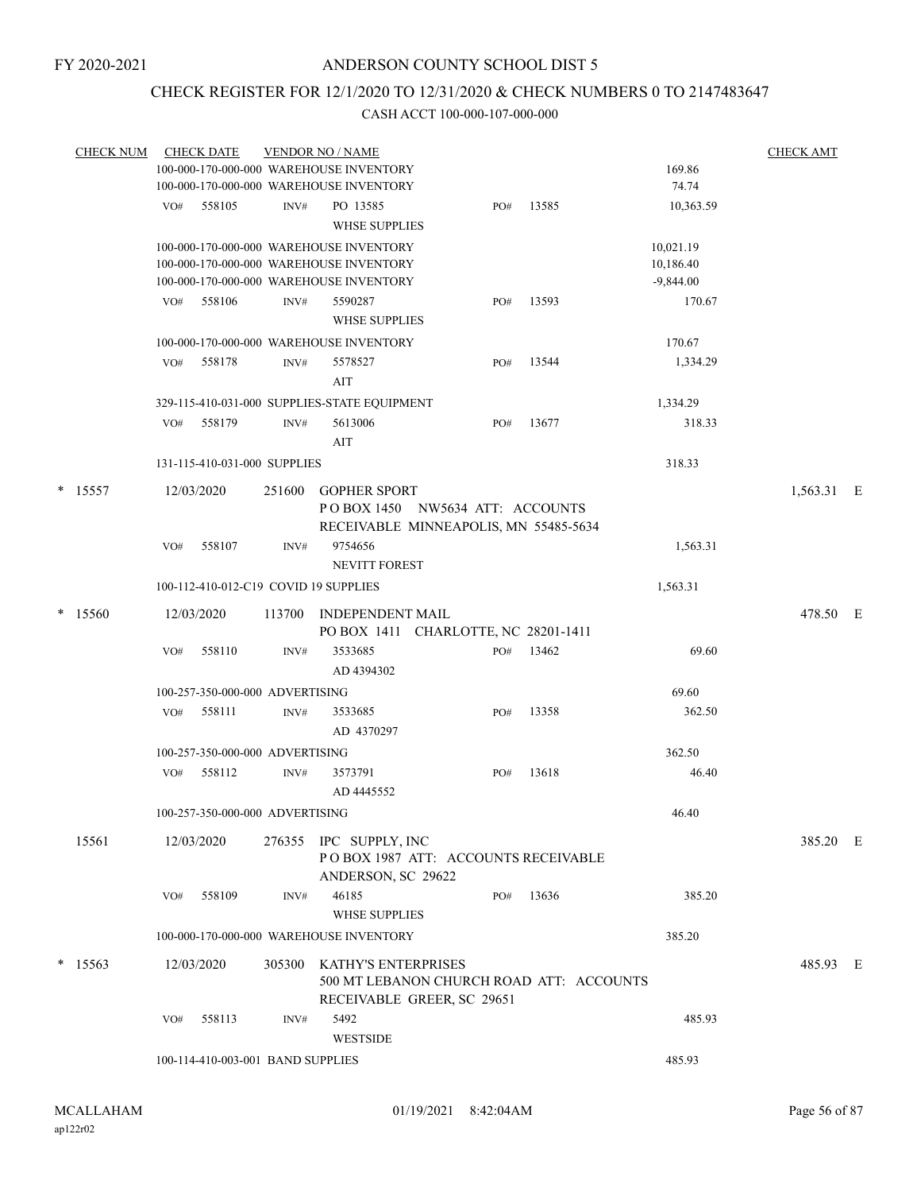FY 2020-2021

# ANDERSON COUNTY SCHOOL DIST 5

## CHECK REGISTER FOR 12/1/2020 TO 12/31/2020 & CHECK NUMBERS 0 TO 2147483647

CASH ACCT 100-000-107-000-000

| CHECK NUM | CHECK DATE | VENDOR NO / NAME | | | | CHECK AMT |
|---|---|---|---|---|---|---|
| | 100-000-170-000-000 WAREHOUSE INVENTORY | | | | 169.86 | |
| | 100-000-170-000-000 WAREHOUSE INVENTORY | | | | 74.74 | |
| | VO# 558105 | INV# PO 13585 WHSE SUPPLIES | PO# | 13585 | 10,363.59 | |
| | 100-000-170-000-000 WAREHOUSE INVENTORY | | | | 10,021.19 | |
| | 100-000-170-000-000 WAREHOUSE INVENTORY | | | | 10,186.40 | |
| | 100-000-170-000-000 WAREHOUSE INVENTORY | | | | -9,844.00 | |
| | VO# 558106 | INV# 5590287 WHSE SUPPLIES | PO# | 13593 | 170.67 | |
| | 100-000-170-000-000 WAREHOUSE INVENTORY | | | | 170.67 | |
| | VO# 558178 | INV# 5578527 AIT | PO# | 13544 | 1,334.29 | |
| | 329-115-410-031-000 SUPPLIES-STATE EQUIPMENT | | | | 1,334.29 | |
| | VO# 558179 | INV# 5613006 AIT | PO# | 13677 | 318.33 | |
| | 131-115-410-031-000 SUPPLIES | | | | 318.33 | |
| * 15557 | 12/03/2020 | 251600 GOPHER SPORT<br>P O BOX 1450 NW5634 ATT: ACCOUNTS RECEIVABLE MINNEAPOLIS, MN 55485-5634 | | | | 1,563.31 E |
| | VO# 558107 | INV# 9754656 NEVITT FOREST | | | 1,563.31 | |
| | 100-112-410-012-C19 COVID 19 SUPPLIES | | | | 1,563.31 | |
| * 15560 | 12/03/2020 | 113700 INDEPENDENT MAIL<br>PO BOX 1411 CHARLOTTE, NC 28201-1411 | | | | 478.50 E |
| | VO# 558110 | INV# 3533685 AD 4394302 | PO# | 13462 | 69.60 | |
| | 100-257-350-000-000 ADVERTISING | | | | 69.60 | |
| | VO# 558111 | INV# 3533685 AD 4370297 | PO# | 13358 | 362.50 | |
| | 100-257-350-000-000 ADVERTISING | | | | 362.50 | |
| | VO# 558112 | INV# 3573791 AD 4445552 | PO# | 13618 | 46.40 | |
| | 100-257-350-000-000 ADVERTISING | | | | 46.40 | |
| 15561 | 12/03/2020 | 276355 IPC SUPPLY, INC<br>P O BOX 1987 ATT: ACCOUNTS RECEIVABLE ANDERSON, SC 29622 | | | | 385.20 E |
| | VO# 558109 | INV# 46185 WHSE SUPPLIES | PO# | 13636 | 385.20 | |
| | 100-000-170-000-000 WAREHOUSE INVENTORY | | | | 385.20 | |
| * 15563 | 12/03/2020 | 305300 KATHY'S ENTERPRISES<br>500 MT LEBANON CHURCH ROAD ATT: ACCOUNTS RECEIVABLE GREER, SC 29651 | | | | 485.93 E |
| | VO# 558113 | INV# 5492 WESTSIDE | | | 485.93 | |
| | 100-114-410-003-001 BAND SUPPLIES | | | | 485.93 | |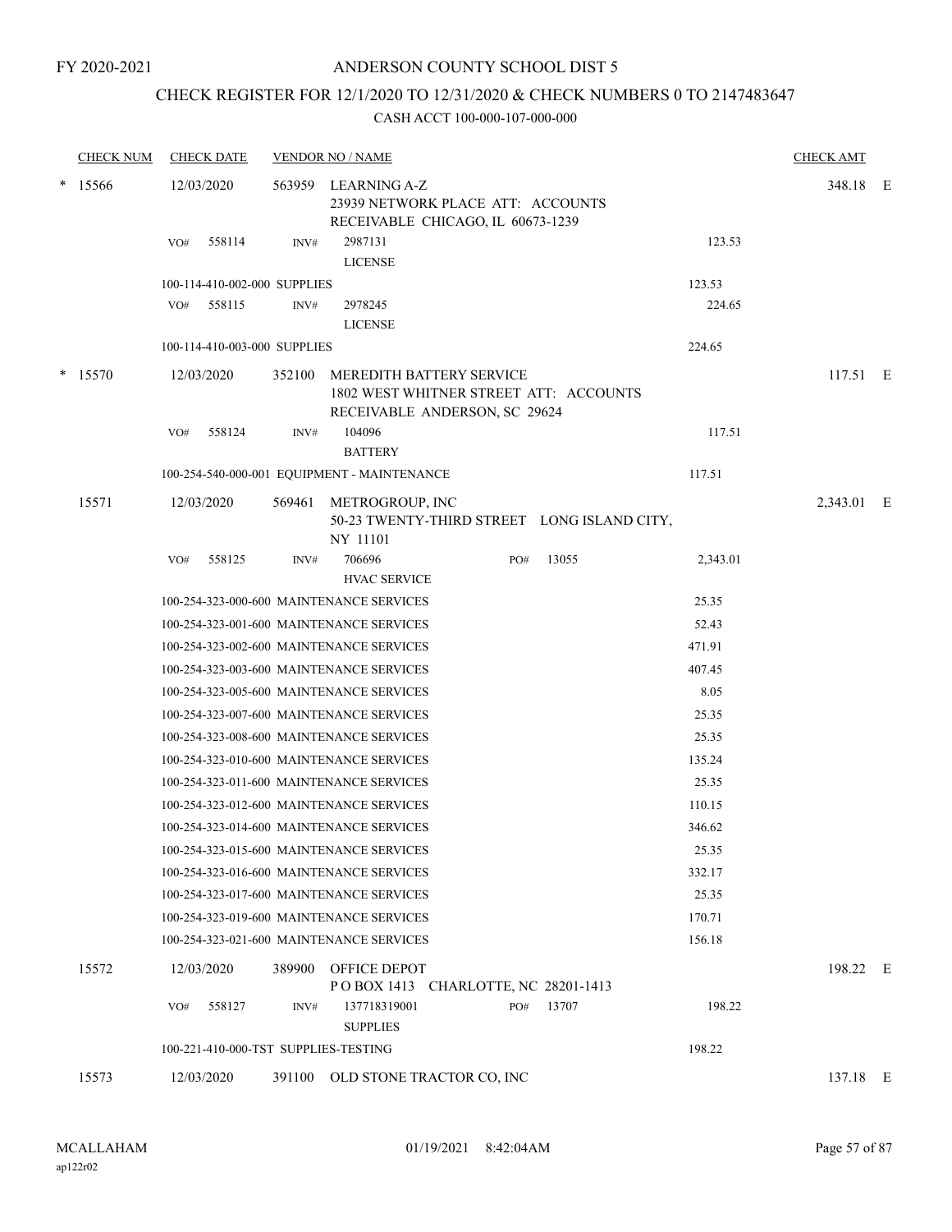FY 2020-2021

# ANDERSON COUNTY SCHOOL DIST 5

## CHECK REGISTER FOR 12/1/2020 TO 12/31/2020 & CHECK NUMBERS 0 TO 2147483647

CASH ACCT 100-000-107-000-000

| CHECK NUM | CHECK DATE | VENDOR NO / NAME | | | CHECK AMT | |
|---|---|---|---|---|---|---|
| * 15566 | 12/03/2020 | 563959 LEARNING A-Z<br>23939 NETWORK PLACE ATT: ACCOUNTS RECEIVABLE CHICAGO, IL 60673-1239 | | | 348.18 | E |
| | VO# 558114 | INV# 2987131<br>LICENSE | | 123.53 | | |
| | 100-114-410-002-000 SUPPLIES | | | 123.53 | | |
| | VO# 558115 | INV# 2978245<br>LICENSE | | 224.65 | | |
| | 100-114-410-003-000 SUPPLIES | | | 224.65 | | |
| * 15570 | 12/03/2020 | 352100 MEREDITH BATTERY SERVICE<br>1802 WEST WHITNER STREET ATT: ACCOUNTS RECEIVABLE ANDERSON, SC 29624 | | | 117.51 | E |
| | VO# 558124 | INV# 104096<br>BATTERY | | 117.51 | | |
| | 100-254-540-000-001 EQUIPMENT - MAINTENANCE | | | 117.51 | | |
| 15571 | 12/03/2020 | 569461 METROGROUP, INC<br>50-23 TWENTY-THIRD STREET LONG ISLAND CITY, NY 11101 | | | 2,343.01 | E |
| | VO# 558125 | INV# 706696<br>HVAC SERVICE | PO# 13055 | 2,343.01 | | |
| | 100-254-323-000-600 MAINTENANCE SERVICES | | | 25.35 | | |
| | 100-254-323-001-600 MAINTENANCE SERVICES | | | 52.43 | | |
| | 100-254-323-002-600 MAINTENANCE SERVICES | | | 471.91 | | |
| | 100-254-323-003-600 MAINTENANCE SERVICES | | | 407.45 | | |
| | 100-254-323-005-600 MAINTENANCE SERVICES | | | 8.05 | | |
| | 100-254-323-007-600 MAINTENANCE SERVICES | | | 25.35 | | |
| | 100-254-323-008-600 MAINTENANCE SERVICES | | | 25.35 | | |
| | 100-254-323-010-600 MAINTENANCE SERVICES | | | 135.24 | | |
| | 100-254-323-011-600 MAINTENANCE SERVICES | | | 25.35 | | |
| | 100-254-323-012-600 MAINTENANCE SERVICES | | | 110.15 | | |
| | 100-254-323-014-600 MAINTENANCE SERVICES | | | 346.62 | | |
| | 100-254-323-015-600 MAINTENANCE SERVICES | | | 25.35 | | |
| | 100-254-323-016-600 MAINTENANCE SERVICES | | | 332.17 | | |
| | 100-254-323-017-600 MAINTENANCE SERVICES | | | 25.35 | | |
| | 100-254-323-019-600 MAINTENANCE SERVICES | | | 170.71 | | |
| | 100-254-323-021-600 MAINTENANCE SERVICES | | | 156.18 | | |
| 15572 | 12/03/2020 | 389900 OFFICE DEPOT<br>P O BOX 1413 CHARLOTTE, NC 28201-1413 | | | 198.22 | E |
| | VO# 558127 | INV# 137718319001<br>SUPPLIES | PO# 13707 | 198.22 | | |
| | 100-221-410-000-TST SUPPLIES-TESTING | | | 198.22 | | |
| 15573 | 12/03/2020 | 391100 OLD STONE TRACTOR CO, INC | | | 137.18 | E |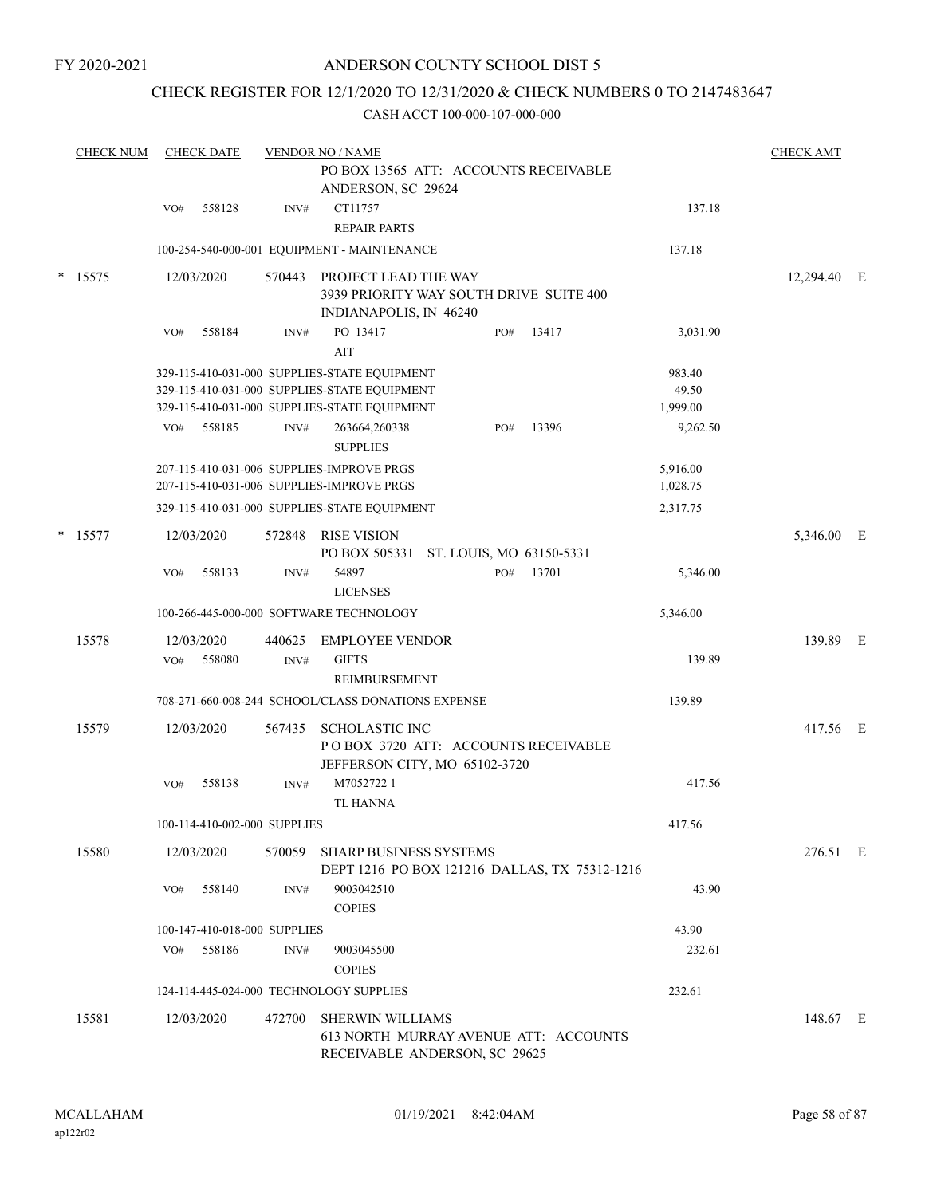FY 2020-2021

# ANDERSON COUNTY SCHOOL DIST 5

## CHECK REGISTER FOR 12/1/2020 TO 12/31/2020 & CHECK NUMBERS 0 TO 2147483647

CASH ACCT 100-000-107-000-000

| CHECK NUM | CHECK DATE | VENDOR NO / NAME | | | CHECK AMT |
|---|---|---|---|---|---|
| | | PO BOX 13565 ATT: ACCOUNTS RECEIVABLE ANDERSON, SC 29624 | | | |
| | VO# 558128 | INV# CT11757 REPAIR PARTS | | 137.18 | |
| | | 100-254-540-000-001 EQUIPMENT - MAINTENANCE | | 137.18 | |
| * 15575 | 12/03/2020 | 570443 PROJECT LEAD THE WAY 3939 PRIORITY WAY SOUTH DRIVE SUITE 400 INDIANAPOLIS, IN 46240 | | | 12,294.40 E |
| | VO# 558184 | INV# PO 13417 AIT | PO# 13417 | 3,031.90 | |
| | | 329-115-410-031-000 SUPPLIES-STATE EQUIPMENT | | 983.40 | |
| | | 329-115-410-031-000 SUPPLIES-STATE EQUIPMENT | | 49.50 | |
| | | 329-115-410-031-000 SUPPLIES-STATE EQUIPMENT | | 1,999.00 | |
| | VO# 558185 | INV# 263664,260338 SUPPLIES | PO# 13396 | 9,262.50 | |
| | | 207-115-410-031-006 SUPPLIES-IMPROVE PRGS | | 5,916.00 | |
| | | 207-115-410-031-006 SUPPLIES-IMPROVE PRGS | | 1,028.75 | |
| | | 329-115-410-031-000 SUPPLIES-STATE EQUIPMENT | | 2,317.75 | |
| * 15577 | 12/03/2020 | 572848 RISE VISION PO BOX 505331 ST. LOUIS, MO 63150-5331 | | | 5,346.00 E |
| | VO# 558133 | INV# 54897 LICENSES | PO# 13701 | 5,346.00 | |
| | | 100-266-445-000-000 SOFTWARE TECHNOLOGY | | 5,346.00 | |
| 15578 | 12/03/2020 | 440625 EMPLOYEE VENDOR | | | 139.89 E |
| | VO# 558080 | INV# GIFTS REIMBURSEMENT | | 139.89 | |
| | | 708-271-660-008-244 SCHOOL/CLASS DONATIONS EXPENSE | | 139.89 | |
| 15579 | 12/03/2020 | 567435 SCHOLASTIC INC P O BOX 3720 ATT: ACCOUNTS RECEIVABLE JEFFERSON CITY, MO 65102-3720 | | | 417.56 E |
| | VO# 558138 | INV# M7052722 1 TL HANNA | | 417.56 | |
| | | 100-114-410-002-000 SUPPLIES | | 417.56 | |
| 15580 | 12/03/2020 | 570059 SHARP BUSINESS SYSTEMS DEPT 1216 PO BOX 121216 DALLAS, TX 75312-1216 | | | 276.51 E |
| | VO# 558140 | INV# 9003042510 COPIES | | 43.90 | |
| | | 100-147-410-018-000 SUPPLIES | | 43.90 | |
| | VO# 558186 | INV# 9003045500 COPIES | | 232.61 | |
| | | 124-114-445-024-000 TECHNOLOGY SUPPLIES | | 232.61 | |
| 15581 | 12/03/2020 | 472700 SHERWIN WILLIAMS 613 NORTH MURRAY AVENUE ATT: ACCOUNTS RECEIVABLE ANDERSON, SC 29625 | | | 148.67 E |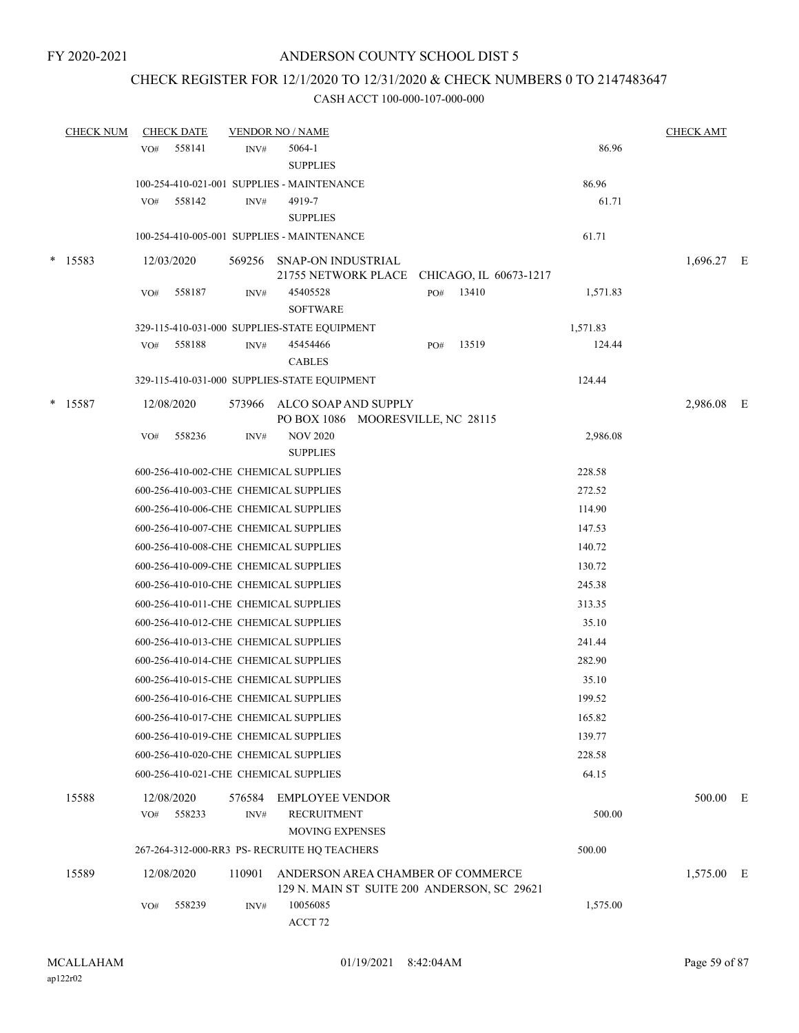FY 2020-2021

# ANDERSON COUNTY SCHOOL DIST 5

## CHECK REGISTER FOR 12/1/2020 TO 12/31/2020 & CHECK NUMBERS 0 TO 2147483647

CASH ACCT 100-000-107-000-000

| CHECK NUM | CHECK DATE | VENDOR NO / NAME | | CHECK AMT | |
|---|---|---|---|---|---|
| | VO# 558141 | INV# 5064-1 SUPPLIES | 86.96 | | |
| | 100-254-410-021-001 SUPPLIES - MAINTENANCE | | 86.96 | | |
| | VO# 558142 | INV# 4919-7 SUPPLIES | 61.71 | | |
| | 100-254-410-005-001 SUPPLIES - MAINTENANCE | | 61.71 | | |
| * 15583 | 12/03/2020 | 569256 SNAP-ON INDUSTRIAL 21755 NETWORK PLACE CHICAGO, IL 60673-1217 | | 1,696.27 | E |
| | VO# 558187 | INV# 45405528 SOFTWARE PO# 13410 | 1,571.83 | | |
| | 329-115-410-031-000 SUPPLIES-STATE EQUIPMENT | | 1,571.83 | | |
| | VO# 558188 | INV# 45454466 CABLES PO# 13519 | 124.44 | | |
| | 329-115-410-031-000 SUPPLIES-STATE EQUIPMENT | | 124.44 | | |
| * 15587 | 12/08/2020 | 573966 ALCO SOAP AND SUPPLY PO BOX 1086 MOORESVILLE, NC 28115 | | 2,986.08 | E |
| | VO# 558236 | INV# NOV 2020 SUPPLIES | 2,986.08 | | |
| | 600-256-410-002-CHE CHEMICAL SUPPLIES | | 228.58 | | |
| | 600-256-410-003-CHE CHEMICAL SUPPLIES | | 272.52 | | |
| | 600-256-410-006-CHE CHEMICAL SUPPLIES | | 114.90 | | |
| | 600-256-410-007-CHE CHEMICAL SUPPLIES | | 147.53 | | |
| | 600-256-410-008-CHE CHEMICAL SUPPLIES | | 140.72 | | |
| | 600-256-410-009-CHE CHEMICAL SUPPLIES | | 130.72 | | |
| | 600-256-410-010-CHE CHEMICAL SUPPLIES | | 245.38 | | |
| | 600-256-410-011-CHE CHEMICAL SUPPLIES | | 313.35 | | |
| | 600-256-410-012-CHE CHEMICAL SUPPLIES | | 35.10 | | |
| | 600-256-410-013-CHE CHEMICAL SUPPLIES | | 241.44 | | |
| | 600-256-410-014-CHE CHEMICAL SUPPLIES | | 282.90 | | |
| | 600-256-410-015-CHE CHEMICAL SUPPLIES | | 35.10 | | |
| | 600-256-410-016-CHE CHEMICAL SUPPLIES | | 199.52 | | |
| | 600-256-410-017-CHE CHEMICAL SUPPLIES | | 165.82 | | |
| | 600-256-410-019-CHE CHEMICAL SUPPLIES | | 139.77 | | |
| | 600-256-410-020-CHE CHEMICAL SUPPLIES | | 228.58 | | |
| | 600-256-410-021-CHE CHEMICAL SUPPLIES | | 64.15 | | |
| 15588 | 12/08/2020 | 576584 EMPLOYEE VENDOR | | 500.00 | E |
| | VO# 558233 | INV# RECRUITMENT MOVING EXPENSES | 500.00 | | |
| | 267-264-312-000-RR3 PS- RECRUITE HQ TEACHERS | | 500.00 | | |
| 15589 | 12/08/2020 | 110901 ANDERSON AREA CHAMBER OF COMMERCE 129 N. MAIN ST SUITE 200 ANDERSON, SC 29621 | | 1,575.00 | E |
| | VO# 558239 | INV# 10056085 ACCT 72 | 1,575.00 | | |

MCALLAHAM ap122r02 01/19/2021 8:42:04AM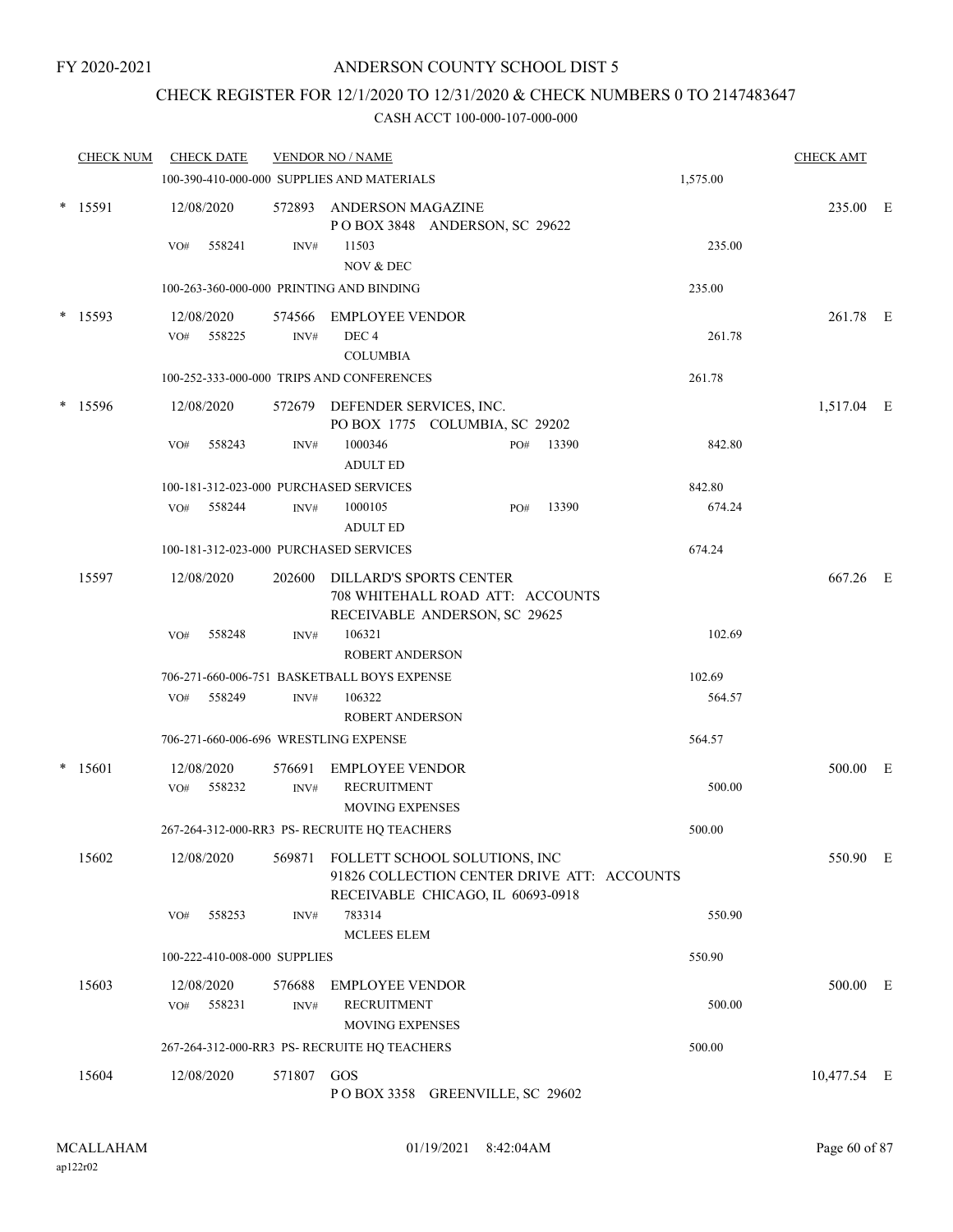FY 2020-2021

# ANDERSON COUNTY SCHOOL DIST 5

## CHECK REGISTER FOR 12/1/2020 TO 12/31/2020 & CHECK NUMBERS 0 TO 2147483647

### CASH ACCT 100-000-107-000-000

| CHECK NUM | CHECK DATE | VENDOR NO / NAME | | CHECK AMT | |
|---|---|---|---|---|---|
| | 100-390-410-000-000 SUPPLIES AND MATERIALS | | 1,575.00 | | |
| * 15591 | 12/08/2020 | 572893 ANDERSON MAGAZINE<br>P O BOX 3848 ANDERSON, SC 29622 | | 235.00 | E |
| | VO# 558241 | INV# 11503<br>NOV & DEC | 235.00 | | |
| | 100-263-360-000-000 PRINTING AND BINDING | | 235.00 | | |
| * 15593 | 12/08/2020 | 574566 EMPLOYEE VENDOR | | 261.78 | E |
| | VO# 558225 | INV# DEC 4<br>COLUMBIA | 261.78 | | |
| | 100-252-333-000-000 TRIPS AND CONFERENCES | | 261.78 | | |
| * 15596 | 12/08/2020 | 572679 DEFENDER SERVICES, INC.<br>PO BOX 1775 COLUMBIA, SC 29202 | | 1,517.04 | E |
| | VO# 558243 | INV# 1000346 PO# 13390<br>ADULT ED | 842.80 | | |
| | 100-181-312-023-000 PURCHASED SERVICES | | 842.80 | | |
| | VO# 558244 | INV# 1000105 PO# 13390<br>ADULT ED | 674.24 | | |
| | 100-181-312-023-000 PURCHASED SERVICES | | 674.24 | | |
| 15597 | 12/08/2020 | 202600 DILLARD'S SPORTS CENTER<br>708 WHITEHALL ROAD ATT: ACCOUNTS RECEIVABLE ANDERSON, SC 29625 | | 667.26 | E |
| | VO# 558248 | INV# 106321<br>ROBERT ANDERSON | 102.69 | | |
| | 706-271-660-006-751 BASKETBALL BOYS EXPENSE | | 102.69 | | |
| | VO# 558249 | INV# 106322<br>ROBERT ANDERSON | 564.57 | | |
| | 706-271-660-006-696 WRESTLING EXPENSE | | 564.57 | | |
| * 15601 | 12/08/2020 | 576691 EMPLOYEE VENDOR | | 500.00 | E |
| | VO# 558232 | INV# RECRUITMENT<br>MOVING EXPENSES | 500.00 | | |
| | 267-264-312-000-RR3 PS- RECRUITE HQ TEACHERS | | 500.00 | | |
| 15602 | 12/08/2020 | 569871 FOLLETT SCHOOL SOLUTIONS, INC<br>91826 COLLECTION CENTER DRIVE ATT: ACCOUNTS RECEIVABLE CHICAGO, IL 60693-0918 | | 550.90 | E |
| | VO# 558253 | INV# 783314<br>MCLEES ELEM | 550.90 | | |
| | 100-222-410-008-000 SUPPLIES | | 550.90 | | |
| 15603 | 12/08/2020 | 576688 EMPLOYEE VENDOR | | 500.00 | E |
| | VO# 558231 | INV# RECRUITMENT<br>MOVING EXPENSES | 500.00 | | |
| | 267-264-312-000-RR3 PS- RECRUITE HQ TEACHERS | | 500.00 | | |
| 15604 | 12/08/2020 | 571807 GOS<br>P O BOX 3358 GREENVILLE, SC 29602 | | 10,477.54 | E |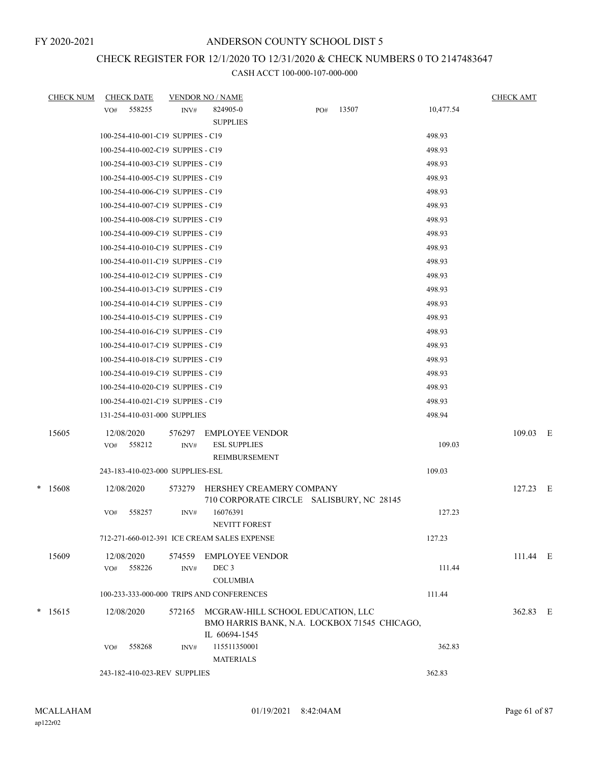FY 2020-2021

# ANDERSON COUNTY SCHOOL DIST 5

## CHECK REGISTER FOR 12/1/2020 TO 12/31/2020 & CHECK NUMBERS 0 TO 2147483647

### CASH ACCT 100-000-107-000-000

| CHECK NUM | CHECK DATE | VENDOR NO / NAME | | | CHECK AMT |
|---|---|---|---|---|---|
| | VO# 558255 | INV# 824905-0 SUPPLIES | PO# 13507 | 10,477.54 | |
| | 100-254-410-001-C19 SUPPIES - C19 | | | 498.93 | |
| | 100-254-410-002-C19 SUPPIES - C19 | | | 498.93 | |
| | 100-254-410-003-C19 SUPPIES - C19 | | | 498.93 | |
| | 100-254-410-005-C19 SUPPIES - C19 | | | 498.93 | |
| | 100-254-410-006-C19 SUPPIES - C19 | | | 498.93 | |
| | 100-254-410-007-C19 SUPPIES - C19 | | | 498.93 | |
| | 100-254-410-008-C19 SUPPIES - C19 | | | 498.93 | |
| | 100-254-410-009-C19 SUPPIES - C19 | | | 498.93 | |
| | 100-254-410-010-C19 SUPPIES - C19 | | | 498.93 | |
| | 100-254-410-011-C19 SUPPIES - C19 | | | 498.93 | |
| | 100-254-410-012-C19 SUPPIES - C19 | | | 498.93 | |
| | 100-254-410-013-C19 SUPPIES - C19 | | | 498.93 | |
| | 100-254-410-014-C19 SUPPIES - C19 | | | 498.93 | |
| | 100-254-410-015-C19 SUPPIES - C19 | | | 498.93 | |
| | 100-254-410-016-C19 SUPPIES - C19 | | | 498.93 | |
| | 100-254-410-017-C19 SUPPIES - C19 | | | 498.93 | |
| | 100-254-410-018-C19 SUPPIES - C19 | | | 498.93 | |
| | 100-254-410-019-C19 SUPPIES - C19 | | | 498.93 | |
| | 100-254-410-020-C19 SUPPIES - C19 | | | 498.93 | |
| | 100-254-410-021-C19 SUPPIES - C19 | | | 498.93 | |
| | 131-254-410-031-000 SUPPLIES | | | 498.94 | |
| 15605 | 12/08/2020 | 576297 EMPLOYEE VENDOR | | | 109.03 E |
| | VO# 558212 | INV# ESL SUPPLIES REIMBURSEMENT | | 109.03 | |
| | 243-183-410-023-000 SUPPLIES-ESL | | | 109.03 | |
| * 15608 | 12/08/2020 | 573279 HERSHEY CREAMERY COMPANY 710 CORPORATE CIRCLE SALISBURY, NC 28145 | | | 127.23 E |
| | VO# 558257 | INV# 16076391 NEVITT FOREST | | 127.23 | |
| | 712-271-660-012-391 ICE CREAM SALES EXPENSE | | | 127.23 | |
| 15609 | 12/08/2020 | 574559 EMPLOYEE VENDOR | | | 111.44 E |
| | VO# 558226 | INV# DEC 3 COLUMBIA | | 111.44 | |
| | 100-233-333-000-000 TRIPS AND CONFERENCES | | | 111.44 | |
| * 15615 | 12/08/2020 | 572165 MCGRAW-HILL SCHOOL EDUCATION, LLC BMO HARRIS BANK, N.A. LOCKBOX 71545 CHICAGO, IL 60694-1545 | | | 362.83 E |
| | VO# 558268 | INV# 115511350001 MATERIALS | | 362.83 | |
| | 243-182-410-023-REV SUPPLIES | | | 362.83 | |

MCALLAHAM ap122r02 01/19/2021 8:42:04AM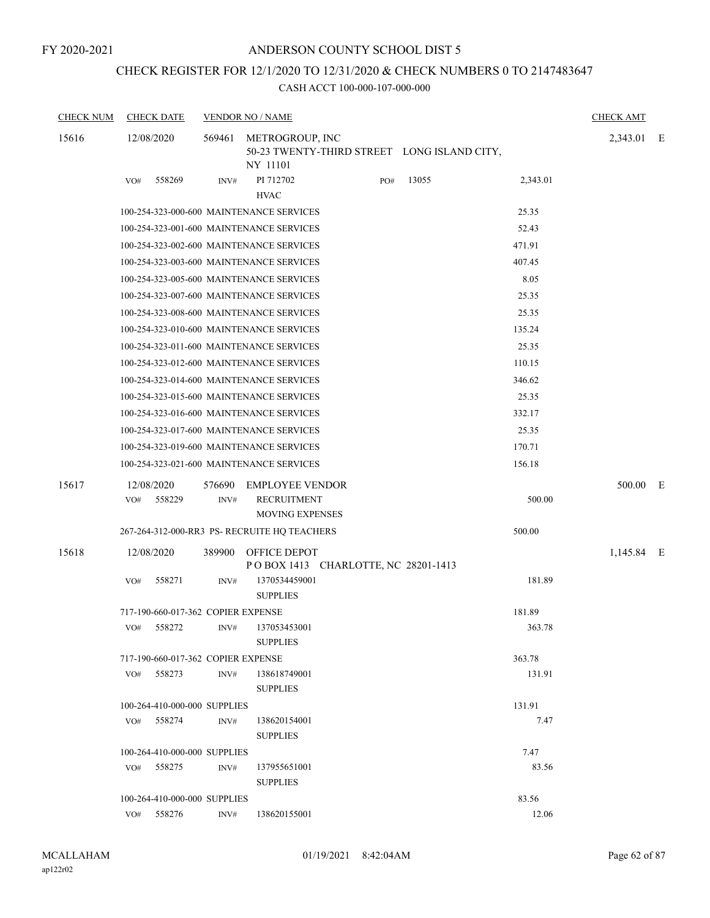FY 2020-2021

# ANDERSON COUNTY SCHOOL DIST 5

## CHECK REGISTER FOR 12/1/2020 TO 12/31/2020 & CHECK NUMBERS 0 TO 2147483647

### CASH ACCT 100-000-107-000-000

| CHECK NUM | CHECK DATE | VENDOR NO / NAME | | CHECK AMT |
|---|---|---|---|---|
| 15616 | 12/08/2020 | 569461 METROGROUP, INC 50-23 TWENTY-THIRD STREET LONG ISLAND CITY, NY 11101 | | 2,343.01 E |
| | VO# 558269 | INV# PI 712702 HVAC PO# 13055 | 2,343.01 | |
| | | 100-254-323-000-600 MAINTENANCE SERVICES | 25.35 | |
| | | 100-254-323-001-600 MAINTENANCE SERVICES | 52.43 | |
| | | 100-254-323-002-600 MAINTENANCE SERVICES | 471.91 | |
| | | 100-254-323-003-600 MAINTENANCE SERVICES | 407.45 | |
| | | 100-254-323-005-600 MAINTENANCE SERVICES | 8.05 | |
| | | 100-254-323-007-600 MAINTENANCE SERVICES | 25.35 | |
| | | 100-254-323-008-600 MAINTENANCE SERVICES | 25.35 | |
| | | 100-254-323-010-600 MAINTENANCE SERVICES | 135.24 | |
| | | 100-254-323-011-600 MAINTENANCE SERVICES | 25.35 | |
| | | 100-254-323-012-600 MAINTENANCE SERVICES | 110.15 | |
| | | 100-254-323-014-600 MAINTENANCE SERVICES | 346.62 | |
| | | 100-254-323-015-600 MAINTENANCE SERVICES | 25.35 | |
| | | 100-254-323-016-600 MAINTENANCE SERVICES | 332.17 | |
| | | 100-254-323-017-600 MAINTENANCE SERVICES | 25.35 | |
| | | 100-254-323-019-600 MAINTENANCE SERVICES | 170.71 | |
| | | 100-254-323-021-600 MAINTENANCE SERVICES | 156.18 | |
| 15617 | 12/08/2020 | 576690 EMPLOYEE VENDOR | | 500.00 E |
| | VO# 558229 | INV# RECRUITMENT MOVING EXPENSES | 500.00 | |
| | | 267-264-312-000-RR3 PS- RECRUITE HQ TEACHERS | 500.00 | |
| 15618 | 12/08/2020 | 389900 OFFICE DEPOT P O BOX 1413 CHARLOTTE, NC 28201-1413 | | 1,145.84 E |
| | VO# 558271 | INV# 1370534459001 SUPPLIES | 181.89 | |
| | | 717-190-660-017-362 COPIER EXPENSE | 181.89 | |
| | VO# 558272 | INV# 137053453001 SUPPLIES | 363.78 | |
| | | 717-190-660-017-362 COPIER EXPENSE | 363.78 | |
| | VO# 558273 | INV# 138618749001 SUPPLIES | 131.91 | |
| | | 100-264-410-000-000 SUPPLIES | 131.91 | |
| | VO# 558274 | INV# 138620154001 SUPPLIES | 7.47 | |
| | | 100-264-410-000-000 SUPPLIES | 7.47 | |
| | VO# 558275 | INV# 137955651001 SUPPLIES | 83.56 | |
| | | 100-264-410-000-000 SUPPLIES | 83.56 | |
| | VO# 558276 | INV# 138620155001 | 12.06 | |

MCALLAHAM ap122r02 01/19/2021 8:42:04AM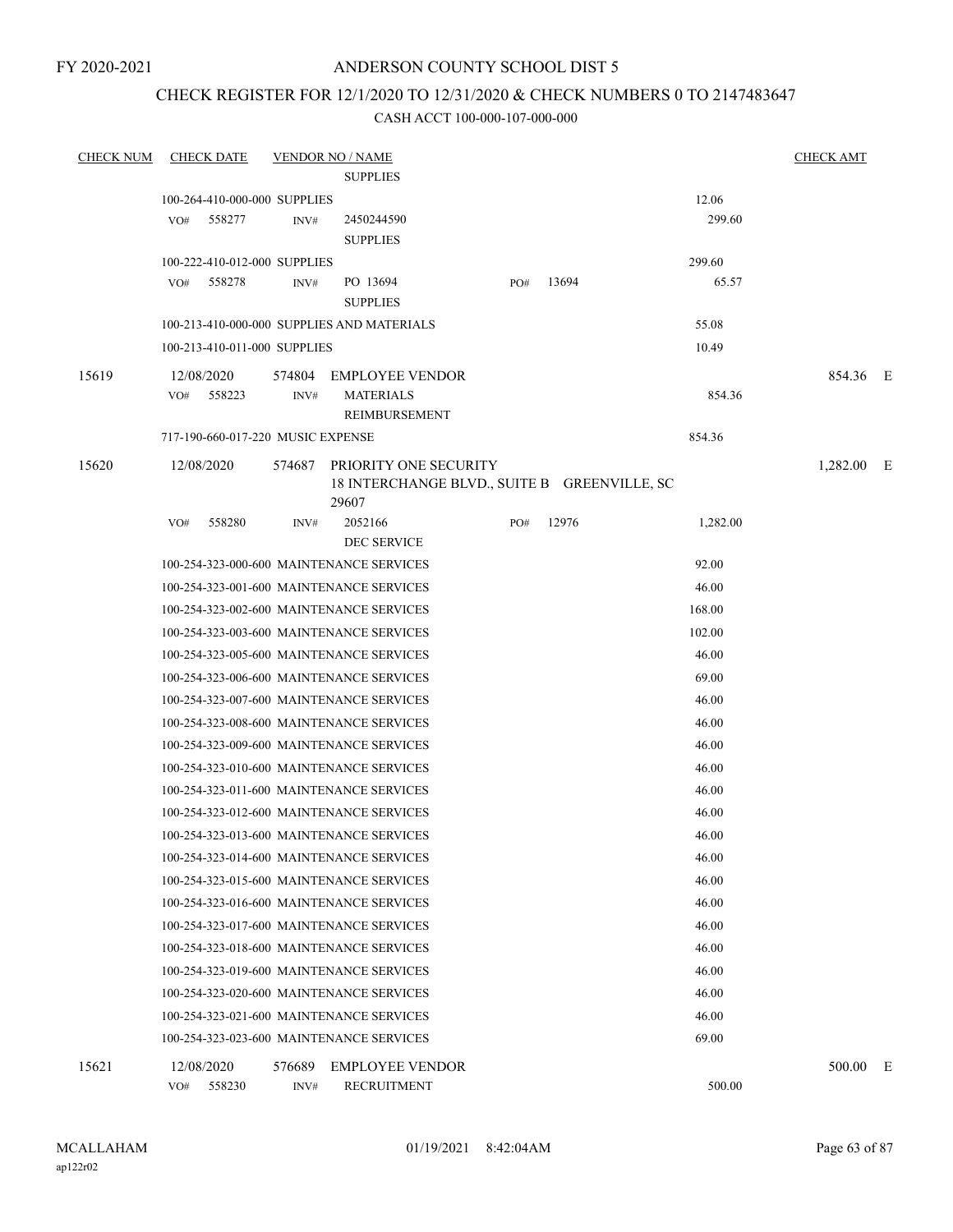FY 2020-2021

# ANDERSON COUNTY SCHOOL DIST 5

## CHECK REGISTER FOR 12/1/2020 TO 12/31/2020 & CHECK NUMBERS 0 TO 2147483647

### CASH ACCT 100-000-107-000-000

| CHECK NUM | CHECK DATE | VENDOR NO / NAME | | | CHECK AMT | |
|---|---|---|---|---|---|---|
| | | SUPPLIES | | | | |
| | 100-264-410-000-000 SUPPLIES | | | 12.06 | | |
| | VO# 558277 | INV# 2450244590 SUPPLIES | | 299.60 | | |
| | 100-222-410-012-000 SUPPLIES | | | 299.60 | | |
| | VO# 558278 | INV# PO 13694 SUPPLIES | PO# 13694 | 65.57 | | |
| | 100-213-410-000-000 SUPPLIES AND MATERIALS | | | 55.08 | | |
| | 100-213-410-011-000 SUPPLIES | | | 10.49 | | |
| 15619 | 12/08/2020 | 574804 EMPLOYEE VENDOR | | | 854.36 | E |
| | VO# 558223 | INV# MATERIALS REIMBURSEMENT | | 854.36 | | |
| | 717-190-660-017-220 MUSIC EXPENSE | | | 854.36 | | |
| 15620 | 12/08/2020 | 574687 PRIORITY ONE SECURITY 18 INTERCHANGE BLVD., SUITE B GREENVILLE, SC 29607 | | | 1,282.00 | E |
| | VO# 558280 | INV# 2052166 DEC SERVICE | PO# 12976 | 1,282.00 | | |
| | 100-254-323-000-600 MAINTENANCE SERVICES | | | 92.00 | | |
| | 100-254-323-001-600 MAINTENANCE SERVICES | | | 46.00 | | |
| | 100-254-323-002-600 MAINTENANCE SERVICES | | | 168.00 | | |
| | 100-254-323-003-600 MAINTENANCE SERVICES | | | 102.00 | | |
| | 100-254-323-005-600 MAINTENANCE SERVICES | | | 46.00 | | |
| | 100-254-323-006-600 MAINTENANCE SERVICES | | | 69.00 | | |
| | 100-254-323-007-600 MAINTENANCE SERVICES | | | 46.00 | | |
| | 100-254-323-008-600 MAINTENANCE SERVICES | | | 46.00 | | |
| | 100-254-323-009-600 MAINTENANCE SERVICES | | | 46.00 | | |
| | 100-254-323-010-600 MAINTENANCE SERVICES | | | 46.00 | | |
| | 100-254-323-011-600 MAINTENANCE SERVICES | | | 46.00 | | |
| | 100-254-323-012-600 MAINTENANCE SERVICES | | | 46.00 | | |
| | 100-254-323-013-600 MAINTENANCE SERVICES | | | 46.00 | | |
| | 100-254-323-014-600 MAINTENANCE SERVICES | | | 46.00 | | |
| | 100-254-323-015-600 MAINTENANCE SERVICES | | | 46.00 | | |
| | 100-254-323-016-600 MAINTENANCE SERVICES | | | 46.00 | | |
| | 100-254-323-017-600 MAINTENANCE SERVICES | | | 46.00 | | |
| | 100-254-323-018-600 MAINTENANCE SERVICES | | | 46.00 | | |
| | 100-254-323-019-600 MAINTENANCE SERVICES | | | 46.00 | | |
| | 100-254-323-020-600 MAINTENANCE SERVICES | | | 46.00 | | |
| | 100-254-323-021-600 MAINTENANCE SERVICES | | | 46.00 | | |
| | 100-254-323-023-600 MAINTENANCE SERVICES | | | 69.00 | | |
| 15621 | 12/08/2020 | 576689 EMPLOYEE VENDOR | | | 500.00 | E |
| | VO# 558230 | INV# RECRUITMENT | | 500.00 | | |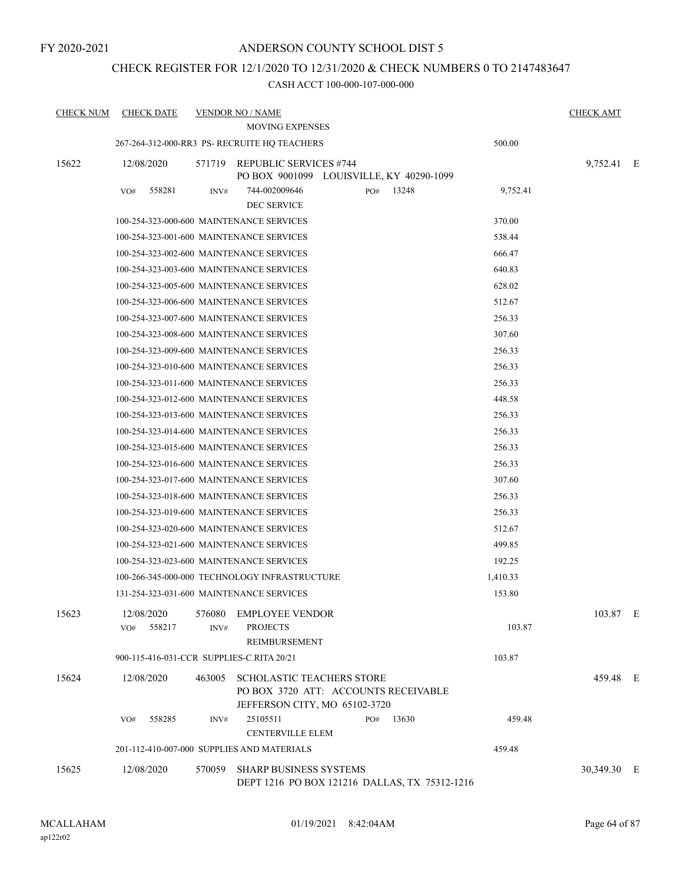FY 2020-2021

# ANDERSON COUNTY SCHOOL DIST 5

## CHECK REGISTER FOR 12/1/2020 TO 12/31/2020 & CHECK NUMBERS 0 TO 2147483647

### CASH ACCT 100-000-107-000-000

| CHECK NUM | CHECK DATE | VENDOR NO / NAME | | CHECK AMT | |
|---|---|---|---|---|---|
| | | MOVING EXPENSES | | | |
| | | 267-264-312-000-RR3 PS- RECRUITE HQ TEACHERS | 500.00 | | |
| 15622 | 12/08/2020 | 571719 REPUBLIC SERVICES #744<br>PO BOX 9001099 LOUISVILLE, KY 40290-1099 | | 9,752.41 | E |
| | VO# 558281 | INV# 744-002009646 PO# 13248<br>DEC SERVICE | 9,752.41 | | |
| | | 100-254-323-000-600 MAINTENANCE SERVICES | 370.00 | | |
| | | 100-254-323-001-600 MAINTENANCE SERVICES | 538.44 | | |
| | | 100-254-323-002-600 MAINTENANCE SERVICES | 666.47 | | |
| | | 100-254-323-003-600 MAINTENANCE SERVICES | 640.83 | | |
| | | 100-254-323-005-600 MAINTENANCE SERVICES | 628.02 | | |
| | | 100-254-323-006-600 MAINTENANCE SERVICES | 512.67 | | |
| | | 100-254-323-007-600 MAINTENANCE SERVICES | 256.33 | | |
| | | 100-254-323-008-600 MAINTENANCE SERVICES | 307.60 | | |
| | | 100-254-323-009-600 MAINTENANCE SERVICES | 256.33 | | |
| | | 100-254-323-010-600 MAINTENANCE SERVICES | 256.33 | | |
| | | 100-254-323-011-600 MAINTENANCE SERVICES | 256.33 | | |
| | | 100-254-323-012-600 MAINTENANCE SERVICES | 448.58 | | |
| | | 100-254-323-013-600 MAINTENANCE SERVICES | 256.33 | | |
| | | 100-254-323-014-600 MAINTENANCE SERVICES | 256.33 | | |
| | | 100-254-323-015-600 MAINTENANCE SERVICES | 256.33 | | |
| | | 100-254-323-016-600 MAINTENANCE SERVICES | 256.33 | | |
| | | 100-254-323-017-600 MAINTENANCE SERVICES | 307.60 | | |
| | | 100-254-323-018-600 MAINTENANCE SERVICES | 256.33 | | |
| | | 100-254-323-019-600 MAINTENANCE SERVICES | 256.33 | | |
| | | 100-254-323-020-600 MAINTENANCE SERVICES | 512.67 | | |
| | | 100-254-323-021-600 MAINTENANCE SERVICES | 499.85 | | |
| | | 100-254-323-023-600 MAINTENANCE SERVICES | 192.25 | | |
| | | 100-266-345-000-000 TECHNOLOGY INFRASTRUCTURE | 1,410.33 | | |
| | | 131-254-323-031-600 MAINTENANCE SERVICES | 153.80 | | |
| 15623 | 12/08/2020 | 576080 EMPLOYEE VENDOR | | 103.87 | E |
| | VO# 558217 | INV# PROJECTS<br>REIMBURSEMENT | 103.87 | | |
| | | 900-115-416-031-CCR SUPPLIES-C.RITA 20/21 | 103.87 | | |
| 15624 | 12/08/2020 | 463005 SCHOLASTIC TEACHERS STORE<br>PO BOX 3720 ATT: ACCOUNTS RECEIVABLE<br>JEFFERSON CITY, MO 65102-3720 | | 459.48 | E |
| | VO# 558285 | INV# 25105511 PO# 13630<br>CENTERVILLE ELEM | 459.48 | | |
| | | 201-112-410-007-000 SUPPLIES AND MATERIALS | 459.48 | | |
| 15625 | 12/08/2020 | 570059 SHARP BUSINESS SYSTEMS<br>DEPT 1216 PO BOX 121216 DALLAS, TX 75312-1216 | | 30,349.30 | E |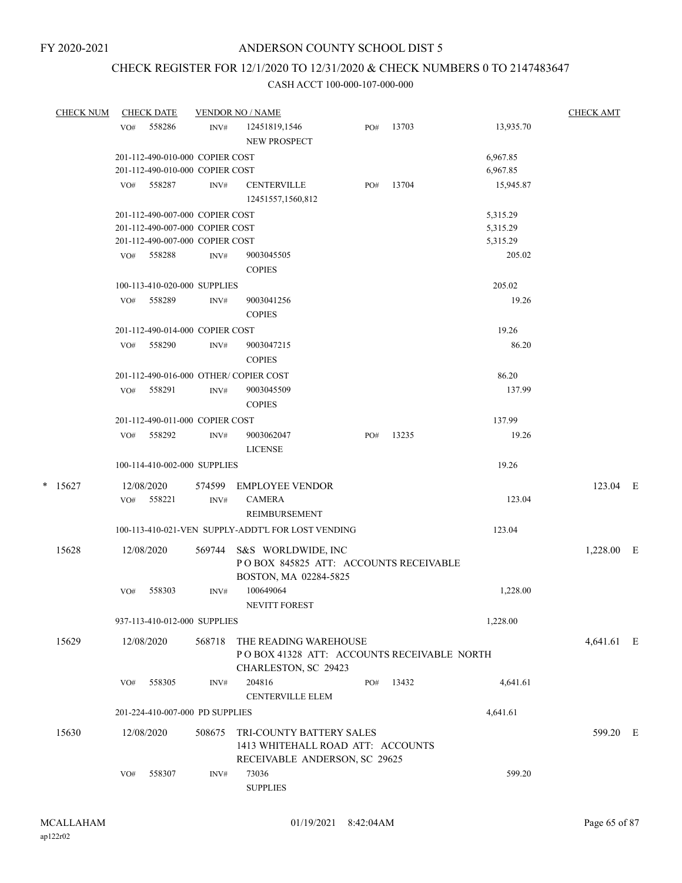FY 2020-2021

# ANDERSON COUNTY SCHOOL DIST 5

## CHECK REGISTER FOR 12/1/2020 TO 12/31/2020 & CHECK NUMBERS 0 TO 2147483647

### CASH ACCT 100-000-107-000-000

| CHECK NUM | CHECK DATE | VENDOR NO / NAME | | | | CHECK AMT | |
|---|---|---|---|---|---|---|---|
| | VO# 558286 | INV# | 12451819,1546 NEW PROSPECT | PO# 13703 | 13,935.70 | | |
| | 201-112-490-010-000 COPIER COST | | | | 6,967.85 | | |
| | 201-112-490-010-000 COPIER COST | | | | 6,967.85 | | |
| | VO# 558287 | INV# | CENTERVILLE 12451557,1560,812 | PO# 13704 | 15,945.87 | | |
| | 201-112-490-007-000 COPIER COST | | | | 5,315.29 | | |
| | 201-112-490-007-000 COPIER COST | | | | 5,315.29 | | |
| | 201-112-490-007-000 COPIER COST | | | | 5,315.29 | | |
| | VO# 558288 | INV# | 9003045505 COPIES | | 205.02 | | |
| | 100-113-410-020-000 SUPPLIES | | | | 205.02 | | |
| | VO# 558289 | INV# | 9003041256 COPIES | | 19.26 | | |
| | 201-112-490-014-000 COPIER COST | | | | 19.26 | | |
| | VO# 558290 | INV# | 9003047215 COPIES | | 86.20 | | |
| | 201-112-490-016-000 OTHER/ COPIER COST | | | | 86.20 | | |
| | VO# 558291 | INV# | 9003045509 COPIES | | 137.99 | | |
| | 201-112-490-011-000 COPIER COST | | | | 137.99 | | |
| | VO# 558292 | INV# | 9003062047 LICENSE | PO# 13235 | 19.26 | | |
| | 100-114-410-002-000 SUPPLIES | | | | 19.26 | | |
| * 15627 | 12/08/2020 | 574599 | EMPLOYEE VENDOR | | | 123.04 | E |
| | VO# 558221 | INV# | CAMERA REIMBURSEMENT | | 123.04 | | |
| | 100-113-410-021-VEN SUPPLY-ADDT'L FOR LOST VENDING | | | | 123.04 | | |
| 15628 | 12/08/2020 | 569744 | S&S WORLDWIDE, INC P O BOX 845825 ATT: ACCOUNTS RECEIVABLE BOSTON, MA 02284-5825 | | | 1,228.00 | E |
| | VO# 558303 | INV# | 100649064 NEVITT FOREST | | 1,228.00 | | |
| | 937-113-410-012-000 SUPPLIES | | | | 1,228.00 | | |
| 15629 | 12/08/2020 | 568718 | THE READING WAREHOUSE P O BOX 41328 ATT: ACCOUNTS RECEIVABLE NORTH CHARLESTON, SC 29423 | | | 4,641.61 | E |
| | VO# 558305 | INV# | 204816 CENTERVILLE ELEM | PO# 13432 | 4,641.61 | | |
| | 201-224-410-007-000 PD SUPPLIES | | | | 4,641.61 | | |
| 15630 | 12/08/2020 | 508675 | TRI-COUNTY BATTERY SALES 1413 WHITEHALL ROAD ATT: ACCOUNTS RECEIVABLE ANDERSON, SC 29625 | | | 599.20 | E |
| | VO# 558307 | INV# | 73036 SUPPLIES | | 599.20 | | |

MCALLAHAM
ap122r02

01/19/2021 8:42:04AM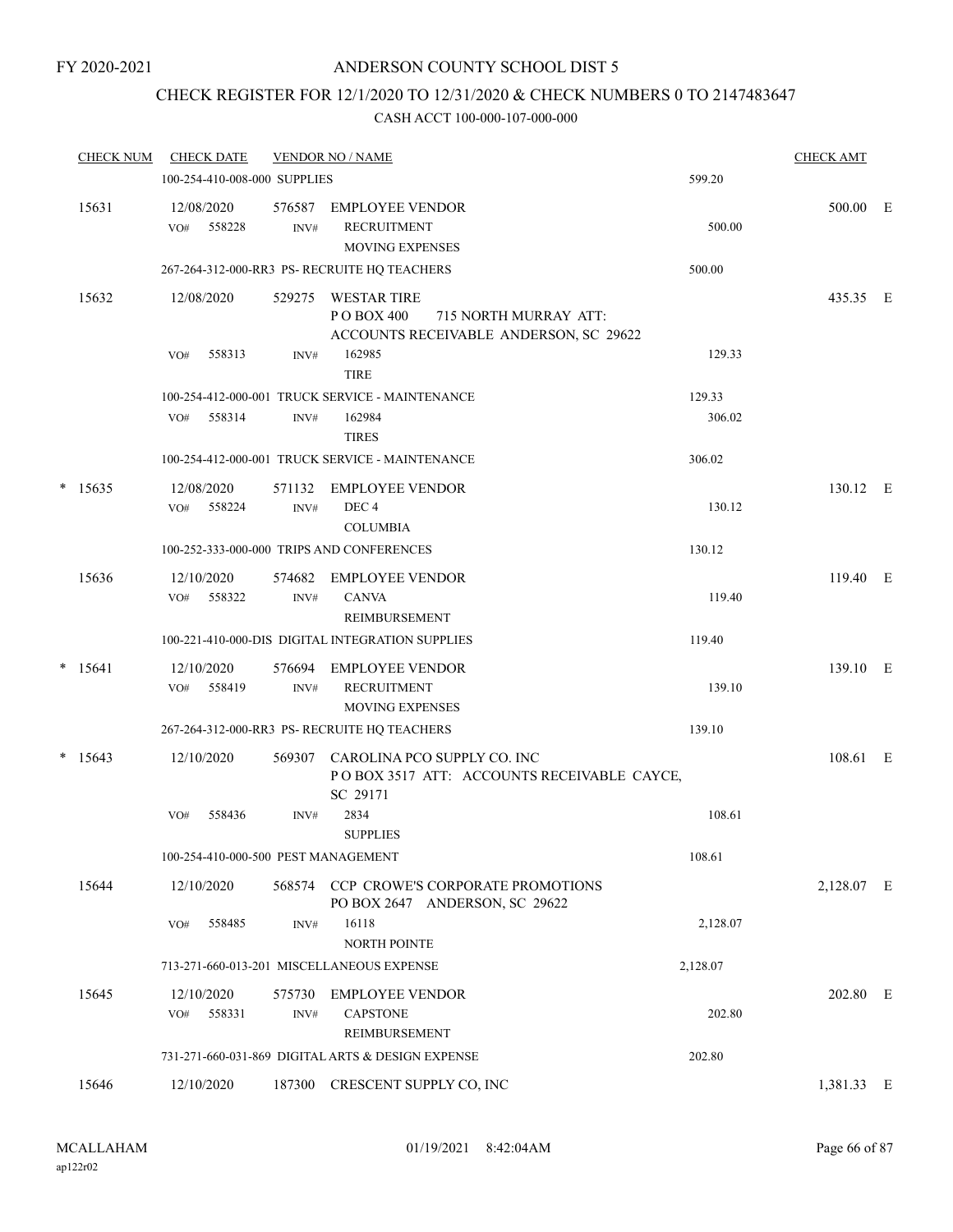FY 2020-2021

# ANDERSON COUNTY SCHOOL DIST 5

## CHECK REGISTER FOR 12/1/2020 TO 12/31/2020 & CHECK NUMBERS 0 TO 2147483647

CASH ACCT 100-000-107-000-000

| CHECK NUM | CHECK DATE | VENDOR NO / NAME | | CHECK AMT | |
|---|---|---|---|---|---|
| | 100-254-410-008-000 SUPPLIES | | 599.20 | | |
| 15631 | 12/08/2020 | 576587 EMPLOYEE VENDOR | | 500.00 | E |
| | VO# 558228 | INV# RECRUITMENT MOVING EXPENSES | 500.00 | | |
| | 267-264-312-000-RR3 PS- RECRUITE HQ TEACHERS | | 500.00 | | |
| 15632 | 12/08/2020 | 529275 WESTAR TIRE P O BOX 400 715 NORTH MURRAY ATT: ACCOUNTS RECEIVABLE ANDERSON, SC 29622 | | 435.35 | E |
| | VO# 558313 | INV# 162985 TIRE | 129.33 | | |
| | 100-254-412-000-001 TRUCK SERVICE - MAINTENANCE | | 129.33 | | |
| | VO# 558314 | INV# 162984 TIRES | 306.02 | | |
| | 100-254-412-000-001 TRUCK SERVICE - MAINTENANCE | | 306.02 | | |
| * 15635 | 12/08/2020 | 571132 EMPLOYEE VENDOR | | 130.12 | E |
| | VO# 558224 | INV# DEC 4 COLUMBIA | 130.12 | | |
| | 100-252-333-000-000 TRIPS AND CONFERENCES | | 130.12 | | |
| 15636 | 12/10/2020 | 574682 EMPLOYEE VENDOR | | 119.40 | E |
| | VO# 558322 | INV# CANVA REIMBURSEMENT | 119.40 | | |
| | 100-221-410-000-DIS DIGITAL INTEGRATION SUPPLIES | | 119.40 | | |
| * 15641 | 12/10/2020 | 576694 EMPLOYEE VENDOR | | 139.10 | E |
| | VO# 558419 | INV# RECRUITMENT MOVING EXPENSES | 139.10 | | |
| | 267-264-312-000-RR3 PS- RECRUITE HQ TEACHERS | | 139.10 | | |
| * 15643 | 12/10/2020 | 569307 CAROLINA PCO SUPPLY CO. INC P O BOX 3517 ATT: ACCOUNTS RECEIVABLE CAYCE, SC 29171 | | 108.61 | E |
| | VO# 558436 | INV# 2834 SUPPLIES | 108.61 | | |
| | 100-254-410-000-500 PEST MANAGEMENT | | 108.61 | | |
| 15644 | 12/10/2020 | 568574 CCP CROWE'S CORPORATE PROMOTIONS PO BOX 2647 ANDERSON, SC 29622 | | 2,128.07 | E |
| | VO# 558485 | INV# 16118 NORTH POINTE | 2,128.07 | | |
| | 713-271-660-013-201 MISCELLANEOUS EXPENSE | | 2,128.07 | | |
| 15645 | 12/10/2020 | 575730 EMPLOYEE VENDOR | | 202.80 | E |
| | VO# 558331 | INV# CAPSTONE REIMBURSEMENT | 202.80 | | |
| | 731-271-660-031-869 DIGITAL ARTS & DESIGN EXPENSE | | 202.80 | | |
| 15646 | 12/10/2020 | 187300 CRESCENT SUPPLY CO, INC | | 1,381.33 | E |

MCALLAHAM
ap122r02

01/19/2021 8:42:04AM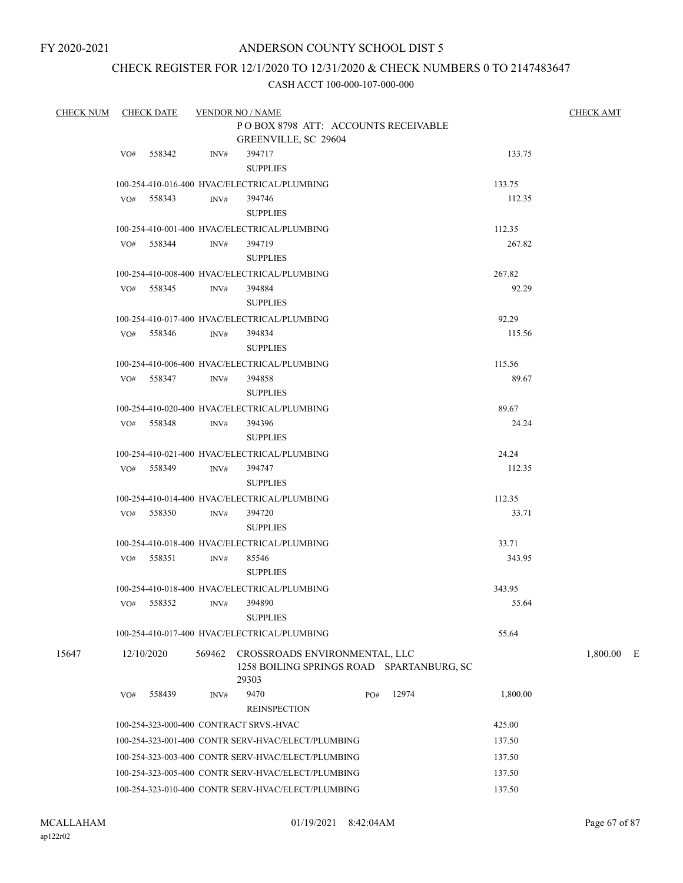FY 2020-2021

# ANDERSON COUNTY SCHOOL DIST 5

## CHECK REGISTER FOR 12/1/2020 TO 12/31/2020 & CHECK NUMBERS 0 TO 2147483647

CASH ACCT 100-000-107-000-000

| CHECK NUM | CHECK DATE | VENDOR NO / NAME | | | CHECK AMT |
|---|---|---|---|---|---|
| | | P O BOX 8798 ATT: ACCOUNTS RECEIVABLE GREENVILLE, SC 29604 | | | |
| | VO# 558342 | INV# 394717 SUPPLIES | | 133.75 | |
| | | 100-254-410-016-400 HVAC/ELECTRICAL/PLUMBING | | 133.75 | |
| | VO# 558343 | INV# 394746 SUPPLIES | | 112.35 | |
| | | 100-254-410-001-400 HVAC/ELECTRICAL/PLUMBING | | 112.35 | |
| | VO# 558344 | INV# 394719 SUPPLIES | | 267.82 | |
| | | 100-254-410-008-400 HVAC/ELECTRICAL/PLUMBING | | 267.82 | |
| | VO# 558345 | INV# 394884 SUPPLIES | | 92.29 | |
| | | 100-254-410-017-400 HVAC/ELECTRICAL/PLUMBING | | 92.29 | |
| | VO# 558346 | INV# 394834 SUPPLIES | | 115.56 | |
| | | 100-254-410-006-400 HVAC/ELECTRICAL/PLUMBING | | 115.56 | |
| | VO# 558347 | INV# 394858 SUPPLIES | | 89.67 | |
| | | 100-254-410-020-400 HVAC/ELECTRICAL/PLUMBING | | 89.67 | |
| | VO# 558348 | INV# 394396 SUPPLIES | | 24.24 | |
| | | 100-254-410-021-400 HVAC/ELECTRICAL/PLUMBING | | 24.24 | |
| | VO# 558349 | INV# 394747 SUPPLIES | | 112.35 | |
| | | 100-254-410-014-400 HVAC/ELECTRICAL/PLUMBING | | 112.35 | |
| | VO# 558350 | INV# 394720 SUPPLIES | | 33.71 | |
| | | 100-254-410-018-400 HVAC/ELECTRICAL/PLUMBING | | 33.71 | |
| | VO# 558351 | INV# 85546 SUPPLIES | | 343.95 | |
| | | 100-254-410-018-400 HVAC/ELECTRICAL/PLUMBING | | 343.95 | |
| | VO# 558352 | INV# 394890 SUPPLIES | | 55.64 | |
| | | 100-254-410-017-400 HVAC/ELECTRICAL/PLUMBING | | 55.64 | |
| 15647 | 12/10/2020 | 569462 CROSSROADS ENVIRONMENTAL, LLC 1258 BOILING SPRINGS ROAD SPARTANBURG, SC 29303 | | | 1,800.00 E |
| | VO# 558439 | INV# 9470 REINSPECTION | PO# 12974 | 1,800.00 | |
| | | 100-254-323-000-400 CONTRACT SRVS.-HVAC | | 425.00 | |
| | | 100-254-323-001-400 CONTR SERV-HVAC/ELECT/PLUMBING | | 137.50 | |
| | | 100-254-323-003-400 CONTR SERV-HVAC/ELECT/PLUMBING | | 137.50 | |
| | | 100-254-323-005-400 CONTR SERV-HVAC/ELECT/PLUMBING | | 137.50 | |
| | | 100-254-323-010-400 CONTR SERV-HVAC/ELECT/PLUMBING | | 137.50 | |

MCALLAHAM
ap122r02

01/19/2021 8:42:04AM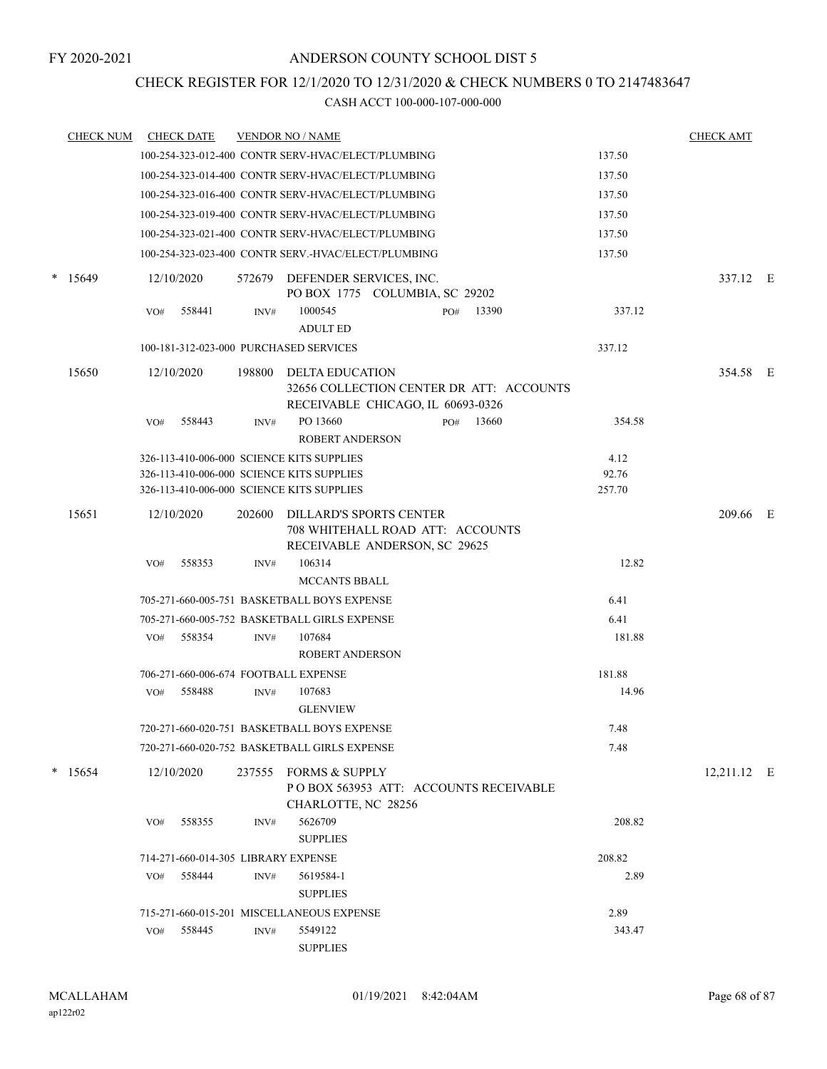FY 2020-2021

# ANDERSON COUNTY SCHOOL DIST 5

## CHECK REGISTER FOR 12/1/2020 TO 12/31/2020 & CHECK NUMBERS 0 TO 2147483647

CASH ACCT 100-000-107-000-000

| CHECK NUM | CHECK DATE | VENDOR NO / NAME | | CHECK AMT |
|---|---|---|---|---|
| | | 100-254-323-012-400 CONTR SERV-HVAC/ELECT/PLUMBING | 137.50 | |
| | | 100-254-323-014-400 CONTR SERV-HVAC/ELECT/PLUMBING | 137.50 | |
| | | 100-254-323-016-400 CONTR SERV-HVAC/ELECT/PLUMBING | 137.50 | |
| | | 100-254-323-019-400 CONTR SERV-HVAC/ELECT/PLUMBING | 137.50 | |
| | | 100-254-323-021-400 CONTR SERV-HVAC/ELECT/PLUMBING | 137.50 | |
| | | 100-254-323-023-400 CONTR SERV.-HVAC/ELECT/PLUMBING | 137.50 | |
| * 15649 | 12/10/2020 | 572679 DEFENDER SERVICES, INC. PO BOX 1775 COLUMBIA, SC 29202 | | 337.12 E |
| | | VO# 558441 INV# 1000545 PO# 13390 ADULT ED | 337.12 | |
| | | 100-181-312-023-000 PURCHASED SERVICES | 337.12 | |
| 15650 | 12/10/2020 | 198800 DELTA EDUCATION 32656 COLLECTION CENTER DR ATT: ACCOUNTS RECEIVABLE CHICAGO, IL 60693-0326 | | 354.58 E |
| | | VO# 558443 INV# PO 13660 PO# 13660 ROBERT ANDERSON | 354.58 | |
| | | 326-113-410-006-000 SCIENCE KITS SUPPLIES | 4.12 | |
| | | 326-113-410-006-000 SCIENCE KITS SUPPLIES | 92.76 | |
| | | 326-113-410-006-000 SCIENCE KITS SUPPLIES | 257.70 | |
| 15651 | 12/10/2020 | 202600 DILLARD'S SPORTS CENTER 708 WHITEHALL ROAD ATT: ACCOUNTS RECEIVABLE ANDERSON, SC 29625 | | 209.66 E |
| | | VO# 558353 INV# 106314 MCCANTS BBALL | 12.82 | |
| | | 705-271-660-005-751 BASKETBALL BOYS EXPENSE | 6.41 | |
| | | 705-271-660-005-752 BASKETBALL GIRLS EXPENSE | 6.41 | |
| | | VO# 558354 INV# 107684 ROBERT ANDERSON | 181.88 | |
| | | 706-271-660-006-674 FOOTBALL EXPENSE | 181.88 | |
| | | VO# 558488 INV# 107683 GLENVIEW | 14.96 | |
| | | 720-271-660-020-751 BASKETBALL BOYS EXPENSE | 7.48 | |
| | | 720-271-660-020-752 BASKETBALL GIRLS EXPENSE | 7.48 | |
| * 15654 | 12/10/2020 | 237555 FORMS & SUPPLY P O BOX 563953 ATT: ACCOUNTS RECEIVABLE CHARLOTTE, NC 28256 | | 12,211.12 E |
| | | VO# 558355 INV# 5626709 SUPPLIES | 208.82 | |
| | | 714-271-660-014-305 LIBRARY EXPENSE | 208.82 | |
| | | VO# 558444 INV# 5619584-1 SUPPLIES | 2.89 | |
| | | 715-271-660-015-201 MISCELLANEOUS EXPENSE | 2.89 | |
| | | VO# 558445 INV# 5549122 SUPPLIES | 343.47 | |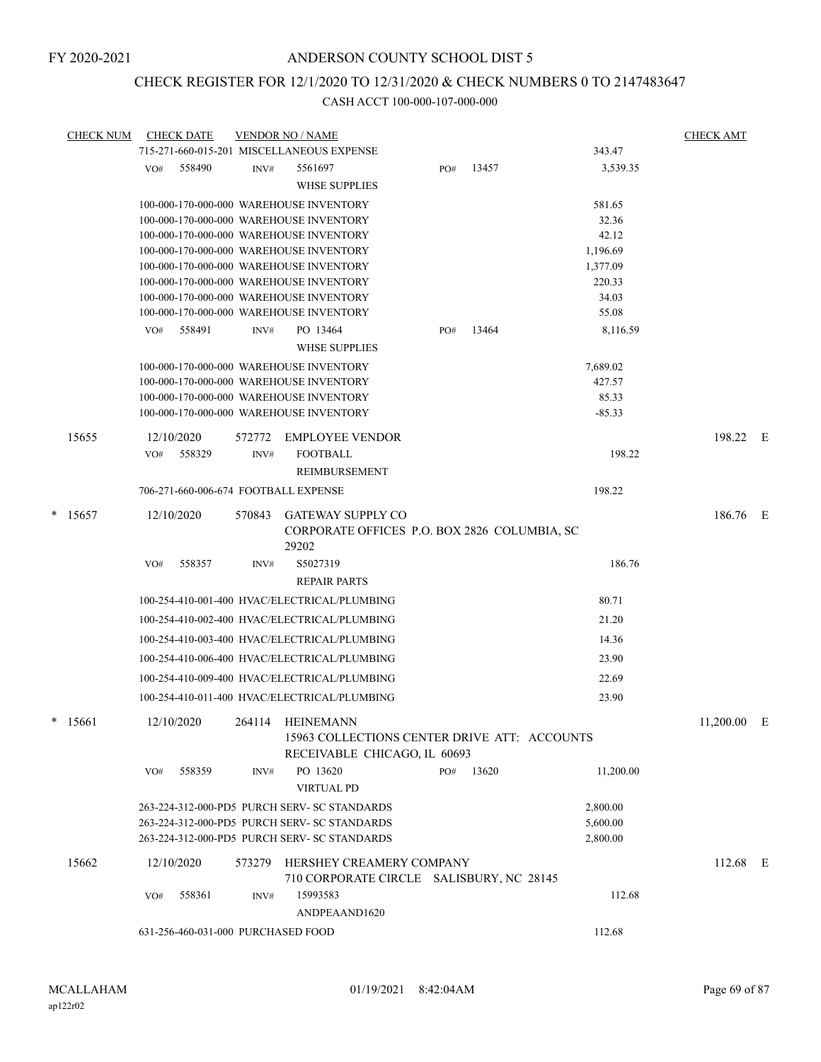FY 2020-2021

# ANDERSON COUNTY SCHOOL DIST 5

## CHECK REGISTER FOR 12/1/2020 TO 12/31/2020 & CHECK NUMBERS 0 TO 2147483647

### CASH ACCT 100-000-107-000-000

| CHECK NUM | CHECK DATE | VENDOR NO / NAME | | CHECK AMT |
|---|---|---|---|---|
| | | 715-271-660-015-201 MISCELLANEOUS EXPENSE | 343.47 | |
| | VO# 558490 | INV# 5561697 WHSE SUPPLIES PO# 13457 | 3,539.35 | |
| | | 100-000-170-000-000 WAREHOUSE INVENTORY | 581.65 | |
| | | 100-000-170-000-000 WAREHOUSE INVENTORY | 32.36 | |
| | | 100-000-170-000-000 WAREHOUSE INVENTORY | 42.12 | |
| | | 100-000-170-000-000 WAREHOUSE INVENTORY | 1,196.69 | |
| | | 100-000-170-000-000 WAREHOUSE INVENTORY | 1,377.09 | |
| | | 100-000-170-000-000 WAREHOUSE INVENTORY | 220.33 | |
| | | 100-000-170-000-000 WAREHOUSE INVENTORY | 34.03 | |
| | | 100-000-170-000-000 WAREHOUSE INVENTORY | 55.08 | |
| | VO# 558491 | INV# PO 13464 WHSE SUPPLIES PO# 13464 | 8,116.59 | |
| | | 100-000-170-000-000 WAREHOUSE INVENTORY | 7,689.02 | |
| | | 100-000-170-000-000 WAREHOUSE INVENTORY | 427.57 | |
| | | 100-000-170-000-000 WAREHOUSE INVENTORY | 85.33 | |
| | | 100-000-170-000-000 WAREHOUSE INVENTORY | -85.33 | |
| 15655 | 12/10/2020 | 572772 EMPLOYEE VENDOR | | 198.22 E |
| | VO# 558329 | INV# FOOTBALL REIMBURSEMENT | 198.22 | |
| | | 706-271-660-006-674 FOOTBALL EXPENSE | 198.22 | |
| * 15657 | 12/10/2020 | 570843 GATEWAY SUPPLY CO CORPORATE OFFICES P.O. BOX 2826 COLUMBIA, SC 29202 | | 186.76 E |
| | VO# 558357 | INV# S5027319 REPAIR PARTS | 186.76 | |
| | | 100-254-410-001-400 HVAC/ELECTRICAL/PLUMBING | 80.71 | |
| | | 100-254-410-002-400 HVAC/ELECTRICAL/PLUMBING | 21.20 | |
| | | 100-254-410-003-400 HVAC/ELECTRICAL/PLUMBING | 14.36 | |
| | | 100-254-410-006-400 HVAC/ELECTRICAL/PLUMBING | 23.90 | |
| | | 100-254-410-009-400 HVAC/ELECTRICAL/PLUMBING | 22.69 | |
| | | 100-254-410-011-400 HVAC/ELECTRICAL/PLUMBING | 23.90 | |
| * 15661 | 12/10/2020 | 264114 HEINEMANN 15963 COLLECTIONS CENTER DRIVE ATT: ACCOUNTS RECEIVABLE CHICAGO, IL 60693 | | 11,200.00 E |
| | VO# 558359 | INV# PO 13620 VIRTUAL PD PO# 13620 | 11,200.00 | |
| | | 263-224-312-000-PD5 PURCH SERV- SC STANDARDS | 2,800.00 | |
| | | 263-224-312-000-PD5 PURCH SERV- SC STANDARDS | 5,600.00 | |
| | | 263-224-312-000-PD5 PURCH SERV- SC STANDARDS | 2,800.00 | |
| 15662 | 12/10/2020 | 573279 HERSHEY CREAMERY COMPANY 710 CORPORATE CIRCLE SALISBURY, NC 28145 | | 112.68 E |
| | VO# 558361 | INV# 15993583 ANDPEAAND1620 | 112.68 | |
| | | 631-256-460-031-000 PURCHASED FOOD | 112.68 | |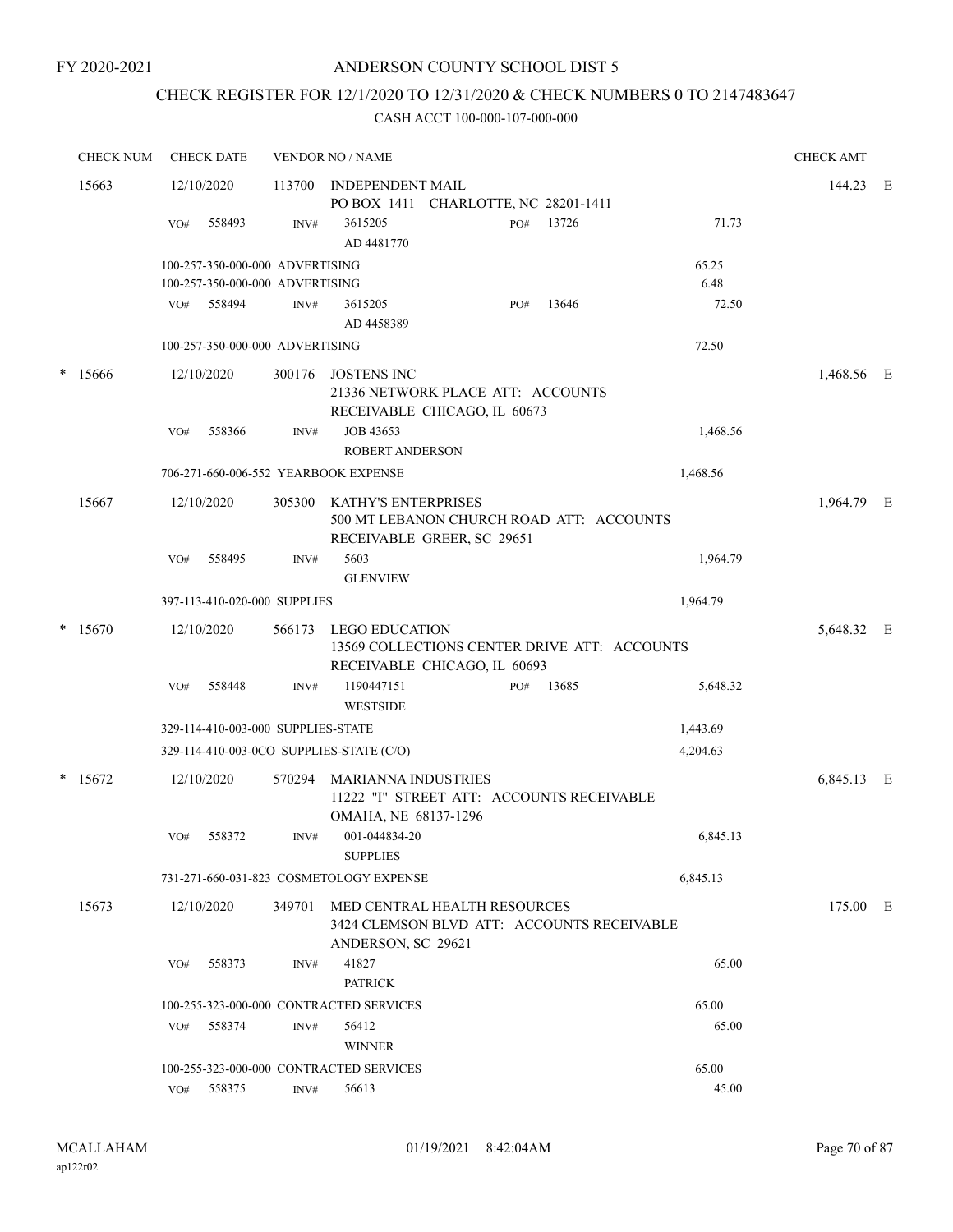FY 2020-2021

# ANDERSON COUNTY SCHOOL DIST 5

## CHECK REGISTER FOR 12/1/2020 TO 12/31/2020 & CHECK NUMBERS 0 TO 2147483647

CASH ACCT 100-000-107-000-000

| CHECK NUM | CHECK DATE | VENDOR NO / NAME | | | CHECK AMT | |
|---|---|---|---|---|---|---|
| 15663 | 12/10/2020 | 113700 INDEPENDENT MAIL<br>PO BOX 1411 CHARLOTTE, NC 28201-1411 | | | 144.23 | E |
| | VO# 558493 | INV# 3615205<br>AD 4481770 | PO# 13726 | 71.73 | | |
| | 100-257-350-000-000 ADVERTISING | | | 65.25 | | |
| | 100-257-350-000-000 ADVERTISING | | | 6.48 | | |
| | VO# 558494 | INV# 3615205<br>AD 4458389 | PO# 13646 | 72.50 | | |
| | 100-257-350-000-000 ADVERTISING | | | 72.50 | | |
| * 15666 | 12/10/2020 | 300176 JOSTENS INC<br>21336 NETWORK PLACE ATT: ACCOUNTS RECEIVABLE CHICAGO, IL 60673 | | | 1,468.56 | E |
| | VO# 558366 | INV# JOB 43653<br>ROBERT ANDERSON | | 1,468.56 | | |
| | 706-271-660-006-552 YEARBOOK EXPENSE | | | 1,468.56 | | |
| 15667 | 12/10/2020 | 305300 KATHY'S ENTERPRISES<br>500 MT LEBANON CHURCH ROAD ATT: ACCOUNTS RECEIVABLE GREER, SC 29651 | | | 1,964.79 | E |
| | VO# 558495 | INV# 5603<br>GLENVIEW | | 1,964.79 | | |
| | 397-113-410-020-000 SUPPLIES | | | 1,964.79 | | |
| * 15670 | 12/10/2020 | 566173 LEGO EDUCATION<br>13569 COLLECTIONS CENTER DRIVE ATT: ACCOUNTS RECEIVABLE CHICAGO, IL 60693 | | | 5,648.32 | E |
| | VO# 558448 | INV# 1190447151<br>WESTSIDE | PO# 13685 | 5,648.32 | | |
| | 329-114-410-003-000 SUPPLIES-STATE | | | 1,443.69 | | |
| | 329-114-410-003-0CO SUPPLIES-STATE (C/O) | | | 4,204.63 | | |
| * 15672 | 12/10/2020 | 570294 MARIANNA INDUSTRIES<br>11222 "I" STREET ATT: ACCOUNTS RECEIVABLE OMAHA, NE 68137-1296 | | | 6,845.13 | E |
| | VO# 558372 | INV# 001-044834-20<br>SUPPLIES | | 6,845.13 | | |
| | 731-271-660-031-823 COSMETOLOGY EXPENSE | | | 6,845.13 | | |
| 15673 | 12/10/2020 | 349701 MED CENTRAL HEALTH RESOURCES<br>3424 CLEMSON BLVD ATT: ACCOUNTS RECEIVABLE ANDERSON, SC 29621 | | | 175.00 | E |
| | VO# 558373 | INV# 41827<br>PATRICK | | 65.00 | | |
| | 100-255-323-000-000 CONTRACTED SERVICES | | | 65.00 | | |
| | VO# 558374 | INV# 56412<br>WINNER | | 65.00 | | |
| | 100-255-323-000-000 CONTRACTED SERVICES | | | 65.00 | | |
| | VO# 558375 | INV# 56613 | | 45.00 | | |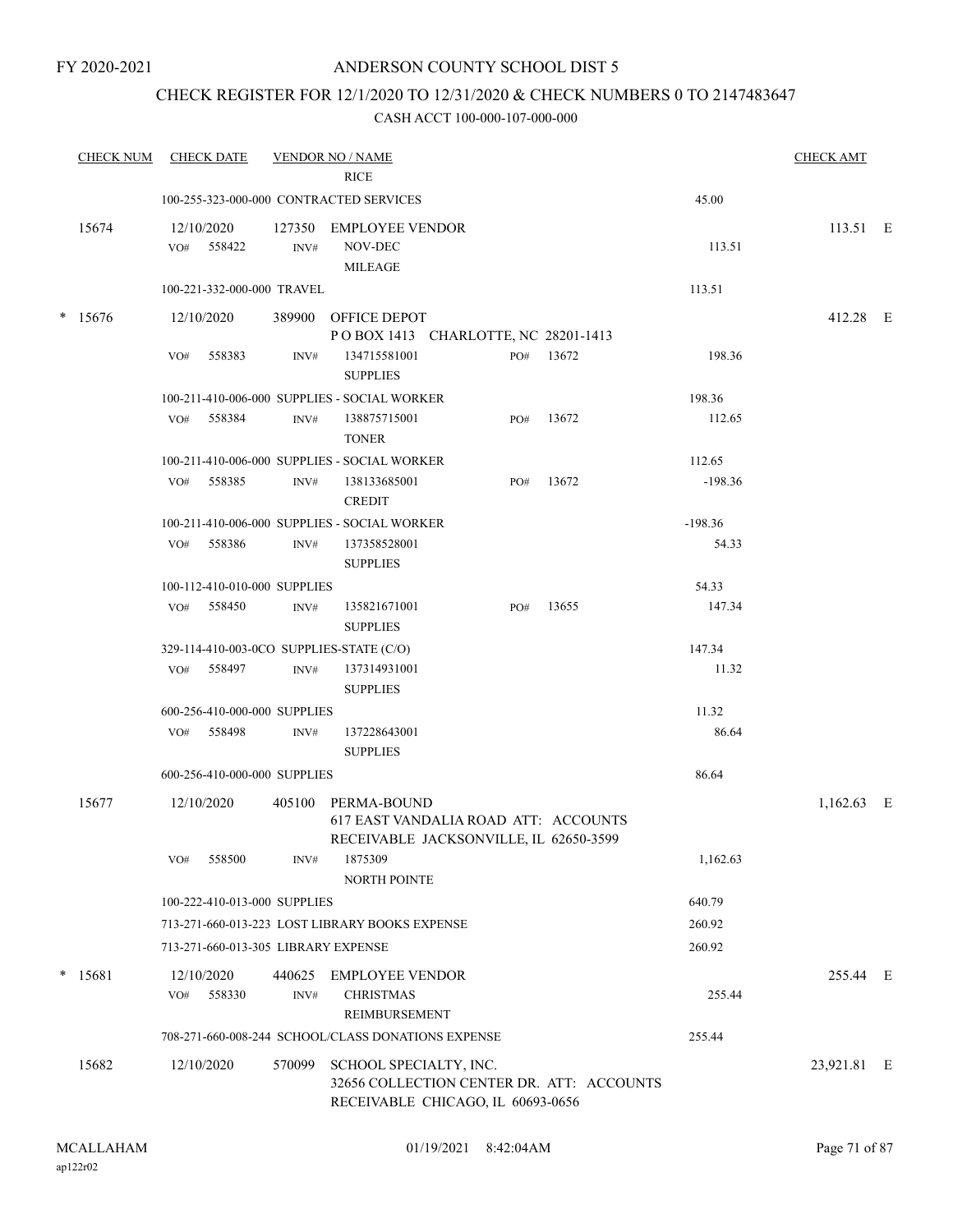FY 2020-2021

# ANDERSON COUNTY SCHOOL DIST 5

## CHECK REGISTER FOR 12/1/2020 TO 12/31/2020 & CHECK NUMBERS 0 TO 2147483647

### CASH ACCT 100-000-107-000-000

| CHECK NUM | CHECK DATE | VENDOR NO / NAME | | CHECK AMT |
|---|---|---|---|---|
| | | RICE | | |
| | 100-255-323-000-000 CONTRACTED SERVICES | | 45.00 | |
| 15674 | 12/10/2020 | 127350 EMPLOYEE VENDOR | | 113.51 E |
| | VO# 558422 INV# | NOV-DEC MILEAGE | 113.51 | |
| | 100-221-332-000-000 TRAVEL | | 113.51 | |
| * 15676 | 12/10/2020 | 389900 OFFICE DEPOT P O BOX 1413 CHARLOTTE, NC 28201-1413 | | 412.28 E |
| | VO# 558383 INV# | 134715581001 SUPPLIES PO# 13672 | 198.36 | |
| | 100-211-410-006-000 SUPPLIES - SOCIAL WORKER | | 198.36 | |
| | VO# 558384 INV# | 138875715001 TONER PO# 13672 | 112.65 | |
| | 100-211-410-006-000 SUPPLIES - SOCIAL WORKER | | 112.65 | |
| | VO# 558385 INV# | 138133685001 CREDIT PO# 13672 | -198.36 | |
| | 100-211-410-006-000 SUPPLIES - SOCIAL WORKER | | -198.36 | |
| | VO# 558386 INV# | 137358528001 SUPPLIES | 54.33 | |
| | 100-112-410-010-000 SUPPLIES | | 54.33 | |
| | VO# 558450 INV# | 135821671001 SUPPLIES PO# 13655 | 147.34 | |
| | 329-114-410-003-0CO SUPPLIES-STATE (C/O) | | 147.34 | |
| | VO# 558497 INV# | 137314931001 SUPPLIES | 11.32 | |
| | 600-256-410-000-000 SUPPLIES | | 11.32 | |
| | VO# 558498 INV# | 137228643001 SUPPLIES | 86.64 | |
| | 600-256-410-000-000 SUPPLIES | | 86.64 | |
| 15677 | 12/10/2020 | 405100 PERMA-BOUND 617 EAST VANDALIA ROAD ATT: ACCOUNTS RECEIVABLE JACKSONVILLE, IL 62650-3599 | | 1,162.63 E |
| | VO# 558500 INV# | 1875309 NORTH POINTE | 1,162.63 | |
| | 100-222-410-013-000 SUPPLIES | | 640.79 | |
| | 713-271-660-013-223 LOST LIBRARY BOOKS EXPENSE | | 260.92 | |
| | 713-271-660-013-305 LIBRARY EXPENSE | | 260.92 | |
| * 15681 | 12/10/2020 | 440625 EMPLOYEE VENDOR | | 255.44 E |
| | VO# 558330 INV# | CHRISTMAS REIMBURSEMENT | 255.44 | |
| | 708-271-660-008-244 SCHOOL/CLASS DONATIONS EXPENSE | | 255.44 | |
| 15682 | 12/10/2020 | 570099 SCHOOL SPECIALTY, INC. 32656 COLLECTION CENTER DR. ATT: ACCOUNTS RECEIVABLE CHICAGO, IL 60693-0656 | | 23,921.81 E |

MCALLAHAM ap122r02 01/19/2021 8:42:04AM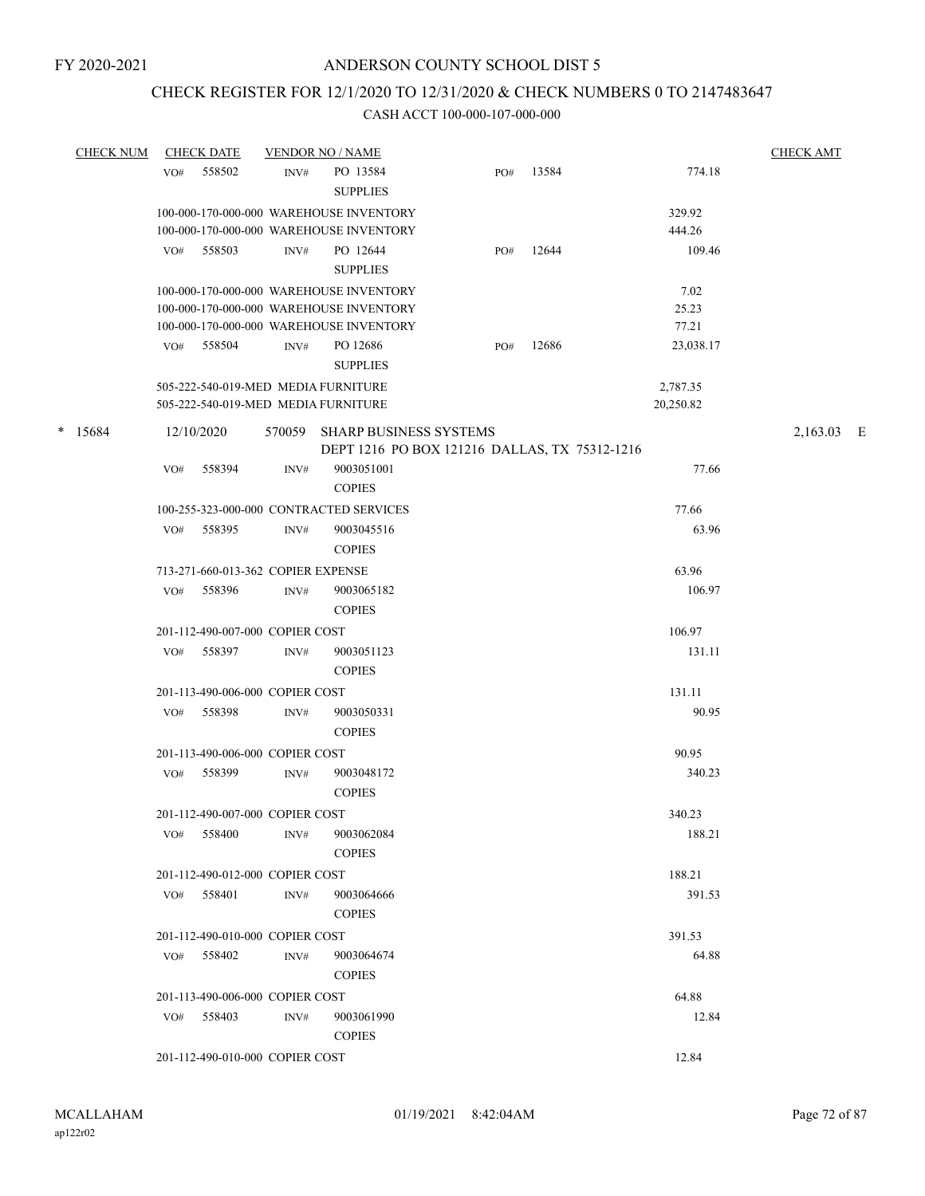FY 2020-2021

# ANDERSON COUNTY SCHOOL DIST 5

## CHECK REGISTER FOR 12/1/2020 TO 12/31/2020 & CHECK NUMBERS 0 TO 2147483647

### CASH ACCT 100-000-107-000-000

| CHECK NUM | CHECK DATE | VENDOR NO / NAME | | | | CHECK AMT |
|---|---|---|---|---|---|---|
| | VO# 558502 | INV# PO 13584 SUPPLIES | PO# 13584 | | 774.18 | |
| | 100-000-170-000-000 WAREHOUSE INVENTORY | | | | 329.92 | |
| | 100-000-170-000-000 WAREHOUSE INVENTORY | | | | 444.26 | |
| | VO# 558503 | INV# PO 12644 SUPPLIES | PO# 12644 | | 109.46 | |
| | 100-000-170-000-000 WAREHOUSE INVENTORY | | | | 7.02 | |
| | 100-000-170-000-000 WAREHOUSE INVENTORY | | | | 25.23 | |
| | 100-000-170-000-000 WAREHOUSE INVENTORY | | | | 77.21 | |
| | VO# 558504 | INV# PO 12686 SUPPLIES | PO# 12686 | | 23,038.17 | |
| | 505-222-540-019-MED MEDIA FURNITURE | | | | 2,787.35 | |
| | 505-222-540-019-MED MEDIA FURNITURE | | | | 20,250.82 | |
| * 15684 | 12/10/2020 | 570059 SHARP BUSINESS SYSTEMS DEPT 1216 PO BOX 121216 DALLAS, TX 75312-1216 | | | | 2,163.03 E |
| | VO# 558394 | INV# 9003051001 COPIES | | | 77.66 | |
| | 100-255-323-000-000 CONTRACTED SERVICES | | | | 77.66 | |
| | VO# 558395 | INV# 9003045516 COPIES | | | 63.96 | |
| | 713-271-660-013-362 COPIER EXPENSE | | | | 63.96 | |
| | VO# 558396 | INV# 9003065182 COPIES | | | 106.97 | |
| | 201-112-490-007-000 COPIER COST | | | | 106.97 | |
| | VO# 558397 | INV# 9003051123 COPIES | | | 131.11 | |
| | 201-113-490-006-000 COPIER COST | | | | 131.11 | |
| | VO# 558398 | INV# 9003050331 COPIES | | | 90.95 | |
| | 201-113-490-006-000 COPIER COST | | | | 90.95 | |
| | VO# 558399 | INV# 9003048172 COPIES | | | 340.23 | |
| | 201-112-490-007-000 COPIER COST | | | | 340.23 | |
| | VO# 558400 | INV# 9003062084 COPIES | | | 188.21 | |
| | 201-112-490-012-000 COPIER COST | | | | 188.21 | |
| | VO# 558401 | INV# 9003064666 COPIES | | | 391.53 | |
| | 201-112-490-010-000 COPIER COST | | | | 391.53 | |
| | VO# 558402 | INV# 9003064674 COPIES | | | 64.88 | |
| | 201-113-490-006-000 COPIER COST | | | | 64.88 | |
| | VO# 558403 | INV# 9003061990 COPIES | | | 12.84 | |
| | 201-112-490-010-000 COPIER COST | | | | 12.84 | |

MCALLAHAM
ap122r02

01/19/2021 8:42:04AM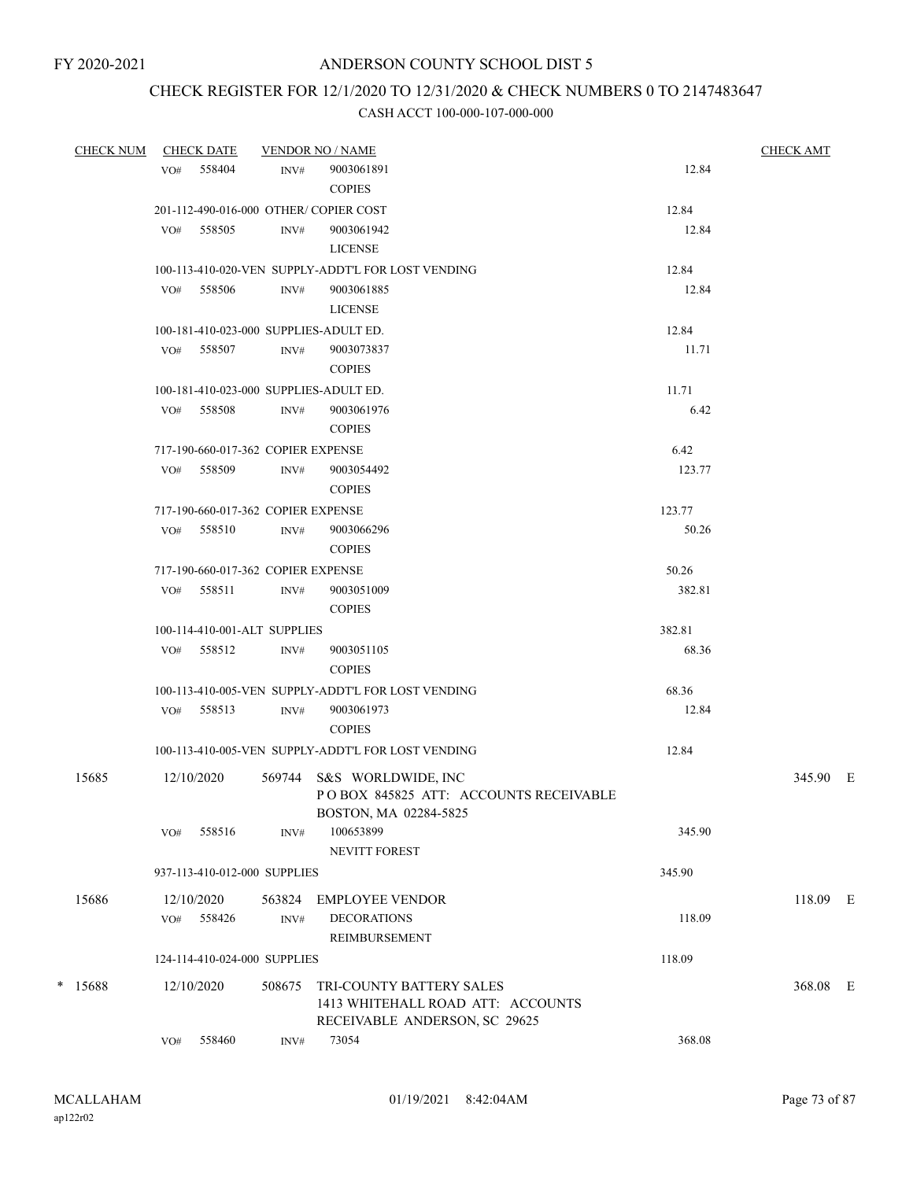FY 2020-2021

# ANDERSON COUNTY SCHOOL DIST 5

## CHECK REGISTER FOR 12/1/2020 TO 12/31/2020 & CHECK NUMBERS 0 TO 2147483647

### CASH ACCT 100-000-107-000-000

| CHECK NUM | CHECK DATE | VENDOR NO / NAME | | CHECK AMT |
|---|---|---|---|---|
| | VO# 558404 | INV# 9003061891 COPIES | 12.84 | |
| | 201-112-490-016-000 OTHER/ COPIER COST | | 12.84 | |
| | VO# 558505 | INV# 9003061942 LICENSE | 12.84 | |
| | 100-113-410-020-VEN SUPPLY-ADDT'L FOR LOST VENDING | | 12.84 | |
| | VO# 558506 | INV# 9003061885 LICENSE | 12.84 | |
| | 100-181-410-023-000 SUPPLIES-ADULT ED. | | 12.84 | |
| | VO# 558507 | INV# 9003073837 COPIES | 11.71 | |
| | 100-181-410-023-000 SUPPLIES-ADULT ED. | | 11.71 | |
| | VO# 558508 | INV# 9003061976 COPIES | 6.42 | |
| | 717-190-660-017-362 COPIER EXPENSE | | 6.42 | |
| | VO# 558509 | INV# 9003054492 COPIES | 123.77 | |
| | 717-190-660-017-362 COPIER EXPENSE | | 123.77 | |
| | VO# 558510 | INV# 9003066296 COPIES | 50.26 | |
| | 717-190-660-017-362 COPIER EXPENSE | | 50.26 | |
| | VO# 558511 | INV# 9003051009 COPIES | 382.81 | |
| | 100-114-410-001-ALT SUPPLIES | | 382.81 | |
| | VO# 558512 | INV# 9003051105 COPIES | 68.36 | |
| | 100-113-410-005-VEN SUPPLY-ADDT'L FOR LOST VENDING | | 68.36 | |
| | VO# 558513 | INV# 9003061973 COPIES | 12.84 | |
| | 100-113-410-005-VEN SUPPLY-ADDT'L FOR LOST VENDING | | 12.84 | |
| 15685 | 12/10/2020 | 569744 S&S WORLDWIDE, INC P O BOX 845825 ATT: ACCOUNTS RECEIVABLE BOSTON, MA 02284-5825 | | 345.90 E |
| | VO# 558516 | INV# 100653899 NEVITT FOREST | 345.90 | |
| | 937-113-410-012-000 SUPPLIES | | 345.90 | |
| 15686 | 12/10/2020 | 563824 EMPLOYEE VENDOR | | 118.09 E |
| | VO# 558426 | INV# DECORATIONS REIMBURSEMENT | 118.09 | |
| | 124-114-410-024-000 SUPPLIES | | 118.09 | |
| * 15688 | 12/10/2020 | 508675 TRI-COUNTY BATTERY SALES 1413 WHITEHALL ROAD ATT: ACCOUNTS RECEIVABLE ANDERSON, SC 29625 | | 368.08 E |
| | VO# 558460 | INV# 73054 | 368.08 | |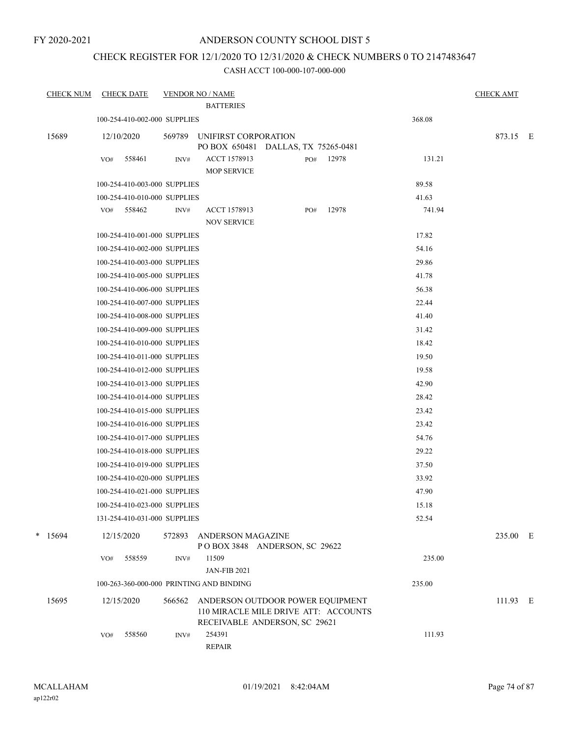FY 2020-2021

# ANDERSON COUNTY SCHOOL DIST 5

## CHECK REGISTER FOR 12/1/2020 TO 12/31/2020 & CHECK NUMBERS 0 TO 2147483647

### CASH ACCT 100-000-107-000-000

| CHECK NUM | CHECK DATE | VENDOR NO / NAME | | | CHECK AMT |
|---|---|---|---|---|---|
| | | BATTERIES | | | |
| | 100-254-410-002-000 SUPPLIES | | | 368.08 | |
| 15689 | 12/10/2020 | 569789 UNIFIRST CORPORATION<br>PO BOX 650481 DALLAS, TX 75265-0481 | | | 873.15 E |
| | VO# 558461 | INV# ACCT 1578913<br>MOP SERVICE | PO# 12978 | 131.21 | |
| | 100-254-410-003-000 SUPPLIES | | | 89.58 | |
| | 100-254-410-010-000 SUPPLIES | | | 41.63 | |
| | VO# 558462 | INV# ACCT 1578913<br>NOV SERVICE | PO# 12978 | 741.94 | |
| | 100-254-410-001-000 SUPPLIES | | | 17.82 | |
| | 100-254-410-002-000 SUPPLIES | | | 54.16 | |
| | 100-254-410-003-000 SUPPLIES | | | 29.86 | |
| | 100-254-410-005-000 SUPPLIES | | | 41.78 | |
| | 100-254-410-006-000 SUPPLIES | | | 56.38 | |
| | 100-254-410-007-000 SUPPLIES | | | 22.44 | |
| | 100-254-410-008-000 SUPPLIES | | | 41.40 | |
| | 100-254-410-009-000 SUPPLIES | | | 31.42 | |
| | 100-254-410-010-000 SUPPLIES | | | 18.42 | |
| | 100-254-410-011-000 SUPPLIES | | | 19.50 | |
| | 100-254-410-012-000 SUPPLIES | | | 19.58 | |
| | 100-254-410-013-000 SUPPLIES | | | 42.90 | |
| | 100-254-410-014-000 SUPPLIES | | | 28.42 | |
| | 100-254-410-015-000 SUPPLIES | | | 23.42 | |
| | 100-254-410-016-000 SUPPLIES | | | 23.42 | |
| | 100-254-410-017-000 SUPPLIES | | | 54.76 | |
| | 100-254-410-018-000 SUPPLIES | | | 29.22 | |
| | 100-254-410-019-000 SUPPLIES | | | 37.50 | |
| | 100-254-410-020-000 SUPPLIES | | | 33.92 | |
| | 100-254-410-021-000 SUPPLIES | | | 47.90 | |
| | 100-254-410-023-000 SUPPLIES | | | 15.18 | |
| | 131-254-410-031-000 SUPPLIES | | | 52.54 | |
| * 15694 | 12/15/2020 | 572893 ANDERSON MAGAZINE<br>P O BOX 3848 ANDERSON, SC 29622 | | | 235.00 E |
| | VO# 558559 | INV# 11509<br>JAN-FIB 2021 | | 235.00 | |
| | 100-263-360-000-000 PRINTING AND BINDING | | | 235.00 | |
| 15695 | 12/15/2020 | 566562 ANDERSON OUTDOOR POWER EQUIPMENT<br>110 MIRACLE MILE DRIVE ATT: ACCOUNTS<br>RECEIVABLE ANDERSON, SC 29621 | | | 111.93 E |
| | VO# 558560 | INV# 254391<br>REPAIR | | 111.93 | |

MCALLAHAM
ap122r02

01/19/2021 8:42:04AM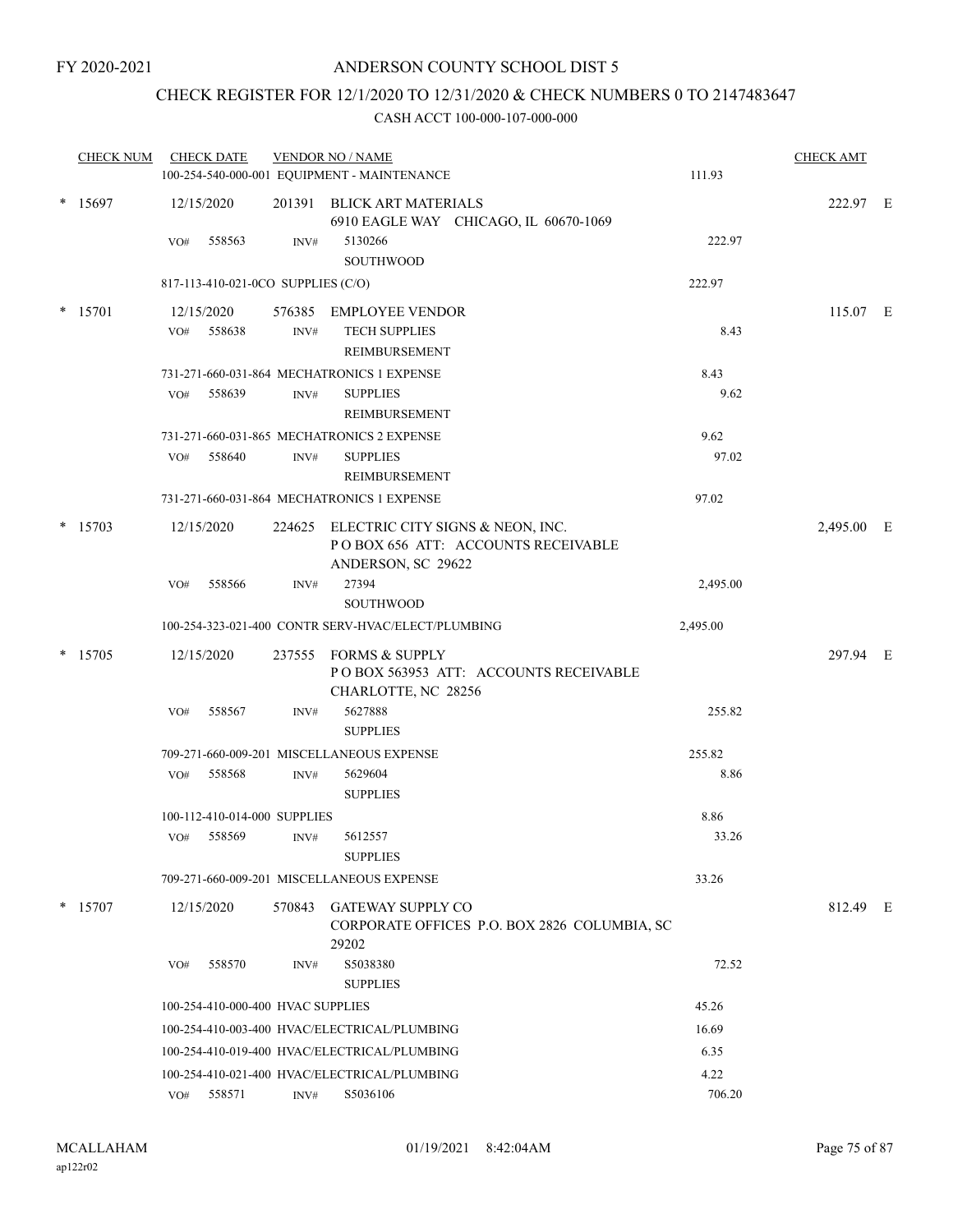FY 2020-2021

# ANDERSON COUNTY SCHOOL DIST 5

## CHECK REGISTER FOR 12/1/2020 TO 12/31/2020 & CHECK NUMBERS 0 TO 2147483647

### CASH ACCT 100-000-107-000-000

| CHECK NUM | CHECK DATE | VENDOR NO / NAME | | | CHECK AMT |
|---|---|---|---|---|---|
| | 100-254-540-000-001 EQUIPMENT - MAINTENANCE | | | 111.93 | |
| * 15697 | 12/15/2020 | 201391 | BLICK ART MATERIALS<br>6910 EAGLE WAY CHICAGO, IL 60670-1069 | | 222.97 E |
| | VO# 558563 | INV# | 5130266<br>SOUTHWOOD | 222.97 | |
| | 817-113-410-021-0CO SUPPLIES (C/O) | | | 222.97 | |
| * 15701 | 12/15/2020 | 576385 | EMPLOYEE VENDOR | | 115.07 E |
| | VO# 558638 | INV# | TECH SUPPLIES<br>REIMBURSEMENT | 8.43 | |
| | 731-271-660-031-864 MECHATRONICS 1 EXPENSE | | | 8.43 | |
| | VO# 558639 | INV# | SUPPLIES<br>REIMBURSEMENT | 9.62 | |
| | 731-271-660-031-865 MECHATRONICS 2 EXPENSE | | | 9.62 | |
| | VO# 558640 | INV# | SUPPLIES<br>REIMBURSEMENT | 97.02 | |
| | 731-271-660-031-864 MECHATRONICS 1 EXPENSE | | | 97.02 | |
| * 15703 | 12/15/2020 | 224625 | ELECTRIC CITY SIGNS & NEON, INC.<br>P O BOX 656 ATT: ACCOUNTS RECEIVABLE<br>ANDERSON, SC 29622 | | 2,495.00 E |
| | VO# 558566 | INV# | 27394<br>SOUTHWOOD | 2,495.00 | |
| | 100-254-323-021-400 CONTR SERV-HVAC/ELECT/PLUMBING | | | 2,495.00 | |
| * 15705 | 12/15/2020 | 237555 | FORMS & SUPPLY<br>P O BOX 563953 ATT: ACCOUNTS RECEIVABLE<br>CHARLOTTE, NC 28256 | | 297.94 E |
| | VO# 558567 | INV# | 5627888<br>SUPPLIES | 255.82 | |
| | 709-271-660-009-201 MISCELLANEOUS EXPENSE | | | 255.82 | |
| | VO# 558568 | INV# | 5629604<br>SUPPLIES | 8.86 | |
| | 100-112-410-014-000 SUPPLIES | | | 8.86 | |
| | VO# 558569 | INV# | 5612557<br>SUPPLIES | 33.26 | |
| | 709-271-660-009-201 MISCELLANEOUS EXPENSE | | | 33.26 | |
| * 15707 | 12/15/2020 | 570843 | GATEWAY SUPPLY CO<br>CORPORATE OFFICES P.O. BOX 2826 COLUMBIA, SC 29202 | | 812.49 E |
| | VO# 558570 | INV# | S5038380<br>SUPPLIES | 72.52 | |
| | 100-254-410-000-400 HVAC SUPPLIES | | | 45.26 | |
| | 100-254-410-003-400 HVAC/ELECTRICAL/PLUMBING | | | 16.69 | |
| | 100-254-410-019-400 HVAC/ELECTRICAL/PLUMBING | | | 6.35 | |
| | 100-254-410-021-400 HVAC/ELECTRICAL/PLUMBING | | | 4.22 | |
| | VO# 558571 | INV# | S5036106 | 706.20 | |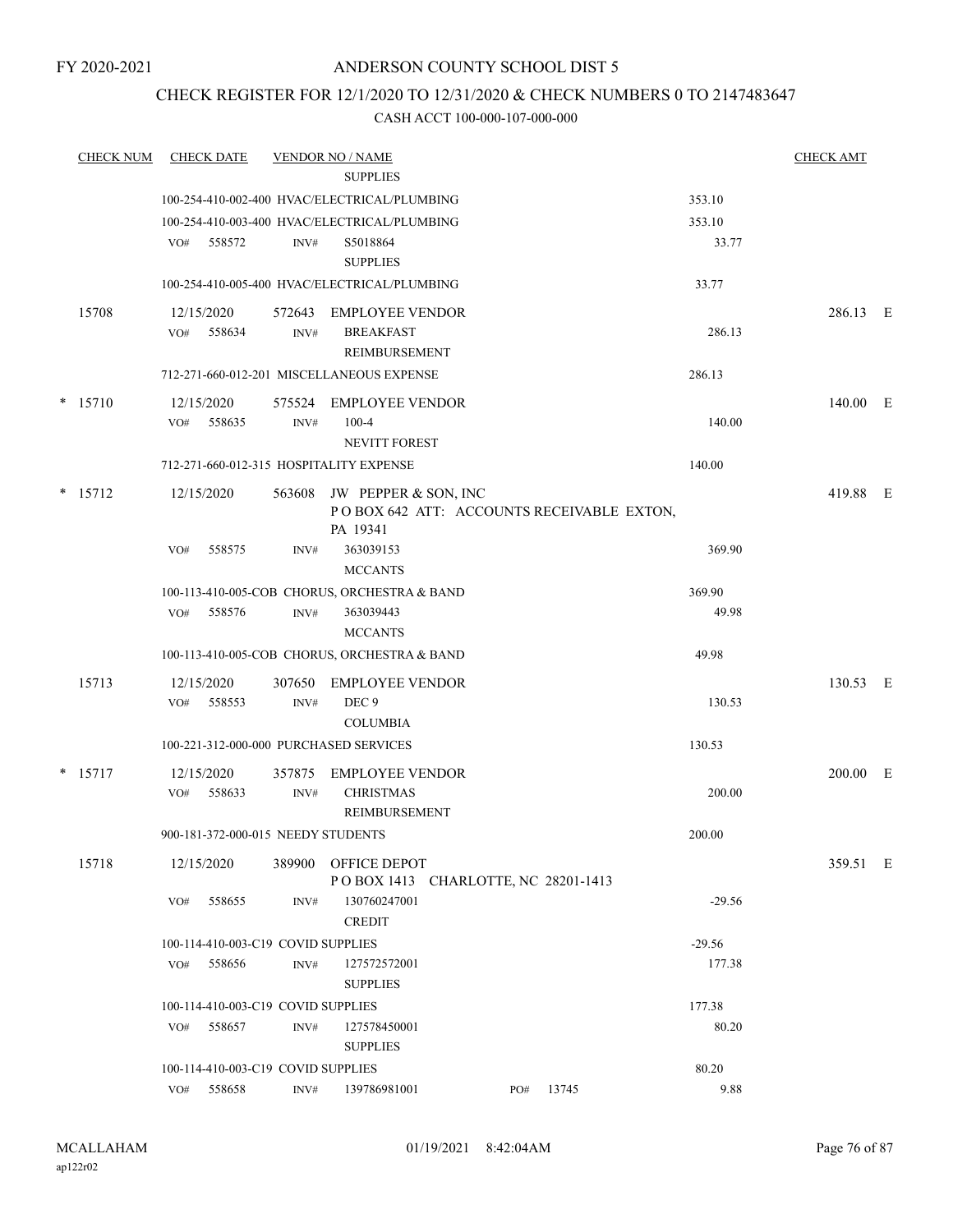FY 2020-2021

# ANDERSON COUNTY SCHOOL DIST 5

## CHECK REGISTER FOR 12/1/2020 TO 12/31/2020 & CHECK NUMBERS 0 TO 2147483647

CASH ACCT 100-000-107-000-000

| CHECK NUM | CHECK DATE | VENDOR NO / NAME | | CHECK AMT |
|---|---|---|---|---|
| | | SUPPLIES | | |
| | 100-254-410-002-400 HVAC/ELECTRICAL/PLUMBING | | 353.10 | |
| | 100-254-410-003-400 HVAC/ELECTRICAL/PLUMBING | | 353.10 | |
| | VO# 558572 INV# | S5018864 SUPPLIES | 33.77 | |
| | 100-254-410-005-400 HVAC/ELECTRICAL/PLUMBING | | 33.77 | |
| 15708 | 12/15/2020 | 572643 EMPLOYEE VENDOR | | 286.13 E |
| | VO# 558634 INV# | BREAKFAST REIMBURSEMENT | 286.13 | |
| | 712-271-660-012-201 MISCELLANEOUS EXPENSE | | 286.13 | |
| * 15710 | 12/15/2020 | 575524 EMPLOYEE VENDOR | | 140.00 E |
| | VO# 558635 INV# | 100-4 NEVITT FOREST | 140.00 | |
| | 712-271-660-012-315 HOSPITALITY EXPENSE | | 140.00 | |
| * 15712 | 12/15/2020 | 563608 JW PEPPER & SON, INC P O BOX 642 ATT: ACCOUNTS RECEIVABLE EXTON, PA 19341 | | 419.88 E |
| | VO# 558575 INV# | 363039153 MCCANTS | 369.90 | |
| | 100-113-410-005-COB CHORUS, ORCHESTRA & BAND | | 369.90 | |
| | VO# 558576 INV# | 363039443 MCCANTS | 49.98 | |
| | 100-113-410-005-COB CHORUS, ORCHESTRA & BAND | | 49.98 | |
| 15713 | 12/15/2020 | 307650 EMPLOYEE VENDOR | | 130.53 E |
| | VO# 558553 INV# | DEC 9 COLUMBIA | 130.53 | |
| | 100-221-312-000-000 PURCHASED SERVICES | | 130.53 | |
| * 15717 | 12/15/2020 | 357875 EMPLOYEE VENDOR | | 200.00 E |
| | VO# 558633 INV# | CHRISTMAS REIMBURSEMENT | 200.00 | |
| | 900-181-372-000-015 NEEDY STUDENTS | | 200.00 | |
| 15718 | 12/15/2020 | 389900 OFFICE DEPOT P O BOX 1413 CHARLOTTE, NC 28201-1413 | | 359.51 E |
| | VO# 558655 INV# | 130760247001 CREDIT | -29.56 | |
| | 100-114-410-003-C19 COVID SUPPLIES | | -29.56 | |
| | VO# 558656 INV# | 127572572001 SUPPLIES | 177.38 | |
| | 100-114-410-003-C19 COVID SUPPLIES | | 177.38 | |
| | VO# 558657 INV# | 127578450001 SUPPLIES | 80.20 | |
| | 100-114-410-003-C19 COVID SUPPLIES | | 80.20 | |
| | VO# 558658 INV# | 139786981001 PO# 13745 | 9.88 | |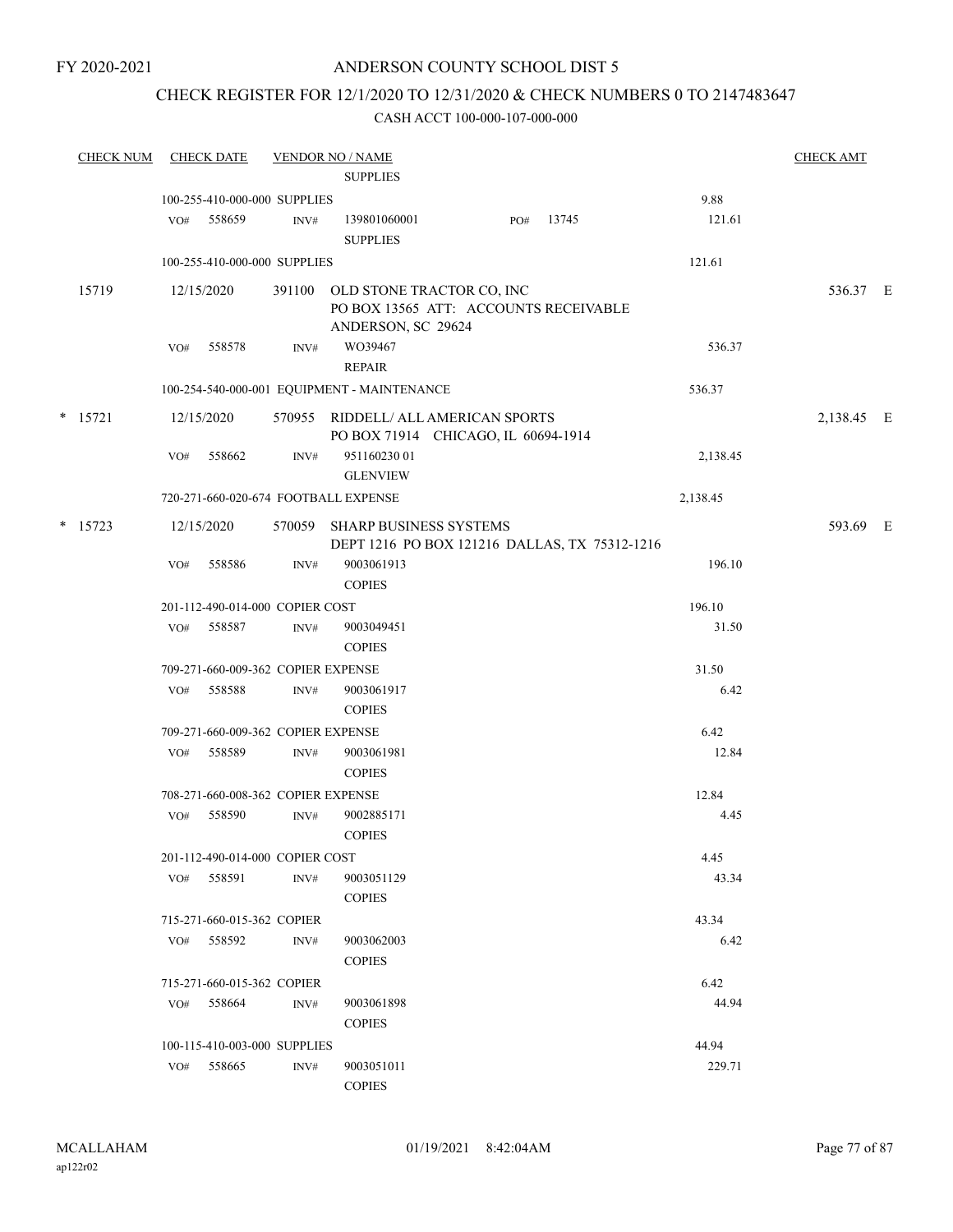FY 2020-2021

# ANDERSON COUNTY SCHOOL DIST 5

## CHECK REGISTER FOR 12/1/2020 TO 12/31/2020 & CHECK NUMBERS 0 TO 2147483647

### CASH ACCT 100-000-107-000-000

| CHECK NUM | CHECK DATE | VENDOR NO / NAME | | CHECK AMT |
|---|---|---|---|---|
| | | SUPPLIES | | |
| | 100-255-410-000-000 SUPPLIES | | 9.88 | |
| | VO# 558659 | INV# 139801060001 PO# 13745 SUPPLIES | 121.61 | |
| | 100-255-410-000-000 SUPPLIES | | 121.61 | |
| 15719 | 12/15/2020 | 391100 OLD STONE TRACTOR CO, INC PO BOX 13565 ATT: ACCOUNTS RECEIVABLE ANDERSON, SC 29624 | | 536.37 E |
| | VO# 558578 | INV# WO39467 REPAIR | 536.37 | |
| | 100-254-540-000-001 EQUIPMENT - MAINTENANCE | | 536.37 | |
| * 15721 | 12/15/2020 | 570955 RIDDELL/ ALL AMERICAN SPORTS PO BOX 71914 CHICAGO, IL 60694-1914 | | 2,138.45 E |
| | VO# 558662 | INV# 951160230 01 GLENVIEW | 2,138.45 | |
| | 720-271-660-020-674 FOOTBALL EXPENSE | | 2,138.45 | |
| * 15723 | 12/15/2020 | 570059 SHARP BUSINESS SYSTEMS DEPT 1216 PO BOX 121216 DALLAS, TX 75312-1216 | | 593.69 E |
| | VO# 558586 | INV# 9003061913 COPIES | 196.10 | |
| | 201-112-490-014-000 COPIER COST | | 196.10 | |
| | VO# 558587 | INV# 9003049451 COPIES | 31.50 | |
| | 709-271-660-009-362 COPIER EXPENSE | | 31.50 | |
| | VO# 558588 | INV# 9003061917 COPIES | 6.42 | |
| | 709-271-660-009-362 COPIER EXPENSE | | 6.42 | |
| | VO# 558589 | INV# 9003061981 COPIES | 12.84 | |
| | 708-271-660-008-362 COPIER EXPENSE | | 12.84 | |
| | VO# 558590 | INV# 9002885171 COPIES | 4.45 | |
| | 201-112-490-014-000 COPIER COST | | 4.45 | |
| | VO# 558591 | INV# 9003051129 COPIES | 43.34 | |
| | 715-271-660-015-362 COPIER | | 43.34 | |
| | VO# 558592 | INV# 9003062003 COPIES | 6.42 | |
| | 715-271-660-015-362 COPIER | | 6.42 | |
| | VO# 558664 | INV# 9003061898 COPIES | 44.94 | |
| | 100-115-410-003-000 SUPPLIES | | 44.94 | |
| | VO# 558665 | INV# 9003051011 COPIES | 229.71 | |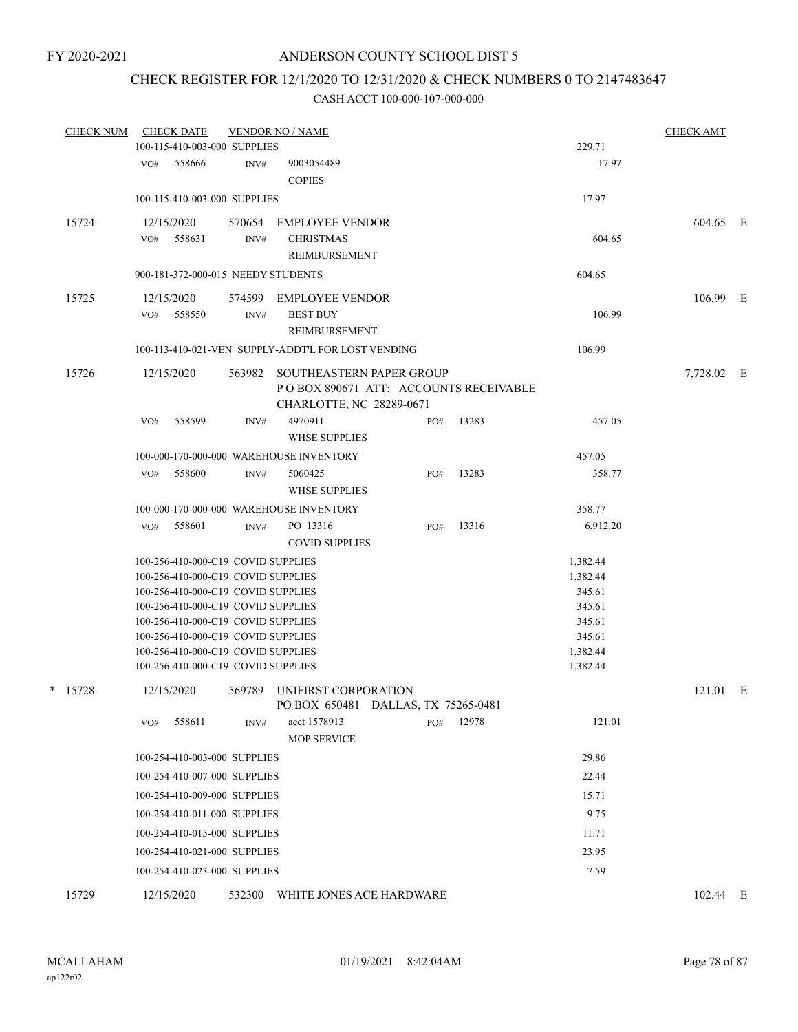FY 2020-2021

# ANDERSON COUNTY SCHOOL DIST 5

## CHECK REGISTER FOR 12/1/2020 TO 12/31/2020 & CHECK NUMBERS 0 TO 2147483647

### CASH ACCT 100-000-107-000-000

| CHECK NUM | CHECK DATE | VENDOR NO / NAME | | | CHECK AMT | |
|---|---|---|---|---|---|---|
| | 100-115-410-003-000 SUPPLIES | | | 229.71 | | |
| | VO# 558666 | INV# 9003054489 COPIES | | 17.97 | | |
| | 100-115-410-003-000 SUPPLIES | | | 17.97 | | |
| 15724 | 12/15/2020 | 570654 EMPLOYEE VENDOR | | | 604.65 | E |
| | VO# 558631 | INV# CHRISTMAS REIMBURSEMENT | | 604.65 | | |
| | 900-181-372-000-015 NEEDY STUDENTS | | | 604.65 | | |
| 15725 | 12/15/2020 | 574599 EMPLOYEE VENDOR | | | 106.99 | E |
| | VO# 558550 | INV# BEST BUY REIMBURSEMENT | | 106.99 | | |
| | 100-113-410-021-VEN SUPPLY-ADDT'L FOR LOST VENDING | | | 106.99 | | |
| 15726 | 12/15/2020 | 563982 SOUTHEASTERN PAPER GROUP P O BOX 890671 ATT: ACCOUNTS RECEIVABLE CHARLOTTE, NC 28289-0671 | | | 7,728.02 | E |
| | VO# 558599 | INV# 4970911 WHSE SUPPLIES | PO# 13283 | 457.05 | | |
| | 100-000-170-000-000 WAREHOUSE INVENTORY | | | 457.05 | | |
| | VO# 558600 | INV# 5060425 WHSE SUPPLIES | PO# 13283 | 358.77 | | |
| | 100-000-170-000-000 WAREHOUSE INVENTORY | | | 358.77 | | |
| | VO# 558601 | INV# PO 13316 COVID SUPPLIES | PO# 13316 | 6,912.20 | | |
| | 100-256-410-000-C19 COVID SUPPLIES | | | 1,382.44 | | |
| | 100-256-410-000-C19 COVID SUPPLIES | | | 1,382.44 | | |
| | 100-256-410-000-C19 COVID SUPPLIES | | | 345.61 | | |
| | 100-256-410-000-C19 COVID SUPPLIES | | | 345.61 | | |
| | 100-256-410-000-C19 COVID SUPPLIES | | | 345.61 | | |
| | 100-256-410-000-C19 COVID SUPPLIES | | | 345.61 | | |
| | 100-256-410-000-C19 COVID SUPPLIES | | | 1,382.44 | | |
| | 100-256-410-000-C19 COVID SUPPLIES | | | 1,382.44 | | |
| * 15728 | 12/15/2020 | 569789 UNIFIRST CORPORATION PO BOX 650481 DALLAS, TX 75265-0481 | | | 121.01 | E |
| | VO# 558611 | INV# acct 1578913 MOP SERVICE | PO# 12978 | 121.01 | | |
| | 100-254-410-003-000 SUPPLIES | | | 29.86 | | |
| | 100-254-410-007-000 SUPPLIES | | | 22.44 | | |
| | 100-254-410-009-000 SUPPLIES | | | 15.71 | | |
| | 100-254-410-011-000 SUPPLIES | | | 9.75 | | |
| | 100-254-410-015-000 SUPPLIES | | | 11.71 | | |
| | 100-254-410-021-000 SUPPLIES | | | 23.95 | | |
| | 100-254-410-023-000 SUPPLIES | | | 7.59 | | |
| 15729 | 12/15/2020 | 532300 WHITE JONES ACE HARDWARE | | | 102.44 | E |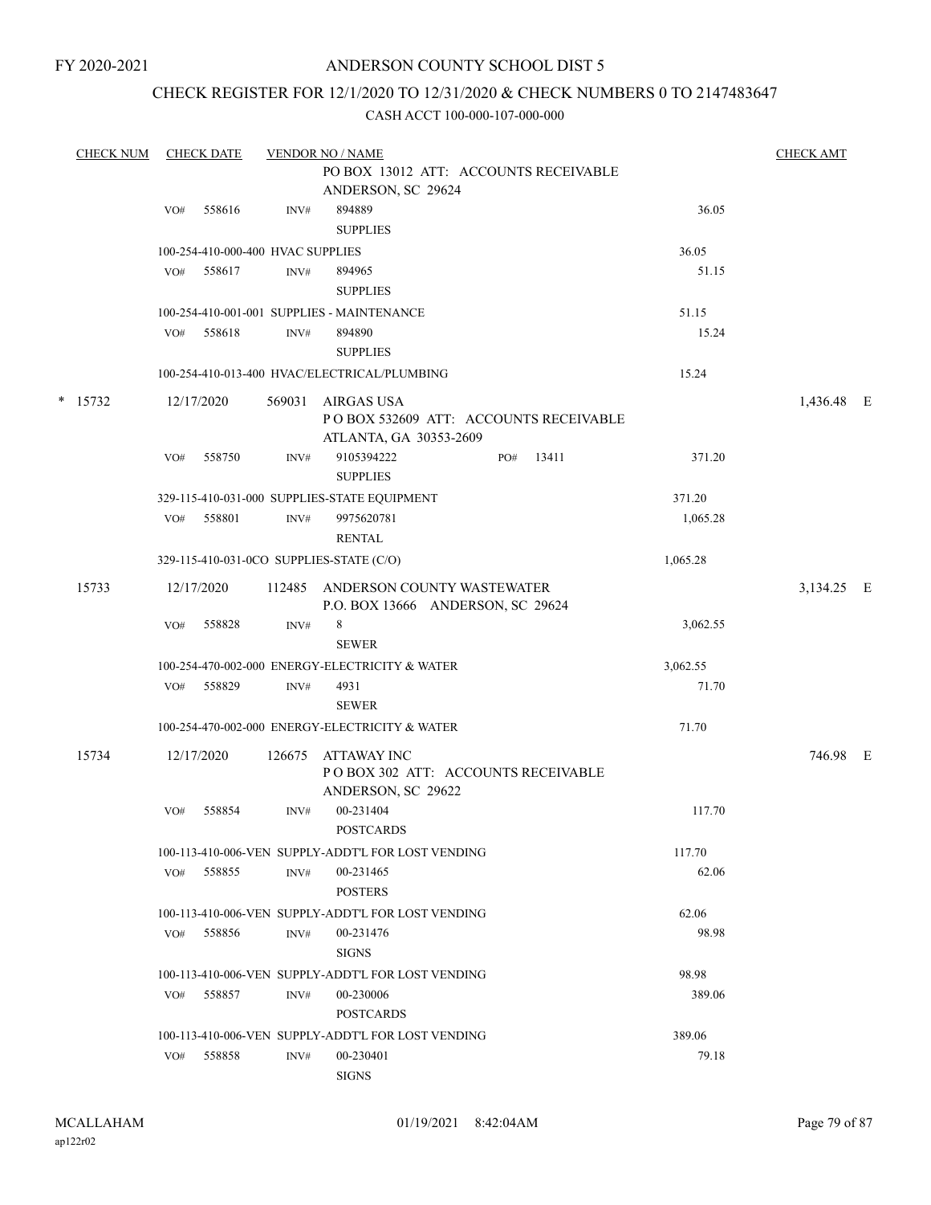FY 2020-2021

# ANDERSON COUNTY SCHOOL DIST 5

## CHECK REGISTER FOR 12/1/2020 TO 12/31/2020 & CHECK NUMBERS 0 TO 2147483647

### CASH ACCT 100-000-107-000-000

| CHECK NUM | CHECK DATE | VENDOR NO / NAME | | CHECK AMT |
|---|---|---|---|---|
| | | PO BOX 13012 ATT: ACCOUNTS RECEIVABLE<br>ANDERSON, SC 29624 | | |
| | VO# 558616 | INV# 894889<br>SUPPLIES | 36.05 | |
| | 100-254-410-000-400 HVAC SUPPLIES | | 36.05 | |
| | VO# 558617 | INV# 894965<br>SUPPLIES | 51.15 | |
| | 100-254-410-001-001 SUPPLIES - MAINTENANCE | | 51.15 | |
| | VO# 558618 | INV# 894890<br>SUPPLIES | 15.24 | |
| | 100-254-410-013-400 HVAC/ELECTRICAL/PLUMBING | | 15.24 | |
| * 15732 | 12/17/2020 | 569031 AIRGAS USA<br>P O BOX 532609 ATT: ACCOUNTS RECEIVABLE<br>ATLANTA, GA 30353-2609 | | 1,436.48 E |
| | VO# 558750 | INV# 9105394222 PO# 13411<br>SUPPLIES | 371.20 | |
| | 329-115-410-031-000 SUPPLIES-STATE EQUIPMENT | | 371.20 | |
| | VO# 558801 | INV# 9975620781<br>RENTAL | 1,065.28 | |
| | 329-115-410-031-0CO SUPPLIES-STATE (C/O) | | 1,065.28 | |
| 15733 | 12/17/2020 | 112485 ANDERSON COUNTY WASTEWATER<br>P.O. BOX 13666 ANDERSON, SC 29624 | | 3,134.25 E |
| | VO# 558828 | INV# 8<br>SEWER | 3,062.55 | |
| | 100-254-470-002-000 ENERGY-ELECTRICITY & WATER | | 3,062.55 | |
| | VO# 558829 | INV# 4931<br>SEWER | 71.70 | |
| | 100-254-470-002-000 ENERGY-ELECTRICITY & WATER | | 71.70 | |
| 15734 | 12/17/2020 | 126675 ATTAWAY INC<br>P O BOX 302 ATT: ACCOUNTS RECEIVABLE<br>ANDERSON, SC 29622 | | 746.98 E |
| | VO# 558854 | INV# 00-231404<br>POSTCARDS | 117.70 | |
| | 100-113-410-006-VEN SUPPLY-ADDT'L FOR LOST VENDING | | 117.70 | |
| | VO# 558855 | INV# 00-231465<br>POSTERS | 62.06 | |
| | 100-113-410-006-VEN SUPPLY-ADDT'L FOR LOST VENDING | | 62.06 | |
| | VO# 558856 | INV# 00-231476<br>SIGNS | 98.98 | |
| | 100-113-410-006-VEN SUPPLY-ADDT'L FOR LOST VENDING | | 98.98 | |
| | VO# 558857 | INV# 00-230006<br>POSTCARDS | 389.06 | |
| | 100-113-410-006-VEN SUPPLY-ADDT'L FOR LOST VENDING | | 389.06 | |
| | VO# 558858 | INV# 00-230401<br>SIGNS | 79.18 | |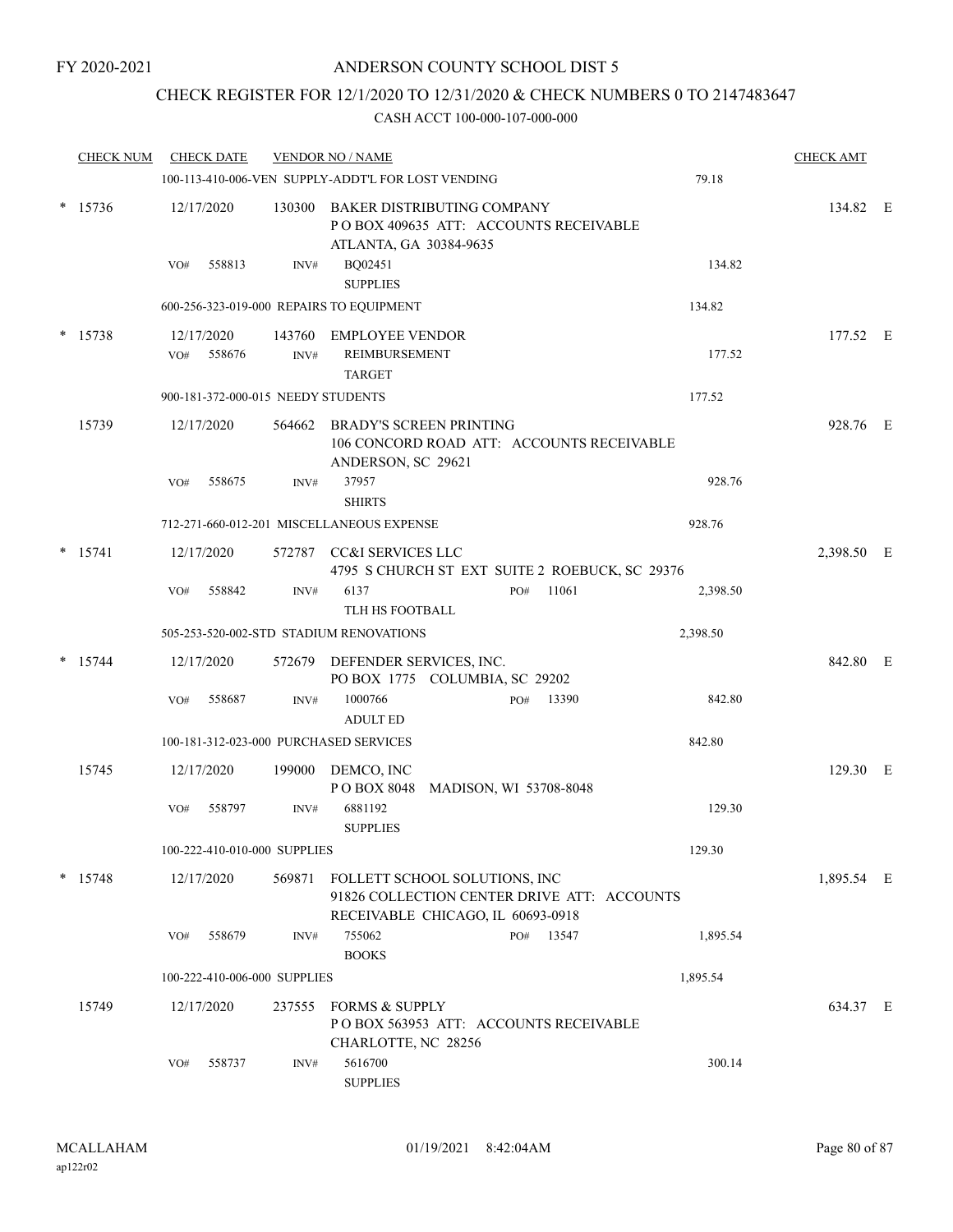FY 2020-2021

# ANDERSON COUNTY SCHOOL DIST 5

## CHECK REGISTER FOR 12/1/2020 TO 12/31/2020 & CHECK NUMBERS 0 TO 2147483647

CASH ACCT 100-000-107-000-000

| CHECK NUM | CHECK DATE | VENDOR NO / NAME | | CHECK AMT |
|---|---|---|---|---|
| | 100-113-410-006-VEN SUPPLY-ADDT'L FOR LOST VENDING | | 79.18 | |
| * 15736 | 12/17/2020 | 130300 BAKER DISTRIBUTING COMPANY<br>P O BOX 409635 ATT: ACCOUNTS RECEIVABLE<br>ATLANTA, GA 30384-9635 | | 134.82 E |
| | VO# 558813 | INV# BQ02451<br>SUPPLIES | 134.82 | |
| | 600-256-323-019-000 REPAIRS TO EQUIPMENT | | 134.82 | |
| * 15738 | 12/17/2020 | 143760 EMPLOYEE VENDOR | | 177.52 E |
| | VO# 558676 | INV# REIMBURSEMENT<br>TARGET | 177.52 | |
| | 900-181-372-000-015 NEEDY STUDENTS | | 177.52 | |
| 15739 | 12/17/2020 | 564662 BRADY'S SCREEN PRINTING<br>106 CONCORD ROAD ATT: ACCOUNTS RECEIVABLE<br>ANDERSON, SC 29621 | | 928.76 E |
| | VO# 558675 | INV# 37957<br>SHIRTS | 928.76 | |
| | 712-271-660-012-201 MISCELLANEOUS EXPENSE | | 928.76 | |
| * 15741 | 12/17/2020 | 572787 CC&I SERVICES LLC<br>4795 S CHURCH ST EXT SUITE 2 ROEBUCK, SC 29376 | | 2,398.50 E |
| | VO# 558842 | INV# 6137 PO# 11061<br>TLH HS FOOTBALL | 2,398.50 | |
| | 505-253-520-002-STD STADIUM RENOVATIONS | | 2,398.50 | |
| * 15744 | 12/17/2020 | 572679 DEFENDER SERVICES, INC.<br>PO BOX 1775 COLUMBIA, SC 29202 | | 842.80 E |
| | VO# 558687 | INV# 1000766 PO# 13390<br>ADULT ED | 842.80 | |
| | 100-181-312-023-000 PURCHASED SERVICES | | 842.80 | |
| 15745 | 12/17/2020 | 199000 DEMCO, INC<br>P O BOX 8048 MADISON, WI 53708-8048 | | 129.30 E |
| | VO# 558797 | INV# 6881192<br>SUPPLIES | 129.30 | |
| | 100-222-410-010-000 SUPPLIES | | 129.30 | |
| * 15748 | 12/17/2020 | 569871 FOLLETT SCHOOL SOLUTIONS, INC<br>91826 COLLECTION CENTER DRIVE ATT: ACCOUNTS<br>RECEIVABLE CHICAGO, IL 60693-0918 | | 1,895.54 E |
| | VO# 558679 | INV# 755062 PO# 13547<br>BOOKS | 1,895.54 | |
| | 100-222-410-006-000 SUPPLIES | | 1,895.54 | |
| 15749 | 12/17/2020 | 237555 FORMS & SUPPLY<br>P O BOX 563953 ATT: ACCOUNTS RECEIVABLE<br>CHARLOTTE, NC 28256 | | 634.37 E |
| | VO# 558737 | INV# 5616700<br>SUPPLIES | 300.14 | |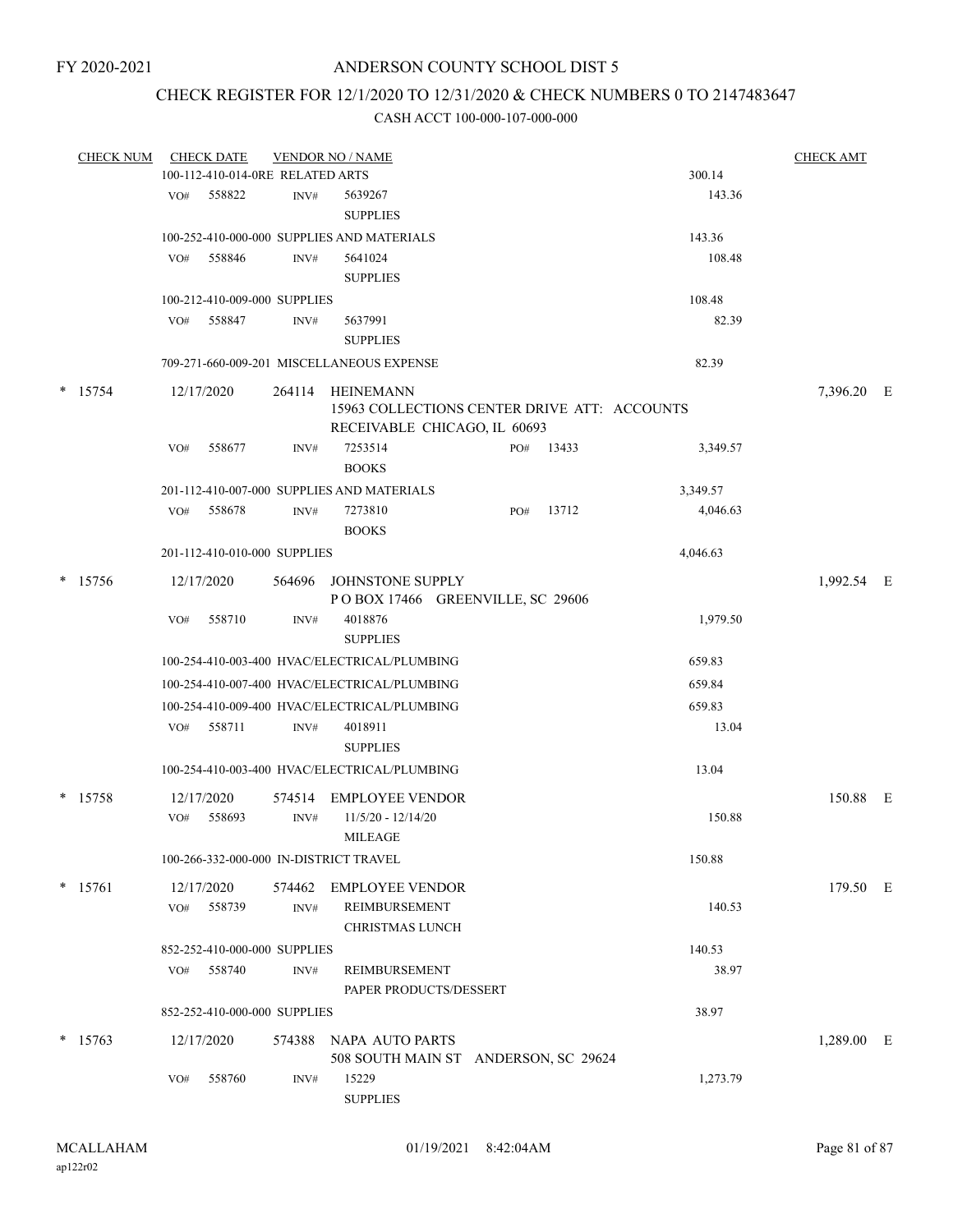FY 2020-2021

# ANDERSON COUNTY SCHOOL DIST 5

## CHECK REGISTER FOR 12/1/2020 TO 12/31/2020 & CHECK NUMBERS 0 TO 2147483647

CASH ACCT 100-000-107-000-000

| CHECK NUM | CHECK DATE | VENDOR NO / NAME | | CHECK AMT |
|---|---|---|---|---|
| | 100-112-410-014-0RE RELATED ARTS | | 300.14 | |
| | VO# 558822 | INV# 5639267 SUPPLIES | 143.36 | |
| | 100-252-410-000-000 SUPPLIES AND MATERIALS | | 143.36 | |
| | VO# 558846 | INV# 5641024 SUPPLIES | 108.48 | |
| | 100-212-410-009-000 SUPPLIES | | 108.48 | |
| | VO# 558847 | INV# 5637991 SUPPLIES | 82.39 | |
| | 709-271-660-009-201 MISCELLANEOUS EXPENSE | | 82.39 | |
| * 15754 | 12/17/2020 | 264114 HEINEMANN 15963 COLLECTIONS CENTER DRIVE ATT: ACCOUNTS RECEIVABLE CHICAGO, IL 60693 | | 7,396.20 E |
| | VO# 558677 | INV# 7253514 BOOKS PO# 13433 | 3,349.57 | |
| | 201-112-410-007-000 SUPPLIES AND MATERIALS | | 3,349.57 | |
| | VO# 558678 | INV# 7273810 BOOKS PO# 13712 | 4,046.63 | |
| | 201-112-410-010-000 SUPPLIES | | 4,046.63 | |
| * 15756 | 12/17/2020 | 564696 JOHNSTONE SUPPLY P O BOX 17466 GREENVILLE, SC 29606 | | 1,992.54 E |
| | VO# 558710 | INV# 4018876 SUPPLIES | 1,979.50 | |
| | 100-254-410-003-400 HVAC/ELECTRICAL/PLUMBING | | 659.83 | |
| | 100-254-410-007-400 HVAC/ELECTRICAL/PLUMBING | | 659.84 | |
| | 100-254-410-009-400 HVAC/ELECTRICAL/PLUMBING | | 659.83 | |
| | VO# 558711 | INV# 4018911 SUPPLIES | 13.04 | |
| | 100-254-410-003-400 HVAC/ELECTRICAL/PLUMBING | | 13.04 | |
| * 15758 | 12/17/2020 | 574514 EMPLOYEE VENDOR | | 150.88 E |
| | VO# 558693 | INV# 11/5/20 - 12/14/20 MILEAGE | 150.88 | |
| | 100-266-332-000-000 IN-DISTRICT TRAVEL | | 150.88 | |
| * 15761 | 12/17/2020 | 574462 EMPLOYEE VENDOR | | 179.50 E |
| | VO# 558739 | INV# REIMBURSEMENT CHRISTMAS LUNCH | 140.53 | |
| | 852-252-410-000-000 SUPPLIES | | 140.53 | |
| | VO# 558740 | INV# REIMBURSEMENT PAPER PRODUCTS/DESSERT | 38.97 | |
| | 852-252-410-000-000 SUPPLIES | | 38.97 | |
| * 15763 | 12/17/2020 | 574388 NAPA AUTO PARTS 508 SOUTH MAIN ST ANDERSON, SC 29624 | | 1,289.00 E |
| | VO# 558760 | INV# 15229 SUPPLIES | 1,273.79 | |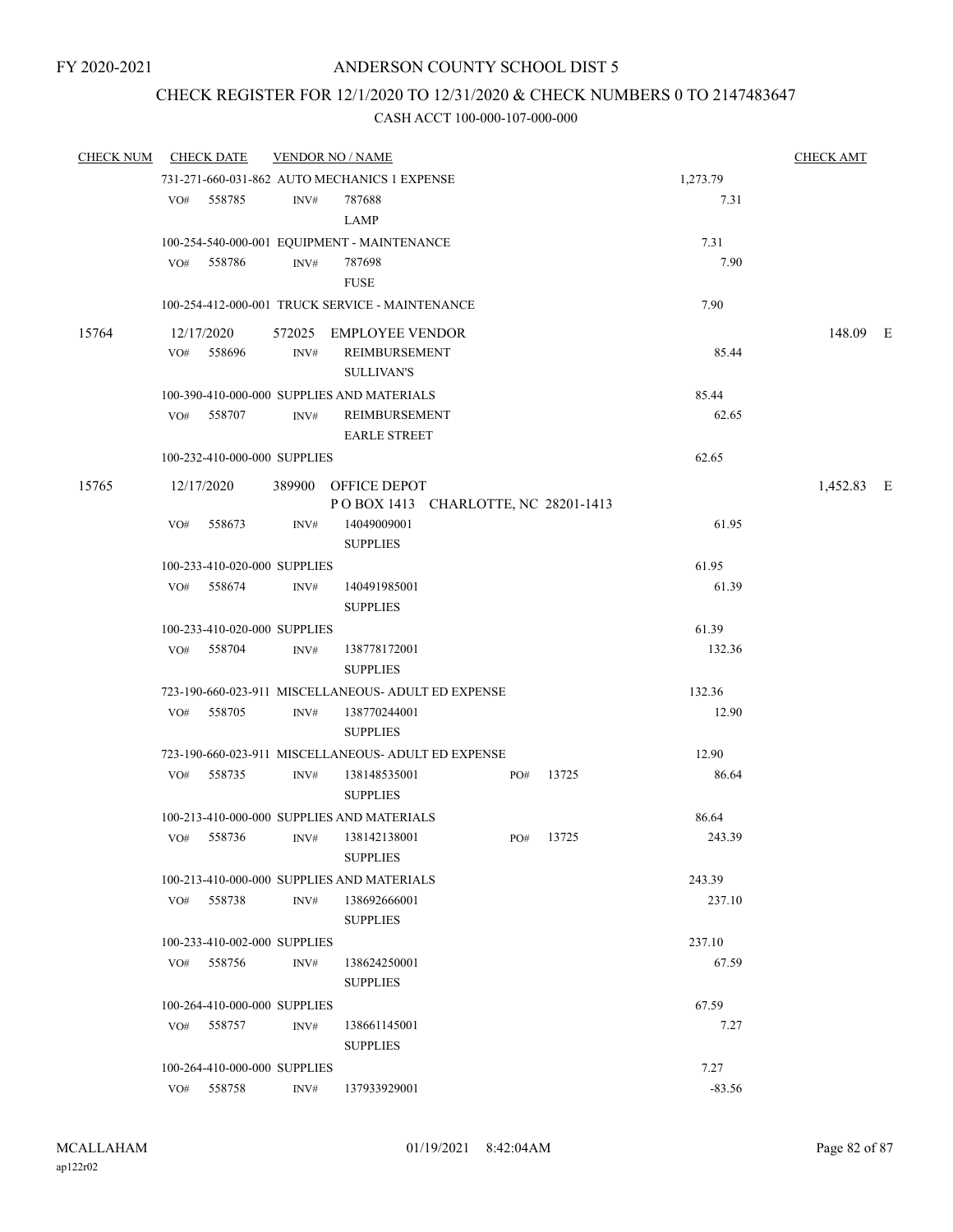FY 2020-2021

# ANDERSON COUNTY SCHOOL DIST 5

## CHECK REGISTER FOR 12/1/2020 TO 12/31/2020 & CHECK NUMBERS 0 TO 2147483647

### CASH ACCT 100-000-107-000-000

| CHECK NUM | CHECK DATE | VENDOR NO / NAME | | CHECK AMT |
|---|---|---|---|---|
| | 731-271-660-031-862 AUTO MECHANICS 1 EXPENSE | | 1,273.79 | |
| | VO# 558785 | INV# 787688 LAMP | 7.31 | |
| | 100-254-540-000-001 EQUIPMENT - MAINTENANCE | | 7.31 | |
| | VO# 558786 | INV# 787698 FUSE | 7.90 | |
| | 100-254-412-000-001 TRUCK SERVICE - MAINTENANCE | | 7.90 | |
| 15764 | 12/17/2020 | 572025 EMPLOYEE VENDOR | | 148.09 E |
| | VO# 558696 | INV# REIMBURSEMENT SULLIVAN'S | 85.44 | |
| | 100-390-410-000-000 SUPPLIES AND MATERIALS | | 85.44 | |
| | VO# 558707 | INV# REIMBURSEMENT EARLE STREET | 62.65 | |
| | 100-232-410-000-000 SUPPLIES | | 62.65 | |
| 15765 | 12/17/2020 | 389900 OFFICE DEPOT P O BOX 1413 CHARLOTTE, NC 28201-1413 | | 1,452.83 E |
| | VO# 558673 | INV# 14049009001 SUPPLIES | 61.95 | |
| | 100-233-410-020-000 SUPPLIES | | 61.95 | |
| | VO# 558674 | INV# 140491985001 SUPPLIES | 61.39 | |
| | 100-233-410-020-000 SUPPLIES | | 61.39 | |
| | VO# 558704 | INV# 138778172001 SUPPLIES | 132.36 | |
| | 723-190-660-023-911 MISCELLANEOUS- ADULT ED EXPENSE | | 132.36 | |
| | VO# 558705 | INV# 138770244001 SUPPLIES | 12.90 | |
| | 723-190-660-023-911 MISCELLANEOUS- ADULT ED EXPENSE | | 12.90 | |
| | VO# 558735 | INV# 138148535001 SUPPLIES PO# 13725 | 86.64 | |
| | 100-213-410-000-000 SUPPLIES AND MATERIALS | | 86.64 | |
| | VO# 558736 | INV# 138142138001 SUPPLIES PO# 13725 | 243.39 | |
| | 100-213-410-000-000 SUPPLIES AND MATERIALS | | 243.39 | |
| | VO# 558738 | INV# 138692666001 SUPPLIES | 237.10 | |
| | 100-233-410-002-000 SUPPLIES | | 237.10 | |
| | VO# 558756 | INV# 138624250001 SUPPLIES | 67.59 | |
| | 100-264-410-000-000 SUPPLIES | | 67.59 | |
| | VO# 558757 | INV# 138661145001 SUPPLIES | 7.27 | |
| | 100-264-410-000-000 SUPPLIES | | 7.27 | |
| | VO# 558758 | INV# 137933929001 | -83.56 | |

MCALLAHAM ap122r02 01/19/2021 8:42:04AM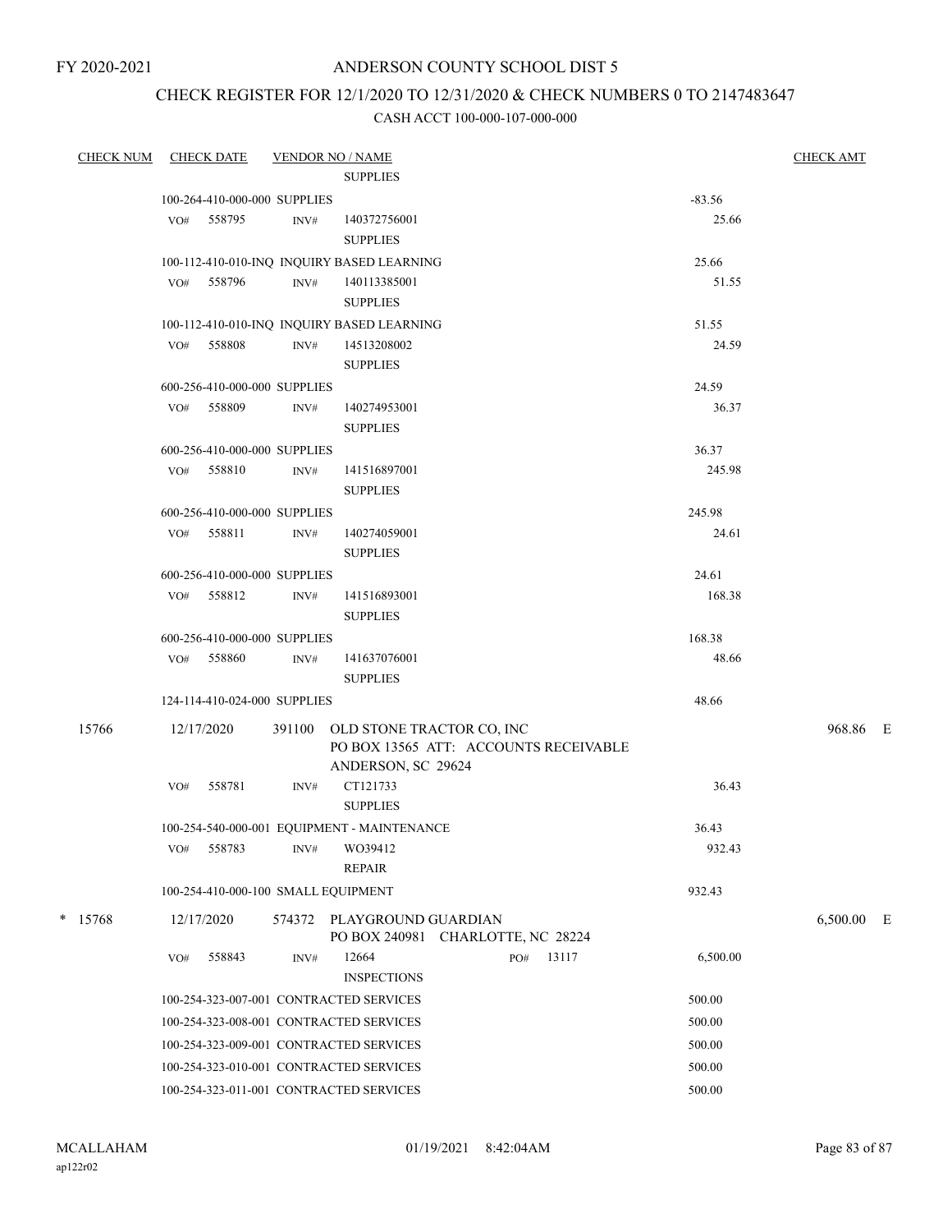FY 2020-2021

# ANDERSON COUNTY SCHOOL DIST 5

## CHECK REGISTER FOR 12/1/2020 TO 12/31/2020 & CHECK NUMBERS 0 TO 2147483647

### CASH ACCT 100-000-107-000-000

| CHECK NUM | CHECK DATE | VENDOR NO / NAME | | CHECK AMT |
|---|---|---|---|---|
| | | SUPPLIES | | |
| | 100-264-410-000-000 SUPPLIES | | -83.56 | |
| | VO# 558795 | INV# 140372756001 SUPPLIES | 25.66 | |
| | 100-112-410-010-INQ INQUIRY BASED LEARNING | | 25.66 | |
| | VO# 558796 | INV# 140113385001 SUPPLIES | 51.55 | |
| | 100-112-410-010-INQ INQUIRY BASED LEARNING | | 51.55 | |
| | VO# 558808 | INV# 14513208002 SUPPLIES | 24.59 | |
| | 600-256-410-000-000 SUPPLIES | | 24.59 | |
| | VO# 558809 | INV# 140274953001 SUPPLIES | 36.37 | |
| | 600-256-410-000-000 SUPPLIES | | 36.37 | |
| | VO# 558810 | INV# 141516897001 SUPPLIES | 245.98 | |
| | 600-256-410-000-000 SUPPLIES | | 245.98 | |
| | VO# 558811 | INV# 140274059001 SUPPLIES | 24.61 | |
| | 600-256-410-000-000 SUPPLIES | | 24.61 | |
| | VO# 558812 | INV# 141516893001 SUPPLIES | 168.38 | |
| | 600-256-410-000-000 SUPPLIES | | 168.38 | |
| | VO# 558860 | INV# 141637076001 SUPPLIES | 48.66 | |
| | 124-114-410-024-000 SUPPLIES | | 48.66 | |
| 15766 | 12/17/2020 | 391100 OLD STONE TRACTOR CO, INC PO BOX 13565 ATT: ACCOUNTS RECEIVABLE ANDERSON, SC 29624 | | 968.86 E |
| | VO# 558781 | INV# CT121733 SUPPLIES | 36.43 | |
| | 100-254-540-000-001 EQUIPMENT - MAINTENANCE | | 36.43 | |
| | VO# 558783 | INV# WO39412 REPAIR | 932.43 | |
| | 100-254-410-000-100 SMALL EQUIPMENT | | 932.43 | |
| * 15768 | 12/17/2020 | 574372 PLAYGROUND GUARDIAN PO BOX 240981 CHARLOTTE, NC 28224 | | 6,500.00 E |
| | VO# 558843 | INV# 12664 PO# 13117 INSPECTIONS | 6,500.00 | |
| | 100-254-323-007-001 CONTRACTED SERVICES | | 500.00 | |
| | 100-254-323-008-001 CONTRACTED SERVICES | | 500.00 | |
| | 100-254-323-009-001 CONTRACTED SERVICES | | 500.00 | |
| | 100-254-323-010-001 CONTRACTED SERVICES | | 500.00 | |
| | 100-254-323-011-001 CONTRACTED SERVICES | | 500.00 | |

MCALLAHAM
ap122r02

01/19/2021 8:42:04AM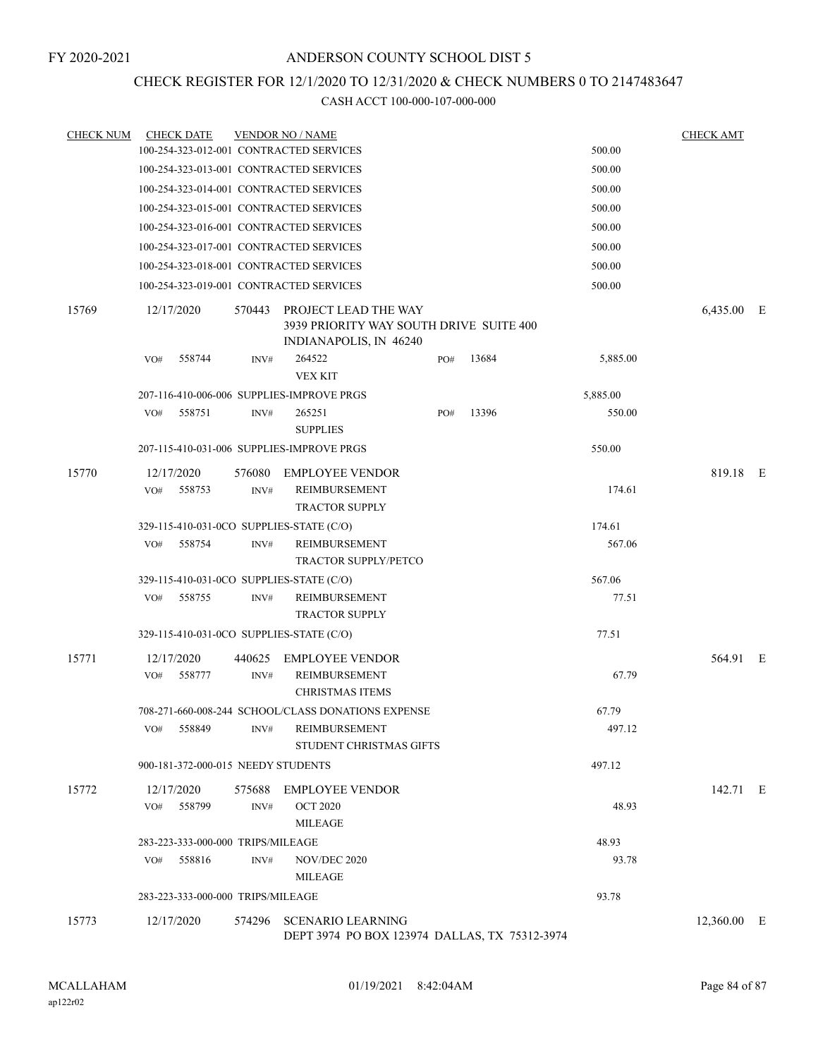FY 2020-2021

# ANDERSON COUNTY SCHOOL DIST 5

## CHECK REGISTER FOR 12/1/2020 TO 12/31/2020 & CHECK NUMBERS 0 TO 2147483647

### CASH ACCT 100-000-107-000-000

| CHECK NUM | CHECK DATE | VENDOR NO / NAME | | | CHECK AMT | |
|---|---|---|---|---|---|---|
| | 100-254-323-012-001 CONTRACTED SERVICES | | | 500.00 | | |
| | 100-254-323-013-001 CONTRACTED SERVICES | | | 500.00 | | |
| | 100-254-323-014-001 CONTRACTED SERVICES | | | 500.00 | | |
| | 100-254-323-015-001 CONTRACTED SERVICES | | | 500.00 | | |
| | 100-254-323-016-001 CONTRACTED SERVICES | | | 500.00 | | |
| | 100-254-323-017-001 CONTRACTED SERVICES | | | 500.00 | | |
| | 100-254-323-018-001 CONTRACTED SERVICES | | | 500.00 | | |
| | 100-254-323-019-001 CONTRACTED SERVICES | | | 500.00 | | |
| 15769 | 12/17/2020 | 570443 PROJECT LEAD THE WAY<br>3939 PRIORITY WAY SOUTH DRIVE SUITE 400<br>INDIANAPOLIS, IN 46240 | | | 6,435.00 | E |
| | VO# 558744 | INV# 264522<br>VEX KIT | PO# 13684 | 5,885.00 | | |
| | 207-116-410-006-006 SUPPLIES-IMPROVE PRGS | | | 5,885.00 | | |
| | VO# 558751 | INV# 265251<br>SUPPLIES | PO# 13396 | 550.00 | | |
| | 207-115-410-031-006 SUPPLIES-IMPROVE PRGS | | | 550.00 | | |
| 15770 | 12/17/2020 | 576080 EMPLOYEE VENDOR | | | 819.18 | E |
| | VO# 558753 | INV# REIMBURSEMENT<br>TRACTOR SUPPLY | | 174.61 | | |
| | 329-115-410-031-0CO SUPPLIES-STATE (C/O) | | | 174.61 | | |
| | VO# 558754 | INV# REIMBURSEMENT<br>TRACTOR SUPPLY/PETCO | | 567.06 | | |
| | 329-115-410-031-0CO SUPPLIES-STATE (C/O) | | | 567.06 | | |
| | VO# 558755 | INV# REIMBURSEMENT<br>TRACTOR SUPPLY | | 77.51 | | |
| | 329-115-410-031-0CO SUPPLIES-STATE (C/O) | | | 77.51 | | |
| 15771 | 12/17/2020 | 440625 EMPLOYEE VENDOR | | | 564.91 | E |
| | VO# 558777 | INV# REIMBURSEMENT<br>CHRISTMAS ITEMS | | 67.79 | | |
| | 708-271-660-008-244 SCHOOL/CLASS DONATIONS EXPENSE | | | 67.79 | | |
| | VO# 558849 | INV# REIMBURSEMENT<br>STUDENT CHRISTMAS GIFTS | | 497.12 | | |
| | 900-181-372-000-015 NEEDY STUDENTS | | | 497.12 | | |
| 15772 | 12/17/2020 | 575688 EMPLOYEE VENDOR | | | 142.71 | E |
| | VO# 558799 | INV# OCT 2020<br>MILEAGE | | 48.93 | | |
| | 283-223-333-000-000 TRIPS/MILEAGE | | | 48.93 | | |
| | VO# 558816 | INV# NOV/DEC 2020<br>MILEAGE | | 93.78 | | |
| | 283-223-333-000-000 TRIPS/MILEAGE | | | 93.78 | | |
| 15773 | 12/17/2020 | 574296 SCENARIO LEARNING<br>DEPT 3974 PO BOX 123974 DALLAS, TX 75312-3974 | | | 12,360.00 | E |

MCALLAHAM
ap122r02

01/19/2021 8:42:04AM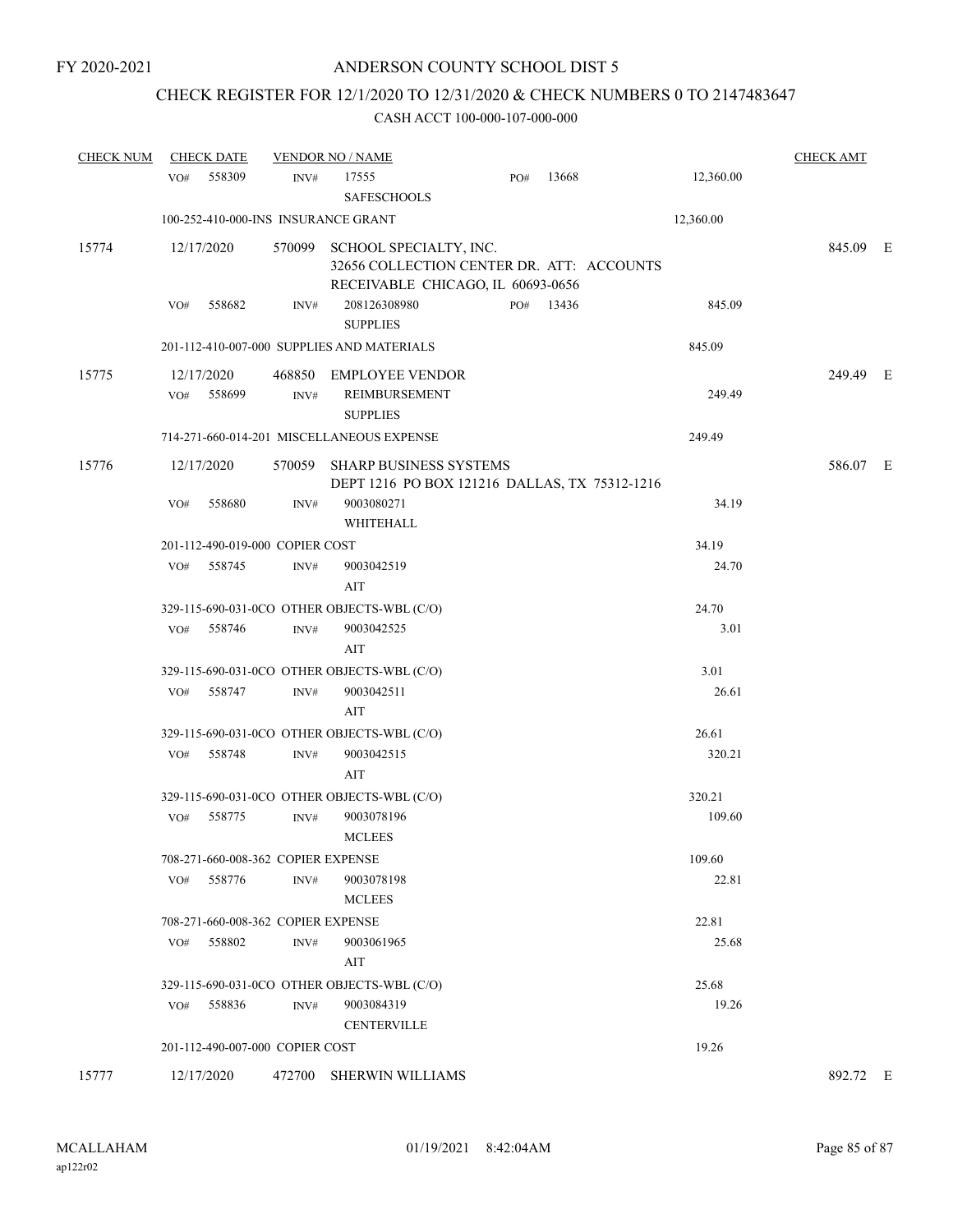FY 2020-2021

# ANDERSON COUNTY SCHOOL DIST 5

## CHECK REGISTER FOR 12/1/2020 TO 12/31/2020 & CHECK NUMBERS 0 TO 2147483647

### CASH ACCT 100-000-107-000-000

| CHECK NUM | CHECK DATE | VENDOR NO / NAME | | | CHECK AMT | |
|---|---|---|---|---|---|---|
| | VO# 558309 | INV# 17555 SAFESCHOOLS | PO# 13668 | 12,360.00 | | |
| | 100-252-410-000-INS INSURANCE GRANT | | | 12,360.00 | | |
| 15774 | 12/17/2020 | 570099 SCHOOL SPECIALTY, INC. 32656 COLLECTION CENTER DR. ATT: ACCOUNTS RECEIVABLE CHICAGO, IL 60693-0656 | | | 845.09 | E |
| | VO# 558682 | INV# 208126308980 SUPPLIES | PO# 13436 | 845.09 | | |
| | 201-112-410-007-000 SUPPLIES AND MATERIALS | | | 845.09 | | |
| 15775 | 12/17/2020 | 468850 EMPLOYEE VENDOR | | | 249.49 | E |
| | VO# 558699 | INV# REIMBURSEMENT SUPPLIES | | 249.49 | | |
| | 714-271-660-014-201 MISCELLANEOUS EXPENSE | | | 249.49 | | |
| 15776 | 12/17/2020 | 570059 SHARP BUSINESS SYSTEMS DEPT 1216 PO BOX 121216 DALLAS, TX 75312-1216 | | | 586.07 | E |
| | VO# 558680 | INV# 9003080271 WHITEHALL | | 34.19 | | |
| | 201-112-490-019-000 COPIER COST | | | 34.19 | | |
| | VO# 558745 | INV# 9003042519 AIT | | 24.70 | | |
| | 329-115-690-031-0CO OTHER OBJECTS-WBL (C/O) | | | 24.70 | | |
| | VO# 558746 | INV# 9003042525 AIT | | 3.01 | | |
| | 329-115-690-031-0CO OTHER OBJECTS-WBL (C/O) | | | 3.01 | | |
| | VO# 558747 | INV# 9003042511 AIT | | 26.61 | | |
| | 329-115-690-031-0CO OTHER OBJECTS-WBL (C/O) | | | 26.61 | | |
| | VO# 558748 | INV# 9003042515 AIT | | 320.21 | | |
| | 329-115-690-031-0CO OTHER OBJECTS-WBL (C/O) | | | 320.21 | | |
| | VO# 558775 | INV# 9003078196 MCLEES | | 109.60 | | |
| | 708-271-660-008-362 COPIER EXPENSE | | | 109.60 | | |
| | VO# 558776 | INV# 9003078198 MCLEES | | 22.81 | | |
| | 708-271-660-008-362 COPIER EXPENSE | | | 22.81 | | |
| | VO# 558802 | INV# 9003061965 AIT | | 25.68 | | |
| | 329-115-690-031-0CO OTHER OBJECTS-WBL (C/O) | | | 25.68 | | |
| | VO# 558836 | INV# 9003084319 CENTERVILLE | | 19.26 | | |
| | 201-112-490-007-000 COPIER COST | | | 19.26 | | |
| 15777 | 12/17/2020 | 472700 SHERWIN WILLIAMS | | | 892.72 | E |

MCALLAHAM ap122r02 01/19/2021 8:42:04AM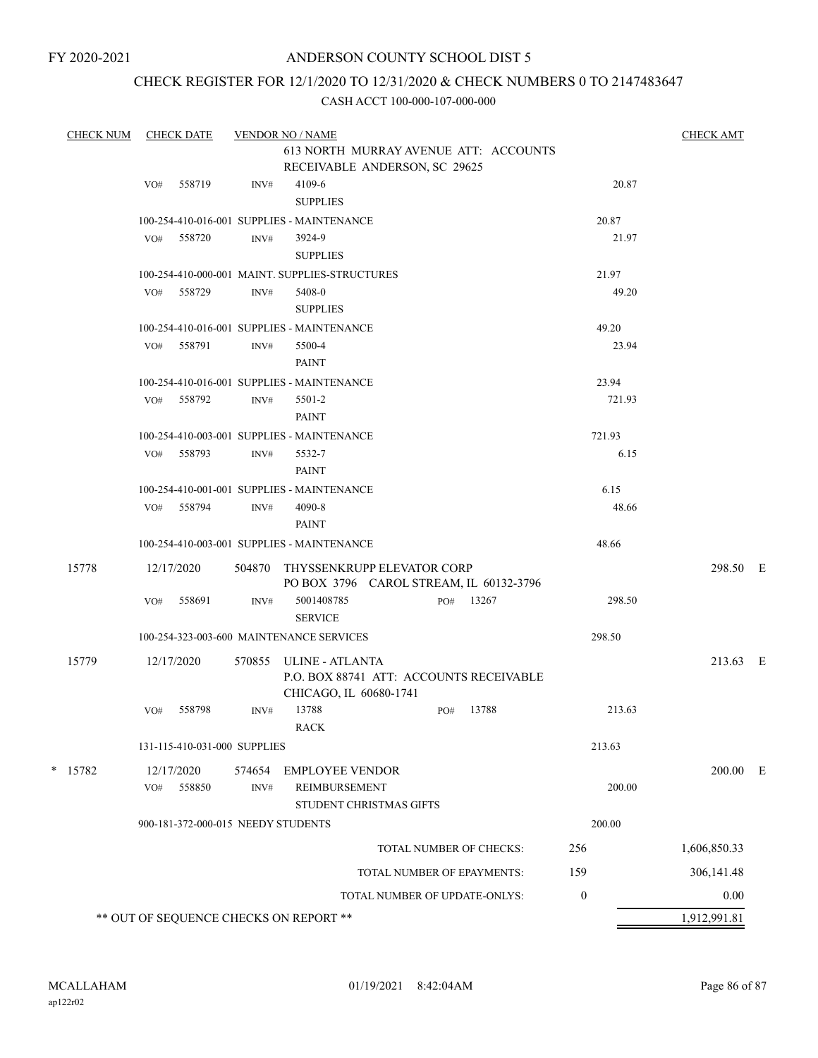FY 2020-2021

# ANDERSON COUNTY SCHOOL DIST 5

## CHECK REGISTER FOR 12/1/2020 TO 12/31/2020 & CHECK NUMBERS 0 TO 2147483647

### CASH ACCT 100-000-107-000-000

| CHECK NUM | CHECK DATE | VENDOR NO / NAME | | | CHECK AMT |
|---|---|---|---|---|---|
| | | 613 NORTH MURRAY AVENUE ATT: ACCOUNTS RECEIVABLE ANDERSON, SC 29625 | | | |
| | VO# 558719 | INV# 4109-6 SUPPLIES | | 20.87 | |
| | 100-254-410-016-001 SUPPLIES - MAINTENANCE | | 20.87 | | |
| | VO# 558720 | INV# 3924-9 SUPPLIES | | 21.97 | |
| | 100-254-410-000-001 MAINT. SUPPLIES-STRUCTURES | | 21.97 | | |
| | VO# 558729 | INV# 5408-0 SUPPLIES | | 49.20 | |
| | 100-254-410-016-001 SUPPLIES - MAINTENANCE | | 49.20 | | |
| | VO# 558791 | INV# 5500-4 PAINT | | 23.94 | |
| | 100-254-410-016-001 SUPPLIES - MAINTENANCE | | 23.94 | | |
| | VO# 558792 | INV# 5501-2 PAINT | | 721.93 | |
| | 100-254-410-003-001 SUPPLIES - MAINTENANCE | | 721.93 | | |
| | VO# 558793 | INV# 5532-7 PAINT | | 6.15 | |
| | 100-254-410-001-001 SUPPLIES - MAINTENANCE | | 6.15 | | |
| | VO# 558794 | INV# 4090-8 PAINT | | 48.66 | |
| | 100-254-410-003-001 SUPPLIES - MAINTENANCE | | 48.66 | | |
| 15778 | 12/17/2020 | 504870 THYSSENKRUPP ELEVATOR CORP PO BOX 3796 CAROL STREAM, IL 60132-3796 | | | 298.50 E |
| | VO# 558691 | INV# 5001408785 SERVICE | PO# 13267 | 298.50 | |
| | 100-254-323-003-600 MAINTENANCE SERVICES | | 298.50 | | |
| 15779 | 12/17/2020 | 570855 ULINE - ATLANTA P.O. BOX 88741 ATT: ACCOUNTS RECEIVABLE CHICAGO, IL 60680-1741 | | | 213.63 E |
| | VO# 558798 | INV# 13788 RACK | PO# 13788 | 213.63 | |
| | 131-115-410-031-000 SUPPLIES | | 213.63 | | |
| * 15782 | 12/17/2020 | 574654 EMPLOYEE VENDOR | | | 200.00 E |
| | VO# 558850 | INV# REIMBURSEMENT STUDENT CHRISTMAS GIFTS | | 200.00 | |
| | 900-181-372-000-015 NEEDY STUDENTS | | 200.00 | | |
| | | TOTAL NUMBER OF CHECKS: | 256 | | 1,606,850.33 |
| | | TOTAL NUMBER OF EPAYMENTS: | 159 | | 306,141.48 |
| | | TOTAL NUMBER OF UPDATE-ONLYS: | 0 | | 0.00 |
| | ** OUT OF SEQUENCE CHECKS ON REPORT ** | | | | 1,912,991.81 |

MCALLAHAM ap122r02 01/19/2021 8:42:04AM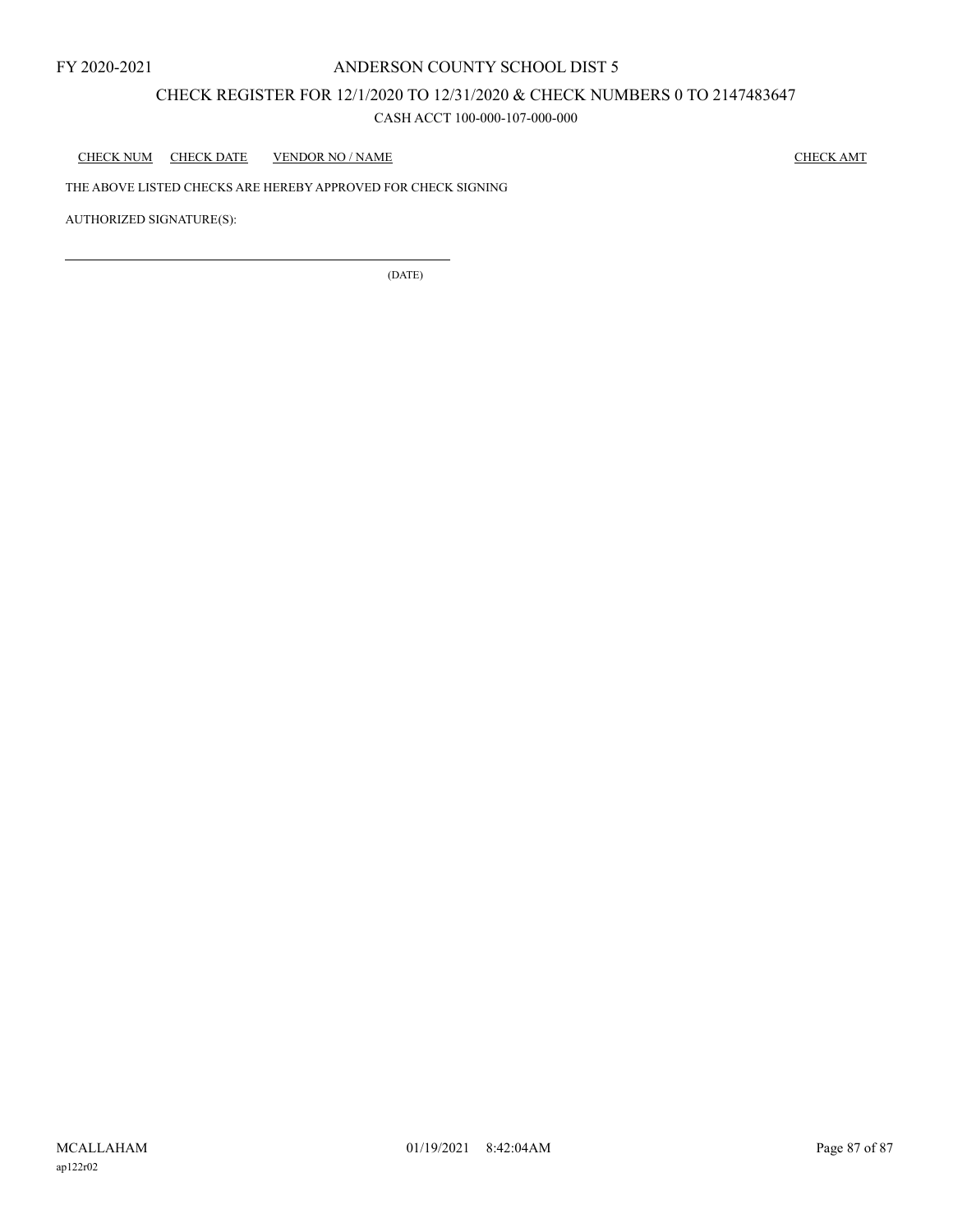| CHECK NUM | CHECK DATE | VENDOR NO / NAME | CHECK AMT |
| --- | --- | --- | --- |

THE ABOVE LISTED CHECKS ARE HEREBY APPROVED FOR CHECK SIGNING

AUTHORIZED SIGNATURE(S):

______________________________________________

(DATE)